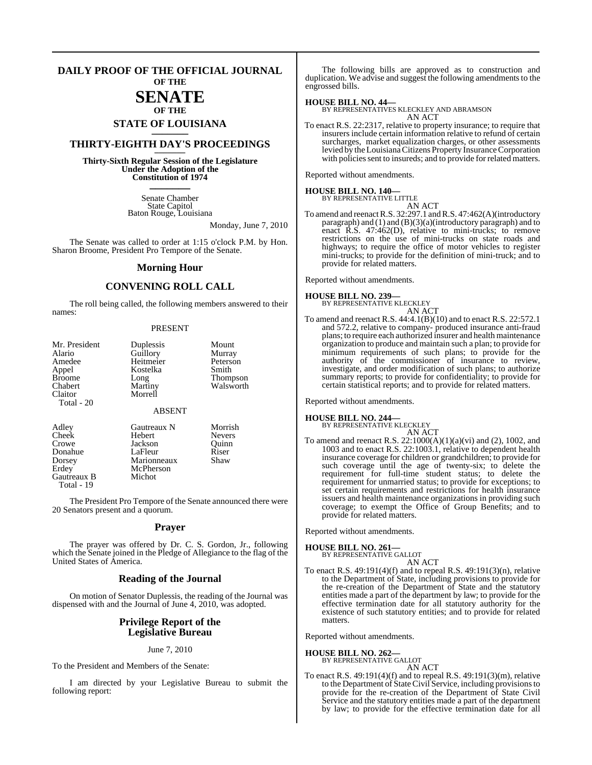# DAILY PROOF OF THE OFFICIAL JOURNAL OF THE SENATE OF THE STATE OF LOUISIANA

## THIRTY-EIGHTH DAY'S PROCEEDINGS

**Thirty-Sixth Regular Session of the Legislature Under the Adoption of the Constitution of 1974**

Senate Chamber
State Capitol
Baton Rouge, Louisiana

Monday, June 7, 2010

The Senate was called to order at 1:15 o'clock P.M. by Hon. Sharon Broome, President Pro Tempore of the Senate.

## Morning Hour

## CONVENING ROLL CALL

The roll being called, the following members answered to their names:

PRESENT

| | | |
|---|---|---|
| Mr. President | Duplessis | Mount |
| Alario | Guillory | Murray |
| Amedee | Heitmeier | Peterson |
| Appel | Kostelka | Smith |
| Broome | Long | Thompson |
| Chabert | Martiny | Walsworth |
| Claitor | Morrell | |

Total - 20

ABSENT

| | | |
|---|---|---|
| Adley | Gautreaux N | Morrish |
| Cheek | Hebert | Nevers |
| Crowe | Jackson | Quinn |
| Donahue | LaFleur | Riser |
| Dorsey | Marionneaux | Shaw |
| Erdey | McPherson | |
| Gautreaux B | Michot | |

Total - 19

The President Pro Tempore of the Senate announced there were 20 Senators present and a quorum.

## Prayer

The prayer was offered by Dr. C. S. Gordon, Jr., following which the Senate joined in the Pledge of Allegiance to the flag of the United States of America.

## Reading of the Journal

On motion of Senator Duplessis, the reading of the Journal was dispensed with and the Journal of June 4, 2010, was adopted.

## Privilege Report of the Legislative Bureau

June 7, 2010

To the President and Members of the Senate:

I am directed by your Legislative Bureau to submit the following report:

The following bills are approved as to construction and duplication. We advise and suggest the following amendments to the engrossed bills.

**HOUSE BILL NO. 44—**
BY REPRESENTATIVES KLECKLEY AND ABRAMSON
AN ACT

To enact R.S. 22:2317, relative to property insurance; to require that insurers include certain information relative to refund of certain surcharges, market equalization charges, or other assessments levied by the Louisiana Citizens Property Insurance Corporation with policies sent to insureds; and to provide for related matters.

Reported without amendments.

**HOUSE BILL NO. 140—**
BY REPRESENTATIVE LITTLE
AN ACT

To amend and reenact R.S. 32:297.1 and R.S. 47:462(A)(introductory paragraph) and (1) and (B)(3)(a)(introductory paragraph) and to enact R.S. 47:462(D), relative to mini-trucks; to remove restrictions on the use of mini-trucks on state roads and highways; to require the office of motor vehicles to register mini-trucks; to provide for the definition of mini-truck; and to provide for related matters.

Reported without amendments.

**HOUSE BILL NO. 239—**
BY REPRESENTATIVE KLECKLEY
AN ACT

To amend and reenact R.S. 44:4.1(B)(10) and to enact R.S. 22:572.1 and 572.2, relative to company- produced insurance anti-fraud plans; to require each authorized insurer and health maintenance organization to produce and maintain such a plan; to provide for minimum requirements of such plans; to provide for the authority of the commissioner of insurance to review, investigate, and order modification of such plans; to authorize summary reports; to provide for confidentiality; to provide for certain statistical reports; and to provide for related matters.

Reported without amendments.

**HOUSE BILL NO. 244—**
BY REPRESENTATIVE KLECKLEY
AN ACT

To amend and reenact R.S. 22:1000(A)(1)(a)(vi) and (2), 1002, and 1003 and to enact R.S. 22:1003.1, relative to dependent health insurance coverage for children or grandchildren; to provide for such coverage until the age of twenty-six; to delete the requirement for full-time student status; to delete the requirement for unmarried status; to provide for exceptions; to set certain requirements and restrictions for health insurance issuers and health maintenance organizations in providing such coverage; to exempt the Office of Group Benefits; and to provide for related matters.

Reported without amendments.

**HOUSE BILL NO. 261—**
BY REPRESENTATIVE GALLOT
AN ACT

To enact R.S. 49:191(4)(f) and to repeal R.S. 49:191(3)(n), relative to the Department of State, including provisions to provide for the re-creation of the Department of State and the statutory entities made a part of the department by law; to provide for the effective termination date for all statutory authority for the existence of such statutory entities; and to provide for related matters.

Reported without amendments.

**HOUSE BILL NO. 262—**
BY REPRESENTATIVE GALLOT
AN ACT

To enact R.S. 49:191(4)(f) and to repeal R.S. 49:191(3)(m), relative to the Department of State Civil Service, including provisions to provide for the re-creation of the Department of State Civil Service and the statutory entities made a part of the department by law; to provide for the effective termination date for all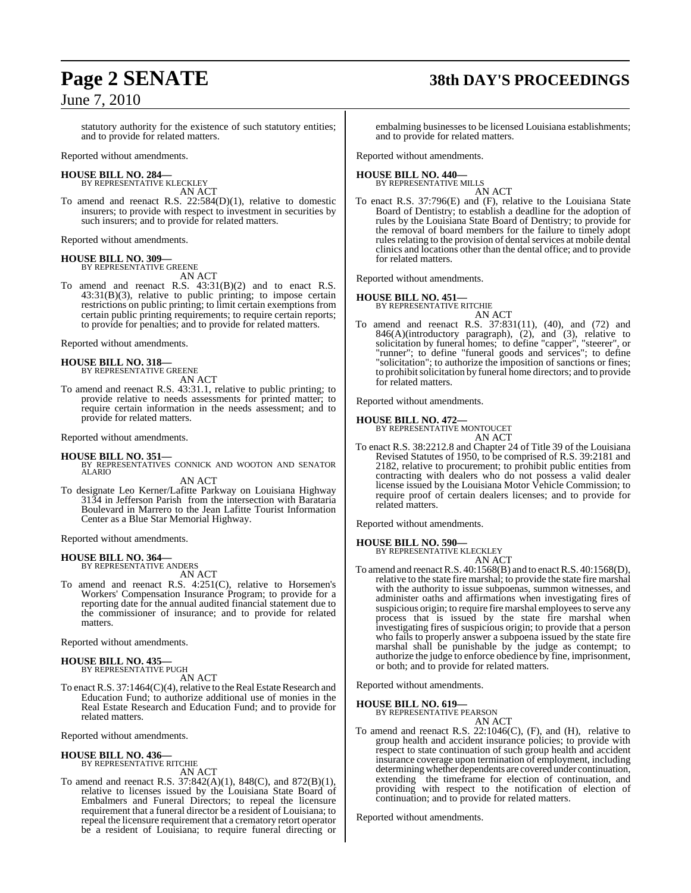statutory authority for the existence of such statutory entities; and to provide for related matters.

Reported without amendments.

**HOUSE BILL NO. 284—**
BY REPRESENTATIVE KLECKLEY

AN ACT

To amend and reenact R.S. 22:584(D)(1), relative to domestic insurers; to provide with respect to investment in securities by such insurers; and to provide for related matters.

Reported without amendments.

**HOUSE BILL NO. 309—**
BY REPRESENTATIVE GREENE

AN ACT

To amend and reenact R.S. 43:31(B)(2) and to enact R.S. 43:31(B)(3), relative to public printing; to impose certain restrictions on public printing; to limit certain exemptions from certain public printing requirements; to require certain reports; to provide for penalties; and to provide for related matters.

Reported without amendments.

**HOUSE BILL NO. 318—**
BY REPRESENTATIVE GREENE

AN ACT

To amend and reenact R.S. 43:31.1, relative to public printing; to provide relative to needs assessments for printed matter; to require certain information in the needs assessment; and to provide for related matters.

Reported without amendments.

**HOUSE BILL NO. 351—**
BY REPRESENTATIVES CONNICK AND WOOTON AND SENATOR ALARIO

AN ACT

To designate Leo Kerner/Lafitte Parkway on Louisiana Highway 3134 in Jefferson Parish from the intersection with Barataria Boulevard in Marrero to the Jean Lafitte Tourist Information Center as a Blue Star Memorial Highway.

Reported without amendments.

**HOUSE BILL NO. 364—**
BY REPRESENTATIVE ANDERS

AN ACT

To amend and reenact R.S. 4:251(C), relative to Horsemen's Workers' Compensation Insurance Program; to provide for a reporting date for the annual audited financial statement due to the commissioner of insurance; and to provide for related matters.

Reported without amendments.

**HOUSE BILL NO. 435—**
BY REPRESENTATIVE PUGH

AN ACT

To enact R.S. 37:1464(C)(4), relative to the Real Estate Research and Education Fund; to authorize additional use of monies in the Real Estate Research and Education Fund; and to provide for related matters.

Reported without amendments.

**HOUSE BILL NO. 436—**
BY REPRESENTATIVE RITCHIE

AN ACT

To amend and reenact R.S. 37:842(A)(1), 848(C), and 872(B)(1), relative to licenses issued by the Louisiana State Board of Embalmers and Funeral Directors; to repeal the licensure requirement that a funeral director be a resident of Louisiana; to repeal the licensure requirement that a crematory retort operator be a resident of Louisiana; to require funeral directing or embalming businesses to be licensed Louisiana establishments; and to provide for related matters.

Reported without amendments.

**HOUSE BILL NO. 440—**
BY REPRESENTATIVE MILLS

AN ACT

To enact R.S. 37:796(E) and (F), relative to the Louisiana State Board of Dentistry; to establish a deadline for the adoption of rules by the Louisiana State Board of Dentistry; to provide for the removal of board members for the failure to timely adopt rules relating to the provision of dental services at mobile dental clinics and locations other than the dental office; and to provide for related matters.

Reported without amendments.

**HOUSE BILL NO. 451—**
BY REPRESENTATIVE RITCHIE

AN ACT

To amend and reenact R.S. 37:831(11), (40), and (72) and 846(A)(introductory paragraph), (2), and (3), relative to solicitation by funeral homes; to define "capper", "steerer", or "runner"; to define "funeral goods and services"; to define "solicitation"; to authorize the imposition of sanctions or fines; to prohibit solicitation by funeral home directors; and to provide for related matters.

Reported without amendments.

**HOUSE BILL NO. 472—**
BY REPRESENTATIVE MONTOUCET

AN ACT

To enact R.S. 38:2212.8 and Chapter 24 of Title 39 of the Louisiana Revised Statutes of 1950, to be comprised of R.S. 39:2181 and 2182, relative to procurement; to prohibit public entities from contracting with dealers who do not possess a valid dealer license issued by the Louisiana Motor Vehicle Commission; to require proof of certain dealers licenses; and to provide for related matters.

Reported without amendments.

**HOUSE BILL NO. 590—**
BY REPRESENTATIVE KLECKLEY

AN ACT

To amend and reenact R.S. 40:1568(B) and to enact R.S. 40:1568(D), relative to the state fire marshal; to provide the state fire marshal with the authority to issue subpoenas, summon witnesses, and administer oaths and affirmations when investigating fires of suspicious origin; to require fire marshal employees to serve any process that is issued by the state fire marshal when investigating fires of suspicious origin; to provide that a person who fails to properly answer a subpoena issued by the state fire marshal shall be punishable by the judge as contempt; to authorize the judge to enforce obedience by fine, imprisonment, or both; and to provide for related matters.

Reported without amendments.

**HOUSE BILL NO. 619—**
BY REPRESENTATIVE PEARSON

AN ACT

To amend and reenact R.S. 22:1046(C), (F), and (H), relative to group health and accident insurance policies; to provide with respect to state continuation of such group health and accident insurance coverage upon termination of employment, including determining whether dependents are covered under continuation, extending the timeframe for election of continuation, and providing with respect to the notification of election of continuation; and to provide for related matters.

Reported without amendments.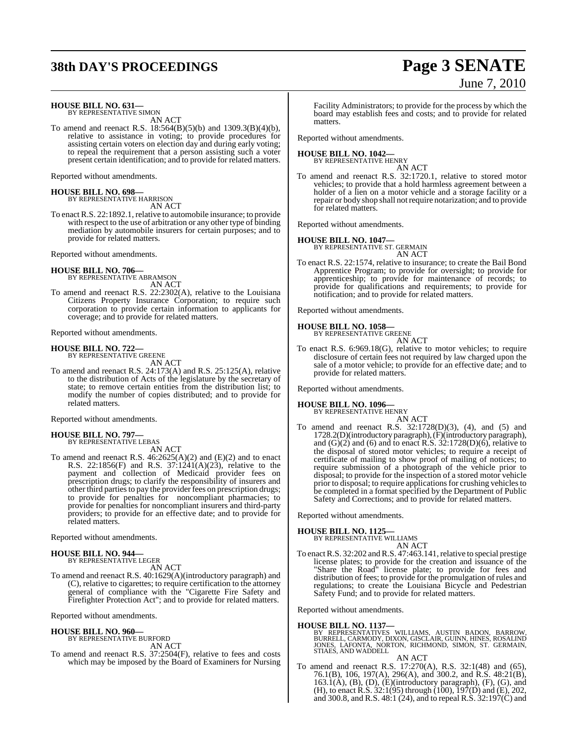**HOUSE BILL NO. 631—**
BY REPRESENTATIVE SIMON

AN ACT

To amend and reenact R.S. 18:564(B)(5)(b) and 1309.3(B)(4)(b), relative to assistance in voting; to provide procedures for assisting certain voters on election day and during early voting; to repeal the requirement that a person assisting such a voter present certain identification; and to provide for related matters.

Reported without amendments.

**HOUSE BILL NO. 698—**
BY REPRESENTATIVE HARRISON

AN ACT

To enact R.S. 22:1892.1, relative to automobile insurance; to provide with respect to the use of arbitration or any other type of binding mediation by automobile insurers for certain purposes; and to provide for related matters.

Reported without amendments.

**HOUSE BILL NO. 706—**
BY REPRESENTATIVE ABRAMSON

AN ACT

To amend and reenact R.S. 22:2302(A), relative to the Louisiana Citizens Property Insurance Corporation; to require such corporation to provide certain information to applicants for coverage; and to provide for related matters.

Reported without amendments.

**HOUSE BILL NO. 722—**
BY REPRESENTATIVE GREENE

AN ACT

To amend and reenact R.S. 24:173(A) and R.S. 25:125(A), relative to the distribution of Acts of the legislature by the secretary of state; to remove certain entities from the distribution list; to modify the number of copies distributed; and to provide for related matters.

Reported without amendments.

**HOUSE BILL NO. 797—**
BY REPRESENTATIVE LEBAS

AN ACT

To amend and reenact R.S. 46:2625(A)(2) and (E)(2) and to enact R.S. 22:1856(F) and R.S. 37:1241(A)(23), relative to the payment and collection of Medicaid provider fees on prescription drugs; to clarify the responsibility of insurers and other third parties to pay the provider fees on prescription drugs; to provide for penalties for noncompliant pharmacies; to provide for penalties for noncompliant insurers and third-party providers; to provide for an effective date; and to provide for related matters.

Reported without amendments.

**HOUSE BILL NO. 944—**
BY REPRESENTATIVE LEGER

AN ACT

To amend and reenact R.S. 40:1629(A)(introductory paragraph) and (C), relative to cigarettes; to require certification to the attorney general of compliance with the "Cigarette Fire Safety and Firefighter Protection Act"; and to provide for related matters.

Reported without amendments.

**HOUSE BILL NO. 960—**
BY REPRESENTATIVE BURFORD

AN ACT

To amend and reenact R.S. 37:2504(F), relative to fees and costs which may be imposed by the Board of Examiners for Nursing Facility Administrators; to provide for the process by which the board may establish fees and costs; and to provide for related matters.

Reported without amendments.

**HOUSE BILL NO. 1042—**
BY REPRESENTATIVE HENRY

AN ACT

To amend and reenact R.S. 32:1720.1, relative to stored motor vehicles; to provide that a hold harmless agreement between a holder of a lien on a motor vehicle and a storage facility or a repair or body shop shall not require notarization; and to provide for related matters.

Reported without amendments.

**HOUSE BILL NO. 1047—**
BY REPRESENTATIVE ST. GERMAIN

AN ACT

To enact R.S. 22:1574, relative to insurance; to create the Bail Bond Apprentice Program; to provide for oversight; to provide for apprenticeship; to provide for maintenance of records; to provide for qualifications and requirements; to provide for notification; and to provide for related matters.

Reported without amendments.

**HOUSE BILL NO. 1058—**
BY REPRESENTATIVE GREENE

AN ACT

To enact R.S. 6:969.18(G), relative to motor vehicles; to require disclosure of certain fees not required by law charged upon the sale of a motor vehicle; to provide for an effective date; and to provide for related matters.

Reported without amendments.

**HOUSE BILL NO. 1096—**
BY REPRESENTATIVE HENRY

AN ACT

To amend and reenact R.S. 32:1728(D)(3), (4), and (5) and 1728.2(D)(introductory paragraph), (F)(introductory paragraph), and (G)(2) and (6) and to enact R.S. 32:1728(D)(6), relative to the disposal of stored motor vehicles; to require a receipt of certificate of mailing to show proof of mailing of notices; to require submission of a photograph of the vehicle prior to disposal; to provide for the inspection of a stored motor vehicle prior to disposal; to require applications for crushing vehicles to be completed in a format specified by the Department of Public Safety and Corrections; and to provide for related matters.

Reported without amendments.

**HOUSE BILL NO. 1125—**
BY REPRESENTATIVE WILLIAMS

AN ACT

To enact R.S. 32:202 and R.S. 47:463.141, relative to special prestige license plates; to provide for the creation and issuance of the "Share the Road" license plate; to provide for fees and distribution of fees; to provide for the promulgation of rules and regulations; to create the Louisiana Bicycle and Pedestrian Safety Fund; and to provide for related matters.

Reported without amendments.

**HOUSE BILL NO. 1137—**
BY REPRESENTATIVES WILLIAMS, AUSTIN BADON, BARROW, BURRELL, CARMODY, DIXON, GISCLAIR, GUINN, HINES, ROSALIND JONES, LAFONTA, NORTON, RICHMOND, SIMON, ST. GERMAIN, STIAES, AND WADDELL

AN ACT

To amend and reenact R.S. 17:270(A), R.S. 32:1(48) and (65), 76.1(B), 106, 197(A), 296(A), and 300.2, and R.S. 48:21(B), 163.1(A), (B), (D), (E)(introductory paragraph), (F), (G), and (H), to enact R.S. 32:1(95) through (100), 197(D) and (E), 202, and 300.8, and R.S. 48:1 (24), and to repeal R.S. 32:197(C) and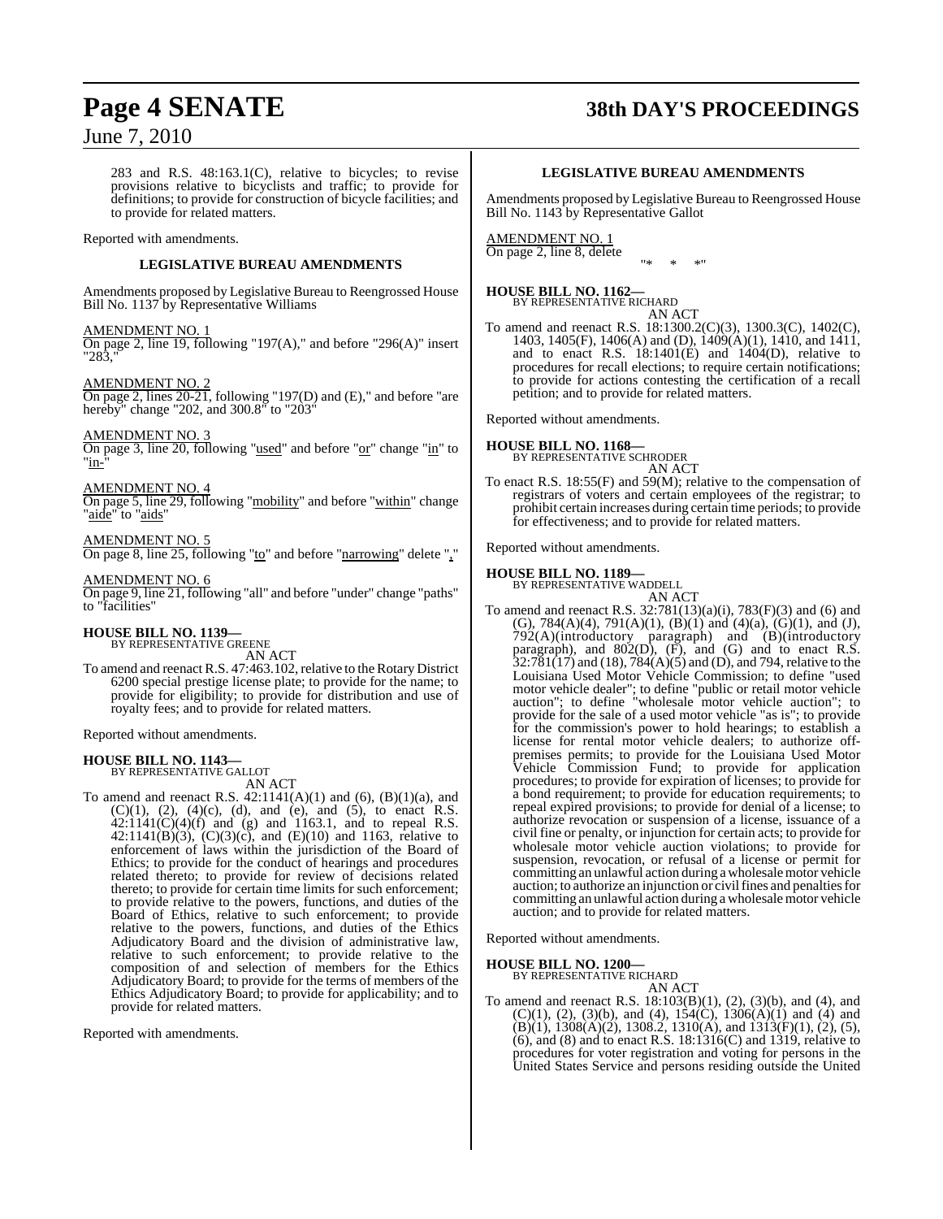283 and R.S. 48:163.1(C), relative to bicycles; to revise provisions relative to bicyclists and traffic; to provide for definitions; to provide for construction of bicycle facilities; and to provide for related matters.

Reported with amendments.

**LEGISLATIVE BUREAU AMENDMENTS**

Amendments proposed by Legislative Bureau to Reengrossed House Bill No. 1137 by Representative Williams

AMENDMENT NO. 1
On page 2, line 19, following "197(A)," and before "296(A)" insert "283,"

AMENDMENT NO. 2
On page 2, lines 20-21, following "197(D) and (E)," and before "are hereby" change "202, and 300.8" to "203"

AMENDMENT NO. 3
On page 3, line 20, following "used" and before "or" change "in" to "in-"

AMENDMENT NO. 4
On page 5, line 29, following "mobility" and before "within" change "aide" to "aids"

AMENDMENT NO. 5
On page 8, line 25, following "to" and before "narrowing" delete ","

AMENDMENT NO. 6
On page 9, line 21, following "all" and before "under" change "paths" to "facilities"

**HOUSE BILL NO. 1139—**
BY REPRESENTATIVE GREENE
AN ACT
To amend and reenact R.S. 47:463.102, relative to the Rotary District 6200 special prestige license plate; to provide for the name; to provide for eligibility; to provide for distribution and use of royalty fees; and to provide for related matters.

Reported without amendments.

**HOUSE BILL NO. 1143—**
BY REPRESENTATIVE GALLOT
AN ACT
To amend and reenact R.S. 42:1141(A)(1) and (6), (B)(1)(a), and (C)(1), (2), (4)(c), (d), and (e), and (5), to enact R.S. 42:1141(C)(4)(f) and (g) and 1163.1, and to repeal R.S. 42:1141(B)(3), (C)(3)(c), and (E)(10) and 1163, relative to enforcement of laws within the jurisdiction of the Board of Ethics; to provide for the conduct of hearings and procedures related thereto; to provide for review of decisions related thereto; to provide for certain time limits for such enforcement; to provide relative to the powers, functions, and duties of the Board of Ethics, relative to such enforcement; to provide relative to the powers, functions, and duties of the Ethics Adjudicatory Board and the division of administrative law, relative to such enforcement; to provide relative to the composition of and selection of members for the Ethics Adjudicatory Board; to provide for the terms of members of the Ethics Adjudicatory Board; to provide for applicability; and to provide for related matters.

Reported with amendments.

**LEGISLATIVE BUREAU AMENDMENTS**

Amendments proposed by Legislative Bureau to Reengrossed House Bill No. 1143 by Representative Gallot

AMENDMENT NO. 1
On page 2, line 8, delete

"* * *"

**HOUSE BILL NO. 1162—**
BY REPRESENTATIVE RICHARD
AN ACT
To amend and reenact R.S. 18:1300.2(C)(3), 1300.3(C), 1402(C), 1403, 1405(F), 1406(A) and (D), 1409(A)(1), 1410, and 1411, and to enact R.S. 18:1401(E) and 1404(D), relative to procedures for recall elections; to require certain notifications; to provide for actions contesting the certification of a recall petition; and to provide for related matters.

Reported without amendments.

**HOUSE BILL NO. 1168—**
BY REPRESENTATIVE SCHRODER
AN ACT
To enact R.S. 18:55(F) and 59(M); relative to the compensation of registrars of voters and certain employees of the registrar; to prohibit certain increases during certain time periods; to provide for effectiveness; and to provide for related matters.

Reported without amendments.

**HOUSE BILL NO. 1189—**
BY REPRESENTATIVE WADDELL
AN ACT
To amend and reenact R.S. 32:781(13)(a)(i), 783(F)(3) and (6) and (G), 784(A)(4), 791(A)(1), (B)(1) and (4)(a), (G)(1), and (J), 792(A)(introductory paragraph) and (B)(introductory paragraph), and 802(D), (F), and (G) and to enact R.S. 32:781(17) and (18), 784(A)(5) and (D), and 794, relative to the Louisiana Used Motor Vehicle Commission; to define "used motor vehicle dealer"; to define "public or retail motor vehicle auction"; to define "wholesale motor vehicle auction"; to provide for the sale of a used motor vehicle "as is"; to provide for the commission's power to hold hearings; to establish a license for rental motor vehicle dealers; to authorize off-premises permits; to provide for the Louisiana Used Motor Vehicle Commission Fund; to provide for application procedures; to provide for expiration of licenses; to provide for a bond requirement; to provide for education requirements; to repeal expired provisions; to provide for denial of a license; to authorize revocation or suspension of a license, issuance of a civil fine or penalty, or injunction for certain acts; to provide for wholesale motor vehicle auction violations; to provide for suspension, revocation, or refusal of a license or permit for committing an unlawful action during a wholesale motor vehicle auction; to authorize an injunction or civil fines and penalties for committing an unlawful action during a wholesale motor vehicle auction; and to provide for related matters.

Reported without amendments.

**HOUSE BILL NO. 1200—**
BY REPRESENTATIVE RICHARD
AN ACT
To amend and reenact R.S. 18:103(B)(1), (2), (3)(b), and (4), and (C)(1), (2), (3)(b), and (4), 154(C), 1306(A)(1) and (4) and (B)(1), 1308(A)(2), 1308.2, 1310(A), and 1313(F)(1), (2), (5), (6), and (8) and to enact R.S. 18:1316(C) and 1319, relative to procedures for voter registration and voting for persons in the United States Service and persons residing outside the United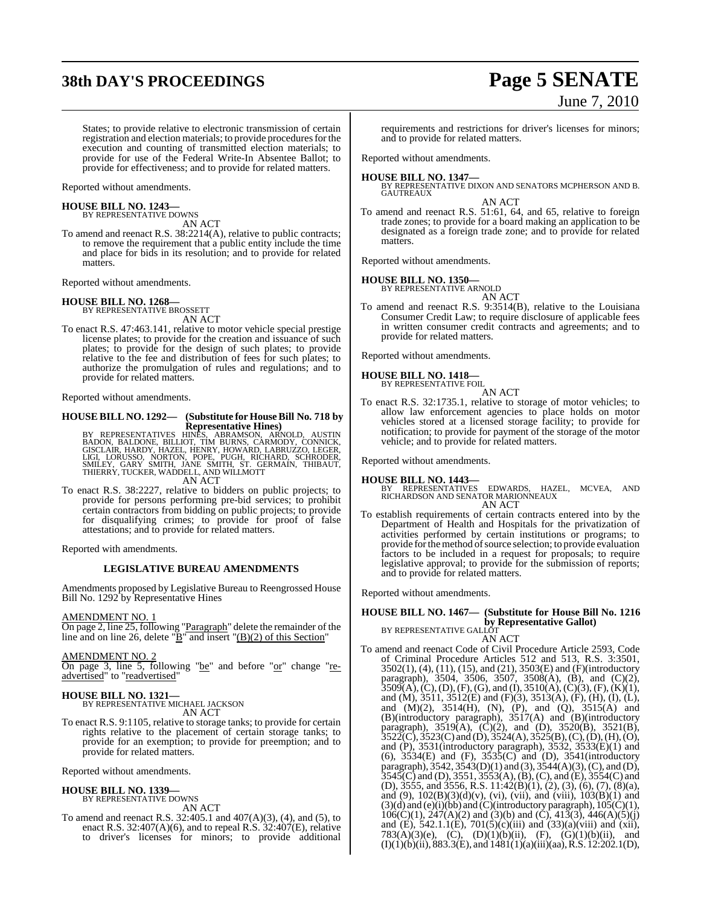States; to provide relative to electronic transmission of certain registration and election materials; to provide procedures for the execution and counting of transmitted election materials; to provide for use of the Federal Write-In Absentee Ballot; to provide for effectiveness; and to provide for related matters.

Reported without amendments.

**HOUSE BILL NO. 1243—**
BY REPRESENTATIVE DOWNS
AN ACT

To amend and reenact R.S. 38:2214(A), relative to public contracts; to remove the requirement that a public entity include the time and place for bids in its resolution; and to provide for related matters.

Reported without amendments.

**HOUSE BILL NO. 1268—**
BY REPRESENTATIVE BROSSETT
AN ACT

To enact R.S. 47:463.141, relative to motor vehicle special prestige license plates; to provide for the creation and issuance of such plates; to provide for the design of such plates; to provide relative to the fee and distribution of fees for such plates; to authorize the promulgation of rules and regulations; and to provide for related matters.

Reported without amendments.

**HOUSE BILL NO. 1292— (Substitute for House Bill No. 718 by Representative Hines)**
BY REPRESENTATIVES HINES, ABRAMSON, ARNOLD, AUSTIN BADON, BALDONE, BILLIOT, TIM BURNS, CARMODY, CONNICK, GISCLAIR, HARDY, HAZEL, HENRY, HOWARD, LABRUZZO, LEGER, LIGI, LORUSSO, NORTON, POPE, PUGH, RICHARD, SCHRODER, SMILEY, GARY SMITH, JANE SMITH, ST. GERMAIN, THIBAUT, THIERRY, TUCKER, WADDELL, AND WILLMOTT
AN ACT

To enact R.S. 38:2227, relative to bidders on public projects; to provide for persons performing pre-bid services; to prohibit certain contractors from bidding on public projects; to provide for disqualifying crimes; to provide for proof of false attestations; and to provide for related matters.

Reported with amendments.

## LEGISLATIVE BUREAU AMENDMENTS

Amendments proposed by Legislative Bureau to Reengrossed House Bill No. 1292 by Representative Hines

AMENDMENT NO. 1

On page 2, line 25, following "Paragraph" delete the remainder of the line and on line 26, delete "B" and insert "(B)(2) of this Section"

AMENDMENT NO. 2

On page 3, line 5, following "be" and before "or" change "re-advertised" to "readvertised"

**HOUSE BILL NO. 1321—**
BY REPRESENTATIVE MICHAEL JACKSON
AN ACT

To enact R.S. 9:1105, relative to storage tanks; to provide for certain rights relative to the placement of certain storage tanks; to provide for an exemption; to provide for preemption; and to provide for related matters.

Reported without amendments.

**HOUSE BILL NO. 1339—**
BY REPRESENTATIVE DOWNS
AN ACT

To amend and reenact R.S. 32:405.1 and 407(A)(3), (4), and (5), to enact R.S. 32:407(A)(6), and to repeal R.S. 32:407(E), relative to driver's licenses for minors; to provide additional requirements and restrictions for driver's licenses for minors; and to provide for related matters.

Reported without amendments.

**HOUSE BILL NO. 1347—**
BY REPRESENTATIVE DIXON AND SENATORS MCPHERSON AND B. GAUTREAUX
AN ACT

To amend and reenact R.S. 51:61, 64, and 65, relative to foreign trade zones; to provide for a board making an application to be designated as a foreign trade zone; and to provide for related matters.

Reported without amendments.

**HOUSE BILL NO. 1350—**
BY REPRESENTATIVE ARNOLD
AN ACT

To amend and reenact R.S. 9:3514(B), relative to the Louisiana Consumer Credit Law; to require disclosure of applicable fees in written consumer credit contracts and agreements; and to provide for related matters.

Reported without amendments.

**HOUSE BILL NO. 1418—**
BY REPRESENTATIVE FOIL
AN ACT

To enact R.S. 32:1735.1, relative to storage of motor vehicles; to allow law enforcement agencies to place holds on motor vehicles stored at a licensed storage facility; to provide for notification; to provide for payment of the storage of the motor vehicle; and to provide for related matters.

Reported without amendments.

**HOUSE BILL NO. 1443—**
BY REPRESENTATIVES EDWARDS, HAZEL, MCVEA, AND RICHARDSON AND SENATOR MARIONNEAUX
AN ACT

To establish requirements of certain contracts entered into by the Department of Health and Hospitals for the privatization of activities performed by certain institutions or programs; to provide for the method of source selection; to provide evaluation factors to be included in a request for proposals; to require legislative approval; to provide for the submission of reports; and to provide for related matters.

Reported without amendments.

**HOUSE BILL NO. 1467— (Substitute for House Bill No. 1216 by Representative Gallot)**
BY REPRESENTATIVE GALLOT
AN ACT

To amend and reenact Code of Civil Procedure Article 2593, Code of Criminal Procedure Articles 512 and 513, R.S. 3:3501, 3502(1), (4), (11), (15), and (21), 3503(E) and (F)(introductory paragraph), 3504, 3506, 3507, 3508(A), (B), and (C)(2), 3509(A), (C), (D), (F), (G), and (I), 3510(A), (C)(3), (F), (K)(1), and (M), 3511, 3512(E) and (F)(3), 3513(A), (F), (H), (I), (L), and (M)(2), 3514(H), (N), (P), and (Q), 3515(A) and (B)(introductory paragraph), 3517(A) and (B)(introductory paragraph), 3519(A), (C)(2), and (D), 3520(B), 3521(B), 3522(C), 3523(C) and (D), 3524(A), 3525(B), (C), (D), (H), (O), and (P), 3531(introductory paragraph), 3532, 3533(E)(1) and (6), 3534(E) and (F), 3535(C) and (D), 3541(introductory paragraph), 3542, 3543(D)(1) and (3), 3544(A)(3), (C), and (D), 3545(C) and (D), 3551, 3553(A), (B), (C), and (E), 3554(C) and (D), 3555, and 3556, R.S. 11:42(B)(1), (2), (3), (6), (7), (8)(a), and (9), 102(B)(3)(d)(v), (vi), (vii), and (viii), 103(B)(1) and (3)(d) and (e)(i)(bb) and (C)(introductory paragraph), 105(C)(1), 106(C)(1), 247(A)(2) and (3)(b) and (C), 413(3), 446(A)(5)(j) and (E), 542.1.1(E), 701(5)(c)(iii) and (33)(a)(viii) and (xii), 783(A)(3)(e), (C), (D)(1)(b)(ii), (F), (G)(1)(b)(ii), and (I)(1)(b)(ii), 883.3(E), and 1481(1)(a)(iii)(aa), R.S. 12:202.1(D),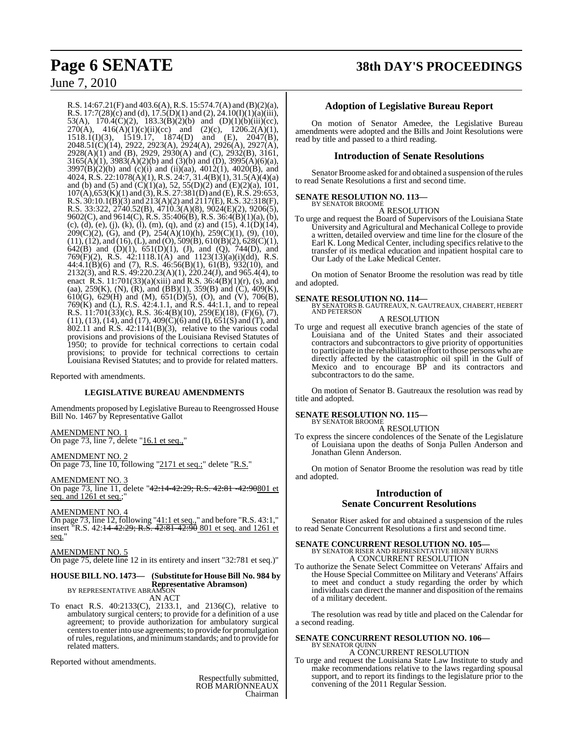R.S. 14:67.21(F) and 403.6(A), R.S. 15:574.7(A) and (B)(2)(a), R.S. 17:7(28)(c) and (d), 17.5(D)(1) and (2), 24.10(I)(1)(a)(iii), 53(A), 170.4(C)(2), 183.3(B)(2)(b) and (D)(1)(b)(iii)(cc), 270(A), 416(A)(1)(c)(ii)(cc) and (2)(c), 1206.2(A)(1), 1518.1(I)(3), 1519.17, 1874(D) and (E), 2047(B), 2048.51(C)(14), 2922, 2923(A), 2924(A), 2926(A), 2927(A), 2928(A)(1) and (B), 2929, 2930(A) and (C), 2932(B), 3161, 3165(A)(1), 3983(A)(2)(b) and (3)(b) and (D), 3995(A)(6)(a), 3997(B)(2)(b) and (c)(i) and (ii)(aa), 4012(1), 4020(B), and 4024, R.S. 22:1078(A)(1), R.S. 24:7, 31.4(B)(1), 31.5(A)(4)(a) and (b) and (5) and (C)(1)(a), 52, 55(D)(2) and (E)(2)(a), 101, 107(A),653(K)(1) and (3), R.S. 27:381(D) and (E), R.S. 29:653, R.S. 30:10.1(B)(3) and 213(A)(2) and 2117(E), R.S. 32:318(F), R.S. 33:322, 2740.52(B), 4710.3(A)(8), 9024(E)(2), 9206(5), 9602(C), and 9614(C), R.S. 35:406(B), R.S. 36:4(B)(1)(a), (b), (c), (d), (e), (j), (k), (l), (m), (q), and (z) and (15), 4.1(D)(14), 209(C)(2), (G), and (P), 254(A)(10)(h), 259(C)(1), (9), (10), (11), (12), and (16), (L), and (O), 509(B), 610(B)(2), 628(C)(1), 642(B) and (D)(1), 651(D)(1), (J), and (Q), 744(D), and 769(F)(2), R.S. 42:1118.1(A) and 1123(13)(a)(i)(dd), R.S. 44:4.1(B)(6) and (7), R.S. 46:56(B)(1), 61(B), 932(10), and 2132(3), and R.S. 49:220.23(A)(1), 220.24(J), and 965.4(4), to enact R.S. 11:701(33)(a)(xiii) and R.S. 36:4(B)(1)(r), (s), and (aa), 259(K), (N), (R), and (BB)(1), 359(B) and (C), 409(K), 610(G), 629(H) and (M), 651(D)(5), (O), and (V), 706(B), 769(K) and (L), R.S. 42:4.1.1, and R.S. 44:1.1, and to repeal R.S. 11:701(33)(c), R.S. 36:4(B)(10), 259(E)(18), (F)(6), (7), (11), (13), (14), and (17), 409(C)(6) and (I), 651(S) and (T), and 802.11 and R.S. 42:1141(B)(3), relative to the various codal provisions and provisions of the Louisiana Revised Statutes of 1950; to provide for technical corrections to certain codal provisions; to provide for technical corrections to certain Louisiana Revised Statutes; and to provide for related matters.

Reported with amendments.

**LEGISLATIVE BUREAU AMENDMENTS**

Amendments proposed by Legislative Bureau to Reengrossed House Bill No. 1467 by Representative Gallot

AMENDMENT NO. 1
On page 73, line 7, delete "16.1 et seq.,"

AMENDMENT NO. 2
On page 73, line 10, following "2171 et seq.;" delete "R.S."

AMENDMENT NO. 3
On page 73, line 11, delete "~~42:14-42:29; R.S. 42:81 -42:90~~801 et seq. and 1261 et seq.;"

AMENDMENT NO. 4
On page 73, line 12, following "41:1 et seq.," and before "R.S. 43:1," insert "R.S. 42:~~14-42:29; R.S. 42:81-42:90~~ 801 et seq. and 1261 et seq."

AMENDMENT NO. 5
On page 75, delete line 12 in its entirety and insert "32:781 et seq.)"

**HOUSE BILL NO. 1473— (Substitute for House Bill No. 984 by Representative Abramson)**
BY REPRESENTATIVE ABRAMSON
AN ACT

To enact R.S. 40:2133(C), 2133.1, and 2136(C), relative to ambulatory surgical centers; to provide for a definition of a use agreement; to provide authorization for ambulatory surgical centers to enter into use agreements; to provide for promulgation of rules, regulations, and minimum standards; and to provide for related matters.

Reported without amendments.

Respectfully submitted,
ROB MARIONNEAUX
Chairman

## Adoption of Legislative Bureau Report

On motion of Senator Amedee, the Legislative Bureau amendments were adopted and the Bills and Joint Resolutions were read by title and passed to a third reading.

## Introduction of Senate Resolutions

Senator Broome asked for and obtained a suspension of the rules to read Senate Resolutions a first and second time.

**SENATE RESOLUTION NO. 113—**
BY SENATOR BROOME
A RESOLUTION

To urge and request the Board of Supervisors of the Louisiana State University and Agricultural and Mechanical College to provide a written, detailed overview and time line for the closure of the Earl K. Long Medical Center, including specifics relative to the transfer of its medical education and inpatient hospital care to Our Lady of the Lake Medical Center.

On motion of Senator Broome the resolution was read by title and adopted.

**SENATE RESOLUTION NO. 114—**
BY SENATORS B. GAUTREAUX, N. GAUTREAUX, CHABERT, HEBERT AND PETERSON
A RESOLUTION

To urge and request all executive branch agencies of the state of Louisiana and of the United States and their associated contractors and subcontractors to give priority of opportunities to participate in the rehabilitation effort to those persons who are directly affected by the catastrophic oil spill in the Gulf of Mexico and to encourage BP and its contractors and subcontractors to do the same.

On motion of Senator B. Gautreaux the resolution was read by title and adopted.

**SENATE RESOLUTION NO. 115—**
BY SENATOR BROOME
A RESOLUTION

To express the sincere condolences of the Senate of the Legislature of Louisiana upon the deaths of Sonja Pullen Anderson and Jonathan Glenn Anderson.

On motion of Senator Broome the resolution was read by title and adopted.

## Introduction of Senate Concurrent Resolutions

Senator Riser asked for and obtained a suspension of the rules to read Senate Concurrent Resolutions a first and second time.

**SENATE CONCURRENT RESOLUTION NO. 105—**
BY SENATOR RISER AND REPRESENTATIVE HENRY BURNS
A CONCURRENT RESOLUTION

To authorize the Senate Select Committee on Veterans' Affairs and the House Special Committee on Military and Veterans' Affairs to meet and conduct a study regarding the order by which individuals can direct the manner and disposition of the remains of a military decedent.

The resolution was read by title and placed on the Calendar for a second reading.

**SENATE CONCURRENT RESOLUTION NO. 106—**
BY SENATOR QUINN
A CONCURRENT RESOLUTION

To urge and request the Louisiana State Law Institute to study and make recommendations relative to the laws regarding spousal support, and to report its findings to the legislature prior to the convening of the 2011 Regular Session.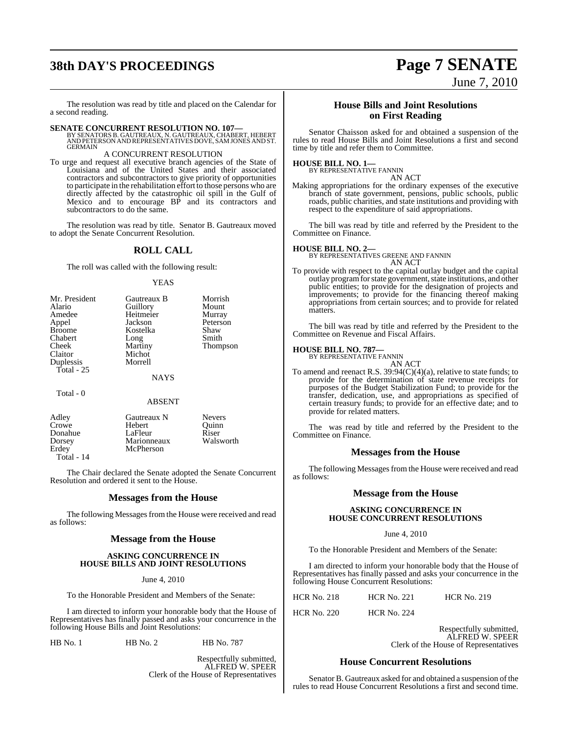The resolution was read by title and placed on the Calendar for a second reading.

**SENATE CONCURRENT RESOLUTION NO. 107—**
BY SENATORS B. GAUTREAUX, N. GAUTREAUX, CHABERT, HEBERT AND PETERSON AND REPRESENTATIVES DOVE, SAM JONES AND ST. GERMAIN

A CONCURRENT RESOLUTION

To urge and request all executive branch agencies of the State of Louisiana and of the United States and their associated contractors and subcontractors to give priority of opportunities to participate in the rehabilitation effort to those persons who are directly affected by the catastrophic oil spill in the Gulf of Mexico and to encourage BP and its contractors and subcontractors to do the same.

The resolution was read by title. Senator B. Gautreaux moved to adopt the Senate Concurrent Resolution.

## ROLL CALL

The roll was called with the following result:

YEAS

| | | |
|---|---|---|
| Mr. President | Gautreaux B | Morrish |
| Alario | Guillory | Mount |
| Amedee | Heitmeier | Murray |
| Appel | Jackson | Peterson |
| Broome | Kostelka | Shaw |
| Chabert | Long | Smith |
| Cheek | Martiny | Thompson |
| Claitor | Michot | |
| Duplessis | Morrell | |

Total - 25

NAYS

Total - 0

ABSENT

| | | |
|---|---|---|
| Adley | Gautreaux N | Nevers |
| Crowe | Hebert | Quinn |
| Donahue | LaFleur | Riser |
| Dorsey | Marionneaux | Walsworth |
| Erdey | McPherson | |

Total - 14

The Chair declared the Senate adopted the Senate Concurrent Resolution and ordered it sent to the House.

## Messages from the House

The following Messages from the House were received and read as follows:

## Message from the House

**ASKING CONCURRENCE IN HOUSE BILLS AND JOINT RESOLUTIONS**

June 4, 2010

To the Honorable President and Members of the Senate:

I am directed to inform your honorable body that the House of Representatives has finally passed and asks your concurrence in the following House Bills and Joint Resolutions:

| | | |
|---|---|---|
| HB No. 1 | HB No. 2 | HB No. 787 |

Respectfully submitted,
ALFRED W. SPEER
Clerk of the House of Representatives

## House Bills and Joint Resolutions on First Reading

Senator Chaisson asked for and obtained a suspension of the rules to read House Bills and Joint Resolutions a first and second time by title and refer them to Committee.

**HOUSE BILL NO. 1—**
BY REPRESENTATIVE FANNIN

AN ACT

Making appropriations for the ordinary expenses of the executive branch of state government, pensions, public schools, public roads, public charities, and state institutions and providing with respect to the expenditure of said appropriations.

The bill was read by title and referred by the President to the Committee on Finance.

**HOUSE BILL NO. 2—**
BY REPRESENTATIVES GREENE AND FANNIN

AN ACT

To provide with respect to the capital outlay budget and the capital outlay program for state government, state institutions, and other public entities; to provide for the designation of projects and improvements; to provide for the financing thereof making appropriations from certain sources; and to provide for related matters.

The bill was read by title and referred by the President to the Committee on Revenue and Fiscal Affairs.

**HOUSE BILL NO. 787—**
BY REPRESENTATIVE FANNIN

AN ACT

To amend and reenact R.S. 39:94(C)(4)(a), relative to state funds; to provide for the determination of state revenue receipts for purposes of the Budget Stabilization Fund; to provide for the transfer, dedication, use, and appropriations as specified of certain treasury funds; to provide for an effective date; and to provide for related matters.

The was read by title and referred by the President to the Committee on Finance.

## Messages from the House

The following Messages from the House were received and read as follows:

## Message from the House

**ASKING CONCURRENCE IN HOUSE CONCURRENT RESOLUTIONS**

June 4, 2010

To the Honorable President and Members of the Senate:

I am directed to inform your honorable body that the House of Representatives has finally passed and asks your concurrence in the following House Concurrent Resolutions:

| | | |
|---|---|---|
| HCR No. 218 | HCR No. 221 | HCR No. 219 |
| HCR No. 220 | HCR No. 224 | |

Respectfully submitted,
ALFRED W. SPEER
Clerk of the House of Representatives

## House Concurrent Resolutions

Senator B. Gautreaux asked for and obtained a suspension of the rules to read House Concurrent Resolutions a first and second time.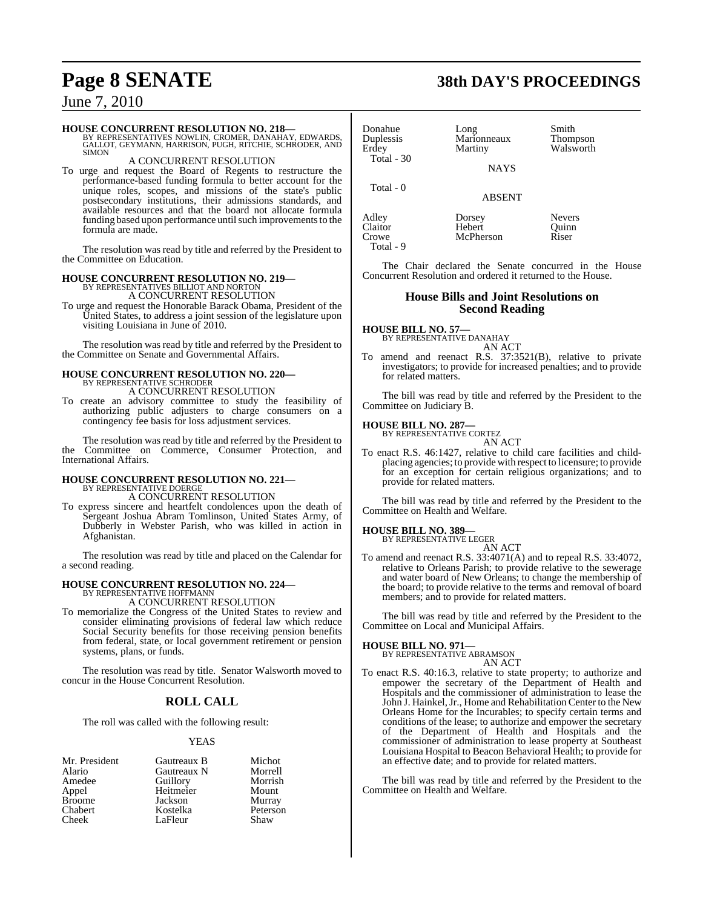**HOUSE CONCURRENT RESOLUTION NO. 218—**
BY REPRESENTATIVES NOWLIN, CROMER, DANAHAY, EDWARDS, GALLOT, GEYMANN, HARRISON, PUGH, RITCHIE, SCHRODER, AND SIMON

A CONCURRENT RESOLUTION

To urge and request the Board of Regents to restructure the performance-based funding formula to better account for the unique roles, scopes, and missions of the state's public postsecondary institutions, their admissions standards, and available resources and that the board not allocate formula funding based upon performance until such improvements to the formula are made.

The resolution was read by title and referred by the President to the Committee on Education.

**HOUSE CONCURRENT RESOLUTION NO. 219—**
BY REPRESENTATIVES BILLIOT AND NORTON

A CONCURRENT RESOLUTION

To urge and request the Honorable Barack Obama, President of the United States, to address a joint session of the legislature upon visiting Louisiana in June of 2010.

The resolution was read by title and referred by the President to the Committee on Senate and Governmental Affairs.

**HOUSE CONCURRENT RESOLUTION NO. 220—**
BY REPRESENTATIVE SCHRODER

A CONCURRENT RESOLUTION

To create an advisory committee to study the feasibility of authorizing public adjusters to charge consumers on a contingency fee basis for loss adjustment services.

The resolution was read by title and referred by the President to the Committee on Commerce, Consumer Protection, and International Affairs.

**HOUSE CONCURRENT RESOLUTION NO. 221—**
BY REPRESENTATIVE DOERGE

A CONCURRENT RESOLUTION

To express sincere and heartfelt condolences upon the death of Sergeant Joshua Abram Tomlinson, United States Army, of Dubberly in Webster Parish, who was killed in action in Afghanistan.

The resolution was read by title and placed on the Calendar for a second reading.

**HOUSE CONCURRENT RESOLUTION NO. 224—**
BY REPRESENTATIVE HOFFMANN

A CONCURRENT RESOLUTION

To memorialize the Congress of the United States to review and consider eliminating provisions of federal law which reduce Social Security benefits for those receiving pension benefits from federal, state, or local government retirement or pension systems, plans, or funds.

The resolution was read by title. Senator Walsworth moved to concur in the House Concurrent Resolution.

## ROLL CALL

The roll was called with the following result:

YEAS

| | | |
|---|---|---|
| Mr. President | Gautreaux B | Michot |
| Alario | Gautreaux N | Morrell |
| Amedee | Guillory | Morrish |
| Appel | Heitmeier | Mount |
| Broome | Jackson | Murray |
| Chabert | Kostelka | Peterson |
| Cheek | LaFleur | Shaw |
| Donahue | Long | Smith |
| Duplessis | Marionneaux | Thompson |
| Erdey | Martiny | Walsworth |

Total - 30

NAYS

Total - 0

ABSENT

| | | |
|---|---|---|
| Adley | Dorsey | Nevers |
| Claitor | Hebert | Quinn |
| Crowe | McPherson | Riser |

Total - 9

The Chair declared the Senate concurred in the House Concurrent Resolution and ordered it returned to the House.

## House Bills and Joint Resolutions on Second Reading

**HOUSE BILL NO. 57—**
BY REPRESENTATIVE DANAHAY

AN ACT

To amend and reenact R.S. 37:3521(B), relative to private investigators; to provide for increased penalties; and to provide for related matters.

The bill was read by title and referred by the President to the Committee on Judiciary B.

**HOUSE BILL NO. 287—**
BY REPRESENTATIVE CORTEZ

AN ACT

To enact R.S. 46:1427, relative to child care facilities and child-placing agencies; to provide with respect to licensure; to provide for an exception for certain religious organizations; and to provide for related matters.

The bill was read by title and referred by the President to the Committee on Health and Welfare.

**HOUSE BILL NO. 389—**
BY REPRESENTATIVE LEGER

AN ACT

To amend and reenact R.S. 33:4071(A) and to repeal R.S. 33:4072, relative to Orleans Parish; to provide relative to the sewerage and water board of New Orleans; to change the membership of the board; to provide relative to the terms and removal of board members; and to provide for related matters.

The bill was read by title and referred by the President to the Committee on Local and Municipal Affairs.

**HOUSE BILL NO. 971—**
BY REPRESENTATIVE ABRAMSON

AN ACT

To enact R.S. 40:16.3, relative to state property; to authorize and empower the secretary of the Department of Health and Hospitals and the commissioner of administration to lease the John J. Hainkel, Jr., Home and Rehabilitation Center to the New Orleans Home for the Incurables; to specify certain terms and conditions of the lease; to authorize and empower the secretary of the Department of Health and Hospitals and the commissioner of administration to lease property at Southeast Louisiana Hospital to Beacon Behavioral Health; to provide for an effective date; and to provide for related matters.

The bill was read by title and referred by the President to the Committee on Health and Welfare.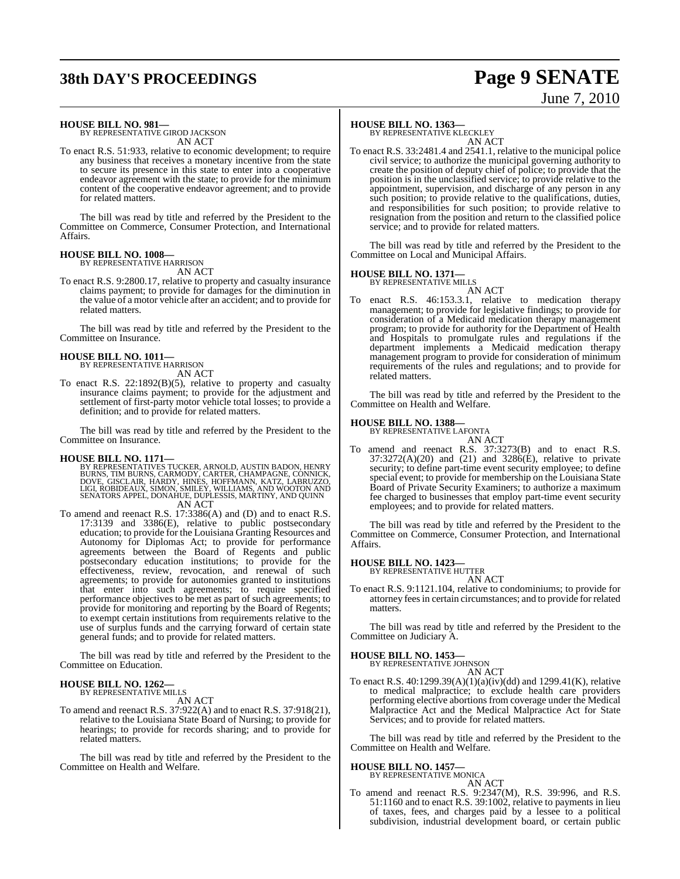**HOUSE BILL NO. 981—**
BY REPRESENTATIVE GIROD JACKSON
AN ACT

To enact R.S. 51:933, relative to economic development; to require any business that receives a monetary incentive from the state to secure its presence in this state to enter into a cooperative endeavor agreement with the state; to provide for the minimum content of the cooperative endeavor agreement; and to provide for related matters.

The bill was read by title and referred by the President to the Committee on Commerce, Consumer Protection, and International Affairs.

**HOUSE BILL NO. 1008—**
BY REPRESENTATIVE HARRISON
AN ACT

To enact R.S. 9:2800.17, relative to property and casualty insurance claims payment; to provide for damages for the diminution in the value of a motor vehicle after an accident; and to provide for related matters.

The bill was read by title and referred by the President to the Committee on Insurance.

**HOUSE BILL NO. 1011—**
BY REPRESENTATIVE HARRISON
AN ACT

To enact R.S. 22:1892(B)(5), relative to property and casualty insurance claims payment; to provide for the adjustment and settlement of first-party motor vehicle total losses; to provide a definition; and to provide for related matters.

The bill was read by title and referred by the President to the Committee on Insurance.

**HOUSE BILL NO. 1171—**
BY REPRESENTATIVES TUCKER, ARNOLD, AUSTIN BADON, HENRY BURNS, TIM BURNS, CARMODY, CARTER, CHAMPAGNE, CONNICK, DOVE, GISCLAIR, HARDY, HINES, HOFFMANN, KATZ, LABRUZZO, LIGI, ROBIDEAUX, SIMON, SMILEY, WILLIAMS, AND WOOTON AND SENATORS APPEL, DONAHUE, DUPLESSIS, MARTINY, AND QUINN
AN ACT

To amend and reenact R.S. 17:3386(A) and (D) and to enact R.S. 17:3139 and 3386(E), relative to public postsecondary education; to provide for the Louisiana Granting Resources and Autonomy for Diplomas Act; to provide for performance agreements between the Board of Regents and public postsecondary education institutions; to provide for the effectiveness, review, revocation, and renewal of such agreements; to provide for autonomies granted to institutions that enter into such agreements; to require specified performance objectives to be met as part of such agreements; to provide for monitoring and reporting by the Board of Regents; to exempt certain institutions from requirements relative to the use of surplus funds and the carrying forward of certain state general funds; and to provide for related matters.

The bill was read by title and referred by the President to the Committee on Education.

**HOUSE BILL NO. 1262—**
BY REPRESENTATIVE MILLS
AN ACT

To amend and reenact R.S. 37:922(A) and to enact R.S. 37:918(21), relative to the Louisiana State Board of Nursing; to provide for hearings; to provide for records sharing; and to provide for related matters.

The bill was read by title and referred by the President to the Committee on Health and Welfare.

**HOUSE BILL NO. 1363—**
BY REPRESENTATIVE KLECKLEY
AN ACT

To enact R.S. 33:2481.4 and 2541.1, relative to the municipal police civil service; to authorize the municipal governing authority to create the position of deputy chief of police; to provide that the position is in the unclassified service; to provide relative to the appointment, supervision, and discharge of any person in any such position; to provide relative to the qualifications, duties, and responsibilities for such position; to provide relative to resignation from the position and return to the classified police service; and to provide for related matters.

The bill was read by title and referred by the President to the Committee on Local and Municipal Affairs.

**HOUSE BILL NO. 1371—**
BY REPRESENTATIVE MILLS
AN ACT

To enact R.S. 46:153.3.1, relative to medication therapy management; to provide for legislative findings; to provide for consideration of a Medicaid medication therapy management program; to provide for authority for the Department of Health and Hospitals to promulgate rules and regulations if the department implements a Medicaid medication therapy management program to provide for consideration of minimum requirements of the rules and regulations; and to provide for related matters.

The bill was read by title and referred by the President to the Committee on Health and Welfare.

**HOUSE BILL NO. 1388—**
BY REPRESENTATIVE LAFONTA
AN ACT

To amend and reenact R.S. 37:3273(B) and to enact R.S. 37:3272(A)(20) and (21) and 3286(E), relative to private security; to define part-time event security employee; to define special event; to provide for membership on the Louisiana State Board of Private Security Examiners; to authorize a maximum fee charged to businesses that employ part-time event security employees; and to provide for related matters.

The bill was read by title and referred by the President to the Committee on Commerce, Consumer Protection, and International Affairs.

**HOUSE BILL NO. 1423—**
BY REPRESENTATIVE HUTTER
AN ACT

To enact R.S. 9:1121.104, relative to condominiums; to provide for attorney fees in certain circumstances; and to provide for related matters.

The bill was read by title and referred by the President to the Committee on Judiciary A.

**HOUSE BILL NO. 1453—**
BY REPRESENTATIVE JOHNSON
AN ACT

To enact R.S. 40:1299.39(A)(1)(a)(iv)(dd) and 1299.41(K), relative to medical malpractice; to exclude health care providers performing elective abortions from coverage under the Medical Malpractice Act and the Medical Malpractice Act for State Services; and to provide for related matters.

The bill was read by title and referred by the President to the Committee on Health and Welfare.

**HOUSE BILL NO. 1457—**
BY REPRESENTATIVE MONICA
AN ACT

To amend and reenact R.S. 9:2347(M), R.S. 39:996, and R.S. 51:1160 and to enact R.S. 39:1002, relative to payments in lieu of taxes, fees, and charges paid by a lessee to a political subdivision, industrial development board, or certain public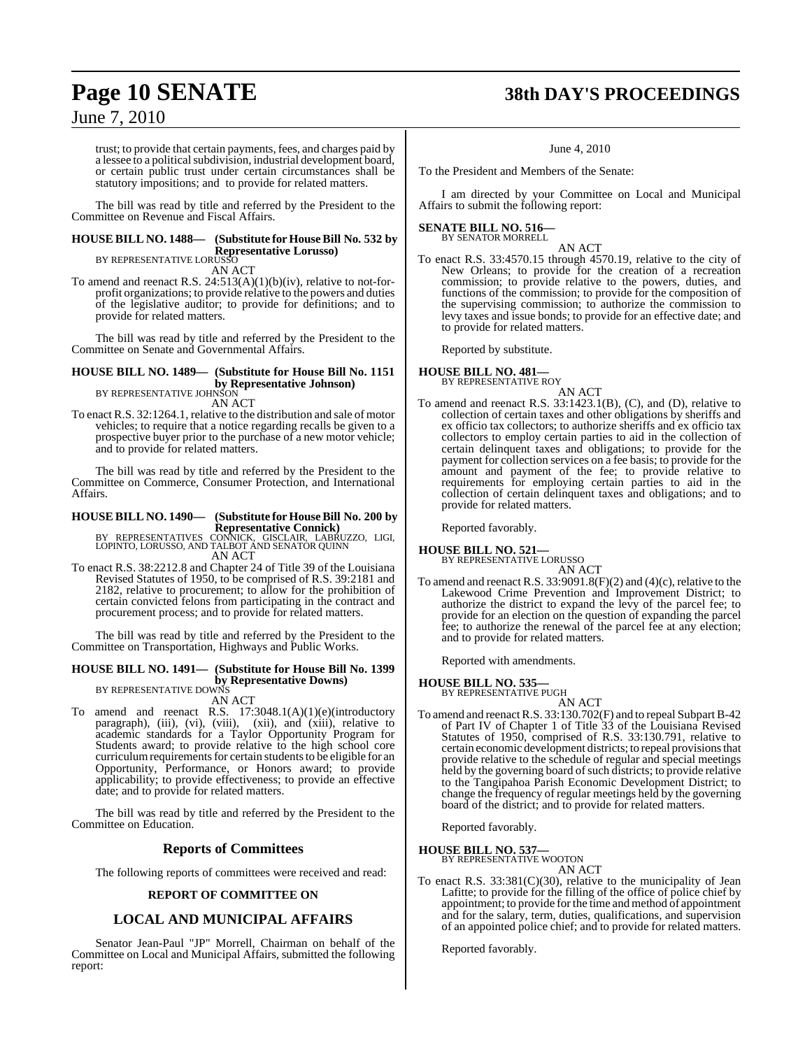trust; to provide that certain payments, fees, and charges paid by a lessee to a political subdivision, industrial development board, or certain public trust under certain circumstances shall be statutory impositions; and to provide for related matters.

The bill was read by title and referred by the President to the Committee on Revenue and Fiscal Affairs.

**HOUSE BILL NO. 1488— (Substitute for House Bill No. 532 by Representative Lorusso)**
BY REPRESENTATIVE LORUSSO
AN ACT

To amend and reenact R.S. 24:513(A)(1)(b)(iv), relative to not-for-profit organizations; to provide relative to the powers and duties of the legislative auditor; to provide for definitions; and to provide for related matters.

The bill was read by title and referred by the President to the Committee on Senate and Governmental Affairs.

**HOUSE BILL NO. 1489— (Substitute for House Bill No. 1151 by Representative Johnson)**
BY REPRESENTATIVE JOHNSON
AN ACT

To enact R.S. 32:1264.1, relative to the distribution and sale of motor vehicles; to require that a notice regarding recalls be given to a prospective buyer prior to the purchase of a new motor vehicle; and to provide for related matters.

The bill was read by title and referred by the President to the Committee on Commerce, Consumer Protection, and International Affairs.

**HOUSE BILL NO. 1490— (Substitute for House Bill No. 200 by Representative Connick)**
BY REPRESENTATIVES CONNICK, GISCLAIR, LABRUZZO, LIGI, LOPINTO, LORUSSO, AND TALBOT AND SENATOR QUINN
AN ACT

To enact R.S. 38:2212.8 and Chapter 24 of Title 39 of the Louisiana Revised Statutes of 1950, to be comprised of R.S. 39:2181 and 2182, relative to procurement; to allow for the prohibition of certain convicted felons from participating in the contract and procurement process; and to provide for related matters.

The bill was read by title and referred by the President to the Committee on Transportation, Highways and Public Works.

**HOUSE BILL NO. 1491— (Substitute for House Bill No. 1399 by Representative Downs)**
BY REPRESENTATIVE DOWNS
AN ACT

To amend and reenact R.S. 17:3048.1(A)(1)(e)(introductory paragraph), (iii), (vi), (viii), (xii), and (xiii), relative to academic standards for a Taylor Opportunity Program for Students award; to provide relative to the high school core curriculum requirements for certain students to be eligible for an Opportunity, Performance, or Honors award; to provide applicability; to provide effectiveness; to provide an effective date; and to provide for related matters.

The bill was read by title and referred by the President to the Committee on Education.

## Reports of Committees

The following reports of committees were received and read:

### REPORT OF COMMITTEE ON

### LOCAL AND MUNICIPAL AFFAIRS

Senator Jean-Paul "JP" Morrell, Chairman on behalf of the Committee on Local and Municipal Affairs, submitted the following report:

June 4, 2010

To the President and Members of the Senate:

I am directed by your Committee on Local and Municipal Affairs to submit the following report:

**SENATE BILL NO. 516—**
BY SENATOR MORRELL
AN ACT

To enact R.S. 33:4570.15 through 4570.19, relative to the city of New Orleans; to provide for the creation of a recreation commission; to provide relative to the powers, duties, and functions of the commission; to provide for the composition of the supervising commission; to authorize the commission to levy taxes and issue bonds; to provide for an effective date; and to provide for related matters.

Reported by substitute.

**HOUSE BILL NO. 481—**
BY REPRESENTATIVE ROY
AN ACT

To amend and reenact R.S. 33:1423.1(B), (C), and (D), relative to collection of certain taxes and other obligations by sheriffs and ex officio tax collectors; to authorize sheriffs and ex officio tax collectors to employ certain parties to aid in the collection of certain delinquent taxes and obligations; to provide for the payment for collection services on a fee basis; to provide for the amount and payment of the fee; to provide relative to requirements for employing certain parties to aid in the collection of certain delinquent taxes and obligations; and to provide for related matters.

Reported favorably.

**HOUSE BILL NO. 521—**
BY REPRESENTATIVE LORUSSO
AN ACT

To amend and reenact R.S. 33:9091.8(F)(2) and (4)(c), relative to the Lakewood Crime Prevention and Improvement District; to authorize the district to expand the levy of the parcel fee; to provide for an election on the question of expanding the parcel fee; to authorize the renewal of the parcel fee at any election; and to provide for related matters.

Reported with amendments.

**HOUSE BILL NO. 535—**
BY REPRESENTATIVE PUGH
AN ACT

To amend and reenact R.S. 33:130.702(F) and to repeal Subpart B-42 of Part IV of Chapter 1 of Title 33 of the Louisiana Revised Statutes of 1950, comprised of R.S. 33:130.791, relative to certain economic development districts; to repeal provisions that provide relative to the schedule of regular and special meetings held by the governing board of such districts; to provide relative to the Tangipahoa Parish Economic Development District; to change the frequency of regular meetings held by the governing board of the district; and to provide for related matters.

Reported favorably.

**HOUSE BILL NO. 537—**
BY REPRESENTATIVE WOOTON
AN ACT

To enact R.S. 33:381(C)(30), relative to the municipality of Jean Lafitte; to provide for the filling of the office of police chief by appointment; to provide for the time and method of appointment and for the salary, term, duties, qualifications, and supervision of an appointed police chief; and to provide for related matters.

Reported favorably.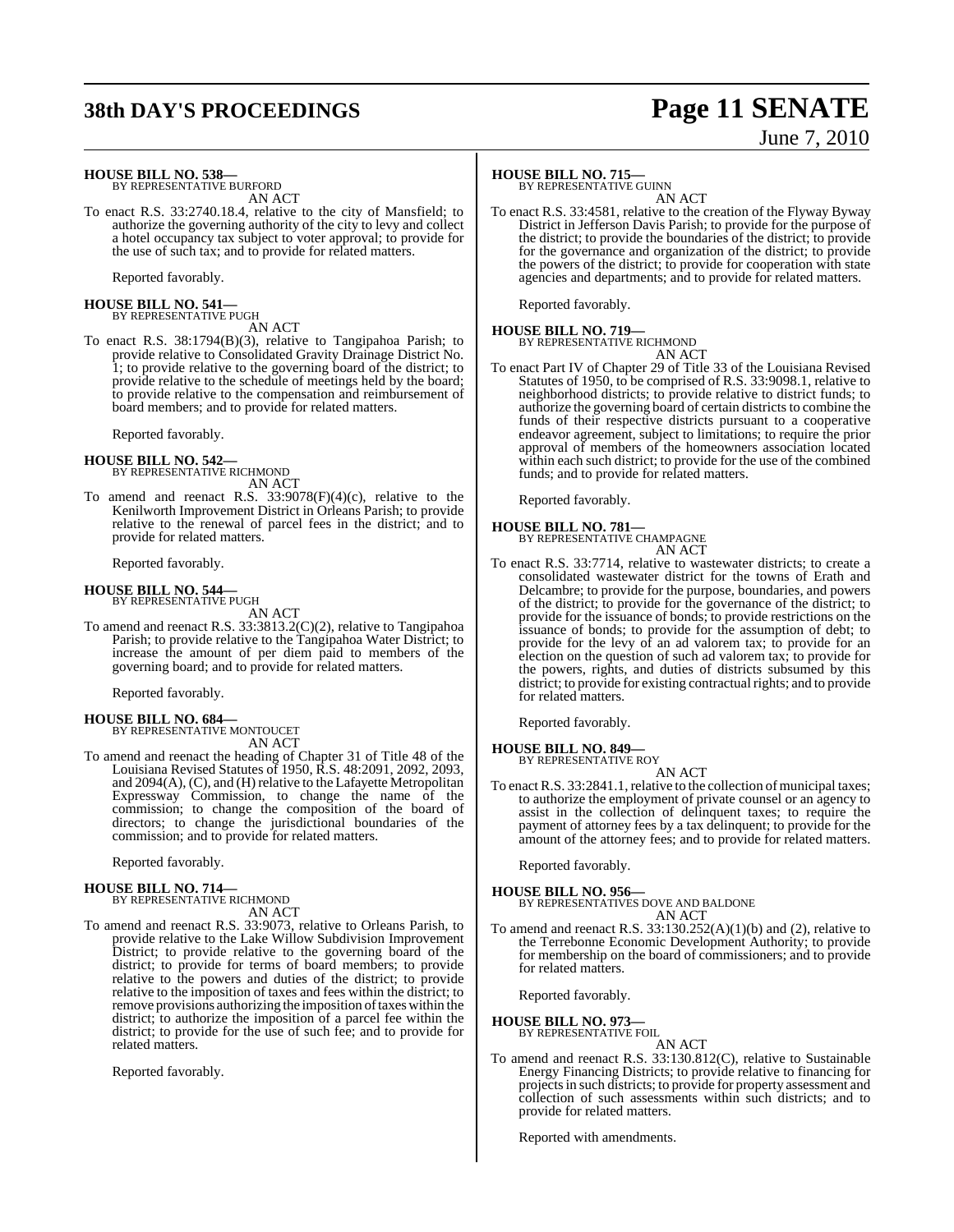**HOUSE BILL NO. 538—**
BY REPRESENTATIVE BURFORD

AN ACT

To enact R.S. 33:2740.18.4, relative to the city of Mansfield; to authorize the governing authority of the city to levy and collect a hotel occupancy tax subject to voter approval; to provide for the use of such tax; and to provide for related matters.

Reported favorably.

**HOUSE BILL NO. 541—**
BY REPRESENTATIVE PUGH

AN ACT

To enact R.S. 38:1794(B)(3), relative to Tangipahoa Parish; to provide relative to Consolidated Gravity Drainage District No. 1; to provide relative to the governing board of the district; to provide relative to the schedule of meetings held by the board; to provide relative to the compensation and reimbursement of board members; and to provide for related matters.

Reported favorably.

**HOUSE BILL NO. 542—**
BY REPRESENTATIVE RICHMOND

AN ACT

To amend and reenact R.S. 33:9078(F)(4)(c), relative to the Kenilworth Improvement District in Orleans Parish; to provide relative to the renewal of parcel fees in the district; and to provide for related matters.

Reported favorably.

**HOUSE BILL NO. 544—**
BY REPRESENTATIVE PUGH

AN ACT

To amend and reenact R.S. 33:3813.2(C)(2), relative to Tangipahoa Parish; to provide relative to the Tangipahoa Water District; to increase the amount of per diem paid to members of the governing board; and to provide for related matters.

Reported favorably.

**HOUSE BILL NO. 684—**
BY REPRESENTATIVE MONTOUCET

AN ACT

To amend and reenact the heading of Chapter 31 of Title 48 of the Louisiana Revised Statutes of 1950, R.S. 48:2091, 2092, 2093, and 2094(A), (C), and (H) relative to the Lafayette Metropolitan Expressway Commission, to change the name of the commission; to change the composition of the board of directors; to change the jurisdictional boundaries of the commission; and to provide for related matters.

Reported favorably.

**HOUSE BILL NO. 714—**
BY REPRESENTATIVE RICHMOND

AN ACT

To amend and reenact R.S. 33:9073, relative to Orleans Parish, to provide relative to the Lake Willow Subdivision Improvement District; to provide relative to the governing board of the district; to provide for terms of board members; to provide relative to the powers and duties of the district; to provide relative to the imposition of taxes and fees within the district; to remove provisions authorizing the imposition of taxes within the district; to authorize the imposition of a parcel fee within the district; to provide for the use of such fee; and to provide for related matters.

Reported favorably.

**HOUSE BILL NO. 715—**
BY REPRESENTATIVE GUINN

AN ACT

To enact R.S. 33:4581, relative to the creation of the Flyway Byway District in Jefferson Davis Parish; to provide for the purpose of the district; to provide the boundaries of the district; to provide for the governance and organization of the district; to provide the powers of the district; to provide for cooperation with state agencies and departments; and to provide for related matters.

Reported favorably.

**HOUSE BILL NO. 719—**
BY REPRESENTATIVE RICHMOND

AN ACT

To enact Part IV of Chapter 29 of Title 33 of the Louisiana Revised Statutes of 1950, to be comprised of R.S. 33:9098.1, relative to neighborhood districts; to provide relative to district funds; to authorize the governing board of certain districts to combine the funds of their respective districts pursuant to a cooperative endeavor agreement, subject to limitations; to require the prior approval of members of the homeowners association located within each such district; to provide for the use of the combined funds; and to provide for related matters.

Reported favorably.

**HOUSE BILL NO. 781—**
BY REPRESENTATIVE CHAMPAGNE

AN ACT

To enact R.S. 33:7714, relative to wastewater districts; to create a consolidated wastewater district for the towns of Erath and Delcambre; to provide for the purpose, boundaries, and powers of the district; to provide for the governance of the district; to provide for the issuance of bonds; to provide restrictions on the issuance of bonds; to provide for the assumption of debt; to provide for the levy of an ad valorem tax; to provide for an election on the question of such ad valorem tax; to provide for the powers, rights, and duties of districts subsumed by this district; to provide for existing contractual rights; and to provide for related matters.

Reported favorably.

**HOUSE BILL NO. 849—**
BY REPRESENTATIVE ROY

AN ACT

To enact R.S. 33:2841.1, relative to the collection of municipal taxes; to authorize the employment of private counsel or an agency to assist in the collection of delinquent taxes; to require the payment of attorney fees by a tax delinquent; to provide for the amount of the attorney fees; and to provide for related matters.

Reported favorably.

**HOUSE BILL NO. 956—**
BY REPRESENTATIVES DOVE AND BALDONE

AN ACT

To amend and reenact R.S. 33:130.252(A)(1)(b) and (2), relative to the Terrebonne Economic Development Authority; to provide for membership on the board of commissioners; and to provide for related matters.

Reported favorably.

**HOUSE BILL NO. 973—**
BY REPRESENTATIVE FOIL

AN ACT

To amend and reenact R.S. 33:130.812(C), relative to Sustainable Energy Financing Districts; to provide relative to financing for projects in such districts; to provide for property assessment and collection of such assessments within such districts; and to provide for related matters.

Reported with amendments.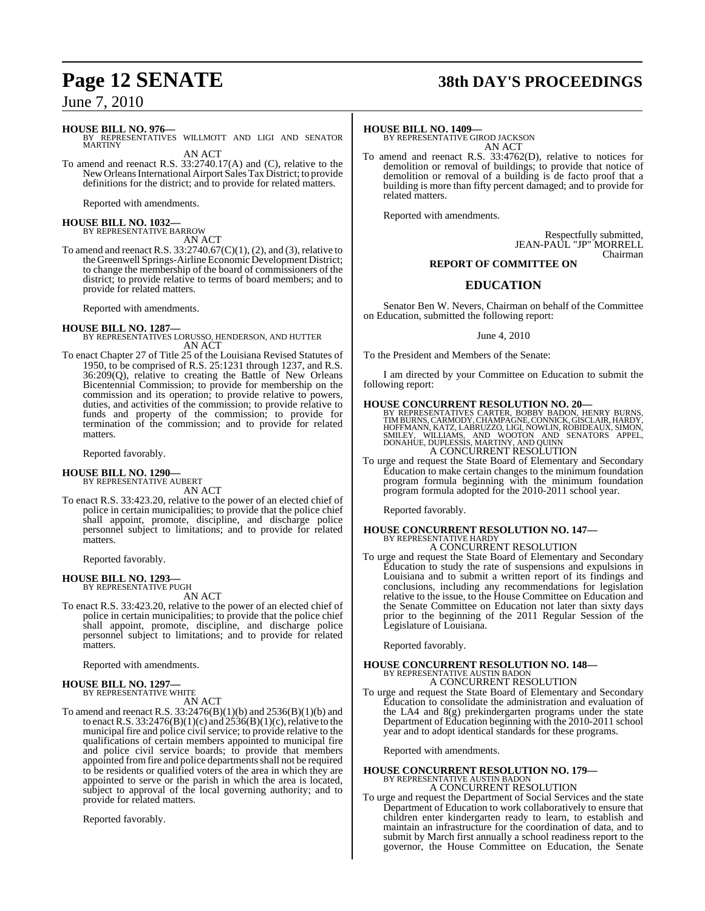**HOUSE BILL NO. 976—**
BY REPRESENTATIVES WILLMOTT AND LIGI AND SENATOR MARTINY
AN ACT

To amend and reenact R.S. 33:2740.17(A) and (C), relative to the New Orleans International Airport Sales Tax District; to provide definitions for the district; and to provide for related matters.

Reported with amendments.

**HOUSE BILL NO. 1032—**
BY REPRESENTATIVE BARROW
AN ACT

To amend and reenact R.S. 33:2740.67(C)(1), (2), and (3), relative to the Greenwell Springs-Airline Economic Development District; to change the membership of the board of commissioners of the district; to provide relative to terms of board members; and to provide for related matters.

Reported with amendments.

**HOUSE BILL NO. 1287—**
BY REPRESENTATIVES LORUSSO, HENDERSON, AND HUTTER
AN ACT

To enact Chapter 27 of Title 25 of the Louisiana Revised Statutes of 1950, to be comprised of R.S. 25:1231 through 1237, and R.S. 36:209(Q), relative to creating the Battle of New Orleans Bicentennial Commission; to provide for membership on the commission and its operation; to provide relative to powers, duties, and activities of the commission; to provide relative to funds and property of the commission; to provide for termination of the commission; and to provide for related matters.

Reported favorably.

**HOUSE BILL NO. 1290—**
BY REPRESENTATIVE AUBERT
AN ACT

To enact R.S. 33:423.20, relative to the power of an elected chief of police in certain municipalities; to provide that the police chief shall appoint, promote, discipline, and discharge police personnel subject to limitations; and to provide for related matters.

Reported favorably.

**HOUSE BILL NO. 1293—**
BY REPRESENTATIVE PUGH
AN ACT

To enact R.S. 33:423.20, relative to the power of an elected chief of police in certain municipalities; to provide that the police chief shall appoint, promote, discipline, and discharge police personnel subject to limitations; and to provide for related matters.

Reported with amendments.

**HOUSE BILL NO. 1297—**
BY REPRESENTATIVE WHITE
AN ACT

To amend and reenact R.S. 33:2476(B)(1)(b) and 2536(B)(1)(b) and to enact R.S. 33:2476(B)(1)(c) and 2536(B)(1)(c), relative to the municipal fire and police civil service; to provide relative to the qualifications of certain members appointed to municipal fire and police civil service boards; to provide that members appointed from fire and police departments shall not be required to be residents or qualified voters of the area in which they are appointed to serve or the parish in which the area is located, subject to approval of the local governing authority; and to provide for related matters.

Reported favorably.

**HOUSE BILL NO. 1409—**
BY REPRESENTATIVE GIROD JACKSON
AN ACT

To amend and reenact R.S. 33:4762(D), relative to notices for demolition or removal of buildings; to provide that notice of demolition or removal of a building is de facto proof that a building is more than fifty percent damaged; and to provide for related matters.

Reported with amendments.

Respectfully submitted,
JEAN-PAUL "JP" MORRELL
Chairman

**REPORT OF COMMITTEE ON**

## EDUCATION

Senator Ben W. Nevers, Chairman on behalf of the Committee on Education, submitted the following report:

June 4, 2010

To the President and Members of the Senate:

I am directed by your Committee on Education to submit the following report:

**HOUSE CONCURRENT RESOLUTION NO. 20—**
BY REPRESENTATIVES CARTER, BOBBY BADON, HENRY BURNS, TIM BURNS, CARMODY, CHAMPAGNE, CONNICK, GISCLAIR, HARDY, HOFFMANN, KATZ, LABRUZZO, LIGI, NOWLIN, ROBIDEAUX, SIMON, SMILEY, WILLIAMS, AND WOOTON AND SENATORS APPEL, DONAHUE, DUPLESSIS, MARTINY, AND QUINN
A CONCURRENT RESOLUTION

To urge and request the State Board of Elementary and Secondary Education to make certain changes to the minimum foundation program formula beginning with the minimum foundation program formula adopted for the 2010-2011 school year.

Reported favorably.

**HOUSE CONCURRENT RESOLUTION NO. 147—**
BY REPRESENTATIVE HARDY
A CONCURRENT RESOLUTION

To urge and request the State Board of Elementary and Secondary Education to study the rate of suspensions and expulsions in Louisiana and to submit a written report of its findings and conclusions, including any recommendations for legislation relative to the issue, to the House Committee on Education and the Senate Committee on Education not later than sixty days prior to the beginning of the 2011 Regular Session of the Legislature of Louisiana.

Reported favorably.

**HOUSE CONCURRENT RESOLUTION NO. 148—**
BY REPRESENTATIVE AUSTIN BADON
A CONCURRENT RESOLUTION

To urge and request the State Board of Elementary and Secondary Education to consolidate the administration and evaluation of the LA4 and 8(g) prekindergarten programs under the state Department of Education beginning with the 2010-2011 school year and to adopt identical standards for these programs.

Reported with amendments.

**HOUSE CONCURRENT RESOLUTION NO. 179—**
BY REPRESENTATIVE AUSTIN BADON
A CONCURRENT RESOLUTION

To urge and request the Department of Social Services and the state Department of Education to work collaboratively to ensure that children enter kindergarten ready to learn, to establish and maintain an infrastructure for the coordination of data, and to submit by March first annually a school readiness report to the governor, the House Committee on Education, the Senate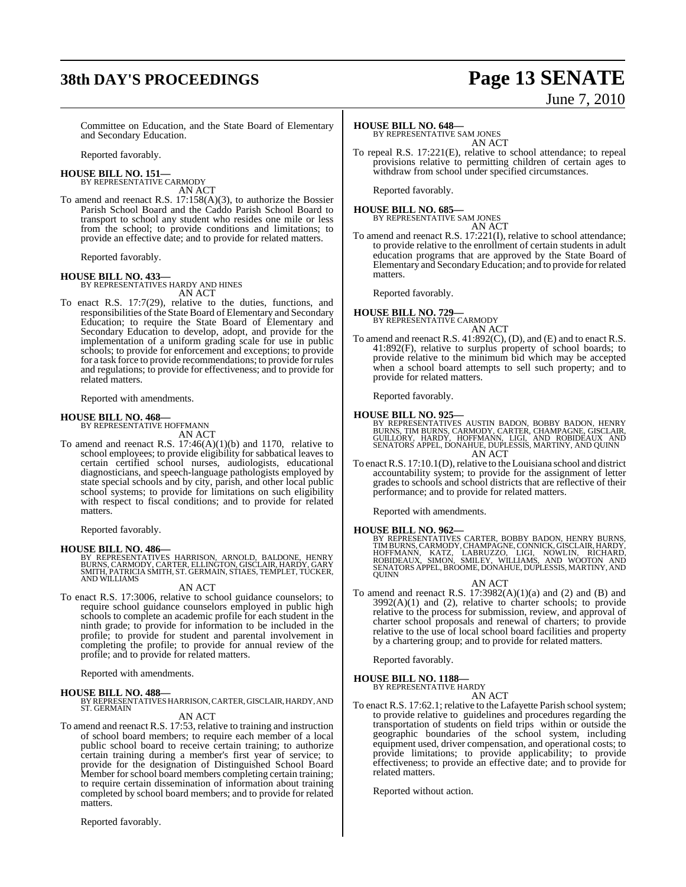Committee on Education, and the State Board of Elementary and Secondary Education.

Reported favorably.

**HOUSE BILL NO. 151—**
BY REPRESENTATIVE CARMODY
AN ACT

To amend and reenact R.S. 17:158(A)(3), to authorize the Bossier Parish School Board and the Caddo Parish School Board to transport to school any student who resides one mile or less from the school; to provide conditions and limitations; to provide an effective date; and to provide for related matters.

Reported favorably.

**HOUSE BILL NO. 433—**
BY REPRESENTATIVES HARDY AND HINES
AN ACT

To enact R.S. 17:7(29), relative to the duties, functions, and responsibilities of the State Board of Elementary and Secondary Education; to require the State Board of Elementary and Secondary Education to develop, adopt, and provide for the implementation of a uniform grading scale for use in public schools; to provide for enforcement and exceptions; to provide for a task force to provide recommendations; to provide for rules and regulations; to provide for effectiveness; and to provide for related matters.

Reported with amendments.

**HOUSE BILL NO. 468—**
BY REPRESENTATIVE HOFFMANN
AN ACT

To amend and reenact R.S. 17:46(A)(1)(b) and 1170, relative to school employees; to provide eligibility for sabbatical leaves to certain certified school nurses, audiologists, educational diagnosticians, and speech-language pathologists employed by state special schools and by city, parish, and other local public school systems; to provide for limitations on such eligibility with respect to fiscal conditions; and to provide for related matters.

Reported favorably.

**HOUSE BILL NO. 486—**
BY REPRESENTATIVES HARRISON, ARNOLD, BALDONE, HENRY BURNS, CARMODY, CARTER, ELLINGTON, GISCLAIR, HARDY, GARY SMITH, PATRICIA SMITH, ST. GERMAIN, STIAES, TEMPLET, TUCKER, AND WILLIAMS
AN ACT

To enact R.S. 17:3006, relative to school guidance counselors; to require school guidance counselors employed in public high schools to complete an academic profile for each student in the ninth grade; to provide for information to be included in the profile; to provide for student and parental involvement in completing the profile; to provide for annual review of the profile; and to provide for related matters.

Reported with amendments.

**HOUSE BILL NO. 488—**
BY REPRESENTATIVES HARRISON, CARTER, GISCLAIR, HARDY, AND ST. GERMAIN
AN ACT

To amend and reenact R.S. 17:53, relative to training and instruction of school board members; to require each member of a local public school board to receive certain training; to authorize certain training during a member's first year of service; to provide for the designation of Distinguished School Board Member for school board members completing certain training; to require certain dissemination of information about training completed by school board members; and to provide for related matters.

Reported favorably.

**HOUSE BILL NO. 648—**
BY REPRESENTATIVE SAM JONES
AN ACT

To repeal R.S. 17:221(E), relative to school attendance; to repeal provisions relative to permitting children of certain ages to withdraw from school under specified circumstances.

Reported favorably.

**HOUSE BILL NO. 685—**
BY REPRESENTATIVE SAM JONES
AN ACT

To amend and reenact R.S. 17:221(I), relative to school attendance; to provide relative to the enrollment of certain students in adult education programs that are approved by the State Board of Elementary and Secondary Education; and to provide for related matters.

Reported favorably.

**HOUSE BILL NO. 729—**
BY REPRESENTATIVE CARMODY
AN ACT

To amend and reenact R.S. 41:892(C), (D), and (E) and to enact R.S. 41:892(F), relative to surplus property of school boards; to provide relative to the minimum bid which may be accepted when a school board attempts to sell such property; and to provide for related matters.

Reported favorably.

**HOUSE BILL NO. 925—**
BY REPRESENTATIVES AUSTIN BADON, BOBBY BADON, HENRY BURNS, TIM BURNS, CARMODY, CARTER, CHAMPAGNE, GISCLAIR, GUILLORY, HARDY, HOFFMANN, LIGI, AND ROBIDEAUX AND SENATORS APPEL, DONAHUE, DUPLESSIS, MARTINY, AND QUINN
AN ACT

To enact R.S. 17:10.1(D), relative to the Louisiana school and district accountability system; to provide for the assignment of letter grades to schools and school districts that are reflective of their performance; and to provide for related matters.

Reported with amendments.

**HOUSE BILL NO. 962—**
BY REPRESENTATIVES CARTER, BOBBY BADON, HENRY BURNS, TIM BURNS, CARMODY, CHAMPAGNE, CONNICK, GISCLAIR, HARDY, HOFFMANN, KATZ, LABRUZZO, LIGI, NOWLIN, RICHARD, ROBIDEAUX, SIMON, SMILEY, WILLIAMS, AND WOOTON AND SENATORS APPEL, BROOME, DONAHUE, DUPLESSIS, MARTINY, AND QUINN
AN ACT

To amend and reenact R.S. 17:3982(A)(1)(a) and (2) and (B) and 3992(A)(1) and (2), relative to charter schools; to provide relative to the process for submission, review, and approval of charter school proposals and renewal of charters; to provide relative to the use of local school board facilities and property by a chartering group; and to provide for related matters.

Reported favorably.

**HOUSE BILL NO. 1188—**
BY REPRESENTATIVE HARDY
AN ACT

To enact R.S. 17:62.1; relative to the Lafayette Parish school system; to provide relative to guidelines and procedures regarding the transportation of students on field trips within or outside the geographic boundaries of the school system, including equipment used, driver compensation, and operational costs; to provide limitations; to provide applicability; to provide effectiveness; to provide an effective date; and to provide for related matters.

Reported without action.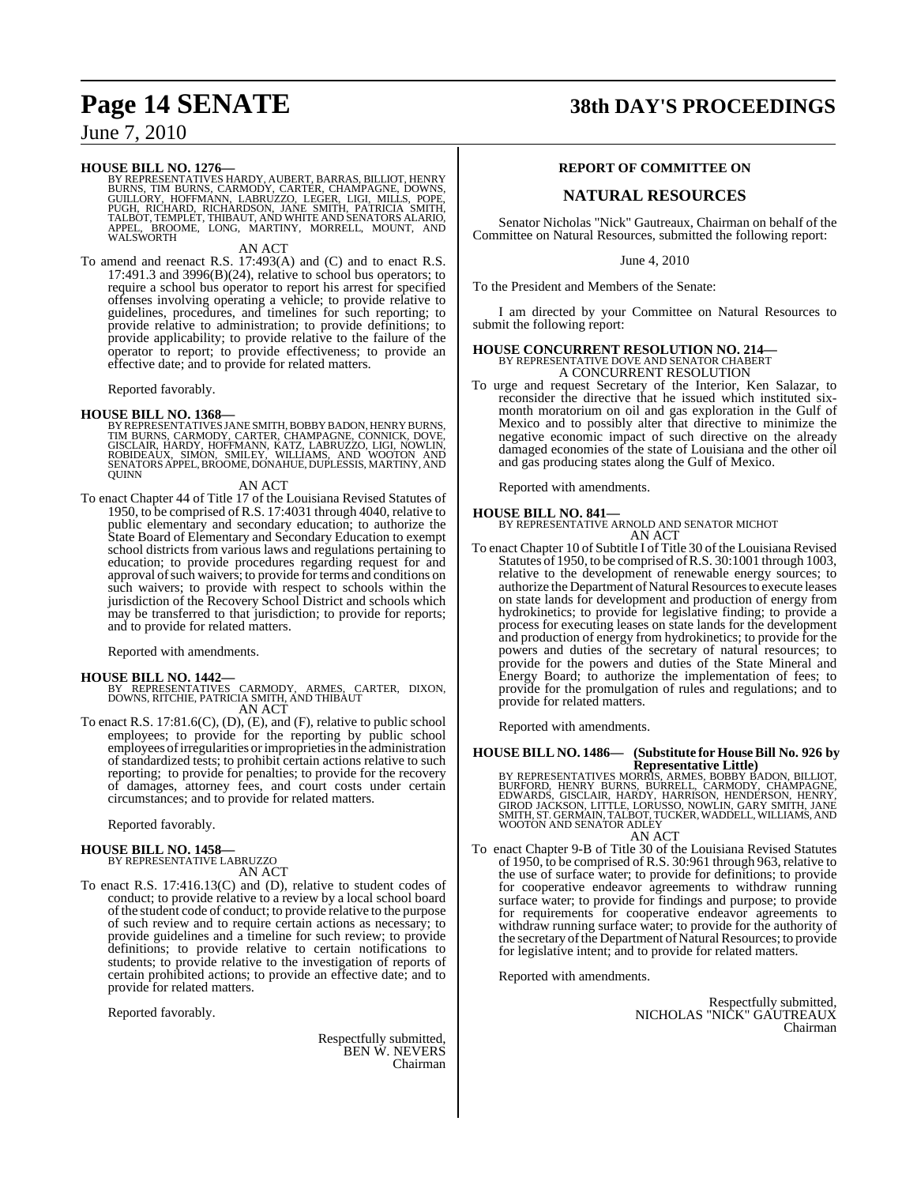**HOUSE BILL NO. 1276—**
BY REPRESENTATIVES HARDY, AUBERT, BARRAS, BILLIOT, HENRY BURNS, TIM BURNS, CARMODY, CARTER, CHAMPAGNE, DOWNS, GUILLORY, HOFFMANN, LABRUZZO, LEGER, LIGI, MILLS, POPE, PUGH, RICHARD, RICHARDSON, JANE SMITH, PATRICIA SMITH, TALBOT, TEMPLET, THIBAUT, AND WHITE AND SENATORS ALARIO, APPEL, BROOME, LONG, MARTINY, MORRELL, MOUNT, AND WALSWORTH

AN ACT

To amend and reenact R.S. 17:493(A) and (C) and to enact R.S. 17:491.3 and 3996(B)(24), relative to school bus operators; to require a school bus operator to report his arrest for specified offenses involving operating a vehicle; to provide relative to guidelines, procedures, and timelines for such reporting; to provide relative to administration; to provide definitions; to provide applicability; to provide relative to the failure of the operator to report; to provide effectiveness; to provide an effective date; and to provide for related matters.

Reported favorably.

**HOUSE BILL NO. 1368—**
BY REPRESENTATIVES JANE SMITH, BOBBY BADON, HENRY BURNS, TIM BURNS, CARMODY, CARTER, CHAMPAGNE, CONNICK, DOVE, GISCLAIR, HARDY, HOFFMANN, KATZ, LABRUZZO, LIGI, NOWLIN, ROBIDEAUX, SIMON, SMILEY, WILLIAMS, AND WOOTON AND SENATORS APPEL, BROOME, DONAHUE, DUPLESSIS, MARTINY, AND QUINN

AN ACT

To enact Chapter 44 of Title 17 of the Louisiana Revised Statutes of 1950, to be comprised of R.S. 17:4031 through 4040, relative to public elementary and secondary education; to authorize the State Board of Elementary and Secondary Education to exempt school districts from various laws and regulations pertaining to education; to provide procedures regarding request for and approval of such waivers; to provide for terms and conditions on such waivers; to provide with respect to schools within the jurisdiction of the Recovery School District and schools which may be transferred to that jurisdiction; to provide for reports; and to provide for related matters.

Reported with amendments.

**HOUSE BILL NO. 1442—**
BY REPRESENTATIVES CARMODY, ARMES, CARTER, DIXON, DOWNS, RITCHIE, PATRICIA SMITH, AND THIBAUT

AN ACT

To enact R.S. 17:81.6(C), (D), (E), and (F), relative to public school employees; to provide for the reporting by public school employees of irregularities or improprieties in the administration of standardized tests; to prohibit certain actions relative to such reporting; to provide for penalties; to provide for the recovery of damages, attorney fees, and court costs under certain circumstances; and to provide for related matters.

Reported favorably.

**HOUSE BILL NO. 1458—**
BY REPRESENTATIVE LABRUZZO

AN ACT

To enact R.S. 17:416.13(C) and (D), relative to student codes of conduct; to provide relative to a review by a local school board of the student code of conduct; to provide relative to the purpose of such review and to require certain actions as necessary; to provide guidelines and a timeline for such review; to provide definitions; to provide relative to certain notifications to students; to provide relative to the investigation of reports of certain prohibited actions; to provide an effective date; and to provide for related matters.

Reported favorably.

Respectfully submitted,
BEN W. NEVERS
Chairman

## REPORT OF COMMITTEE ON

## NATURAL RESOURCES

Senator Nicholas "Nick" Gautreaux, Chairman on behalf of the Committee on Natural Resources, submitted the following report:

June 4, 2010

To the President and Members of the Senate:

I am directed by your Committee on Natural Resources to submit the following report:

**HOUSE CONCURRENT RESOLUTION NO. 214—**
BY REPRESENTATIVE DOVE AND SENATOR CHABERT

A CONCURRENT RESOLUTION

To urge and request Secretary of the Interior, Ken Salazar, to reconsider the directive that he issued which instituted six-month moratorium on oil and gas exploration in the Gulf of Mexico and to possibly alter that directive to minimize the negative economic impact of such directive on the already damaged economies of the state of Louisiana and the other oil and gas producing states along the Gulf of Mexico.

Reported with amendments.

**HOUSE BILL NO. 841—**
BY REPRESENTATIVE ARNOLD AND SENATOR MICHOT

AN ACT

To enact Chapter 10 of Subtitle I of Title 30 of the Louisiana Revised Statutes of 1950, to be comprised of R.S. 30:1001 through 1003, relative to the development of renewable energy sources; to authorize the Department of Natural Resources to execute leases on state lands for development and production of energy from hydrokinetics; to provide for legislative finding; to provide a process for executing leases on state lands for the development and production of energy from hydrokinetics; to provide for the powers and duties of the secretary of natural resources; to provide for the powers and duties of the State Mineral and Energy Board; to authorize the implementation of fees; to provide for the promulgation of rules and regulations; and to provide for related matters.

Reported with amendments.

**HOUSE BILL NO. 1486— (Substitute for House Bill No. 926 by Representative Little)**
BY REPRESENTATIVES MORRIS, ARMES, BOBBY BADON, BILLIOT, BURFORD, HENRY BURNS, BURRELL, CARMODY, CHAMPAGNE, EDWARDS, GISCLAIR, HARDY, HARRISON, HENDERSON, HENRY, GIROD JACKSON, LITTLE, LORUSSO, NOWLIN, GARY SMITH, JANE SMITH, ST. GERMAIN, TALBOT, TUCKER, WADDELL, WILLIAMS, AND WOOTON AND SENATOR ADLEY

AN ACT

To enact Chapter 9-B of Title 30 of the Louisiana Revised Statutes of 1950, to be comprised of R.S. 30:961 through 963, relative to the use of surface water; to provide for definitions; to provide for cooperative endeavor agreements to withdraw running surface water; to provide for findings and purpose; to provide for requirements for cooperative endeavor agreements to withdraw running surface water; to provide for the authority of the secretary of the Department of Natural Resources; to provide for legislative intent; and to provide for related matters.

Reported with amendments.

Respectfully submitted,
NICHOLAS "NICK" GAUTREAUX
Chairman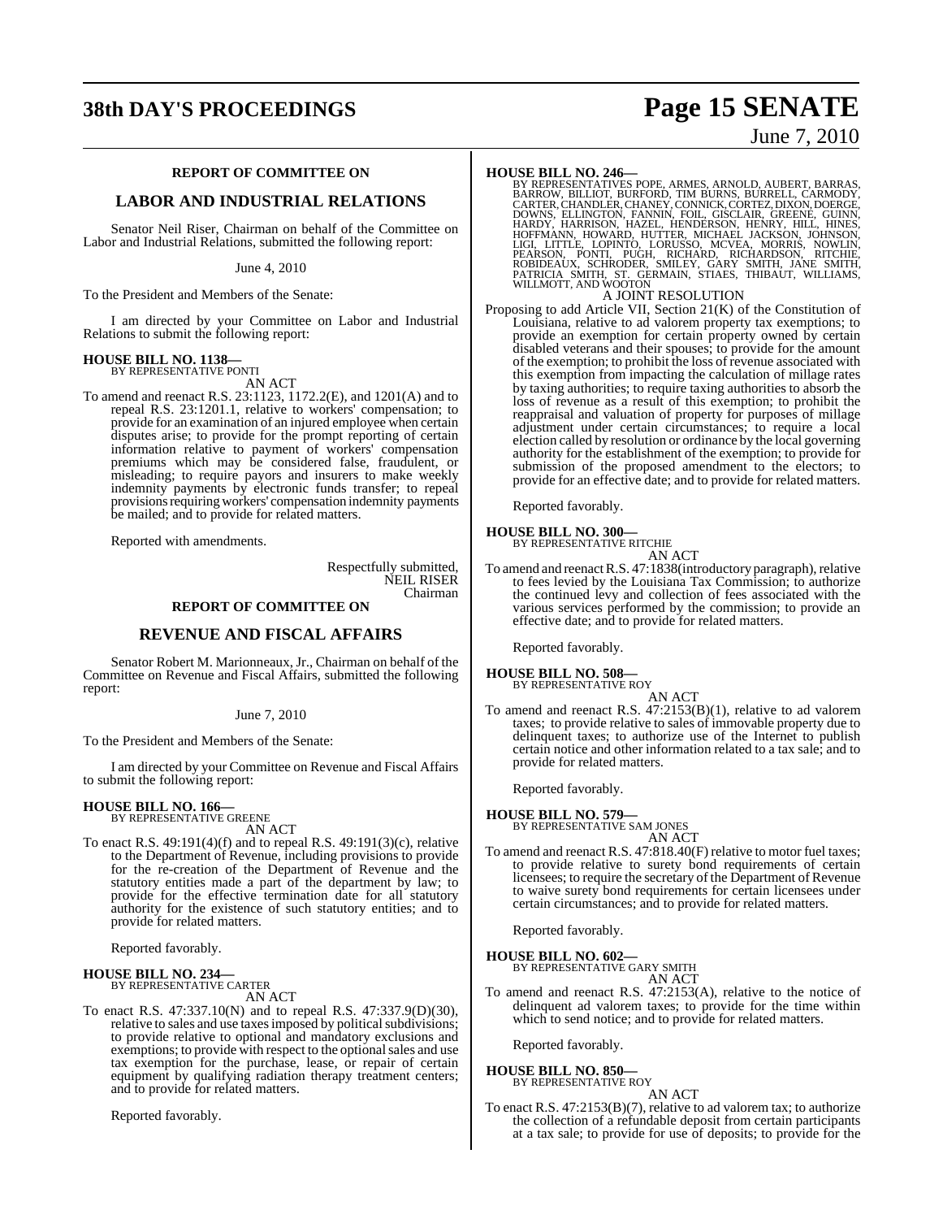**REPORT OF COMMITTEE ON**

## LABOR AND INDUSTRIAL RELATIONS

Senator Neil Riser, Chairman on behalf of the Committee on Labor and Industrial Relations, submitted the following report:

June 4, 2010

To the President and Members of the Senate:

I am directed by your Committee on Labor and Industrial Relations to submit the following report:

**HOUSE BILL NO. 1138—**
BY REPRESENTATIVE PONTI
AN ACT

To amend and reenact R.S. 23:1123, 1172.2(E), and 1201(A) and to repeal R.S. 23:1201.1, relative to workers' compensation; to provide for an examination of an injured employee when certain disputes arise; to provide for the prompt reporting of certain information relative to payment of workers' compensation premiums which may be considered false, fraudulent, or misleading; to require payors and insurers to make weekly indemnity payments by electronic funds transfer; to repeal provisions requiring workers' compensation indemnity payments be mailed; and to provide for related matters.

Reported with amendments.

Respectfully submitted,
NEIL RISER
Chairman

**REPORT OF COMMITTEE ON**

## REVENUE AND FISCAL AFFAIRS

Senator Robert M. Marionneaux, Jr., Chairman on behalf of the Committee on Revenue and Fiscal Affairs, submitted the following report:

June 7, 2010

To the President and Members of the Senate:

I am directed by your Committee on Revenue and Fiscal Affairs to submit the following report:

**HOUSE BILL NO. 166—**
BY REPRESENTATIVE GREENE
AN ACT

To enact R.S. 49:191(4)(f) and to repeal R.S. 49:191(3)(c), relative to the Department of Revenue, including provisions to provide for the re-creation of the Department of Revenue and the statutory entities made a part of the department by law; to provide for the effective termination date for all statutory authority for the existence of such statutory entities; and to provide for related matters.

Reported favorably.

**HOUSE BILL NO. 234—**
BY REPRESENTATIVE CARTER
AN ACT

To enact R.S. 47:337.10(N) and to repeal R.S. 47:337.9(D)(30), relative to sales and use taxes imposed by political subdivisions; to provide relative to optional and mandatory exclusions and exemptions; to provide with respect to the optional sales and use tax exemption for the purchase, lease, or repair of certain equipment by qualifying radiation therapy treatment centers; and to provide for related matters.

Reported favorably.

**HOUSE BILL NO. 246—**
BY REPRESENTATIVES POPE, ARMES, ARNOLD, AUBERT, BARRAS, BARROW, BILLIOT, BURFORD, TIM BURNS, BURRELL, CARMODY, CARTER, CHANDLER, CHANEY, CONNICK, CORTEZ, DIXON, DOERGE, DOWNS, ELLINGTON, FANNIN, FOIL, GISCLAIR, GREENE, GUINN, HARDY, HARRISON, HAZEL, HENDERSON, HENRY, HILL, HINES, HOFFMANN, HOWARD, HUTTER, MICHAEL JACKSON, JOHNSON, LIGI, LITTLE, LOPINTO, LORUSSO, MCVEA, MORRIS, NOWLIN, PEARSON, PONTI, PUGH, RICHARD, RICHARDSON, RITCHIE, ROBIDEAUX, SCHRODER, SMILEY, GARY SMITH, JANE SMITH, PATRICIA SMITH, ST. GERMAIN, STIAES, THIBAUT, WILLIAMS, WILLMOTT, AND WOOTON
A JOINT RESOLUTION

Proposing to add Article VII, Section 21(K) of the Constitution of Louisiana, relative to ad valorem property tax exemptions; to provide an exemption for certain property owned by certain disabled veterans and their spouses; to provide for the amount of the exemption; to prohibit the loss of revenue associated with this exemption from impacting the calculation of millage rates by taxing authorities; to require taxing authorities to absorb the loss of revenue as a result of this exemption; to prohibit the reappraisal and valuation of property for purposes of millage adjustment under certain circumstances; to require a local election called by resolution or ordinance by the local governing authority for the establishment of the exemption; to provide for submission of the proposed amendment to the electors; to provide for an effective date; and to provide for related matters.

Reported favorably.

**HOUSE BILL NO. 300—**
BY REPRESENTATIVE RITCHIE
AN ACT

To amend and reenact R.S. 47:1838(introductory paragraph), relative to fees levied by the Louisiana Tax Commission; to authorize the continued levy and collection of fees associated with the various services performed by the commission; to provide an effective date; and to provide for related matters.

Reported favorably.

**HOUSE BILL NO. 508—**
BY REPRESENTATIVE ROY
AN ACT

To amend and reenact R.S. 47:2153(B)(1), relative to ad valorem taxes; to provide relative to sales of immovable property due to delinquent taxes; to authorize use of the Internet to publish certain notice and other information related to a tax sale; and to provide for related matters.

Reported favorably.

**HOUSE BILL NO. 579—**
BY REPRESENTATIVE SAM JONES
AN ACT

To amend and reenact R.S. 47:818.40(F) relative to motor fuel taxes; to provide relative to surety bond requirements of certain licensees; to require the secretary of the Department of Revenue to waive surety bond requirements for certain licensees under certain circumstances; and to provide for related matters.

Reported favorably.

**HOUSE BILL NO. 602—**
BY REPRESENTATIVE GARY SMITH
AN ACT

To amend and reenact R.S. 47:2153(A), relative to the notice of delinquent ad valorem taxes; to provide for the time within which to send notice; and to provide for related matters.

Reported favorably.

**HOUSE BILL NO. 850—**
BY REPRESENTATIVE ROY
AN ACT

To enact R.S. 47:2153(B)(7), relative to ad valorem tax; to authorize the collection of a refundable deposit from certain participants at a tax sale; to provide for use of deposits; to provide for the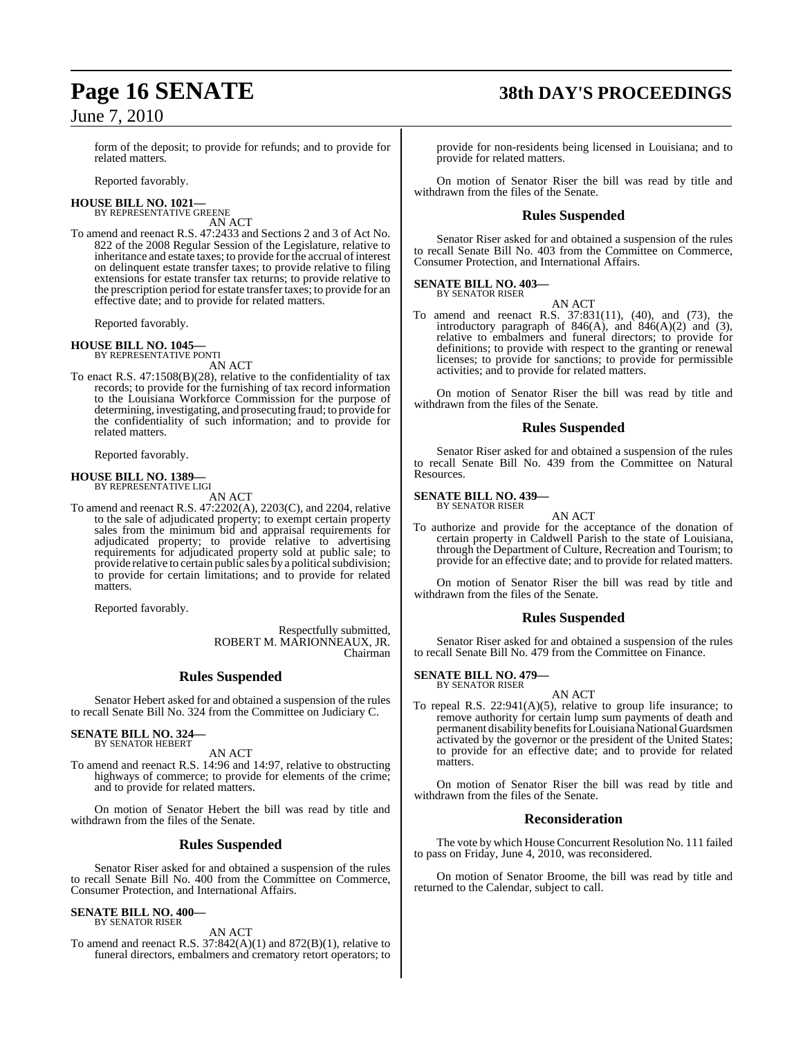form of the deposit; to provide for refunds; and to provide for related matters.

Reported favorably.

**HOUSE BILL NO. 1021—**
BY REPRESENTATIVE GREENE
AN ACT

To amend and reenact R.S. 47:2433 and Sections 2 and 3 of Act No. 822 of the 2008 Regular Session of the Legislature, relative to inheritance and estate taxes; to provide for the accrual of interest on delinquent estate transfer taxes; to provide relative to filing extensions for estate transfer tax returns; to provide relative to the prescription period for estate transfer taxes; to provide for an effective date; and to provide for related matters.

Reported favorably.

**HOUSE BILL NO. 1045—**
BY REPRESENTATIVE PONTI
AN ACT

To enact R.S. 47:1508(B)(28), relative to the confidentiality of tax records; to provide for the furnishing of tax record information to the Louisiana Workforce Commission for the purpose of determining, investigating, and prosecuting fraud; to provide for the confidentiality of such information; and to provide for related matters.

Reported favorably.

**HOUSE BILL NO. 1389—**
BY REPRESENTATIVE LIGI
AN ACT

To amend and reenact R.S. 47:2202(A), 2203(C), and 2204, relative to the sale of adjudicated property; to exempt certain property sales from the minimum bid and appraisal requirements for adjudicated property; to provide relative to advertising requirements for adjudicated property sold at public sale; to provide relative to certain public sales by a political subdivision; to provide for certain limitations; and to provide for related matters.

Reported favorably.

Respectfully submitted,
ROBERT M. MARIONNEAUX, JR.
Chairman

## Rules Suspended

Senator Hebert asked for and obtained a suspension of the rules to recall Senate Bill No. 324 from the Committee on Judiciary C.

**SENATE BILL NO. 324—**
BY SENATOR HEBERT
AN ACT

To amend and reenact R.S. 14:96 and 14:97, relative to obstructing highways of commerce; to provide for elements of the crime; and to provide for related matters.

On motion of Senator Hebert the bill was read by title and withdrawn from the files of the Senate.

## Rules Suspended

Senator Riser asked for and obtained a suspension of the rules to recall Senate Bill No. 400 from the Committee on Commerce, Consumer Protection, and International Affairs.

**SENATE BILL NO. 400—**
BY SENATOR RISER
AN ACT

To amend and reenact R.S. 37:842(A)(1) and 872(B)(1), relative to funeral directors, embalmers and crematory retort operators; to provide for non-residents being licensed in Louisiana; and to provide for related matters.

On motion of Senator Riser the bill was read by title and withdrawn from the files of the Senate.

## Rules Suspended

Senator Riser asked for and obtained a suspension of the rules to recall Senate Bill No. 403 from the Committee on Commerce, Consumer Protection, and International Affairs.

**SENATE BILL NO. 403—**
BY SENATOR RISER
AN ACT

To amend and reenact R.S. 37:831(11), (40), and (73), the introductory paragraph of 846(A), and 846(A)(2) and (3), relative to embalmers and funeral directors; to provide for definitions; to provide with respect to the granting or renewal licenses; to provide for sanctions; to provide for permissible activities; and to provide for related matters.

On motion of Senator Riser the bill was read by title and withdrawn from the files of the Senate.

## Rules Suspended

Senator Riser asked for and obtained a suspension of the rules to recall Senate Bill No. 439 from the Committee on Natural Resources.

**SENATE BILL NO. 439—**
BY SENATOR RISER
AN ACT

To authorize and provide for the acceptance of the donation of certain property in Caldwell Parish to the state of Louisiana, through the Department of Culture, Recreation and Tourism; to provide for an effective date; and to provide for related matters.

On motion of Senator Riser the bill was read by title and withdrawn from the files of the Senate.

## Rules Suspended

Senator Riser asked for and obtained a suspension of the rules to recall Senate Bill No. 479 from the Committee on Finance.

**SENATE BILL NO. 479—**
BY SENATOR RISER
AN ACT

To repeal R.S. 22:941(A)(5), relative to group life insurance; to remove authority for certain lump sum payments of death and permanent disability benefits for Louisiana National Guardsmen activated by the governor or the president of the United States; to provide for an effective date; and to provide for related matters.

On motion of Senator Riser the bill was read by title and withdrawn from the files of the Senate.

## Reconsideration

The vote by which House Concurrent Resolution No. 111 failed to pass on Friday, June 4, 2010, was reconsidered.

On motion of Senator Broome, the bill was read by title and returned to the Calendar, subject to call.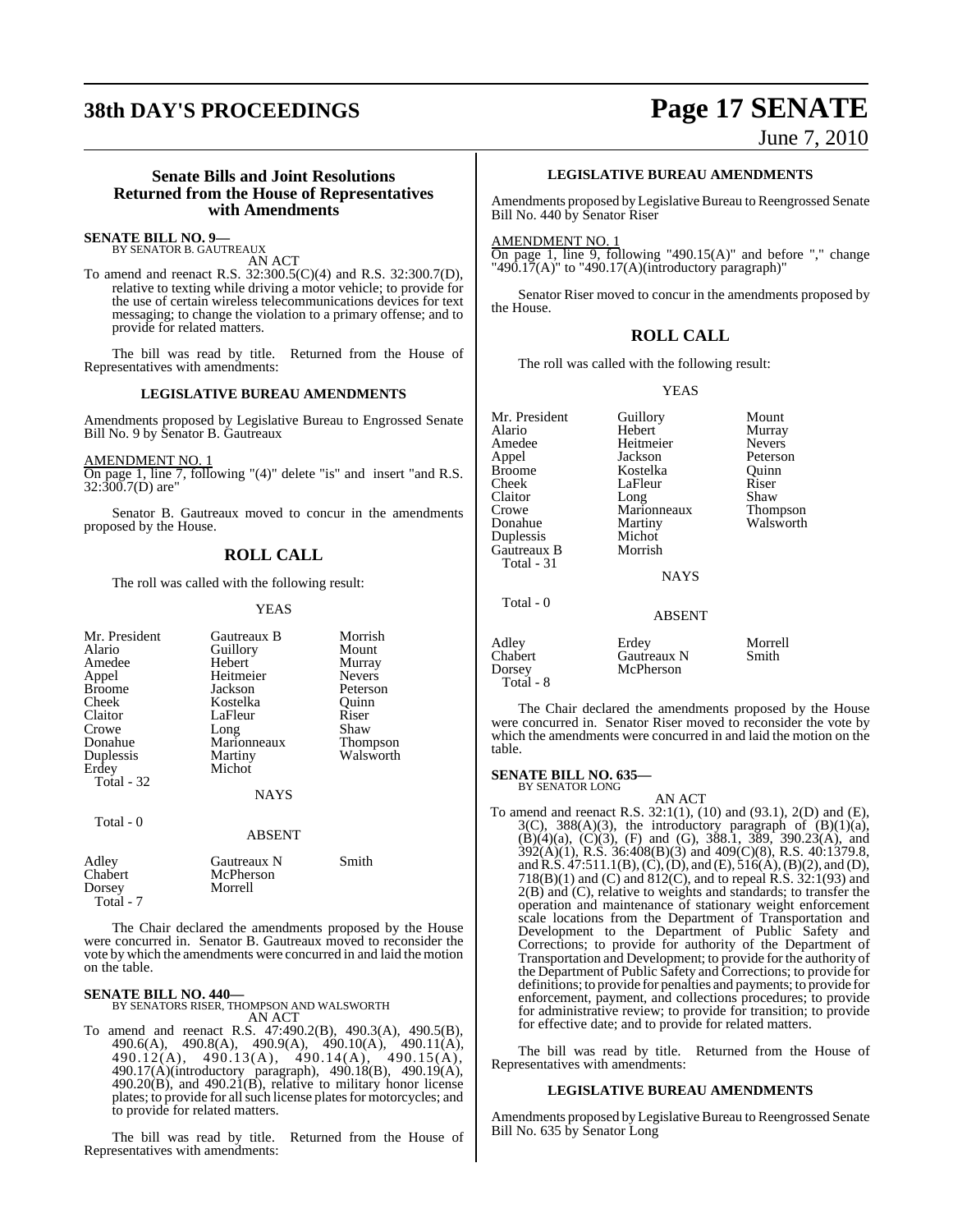## Senate Bills and Joint Resolutions Returned from the House of Representatives with Amendments

**SENATE BILL NO. 9—**
BY SENATOR B. GAUTREAUX

AN ACT

To amend and reenact R.S. 32:300.5(C)(4) and R.S. 32:300.7(D), relative to texting while driving a motor vehicle; to provide for the use of certain wireless telecommunications devices for text messaging; to change the violation to a primary offense; and to provide for related matters.

The bill was read by title. Returned from the House of Representatives with amendments:

### LEGISLATIVE BUREAU AMENDMENTS

Amendments proposed by Legislative Bureau to Engrossed Senate Bill No. 9 by Senator B. Gautreaux

AMENDMENT NO. 1

On page 1, line 7, following "(4)" delete "is" and insert "and R.S. 32:300.7(D) are"

Senator B. Gautreaux moved to concur in the amendments proposed by the House.

### ROLL CALL

The roll was called with the following result:

YEAS

| | | |
|---|---|---|
| Mr. President | Gautreaux B | Morrish |
| Alario | Guillory | Mount |
| Amedee | Hebert | Murray |
| Appel | Heitmeier | Nevers |
| Broome | Jackson | Peterson |
| Cheek | Kostelka | Quinn |
| Claitor | LaFleur | Riser |
| Crowe | Long | Shaw |
| Donahue | Marionneaux | Thompson |
| Duplessis | Martiny | Walsworth |
| Erdey | Michot | |

Total - 32

NAYS

Total - 0

ABSENT

| | | |
|---|---|---|
| Adley | Gautreaux N | Smith |
| Chabert | McPherson | |
| Dorsey | Morrell | |

Total - 7

The Chair declared the amendments proposed by the House were concurred in. Senator B. Gautreaux moved to reconsider the vote by which the amendments were concurred in and laid the motion on the table.

**SENATE BILL NO. 440—**
BY SENATORS RISER, THOMPSON AND WALSWORTH

AN ACT

To amend and reenact R.S. 47:490.2(B), 490.3(A), 490.5(B), 490.6(A), 490.8(A), 490.9(A), 490.10(A), 490.11(A), 490.12(A), 490.13(A), 490.14(A), 490.15(A), 490.17(A)(introductory paragraph), 490.18(B), 490.19(A), 490.20(B), and 490.21(B), relative to military honor license plates; to provide for all such license plates for motorcycles; and to provide for related matters.

The bill was read by title. Returned from the House of Representatives with amendments:

### LEGISLATIVE BUREAU AMENDMENTS

Amendments proposed by Legislative Bureau to Reengrossed Senate Bill No. 440 by Senator Riser

AMENDMENT NO. 1

On page 1, line 9, following "490.15(A)" and before "," change "490.17(A)" to "490.17(A)(introductory paragraph)"

Senator Riser moved to concur in the amendments proposed by the House.

### ROLL CALL

The roll was called with the following result:

YEAS

| | | |
|---|---|---|
| Mr. President | Guillory | Mount |
| Alario | Hebert | Murray |
| Amedee | Heitmeier | Nevers |
| Appel | Jackson | Peterson |
| Broome | Kostelka | Quinn |
| Cheek | LaFleur | Riser |
| Claitor | Long | Shaw |
| Crowe | Marionneaux | Thompson |
| Donahue | Martiny | Walsworth |
| Duplessis | Michot | |
| Gautreaux B | Morrish | |

Total - 31

NAYS

Total - 0

ABSENT

| | | |
|---|---|---|
| Adley | Erdey | Morrell |
| Chabert | Gautreaux N | Smith |
| Dorsey | McPherson | |

Total - 8

The Chair declared the amendments proposed by the House were concurred in. Senator Riser moved to reconsider the vote by which the amendments were concurred in and laid the motion on the table.

**SENATE BILL NO. 635—**
BY SENATOR LONG

AN ACT

To amend and reenact R.S. 32:1(1), (10) and (93.1), 2(D) and (E), 3(C), 388(A)(3), the introductory paragraph of (B)(1)(a), (B)(4)(a), (C)(3), (F) and (G), 388.1, 389, 390.23(A), and 392(A)(1), R.S. 36:408(B)(3) and 409(C)(8), R.S. 40:1379.8, and R.S. 47:511.1(B), (C), (D), and (E), 516(A), (B)(2), and (D), 718(B)(1) and (C) and 812(C), and to repeal R.S. 32:1(93) and 2(B) and (C), relative to weights and standards; to transfer the operation and maintenance of stationary weight enforcement scale locations from the Department of Transportation and Development to the Department of Public Safety and Corrections; to provide for authority of the Department of Transportation and Development; to provide for the authority of the Department of Public Safety and Corrections; to provide for definitions; to provide for penalties and payments; to provide for enforcement, payment, and collections procedures; to provide for administrative review; to provide for transition; to provide for effective date; and to provide for related matters.

The bill was read by title. Returned from the House of Representatives with amendments:

### LEGISLATIVE BUREAU AMENDMENTS

Amendments proposed by Legislative Bureau to Reengrossed Senate Bill No. 635 by Senator Long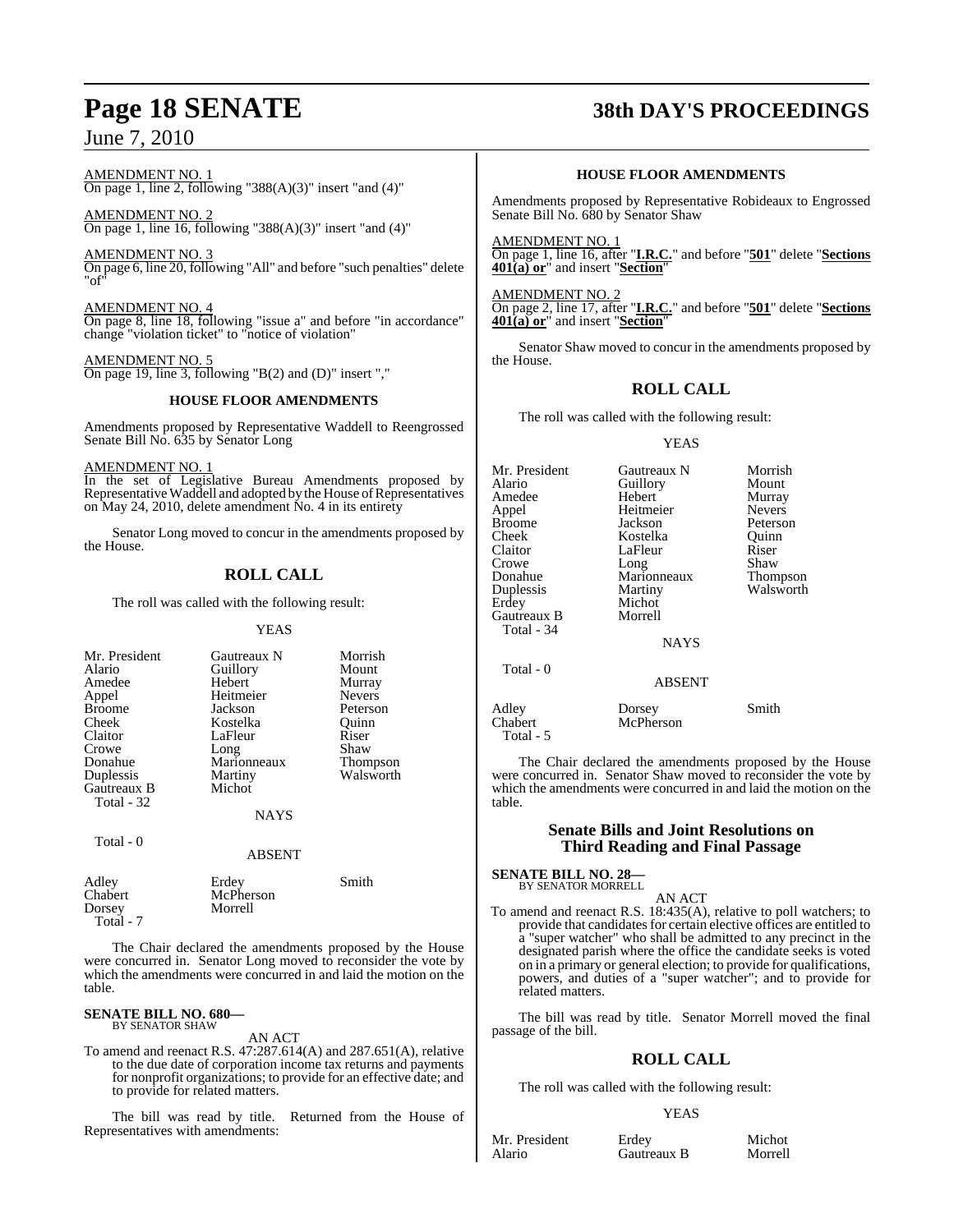AMENDMENT NO. 1
On page 1, line 2, following "388(A)(3)" insert "and (4)"

AMENDMENT NO. 2
On page 1, line 16, following "388(A)(3)" insert "and (4)"

AMENDMENT NO. 3
On page 6, line 20, following "All" and before "such penalties" delete "of"

AMENDMENT NO. 4
On page 8, line 18, following "issue a" and before "in accordance" change "violation ticket" to "notice of violation"

AMENDMENT NO. 5
On page 19, line 3, following "B(2) and (D)" insert ","

### HOUSE FLOOR AMENDMENTS

Amendments proposed by Representative Waddell to Reengrossed Senate Bill No. 635 by Senator Long

AMENDMENT NO. 1
In the set of Legislative Bureau Amendments proposed by Representative Waddell and adopted by the House of Representatives on May 24, 2010, delete amendment No. 4 in its entirety

Senator Long moved to concur in the amendments proposed by the House.

## ROLL CALL

The roll was called with the following result:

YEAS

| | | |
|---|---|---|
| Mr. President | Gautreaux N | Morrish |
| Alario | Guillory | Mount |
| Amedee | Hebert | Murray |
| Appel | Heitmeier | Nevers |
| Broome | Jackson | Peterson |
| Cheek | Kostelka | Quinn |
| Claitor | LaFleur | Riser |
| Crowe | Long | Shaw |
| Donahue | Marionneaux | Thompson |
| Duplessis | Martiny | Walsworth |
| Gautreaux B | Michot | |
| Total - 32 | | |

NAYS

Total - 0

ABSENT

| | | |
|---|---|---|
| Adley | Erdey | Smith |
| Chabert | McPherson | |
| Dorsey | Morrell | |
| Total - 7 | | |

The Chair declared the amendments proposed by the House were concurred in. Senator Long moved to reconsider the vote by which the amendments were concurred in and laid the motion on the table.

**SENATE BILL NO. 680—**
BY SENATOR SHAW

AN ACT

To amend and reenact R.S. 47:287.614(A) and 287.651(A), relative to the due date of corporation income tax returns and payments for nonprofit organizations; to provide for an effective date; and to provide for related matters.

The bill was read by title. Returned from the House of Representatives with amendments:

### HOUSE FLOOR AMENDMENTS

Amendments proposed by Representative Robideaux to Engrossed Senate Bill No. 680 by Senator Shaw

AMENDMENT NO. 1
On page 1, line 16, after "**I.R.C.**" and before "**501**" delete "**Sections 401(a) or**" and insert "**Section**"

AMENDMENT NO. 2
On page 2, line 17, after "**I.R.C.**" and before "**501**" delete "**Sections 401(a) or**" and insert "**Section**"

Senator Shaw moved to concur in the amendments proposed by the House.

## ROLL CALL

The roll was called with the following result:

YEAS

| | | |
|---|---|---|
| Mr. President | Gautreaux N | Morrish |
| Alario | Guillory | Mount |
| Amedee | Hebert | Murray |
| Appel | Heitmeier | Nevers |
| Broome | Jackson | Peterson |
| Cheek | Kostelka | Quinn |
| Claitor | LaFleur | Riser |
| Crowe | Long | Shaw |
| Donahue | Marionneaux | Thompson |
| Duplessis | Martiny | Walsworth |
| Erdey | Michot | |
| Gautreaux B | Morrell | |
| Total - 34 | | |

NAYS

Total - 0

ABSENT

| | | |
|---|---|---|
| Adley | Dorsey | Smith |
| Chabert | McPherson | |
| Total - 5 | | |

The Chair declared the amendments proposed by the House were concurred in. Senator Shaw moved to reconsider the vote by which the amendments were concurred in and laid the motion on the table.

## Senate Bills and Joint Resolutions on Third Reading and Final Passage

**SENATE BILL NO. 28—**
BY SENATOR MORRELL

AN ACT

To amend and reenact R.S. 18:435(A), relative to poll watchers; to provide that candidates for certain elective offices are entitled to a "super watcher" who shall be admitted to any precinct in the designated parish where the office the candidate seeks is voted on in a primary or general election; to provide for qualifications, powers, and duties of a "super watcher"; and to provide for related matters.

The bill was read by title. Senator Morrell moved the final passage of the bill.

## ROLL CALL

The roll was called with the following result:

YEAS

| | | |
|---|---|---|
| Mr. President | Erdey | Michot |
| Alario | Gautreaux B | Morrell |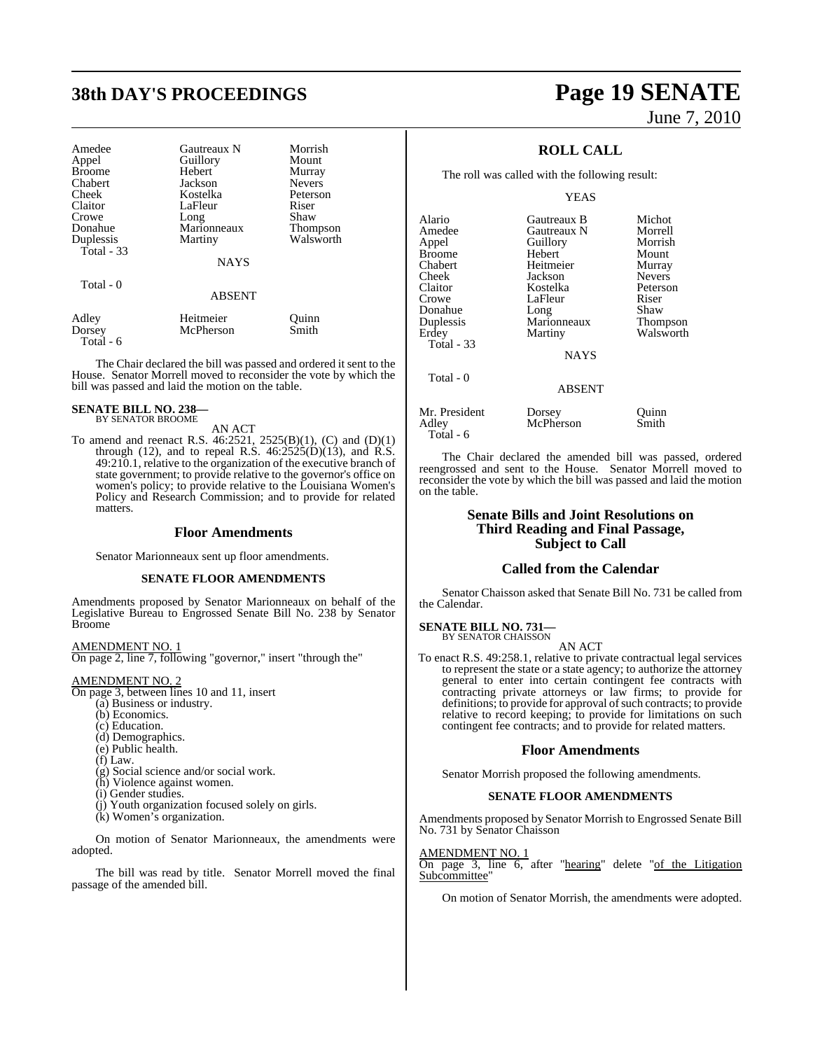| | | |
|---|---|---|
| Amedee | Gautreaux N | Morrish |
| Appel | Guillory | Mount |
| Broome | Hebert | Murray |
| Chabert | Jackson | Nevers |
| Cheek | Kostelka | Peterson |
| Claitor | LaFleur | Riser |
| Crowe | Long | Shaw |
| Donahue | Marionneaux | Thompson |
| Duplessis | Martiny | Walsworth |
| Total - 33 | | |

NAYS

Total - 0

ABSENT

| | | |
|---|---|---|
| Adley | Heitmeier | Quinn |
| Dorsey | McPherson | Smith |
| Total - 6 | | |

The Chair declared the bill was passed and ordered it sent to the House. Senator Morrell moved to reconsider the vote by which the bill was passed and laid the motion on the table.

**SENATE BILL NO. 238—**
BY SENATOR BROOME

AN ACT

To amend and reenact R.S. 46:2521, 2525(B)(1), (C) and (D)(1) through (12), and to repeal R.S. 46:2525(D)(13), and R.S. 49:210.1, relative to the organization of the executive branch of state government; to provide relative to the governor's office on women's policy; to provide relative to the Louisiana Women's Policy and Research Commission; and to provide for related matters.

## Floor Amendments

Senator Marionneaux sent up floor amendments.

### SENATE FLOOR AMENDMENTS

Amendments proposed by Senator Marionneaux on behalf of the Legislative Bureau to Engrossed Senate Bill No. 238 by Senator Broome

AMENDMENT NO. 1
On page 2, line 7, following "governor," insert "through the"

AMENDMENT NO. 2
On page 3, between lines 10 and 11, insert
(a) Business or industry.
(b) Economics.
(c) Education.
(d) Demographics.
(e) Public health.
(f) Law.
(g) Social science and/or social work.
(h) Violence against women.
(i) Gender studies.
(j) Youth organization focused solely on girls.
(k) Women's organization.

On motion of Senator Marionneaux, the amendments were adopted.

The bill was read by title. Senator Morrell moved the final passage of the amended bill.

## ROLL CALL

The roll was called with the following result:

YEAS

| | | |
|---|---|---|
| Alario | Gautreaux B | Michot |
| Amedee | Gautreaux N | Morrell |
| Appel | Guillory | Morrish |
| Broome | Hebert | Mount |
| Chabert | Heitmeier | Murray |
| Cheek | Jackson | Nevers |
| Claitor | Kostelka | Peterson |
| Crowe | LaFleur | Riser |
| Donahue | Long | Shaw |
| Duplessis | Marionneaux | Thompson |
| Erdey | Martiny | Walsworth |
| Total - 33 | | |

NAYS

Total - 0

ABSENT

| | | |
|---|---|---|
| Mr. President | Dorsey | Quinn |
| Adley | McPherson | Smith |
| Total - 6 | | |

The Chair declared the amended bill was passed, ordered reengrossed and sent to the House. Senator Morrell moved to reconsider the vote by which the bill was passed and laid the motion on the table.

## Senate Bills and Joint Resolutions on Third Reading and Final Passage, Subject to Call

## Called from the Calendar

Senator Chaisson asked that Senate Bill No. 731 be called from the Calendar.

**SENATE BILL NO. 731—**
BY SENATOR CHAISSON

AN ACT

To enact R.S. 49:258.1, relative to private contractual legal services to represent the state or a state agency; to authorize the attorney general to enter into certain contingent fee contracts with contracting private attorneys or law firms; to provide for definitions; to provide for approval of such contracts; to provide relative to record keeping; to provide for limitations on such contingent fee contracts; and to provide for related matters.

## Floor Amendments

Senator Morrish proposed the following amendments.

### SENATE FLOOR AMENDMENTS

Amendments proposed by Senator Morrish to Engrossed Senate Bill No. 731 by Senator Chaisson

AMENDMENT NO. 1
On page 3, line 6, after "hearing" delete "of the Litigation Subcommittee"

On motion of Senator Morrish, the amendments were adopted.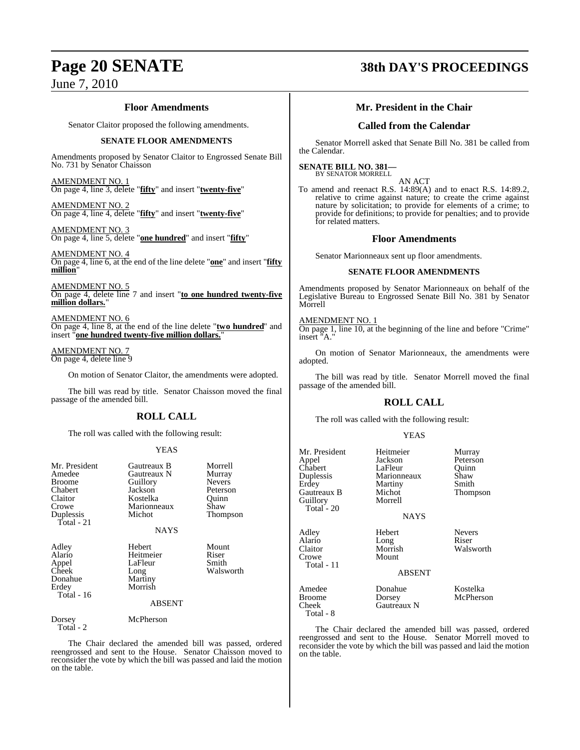## Floor Amendments

Senator Claitor proposed the following amendments.

### SENATE FLOOR AMENDMENTS

Amendments proposed by Senator Claitor to Engrossed Senate Bill No. 731 by Senator Chaisson

AMENDMENT NO. 1
On page 4, line 3, delete "**fifty**" and insert "**twenty-five**"

AMENDMENT NO. 2
On page 4, line 4, delete "**fifty**" and insert "**twenty-five**"

AMENDMENT NO. 3
On page 4, line 5, delete "**one hundred**" and insert "**fifty**"

AMENDMENT NO. 4
On page 4, line 6, at the end of the line delete "**one**" and insert "**fifty million**"

AMENDMENT NO. 5
On page 4, delete line 7 and insert "**to one hundred twenty-five million dollars.**"

AMENDMENT NO. 6
On page 4, line 8, at the end of the line delete "**two hundred**" and insert "**one hundred twenty-five million dollars.**"

AMENDMENT NO. 7
On page 4, delete line 9

On motion of Senator Claitor, the amendments were adopted.

The bill was read by title. Senator Chaisson moved the final passage of the amended bill.

## ROLL CALL

The roll was called with the following result:

YEAS

| | | |
|---|---|---|
| Mr. President | Gautreaux B | Morrell |
| Amedee | Gautreaux N | Murray |
| Broome | Guillory | Nevers |
| Chabert | Jackson | Peterson |
| Claitor | Kostelka | Quinn |
| Crowe | Marionneaux | Shaw |
| Duplessis | Michot | Thompson |

Total - 21

NAYS

| | | |
|---|---|---|
| Adley | Hebert | Mount |
| Alario | Heitmeier | Riser |
| Appel | LaFleur | Smith |
| Cheek | Long | Walsworth |
| Donahue | Martiny | |
| Erdey | Morrish | |

Total - 16

ABSENT

| | |
|---|---|
| Dorsey | McPherson |

Total - 2

The Chair declared the amended bill was passed, ordered reengrossed and sent to the House. Senator Chaisson moved to reconsider the vote by which the bill was passed and laid the motion on the table.

## Mr. President in the Chair

## Called from the Calendar

Senator Morrell asked that Senate Bill No. 381 be called from the Calendar.

**SENATE BILL NO. 381—**
BY SENATOR MORRELL

AN ACT

To amend and reenact R.S. 14:89(A) and to enact R.S. 14:89.2, relative to crime against nature; to create the crime against nature by solicitation; to provide for elements of a crime; to provide for definitions; to provide for penalties; and to provide for related matters.

## Floor Amendments

Senator Marionneaux sent up floor amendments.

### SENATE FLOOR AMENDMENTS

Amendments proposed by Senator Marionneaux on behalf of the Legislative Bureau to Engrossed Senate Bill No. 381 by Senator Morrell

AMENDMENT NO. 1
On page 1, line 10, at the beginning of the line and before "Crime" insert "A."

On motion of Senator Marionneaux, the amendments were adopted.

The bill was read by title. Senator Morrell moved the final passage of the amended bill.

## ROLL CALL

The roll was called with the following result:

YEAS

| | | |
|---|---|---|
| Mr. President | Heitmeier | Murray |
| Appel | Jackson | Peterson |
| Chabert | LaFleur | Quinn |
| Duplessis | Marionneaux | Shaw |
| Erdey | Martiny | Smith |
| Gautreaux B | Michot | Thompson |
| Guillory | Morrell | |

Total - 20

NAYS

| | | |
|---|---|---|
| Adley | Hebert | Nevers |
| Alario | Long | Riser |
| Claitor | Morrish | Walsworth |
| Crowe | Mount | |

Total - 11

ABSENT

| | | |
|---|---|---|
| Amedee | Donahue | Kostelka |
| Broome | Dorsey | McPherson |
| Cheek | Gautreaux N | |

Total - 8

The Chair declared the amended bill was passed, ordered reengrossed and sent to the House. Senator Morrell moved to reconsider the vote by which the bill was passed and laid the motion on the table.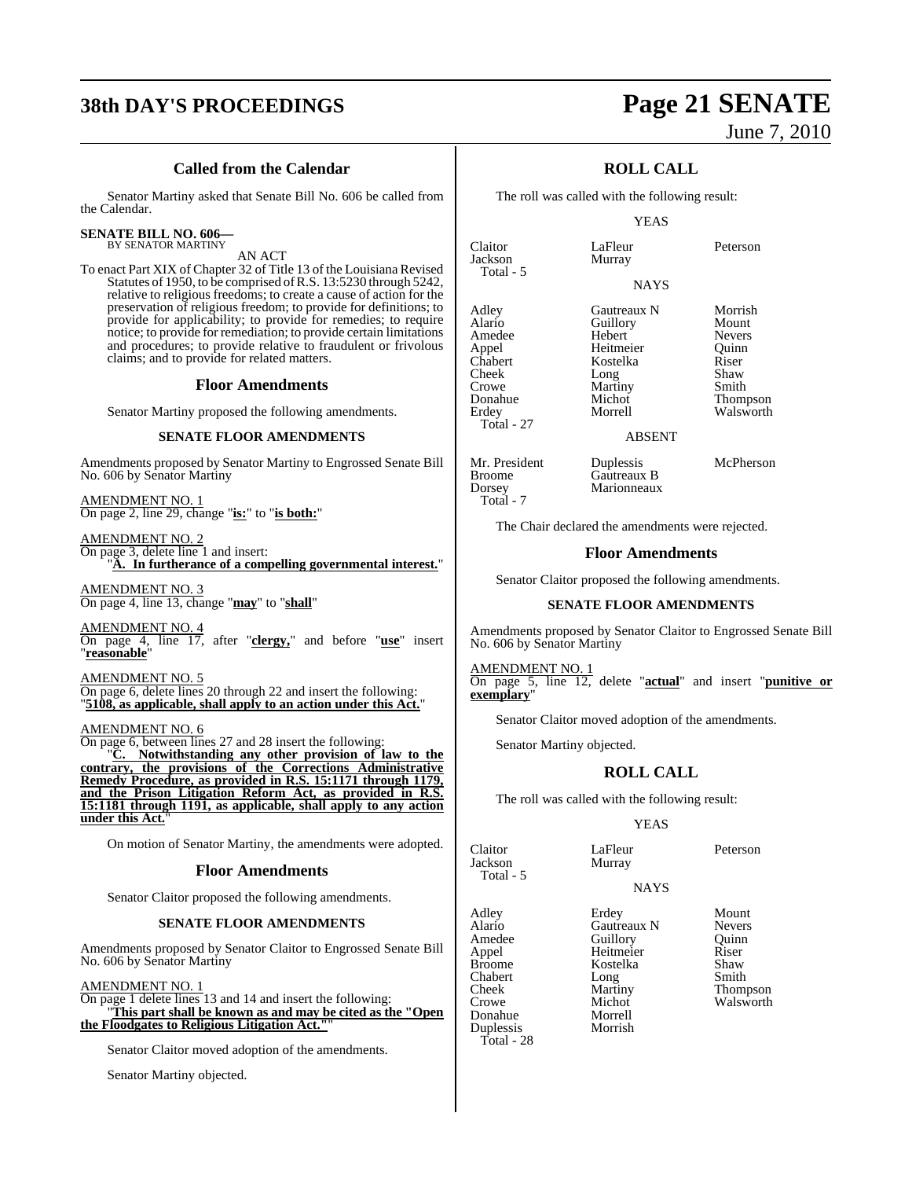## Called from the Calendar

Senator Martiny asked that Senate Bill No. 606 be called from the Calendar.

**SENATE BILL NO. 606—**
BY SENATOR MARTINY

AN ACT

To enact Part XIX of Chapter 32 of Title 13 of the Louisiana Revised Statutes of 1950, to be comprised of R.S. 13:5230 through 5242, relative to religious freedoms; to create a cause of action for the preservation of religious freedom; to provide for definitions; to provide for applicability; to provide for remedies; to require notice; to provide for remediation; to provide certain limitations and procedures; to provide relative to fraudulent or frivolous claims; and to provide for related matters.

## Floor Amendments

Senator Martiny proposed the following amendments.

### SENATE FLOOR AMENDMENTS

Amendments proposed by Senator Martiny to Engrossed Senate Bill No. 606 by Senator Martiny

AMENDMENT NO. 1
On page 2, line 29, change "**is:**" to "**is both:**"

AMENDMENT NO. 2
On page 3, delete line 1 and insert:
"**A. In furtherance of a compelling governmental interest.**"

AMENDMENT NO. 3
On page 4, line 13, change "**may**" to "**shall**"

AMENDMENT NO. 4
On page 4, line 17, after "**clergy,**" and before "**use**" insert "**reasonable**"

AMENDMENT NO. 5
On page 6, delete lines 20 through 22 and insert the following:
"**5108, as applicable, shall apply to an action under this Act.**"

AMENDMENT NO. 6
On page 6, between lines 27 and 28 insert the following:
"**C. Notwithstanding any other provision of law to the contrary, the provisions of the Corrections Administrative Remedy Procedure, as provided in R.S. 15:1171 through 1179, and the Prison Litigation Reform Act, as provided in R.S. 15:1181 through 1191, as applicable, shall apply to any action under this Act.**"

On motion of Senator Martiny, the amendments were adopted.

## Floor Amendments

Senator Claitor proposed the following amendments.

### SENATE FLOOR AMENDMENTS

Amendments proposed by Senator Claitor to Engrossed Senate Bill No. 606 by Senator Martiny

AMENDMENT NO. 1
On page 1 delete lines 13 and 14 and insert the following:
"**This part shall be known as and may be cited as the "Open the Floodgates to Religious Litigation Act."**"

Senator Claitor moved adoption of the amendments.

Senator Martiny objected.

## ROLL CALL

The roll was called with the following result:

YEAS

| | | |
|---|---|---|
| Claitor | LaFleur | Peterson |
| Jackson | Murray | |
| Total - 5 | | |

NAYS

| | | |
|---|---|---|
| Adley | Gautreaux N | Morrish |
| Alario | Guillory | Mount |
| Amedee | Hebert | Nevers |
| Appel | Heitmeier | Quinn |
| Chabert | Kostelka | Riser |
| Cheek | Long | Shaw |
| Crowe | Martiny | Smith |
| Donahue | Michot | Thompson |
| Erdey | Morrell | Walsworth |
| Total - 27 | | |

ABSENT

| | | |
|---|---|---|
| Mr. President | Duplessis | McPherson |
| Broome | Gautreaux B | |
| Dorsey | Marionneaux | |
| Total - 7 | | |

The Chair declared the amendments were rejected.

## Floor Amendments

Senator Claitor proposed the following amendments.

### SENATE FLOOR AMENDMENTS

Amendments proposed by Senator Claitor to Engrossed Senate Bill No. 606 by Senator Martiny

AMENDMENT NO. 1
On page 5, line 12, delete "**actual**" and insert "**punitive or exemplary**"

Senator Claitor moved adoption of the amendments.

Senator Martiny objected.

## ROLL CALL

The roll was called with the following result:

YEAS

| | | |
|---|---|---|
| Claitor | LaFleur | Peterson |
| Jackson | Murray | |
| Total - 5 | | |

NAYS

| | | |
|---|---|---|
| Adley | Erdey | Mount |
| Alario | Gautreaux N | Nevers |
| Amedee | Guillory | Quinn |
| Appel | Heitmeier | Riser |
| Broome | Kostelka | Shaw |
| Chabert | Long | Smith |
| Cheek | Martiny | Thompson |
| Crowe | Michot | Walsworth |
| Donahue | Morrell | |
| Duplessis | Morrish | |
| Total - 28 | | |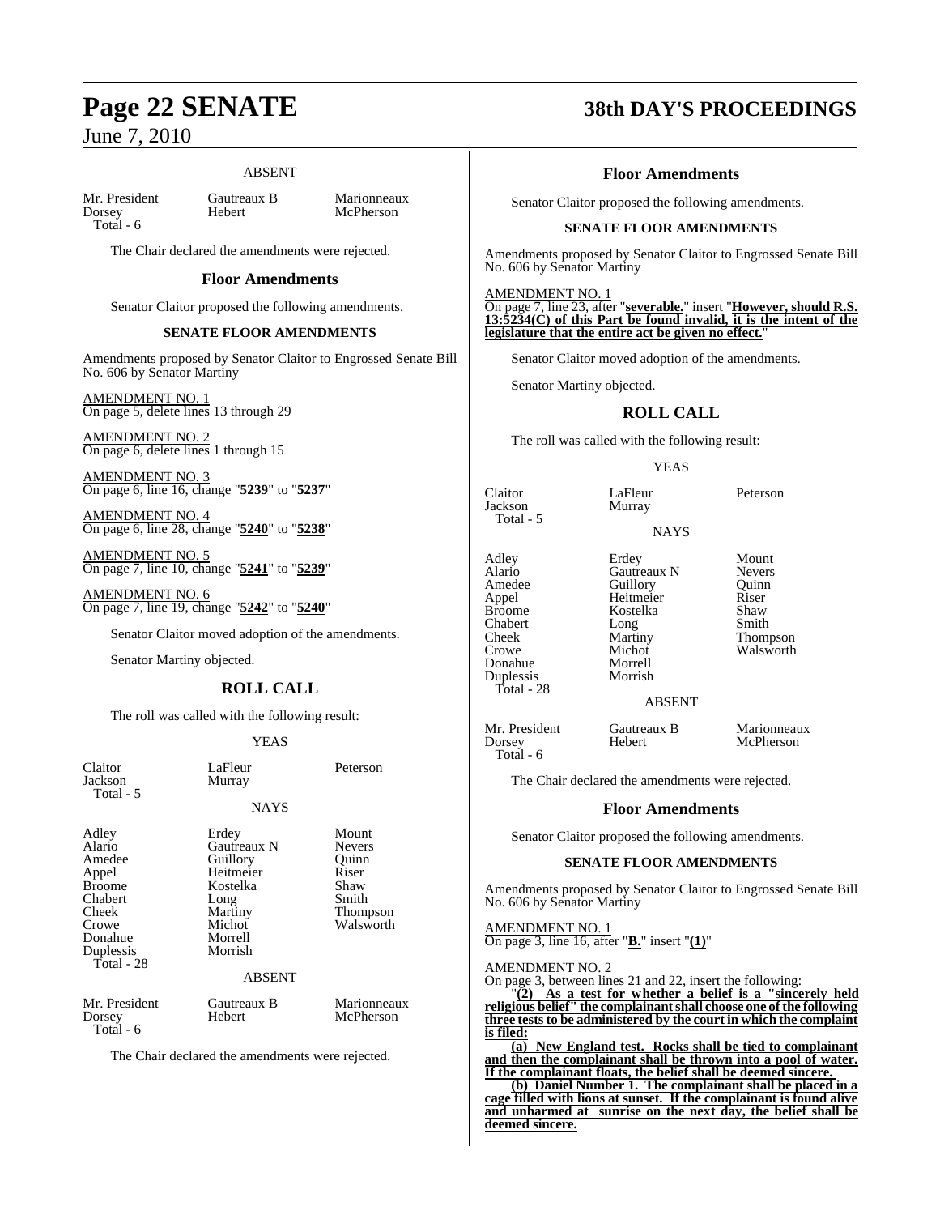ABSENT

| | | |
|---|---|---|
| Mr. President | Gautreaux B | Marionneaux |
| Dorsey | Hebert | McPherson |
| Total - 6 | | |

The Chair declared the amendments were rejected.

## Floor Amendments

Senator Claitor proposed the following amendments.

### SENATE FLOOR AMENDMENTS

Amendments proposed by Senator Claitor to Engrossed Senate Bill No. 606 by Senator Martiny

AMENDMENT NO. 1
On page 5, delete lines 13 through 29

AMENDMENT NO. 2
On page 6, delete lines 1 through 15

AMENDMENT NO. 3
On page 6, line 16, change "**5239**" to "**5237**"

AMENDMENT NO. 4
On page 6, line 28, change "**5240**" to "**5238**"

AMENDMENT NO. 5
On page 7, line 10, change "**5241**" to "**5239**"

AMENDMENT NO. 6
On page 7, line 19, change "**5242**" to "**5240**"

Senator Claitor moved adoption of the amendments.

Senator Martiny objected.

## ROLL CALL

The roll was called with the following result:

YEAS

| | | |
|---|---|---|
| Claitor | LaFleur | Peterson |
| Jackson | Murray | |
| Total - 5 | | |

NAYS

| | | |
|---|---|---|
| Adley | Erdey | Mount |
| Alario | Gautreaux N | Nevers |
| Amedee | Guillory | Quinn |
| Appel | Heitmeier | Riser |
| Broome | Kostelka | Shaw |
| Chabert | Long | Smith |
| Cheek | Martiny | Thompson |
| Crowe | Michot | Walsworth |
| Donahue | Morrell | |
| Duplessis | Morrish | |
| Total - 28 | | |

ABSENT

| | | |
|---|---|---|
| Mr. President | Gautreaux B | Marionneaux |
| Dorsey | Hebert | McPherson |
| Total - 6 | | |

The Chair declared the amendments were rejected.

## Floor Amendments

Senator Claitor proposed the following amendments.

### SENATE FLOOR AMENDMENTS

Amendments proposed by Senator Claitor to Engrossed Senate Bill No. 606 by Senator Martiny

AMENDMENT NO. 1
On page 7, line 23, after "**severable.**" insert "**However, should R.S. 13:5234(C) of this Part be found invalid, it is the intent of the legislature that the entire act be given no effect.**"

Senator Claitor moved adoption of the amendments.

Senator Martiny objected.

## ROLL CALL

The roll was called with the following result:

YEAS

| | | |
|---|---|---|
| Claitor | LaFleur | Peterson |
| Jackson | Murray | |
| Total - 5 | | |

NAYS

| | | |
|---|---|---|
| Adley | Erdey | Mount |
| Alario | Gautreaux N | Nevers |
| Amedee | Guillory | Quinn |
| Appel | Heitmeier | Riser |
| Broome | Kostelka | Shaw |
| Chabert | Long | Smith |
| Cheek | Martiny | Thompson |
| Crowe | Michot | Walsworth |
| Donahue | Morrell | |
| Duplessis | Morrish | |
| Total - 28 | | |

ABSENT

| | | |
|---|---|---|
| Mr. President | Gautreaux B | Marionneaux |
| Dorsey | Hebert | McPherson |
| Total - 6 | | |

The Chair declared the amendments were rejected.

## Floor Amendments

Senator Claitor proposed the following amendments.

### SENATE FLOOR AMENDMENTS

Amendments proposed by Senator Claitor to Engrossed Senate Bill No. 606 by Senator Martiny

AMENDMENT NO. 1
On page 3, line 16, after "**B.**" insert "**(1)**"

AMENDMENT NO. 2
On page 3, between lines 21 and 22, insert the following:

"**(2) As a test for whether a belief is a "sincerely held religious belief" the complainant shall choose one of the following three tests to be administered by the court in which the complaint is filed:**

**(a) New England test. Rocks shall be tied to complainant and then the complainant shall be thrown into a pool of water. If the complainant floats, the belief shall be deemed sincere.**

**(b) Daniel Number 1. The complainant shall be placed in a cage filled with lions at sunset. If the complainant is found alive and unharmed at sunrise on the next day, the belief shall be deemed sincere.**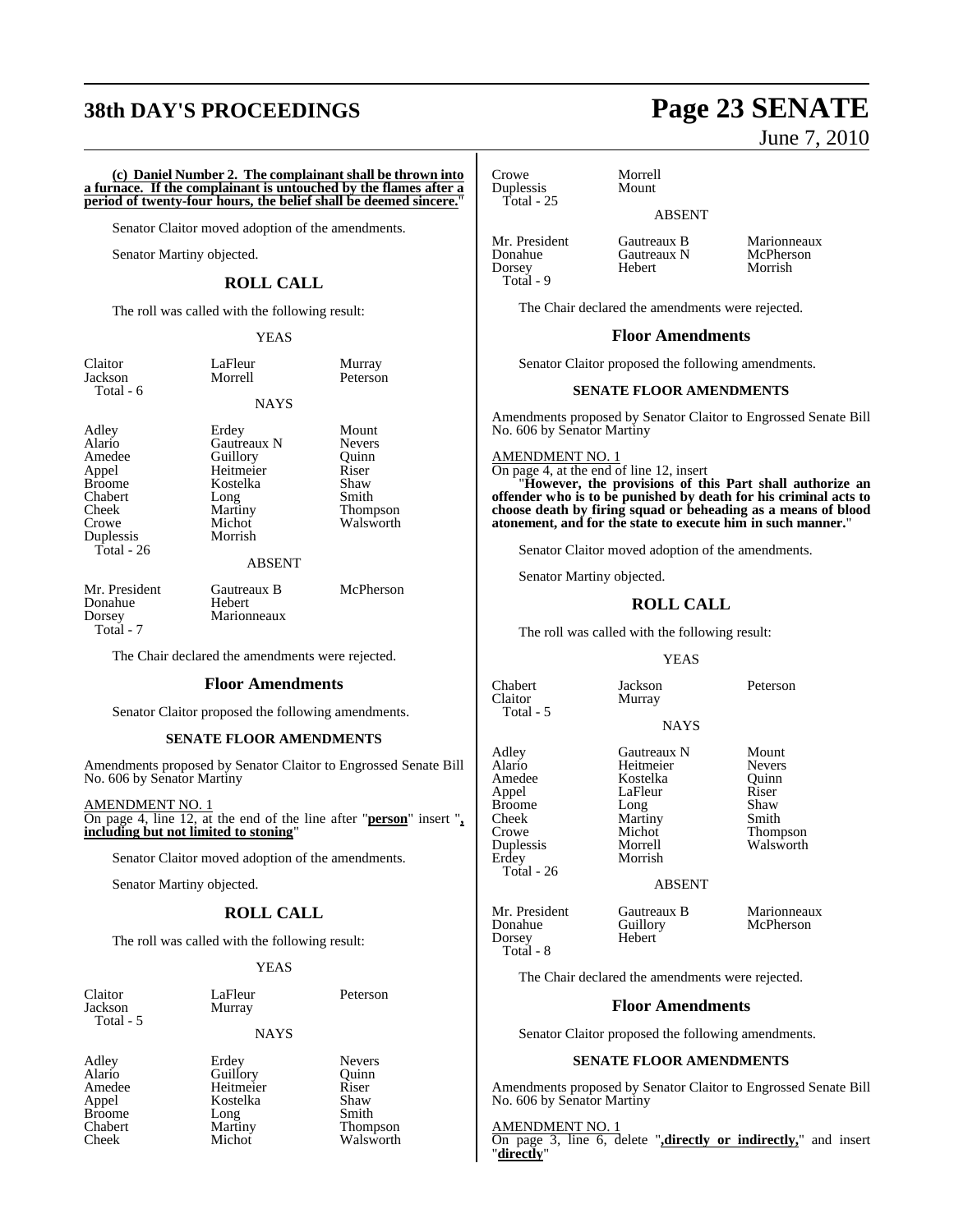**(c) Daniel Number 2. The complainant shall be thrown into a furnace. If the complainant is untouched by the flames after a period of twenty-four hours, the belief shall be deemed sincere.**"

Senator Claitor moved adoption of the amendments.

Senator Martiny objected.

## ROLL CALL

The roll was called with the following result:

YEAS

| | | |
|---|---|---|
| Claitor | LaFleur | Murray |
| Jackson | Morrell | Peterson |

Total - 6

NAYS

| | | |
|---|---|---|
| Adley | Erdey | Mount |
| Alario | Gautreaux N | Nevers |
| Amedee | Guillory | Quinn |
| Appel | Heitmeier | Riser |
| Broome | Kostelka | Shaw |
| Chabert | Long | Smith |
| Cheek | Martiny | Thompson |
| Crowe | Michot | Walsworth |
| Duplessis | Morrish | |

Total - 26

ABSENT

| | | |
|---|---|---|
| Mr. President | Gautreaux B | McPherson |
| Donahue | Hebert | |
| Dorsey | Marionneaux | |

Total - 7

The Chair declared the amendments were rejected.

## Floor Amendments

Senator Claitor proposed the following amendments.

### SENATE FLOOR AMENDMENTS

Amendments proposed by Senator Claitor to Engrossed Senate Bill No. 606 by Senator Martiny

AMENDMENT NO. 1

On page 4, line 12, at the end of the line after "**person**" insert "**, including but not limited to stoning**"

Senator Claitor moved adoption of the amendments.

Senator Martiny objected.

## ROLL CALL

The roll was called with the following result:

YEAS

| | | |
|---|---|---|
| Claitor | LaFleur | Peterson |
| Jackson | Murray | |

Total - 5

NAYS

| | | |
|---|---|---|
| Adley | Erdey | Nevers |
| Alario | Guillory | Quinn |
| Amedee | Heitmeier | Riser |
| Appel | Kostelka | Shaw |
| Broome | Long | Smith |
| Chabert | Martiny | Thompson |
| Cheek | Michot | Walsworth |
| Crowe | Morrell | |
| Duplessis | Mount | |

Total - 25

ABSENT

| | | |
|---|---|---|
| Mr. President | Gautreaux B | Marionneaux |
| Donahue | Gautreaux N | McPherson |
| Dorsey | Hebert | Morrish |

Total - 9

The Chair declared the amendments were rejected.

## Floor Amendments

Senator Claitor proposed the following amendments.

### SENATE FLOOR AMENDMENTS

Amendments proposed by Senator Claitor to Engrossed Senate Bill No. 606 by Senator Martiny

AMENDMENT NO. 1

On page 4, at the end of line 12, insert

"**However, the provisions of this Part shall authorize an offender who is to be punished by death for his criminal acts to choose death by firing squad or beheading as a means of blood atonement, and for the state to execute him in such manner.**"

Senator Claitor moved adoption of the amendments.

Senator Martiny objected.

## ROLL CALL

The roll was called with the following result:

YEAS

| | | |
|---|---|---|
| Chabert | Jackson | Peterson |
| Claitor | Murray | |

Total - 5

NAYS

| | | |
|---|---|---|
| Adley | Gautreaux N | Mount |
| Alario | Heitmeier | Nevers |
| Amedee | Kostelka | Quinn |
| Appel | LaFleur | Riser |
| Broome | Long | Shaw |
| Cheek | Martiny | Smith |
| Crowe | Michot | Thompson |
| Duplessis | Morrell | Walsworth |
| Erdey | Morrish | |

Total - 26

ABSENT

| | | |
|---|---|---|
| Mr. President | Gautreaux B | Marionneaux |
| Donahue | Guillory | McPherson |
| Dorsey | Hebert | |

Total - 8

The Chair declared the amendments were rejected.

## Floor Amendments

Senator Claitor proposed the following amendments.

### SENATE FLOOR AMENDMENTS

Amendments proposed by Senator Claitor to Engrossed Senate Bill No. 606 by Senator Martiny

AMENDMENT NO. 1

On page 3, line 6, delete "**,directly or indirectly,**" and insert "**directly**"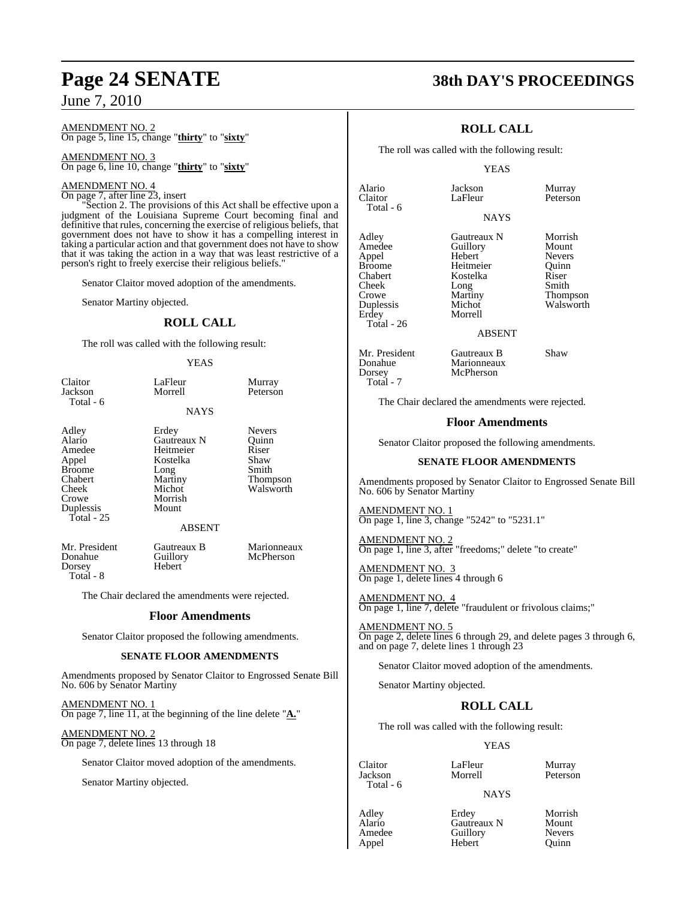AMENDMENT NO. 2
On page 5, line 15, change "**thirty**" to "**sixty**"

AMENDMENT NO. 3
On page 6, line 10, change "**thirty**" to "**sixty**"

AMENDMENT NO. 4
On page 7, after line 23, insert

"Section 2. The provisions of this Act shall be effective upon a judgment of the Louisiana Supreme Court becoming final and definitive that rules, concerning the exercise of religious beliefs, that government does not have to show it has a compelling interest in taking a particular action and that government does not have to show that it was taking the action in a way that was least restrictive of a person's right to freely exercise their religious beliefs."

Senator Claitor moved adoption of the amendments.

Senator Martiny objected.

## ROLL CALL

The roll was called with the following result:

YEAS

| | | |
|---|---|---|
| Claitor | LaFleur | Murray |
| Jackson | Morrell | Peterson |
| Total - 6 | | |

NAYS

| | | |
|---|---|---|
| Adley | Erdey | Nevers |
| Alario | Gautreaux N | Quinn |
| Amedee | Heitmeier | Riser |
| Appel | Kostelka | Shaw |
| Broome | Long | Smith |
| Chabert | Martiny | Thompson |
| Cheek | Michot | Walsworth |
| Crowe | Morrish | |
| Duplessis | Mount | |
| Total - 25 | | |

ABSENT

| | | |
|---|---|---|
| Mr. President | Gautreaux B | Marionneaux |
| Donahue | Guillory | McPherson |
| Dorsey | Hebert | |
| Total - 8 | | |

The Chair declared the amendments were rejected.

## Floor Amendments

Senator Claitor proposed the following amendments.

### SENATE FLOOR AMENDMENTS

Amendments proposed by Senator Claitor to Engrossed Senate Bill No. 606 by Senator Martiny

AMENDMENT NO. 1
On page 7, line 11, at the beginning of the line delete "**A.**"

AMENDMENT NO. 2
On page 7, delete lines 13 through 18

Senator Claitor moved adoption of the amendments.

Senator Martiny objected.

## ROLL CALL

The roll was called with the following result:

YEAS

| | | |
|---|---|---|
| Alario | Jackson | Murray |
| Claitor | LaFleur | Peterson |
| Total - 6 | | |

NAYS

| | | |
|---|---|---|
| Adley | Gautreaux N | Morrish |
| Amedee | Guillory | Mount |
| Appel | Hebert | Nevers |
| Broome | Heitmeier | Quinn |
| Chabert | Kostelka | Riser |
| Cheek | Long | Smith |
| Crowe | Martiny | Thompson |
| Duplessis | Michot | Walsworth |
| Erdey | Morrell | |
| Total - 26 | | |

ABSENT

| | | |
|---|---|---|
| Mr. President | Gautreaux B | Shaw |
| Donahue | Marionneaux | |
| Dorsey | McPherson | |
| Total - 7 | | |

The Chair declared the amendments were rejected.

## Floor Amendments

Senator Claitor proposed the following amendments.

### SENATE FLOOR AMENDMENTS

Amendments proposed by Senator Claitor to Engrossed Senate Bill No. 606 by Senator Martiny

AMENDMENT NO. 1
On page 1, line 3, change "5242" to "5231.1"

AMENDMENT NO. 2
On page 1, line 3, after "freedoms;" delete "to create"

AMENDMENT NO. 3
On page 1, delete lines 4 through 6

AMENDMENT NO. 4
On page 1, line 7, delete "fraudulent or frivolous claims;"

AMENDMENT NO. 5
On page 2, delete lines 6 through 29, and delete pages 3 through 6, and on page 7, delete lines 1 through 23

Senator Claitor moved adoption of the amendments.

Senator Martiny objected.

## ROLL CALL

The roll was called with the following result:

YEAS

| | | |
|---|---|---|
| Claitor | LaFleur | Murray |
| Jackson | Morrell | Peterson |
| Total - 6 | | |

NAYS

| | | |
|---|---|---|
| Adley | Erdey | Morrish |
| Alario | Gautreaux N | Mount |
| Amedee | Guillory | Nevers |
| Appel | Hebert | Quinn |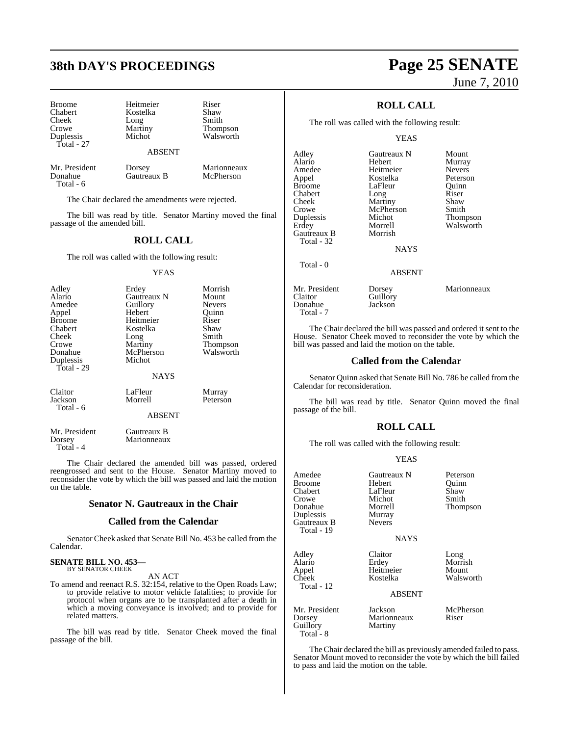| | | |
|---|---|---|
| Broome | Heitmeier | Riser |
| Chabert | Kostelka | Shaw |
| Cheek | Long | Smith |
| Crowe | Martiny | Thompson |
| Duplessis | Michot | Walsworth |
| Total - 27 | | |

ABSENT

| | | |
|---|---|---|
| Mr. President | Dorsey | Marionneaux |
| Donahue | Gautreaux B | McPherson |
| Total - 6 | | |

The Chair declared the amendments were rejected.

The bill was read by title. Senator Martiny moved the final passage of the amended bill.

## ROLL CALL

The roll was called with the following result:

YEAS

| | | |
|---|---|---|
| Adley | Erdey | Morrish |
| Alario | Gautreaux N | Mount |
| Amedee | Guillory | Nevers |
| Appel | Hebert | Quinn |
| Broome | Heitmeier | Riser |
| Chabert | Kostelka | Shaw |
| Cheek | Long | Smith |
| Crowe | Martiny | Thompson |
| Donahue | McPherson | Walsworth |
| Duplessis | Michot | |
| Total - 29 | | |

NAYS

| | | |
|---|---|---|
| Claitor | LaFleur | Murray |
| Jackson | Morrell | Peterson |
| Total - 6 | | |

ABSENT

| | |
|---|---|
| Mr. President | Gautreaux B |
| Dorsey | Marionneaux |
| Total - 4 | |

The Chair declared the amended bill was passed, ordered reengrossed and sent to the House. Senator Martiny moved to reconsider the vote by which the bill was passed and laid the motion on the table.

## Senator N. Gautreaux in the Chair

## Called from the Calendar

Senator Cheek asked that Senate Bill No. 453 be called from the Calendar.

**SENATE BILL NO. 453—**
BY SENATOR CHEEK

AN ACT

To amend and reenact R.S. 32:154, relative to the Open Roads Law; to provide relative to motor vehicle fatalities; to provide for protocol when organs are to be transplanted after a death in which a moving conveyance is involved; and to provide for related matters.

The bill was read by title. Senator Cheek moved the final passage of the bill.

## ROLL CALL

The roll was called with the following result:

YEAS

| | | |
|---|---|---|
| Adley | Gautreaux N | Mount |
| Alario | Hebert | Murray |
| Amedee | Heitmeier | Nevers |
| Appel | Kostelka | Peterson |
| Broome | LaFleur | Quinn |
| Chabert | Long | Riser |
| Cheek | Martiny | Shaw |
| Crowe | McPherson | Smith |
| Duplessis | Michot | Thompson |
| Erdey | Morrell | Walsworth |
| Gautreaux B | Morrish | |
| Total - 32 | | |

NAYS

Total - 0

ABSENT

| | | |
|---|---|---|
| Mr. President | Dorsey | Marionneaux |
| Claitor | Guillory | |
| Donahue | Jackson | |
| Total - 7 | | |

The Chair declared the bill was passed and ordered it sent to the House. Senator Cheek moved to reconsider the vote by which the bill was passed and laid the motion on the table.

## Called from the Calendar

Senator Quinn asked that Senate Bill No. 786 be called from the Calendar for reconsideration.

The bill was read by title. Senator Quinn moved the final passage of the bill.

## ROLL CALL

The roll was called with the following result:

YEAS

| | | |
|---|---|---|
| Amedee | Gautreaux N | Peterson |
| Broome | Hebert | Quinn |
| Chabert | LaFleur | Shaw |
| Crowe | Michot | Smith |
| Donahue | Morrell | Thompson |
| Duplessis | Murray | |
| Gautreaux B | Nevers | |
| Total - 19 | | |

NAYS

| | | |
|---|---|---|
| Adley | Claitor | Long |
| Alario | Erdey | Morrish |
| Appel | Heitmeier | Mount |
| Cheek | Kostelka | Walsworth |
| Total - 12 | | |

ABSENT

| | | |
|---|---|---|
| Mr. President | Jackson | McPherson |
| Dorsey | Marionneaux | Riser |
| Guillory | Martiny | |
| Total - 8 | | |

The Chair declared the bill as previously amended failed to pass. Senator Mount moved to reconsider the vote by which the bill failed to pass and laid the motion on the table.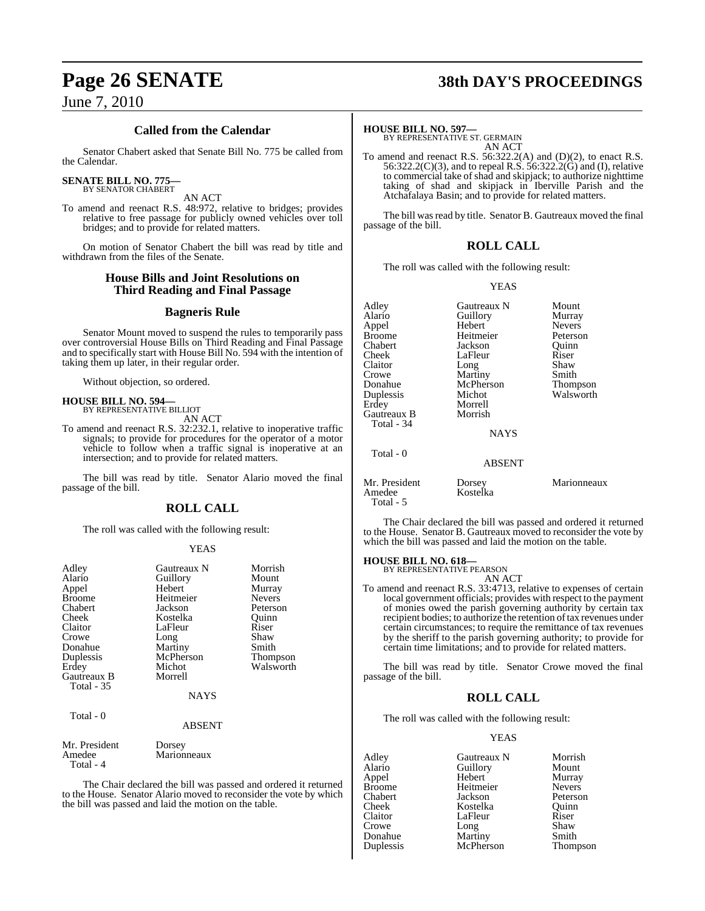### Called from the Calendar

Senator Chabert asked that Senate Bill No. 775 be called from the Calendar.

**SENATE BILL NO. 775—**
BY SENATOR CHABERT

AN ACT

To amend and reenact R.S. 48:972, relative to bridges; provides relative to free passage for publicly owned vehicles over toll bridges; and to provide for related matters.

On motion of Senator Chabert the bill was read by title and withdrawn from the files of the Senate.

### House Bills and Joint Resolutions on Third Reading and Final Passage

### Bagneris Rule

Senator Mount moved to suspend the rules to temporarily pass over controversial House Bills on Third Reading and Final Passage and to specifically start with House Bill No. 594 with the intention of taking them up later, in their regular order.

Without objection, so ordered.

**HOUSE BILL NO. 594—**
BY REPRESENTATIVE BILLIOT

AN ACT

To amend and reenact R.S. 32:232.1, relative to inoperative traffic signals; to provide for procedures for the operator of a motor vehicle to follow when a traffic signal is inoperative at an intersection; and to provide for related matters.

The bill was read by title. Senator Alario moved the final passage of the bill.

### ROLL CALL

The roll was called with the following result:

YEAS

| | | |
|---|---|---|
| Adley | Gautreaux N | Morrish |
| Alario | Guillory | Mount |
| Appel | Hebert | Murray |
| Broome | Heitmeier | Nevers |
| Chabert | Jackson | Peterson |
| Cheek | Kostelka | Quinn |
| Claitor | LaFleur | Riser |
| Crowe | Long | Shaw |
| Donahue | Martiny | Smith |
| Duplessis | McPherson | Thompson |
| Erdey | Michot | Walsworth |
| Gautreaux B | Morrell | |
| Total - 35 | | |

NAYS

Total - 0

ABSENT

| | |
|---|---|
| Mr. President | Dorsey |
| Amedee | Marionneaux |
| Total - 4 | |

The Chair declared the bill was passed and ordered it returned to the House. Senator Alario moved to reconsider the vote by which the bill was passed and laid the motion on the table.

**HOUSE BILL NO. 597—**
BY REPRESENTATIVE ST. GERMAIN

AN ACT

To amend and reenact R.S. 56:322.2(A) and (D)(2), to enact R.S. 56:322.2(C)(3), and to repeal R.S. 56:322.2(G) and (I), relative to commercial take of shad and skipjack; to authorize nighttime taking of shad and skipjack in Iberville Parish and the Atchafalaya Basin; and to provide for related matters.

The bill was read by title. Senator B. Gautreaux moved the final passage of the bill.

### ROLL CALL

The roll was called with the following result:

YEAS

| | | |
|---|---|---|
| Adley | Gautreaux N | Mount |
| Alario | Guillory | Murray |
| Appel | Hebert | Nevers |
| Broome | Heitmeier | Peterson |
| Chabert | Jackson | Quinn |
| Cheek | LaFleur | Riser |
| Claitor | Long | Shaw |
| Crowe | Martiny | Smith |
| Donahue | McPherson | Thompson |
| Duplessis | Michot | Walsworth |
| Erdey | Morrell | |
| Gautreaux B | Morrish | |
| Total - 34 | | |

NAYS

Total - 0

ABSENT

| | | |
|---|---|---|
| Mr. President | Dorsey | Marionneaux |
| Amedee | Kostelka | |
| Total - 5 | | |

The Chair declared the bill was passed and ordered it returned to the House. Senator B. Gautreaux moved to reconsider the vote by which the bill was passed and laid the motion on the table.

**HOUSE BILL NO. 618—**
BY REPRESENTATIVE PEARSON

AN ACT

To amend and reenact R.S. 33:4713, relative to expenses of certain local government officials; provides with respect to the payment of monies owed the parish governing authority by certain tax recipient bodies; to authorize the retention of tax revenues under certain circumstances; to require the remittance of tax revenues by the sheriff to the parish governing authority; to provide for certain time limitations; and to provide for related matters.

The bill was read by title. Senator Crowe moved the final passage of the bill.

### ROLL CALL

The roll was called with the following result:

YEAS

| | | |
|---|---|---|
| Adley | Gautreaux N | Morrish |
| Alario | Guillory | Mount |
| Appel | Hebert | Murray |
| Broome | Heitmeier | Nevers |
| Chabert | Jackson | Peterson |
| Cheek | Kostelka | Quinn |
| Claitor | LaFleur | Riser |
| Crowe | Long | Shaw |
| Donahue | Martiny | Smith |
| Duplessis | McPherson | Thompson |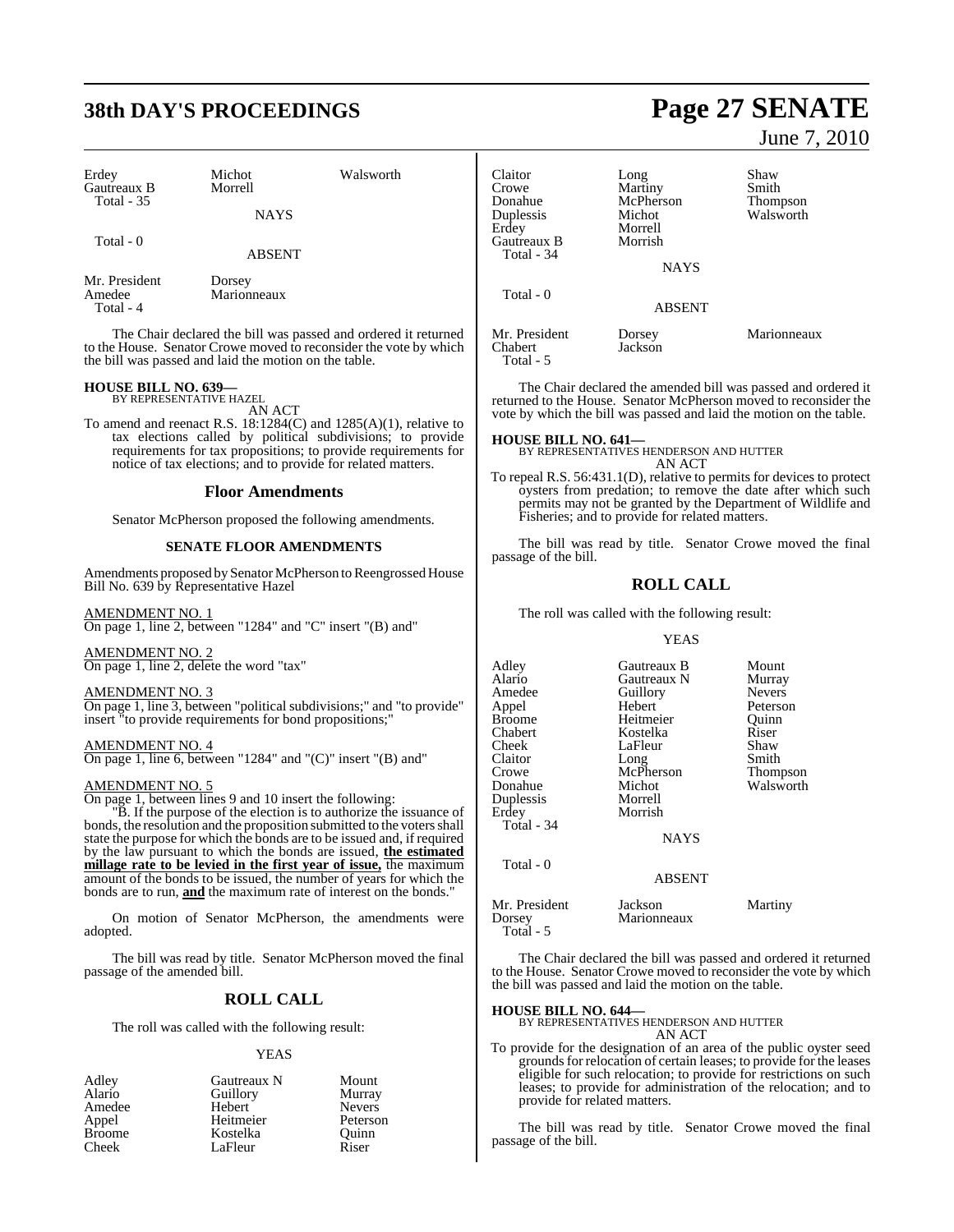| | | |
|---|---|---|
| Erdey | Michot | Walsworth |
| Gautreaux B | Morrell | |
| Total - 35 | | |

NAYS

Total - 0

ABSENT

| | |
|---|---|
| Mr. President | Dorsey |
| Amedee | Marionneaux |
| Total - 4 | |

The Chair declared the bill was passed and ordered it returned to the House. Senator Crowe moved to reconsider the vote by which the bill was passed and laid the motion on the table.

**HOUSE BILL NO. 639—**
BY REPRESENTATIVE HAZEL
AN ACT

To amend and reenact R.S. 18:1284(C) and 1285(A)(1), relative to tax elections called by political subdivisions; to provide requirements for tax propositions; to provide requirements for notice of tax elections; and to provide for related matters.

## Floor Amendments

Senator McPherson proposed the following amendments.

### SENATE FLOOR AMENDMENTS

Amendments proposed by Senator McPherson to Reengrossed House Bill No. 639 by Representative Hazel

AMENDMENT NO. 1
On page 1, line 2, between "1284" and "C" insert "(B) and"

AMENDMENT NO. 2
On page 1, line 2, delete the word "tax"

AMENDMENT NO. 3
On page 1, line 3, between "political subdivisions;" and "to provide" insert "to provide requirements for bond propositions;"

AMENDMENT NO. 4
On page 1, line 6, between "1284" and "(C)" insert "(B) and"

AMENDMENT NO. 5
On page 1, between lines 9 and 10 insert the following:

"B. If the purpose of the election is to authorize the issuance of bonds, the resolution and the proposition submitted to the voters shall state the purpose for which the bonds are to be issued and, if required by the law pursuant to which the bonds are issued, **the estimated millage rate to be levied in the first year of issue,** the maximum amount of the bonds to be issued, the number of years for which the bonds are to run, **and** the maximum rate of interest on the bonds."

On motion of Senator McPherson, the amendments were adopted.

The bill was read by title. Senator McPherson moved the final passage of the amended bill.

## ROLL CALL

The roll was called with the following result:

YEAS

| | | |
|---|---|---|
| Adley | Gautreaux N | Mount |
| Alario | Guillory | Murray |
| Amedee | Hebert | Nevers |
| Appel | Heitmeier | Peterson |
| Broome | Kostelka | Quinn |
| Cheek | LaFleur | Riser |
| Claitor | Long | Shaw |
| Crowe | Martiny | Smith |
| Donahue | McPherson | Thompson |
| Duplessis | Michot | Walsworth |
| Erdey | Morrell | |
| Gautreaux B | Morrish | |
| Total - 34 | | |

NAYS

Total - 0

ABSENT

| | | |
|---|---|---|
| Mr. President | Dorsey | Marionneaux |
| Chabert | Jackson | |
| Total - 5 | | |

The Chair declared the amended bill was passed and ordered it returned to the House. Senator McPherson moved to reconsider the vote by which the bill was passed and laid the motion on the table.

**HOUSE BILL NO. 641—**
BY REPRESENTATIVES HENDERSON AND HUTTER
AN ACT

To repeal R.S. 56:431.1(D), relative to permits for devices to protect oysters from predation; to remove the date after which such permits may not be granted by the Department of Wildlife and Fisheries; and to provide for related matters.

The bill was read by title. Senator Crowe moved the final passage of the bill.

## ROLL CALL

The roll was called with the following result:

YEAS

| | | |
|---|---|---|
| Adley | Gautreaux B | Mount |
| Alario | Gautreaux N | Murray |
| Amedee | Guillory | Nevers |
| Appel | Hebert | Peterson |
| Broome | Heitmeier | Quinn |
| Chabert | Kostelka | Riser |
| Cheek | LaFleur | Shaw |
| Claitor | Long | Smith |
| Crowe | McPherson | Thompson |
| Donahue | Michot | Walsworth |
| Duplessis | Morrell | |
| Erdey | Morrish | |
| Total - 34 | | |

NAYS

Total - 0

ABSENT

| | | |
|---|---|---|
| Mr. President | Jackson | Martiny |
| Dorsey | Marionneaux | |
| Total - 5 | | |

The Chair declared the bill was passed and ordered it returned to the House. Senator Crowe moved to reconsider the vote by which the bill was passed and laid the motion on the table.

**HOUSE BILL NO. 644—**
BY REPRESENTATIVES HENDERSON AND HUTTER
AN ACT

To provide for the designation of an area of the public oyster seed grounds for relocation of certain leases; to provide for the leases eligible for such relocation; to provide for restrictions on such leases; to provide for administration of the relocation; and to provide for related matters.

The bill was read by title. Senator Crowe moved the final passage of the bill.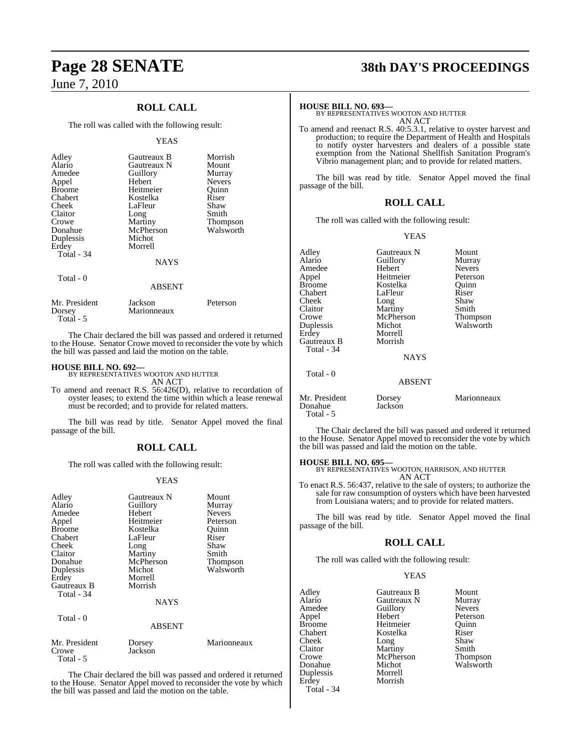## ROLL CALL

The roll was called with the following result:

YEAS

| | | |
|---|---|---|
| Adley | Gautreaux B | Morrish |
| Alario | Gautreaux N | Mount |
| Amedee | Guillory | Murray |
| Appel | Hebert | Nevers |
| Broome | Heitmeier | Quinn |
| Chabert | Kostelka | Riser |
| Cheek | LaFleur | Shaw |
| Claitor | Long | Smith |
| Crowe | Martiny | Thompson |
| Donahue | McPherson | Walsworth |
| Duplessis | Michot | |
| Erdey | Morrell | |
| Total - 34 | | |

NAYS

Total - 0

ABSENT

| | | |
|---|---|---|
| Mr. President | Jackson | Peterson |
| Dorsey | Marionneaux | |
| Total - 5 | | |

The Chair declared the bill was passed and ordered it returned to the House. Senator Crowe moved to reconsider the vote by which the bill was passed and laid the motion on the table.

**HOUSE BILL NO. 692—**
BY REPRESENTATIVES WOOTON AND HUTTER
AN ACT

To amend and reenact R.S. 56:426(D), relative to recordation of oyster leases; to extend the time within which a lease renewal must be recorded; and to provide for related matters.

The bill was read by title. Senator Appel moved the final passage of the bill.

## ROLL CALL

The roll was called with the following result:

YEAS

| | | |
|---|---|---|
| Adley | Gautreaux N | Mount |
| Alario | Guillory | Murray |
| Amedee | Hebert | Nevers |
| Appel | Heitmeier | Peterson |
| Broome | Kostelka | Quinn |
| Chabert | LaFleur | Riser |
| Cheek | Long | Shaw |
| Claitor | Martiny | Smith |
| Donahue | McPherson | Thompson |
| Duplessis | Michot | Walsworth |
| Erdey | Morrell | |
| Gautreaux B | Morrish | |
| Total - 34 | | |

NAYS

Total - 0

ABSENT

| | | |
|---|---|---|
| Mr. President | Dorsey | Marionneaux |
| Crowe | Jackson | |
| Total - 5 | | |

The Chair declared the bill was passed and ordered it returned to the House. Senator Appel moved to reconsider the vote by which the bill was passed and laid the motion on the table.

**HOUSE BILL NO. 693—**
BY REPRESENTATIVES WOOTON AND HUTTER
AN ACT

To amend and reenact R.S. 40:5.3.1, relative to oyster harvest and production; to require the Department of Health and Hospitals to notify oyster harvesters and dealers of a possible state exemption from the National Shellfish Sanitation Program's Vibrio management plan; and to provide for related matters.

The bill was read by title. Senator Appel moved the final passage of the bill.

## ROLL CALL

The roll was called with the following result:

YEAS

| | | |
|---|---|---|
| Adley | Gautreaux N | Mount |
| Alario | Guillory | Murray |
| Amedee | Hebert | Nevers |
| Appel | Heitmeier | Peterson |
| Broome | Kostelka | Quinn |
| Chabert | LaFleur | Riser |
| Cheek | Long | Shaw |
| Claitor | Martiny | Smith |
| Crowe | McPherson | Thompson |
| Duplessis | Michot | Walsworth |
| Erdey | Morrell | |
| Gautreaux B | Morrish | |
| Total - 34 | | |

NAYS

Total - 0

ABSENT

| | | |
|---|---|---|
| Mr. President | Dorsey | Marionneaux |
| Donahue | Jackson | |
| Total - 5 | | |

The Chair declared the bill was passed and ordered it returned to the House. Senator Appel moved to reconsider the vote by which the bill was passed and laid the motion on the table.

**HOUSE BILL NO. 695—**
BY REPRESENTATIVES WOOTON, HARRISON, AND HUTTER
AN ACT

To enact R.S. 56:437, relative to the sale of oysters; to authorize the sale for raw consumption of oysters which have been harvested from Louisiana waters; and to provide for related matters.

The bill was read by title. Senator Appel moved the final passage of the bill.

## ROLL CALL

The roll was called with the following result:

YEAS

| | | |
|---|---|---|
| Adley | Gautreaux B | Mount |
| Alario | Gautreaux N | Murray |
| Amedee | Guillory | Nevers |
| Appel | Hebert | Peterson |
| Broome | Heitmeier | Quinn |
| Chabert | Kostelka | Riser |
| Cheek | Long | Shaw |
| Claitor | Martiny | Smith |
| Crowe | McPherson | Thompson |
| Donahue | Michot | Walsworth |
| Duplessis | Morrell | |
| Erdey | Morrish | |
| Total - 34 | | |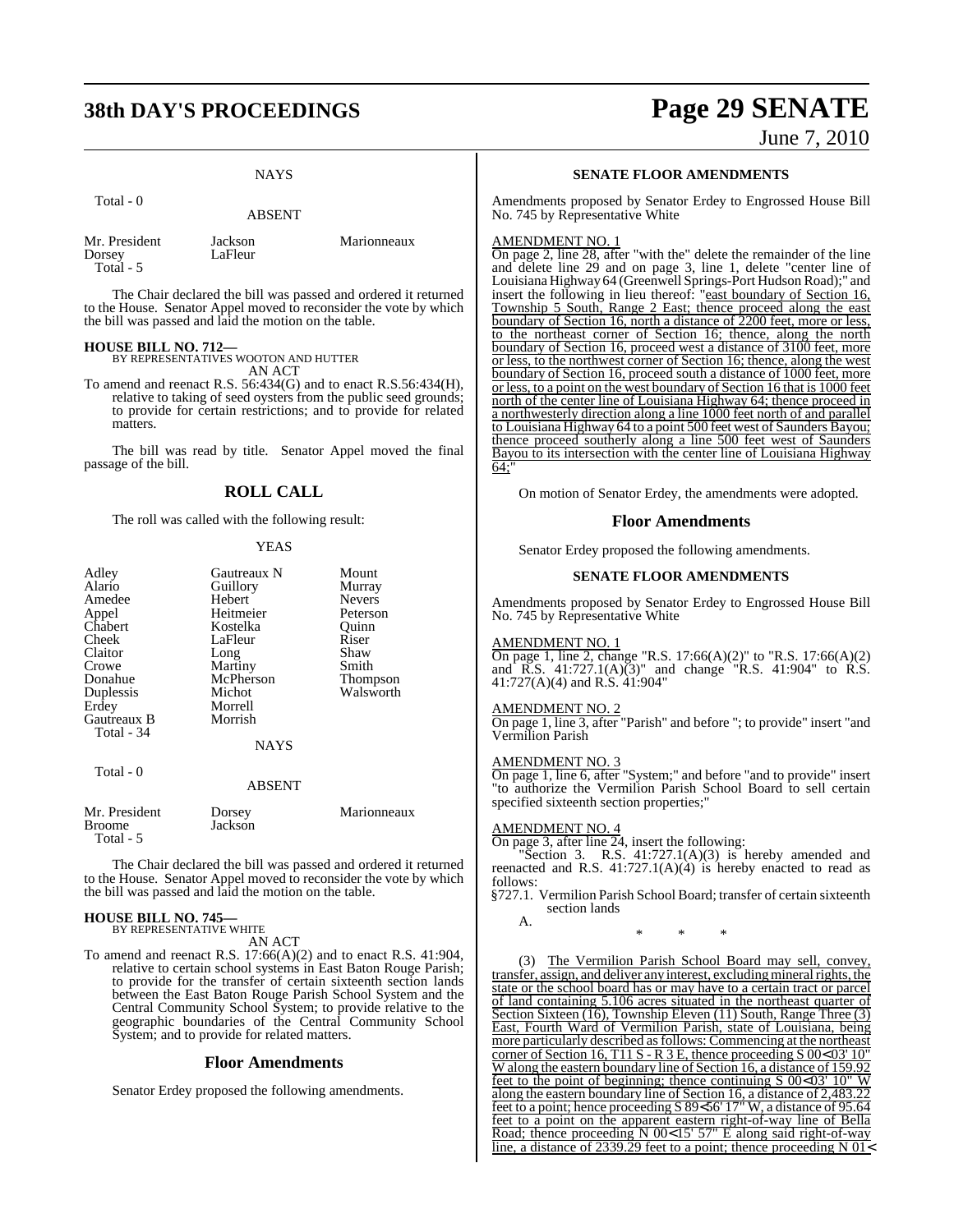NAYS

Total - 0

ABSENT

| | | |
|---|---|---|
| Mr. President | Jackson | Marionneaux |
| Dorsey | LaFleur | |
| Total - 5 | | |

The Chair declared the bill was passed and ordered it returned to the House. Senator Appel moved to reconsider the vote by which the bill was passed and laid the motion on the table.

**HOUSE BILL NO. 712—**
BY REPRESENTATIVES WOOTON AND HUTTER
AN ACT

To amend and reenact R.S. 56:434(G) and to enact R.S.56:434(H), relative to taking of seed oysters from the public seed grounds; to provide for certain restrictions; and to provide for related matters.

The bill was read by title. Senator Appel moved the final passage of the bill.

## ROLL CALL

The roll was called with the following result:

YEAS

| | | |
|---|---|---|
| Adley | Gautreaux N | Mount |
| Alario | Guillory | Murray |
| Amedee | Hebert | Nevers |
| Appel | Heitmeier | Peterson |
| Chabert | Kostelka | Quinn |
| Cheek | LaFleur | Riser |
| Claitor | Long | Shaw |
| Crowe | Martiny | Smith |
| Donahue | McPherson | Thompson |
| Duplessis | Michot | Walsworth |
| Erdey | Morrell | |
| Gautreaux B | Morrish | |
| Total - 34 | | |

NAYS

Total - 0

ABSENT

| | | |
|---|---|---|
| Mr. President | Dorsey | Marionneaux |
| Broome | Jackson | |
| Total - 5 | | |

The Chair declared the bill was passed and ordered it returned to the House. Senator Appel moved to reconsider the vote by which the bill was passed and laid the motion on the table.

**HOUSE BILL NO. 745—**
BY REPRESENTATIVE WHITE
AN ACT

To amend and reenact R.S. 17:66(A)(2) and to enact R.S. 41:904, relative to certain school systems in East Baton Rouge Parish; to provide for the transfer of certain sixteenth section lands between the East Baton Rouge Parish School System and the Central Community School System; to provide relative to the geographic boundaries of the Central Community School System; and to provide for related matters.

## Floor Amendments

Senator Erdey proposed the following amendments.

**SENATE FLOOR AMENDMENTS**

Amendments proposed by Senator Erdey to Engrossed House Bill No. 745 by Representative White

AMENDMENT NO. 1

On page 2, line 28, after "with the" delete the remainder of the line and delete line 29 and on page 3, line 1, delete "center line of Louisiana Highway 64 (Greenwell Springs-Port Hudson Road);" and insert the following in lieu thereof: "east boundary of Section 16, Township 5 South, Range 2 East; thence proceed along the east boundary of Section 16, north a distance of 2200 feet, more or less, to the northeast corner of Section 16; thence, along the north boundary of Section 16, proceed west a distance of 3100 feet, more or less, to the northwest corner of Section 16; thence, along the west boundary of Section 16, proceed south a distance of 1000 feet, more or less, to a point on the west boundary of Section 16 that is 1000 feet north of the center line of Louisiana Highway 64; thence proceed in a northwesterly direction along a line 1000 feet north of and parallel to Louisiana Highway 64 to a point 500 feet west of Saunders Bayou; thence proceed southerly along a line 500 feet west of Saunders Bayou to its intersection with the center line of Louisiana Highway 64;"

On motion of Senator Erdey, the amendments were adopted.

## Floor Amendments

Senator Erdey proposed the following amendments.

**SENATE FLOOR AMENDMENTS**

Amendments proposed by Senator Erdey to Engrossed House Bill No. 745 by Representative White

AMENDMENT NO. 1

On page 1, line 2, change "R.S. 17:66(A)(2)" to "R.S. 17:66(A)(2) and R.S. 41:727.1(A)(3)" and change "R.S. 41:904" to R.S. 41:727(A)(4) and R.S. 41:904"

AMENDMENT NO. 2

On page 1, line 3, after "Parish" and before "; to provide" insert "and Vermilion Parish

AMENDMENT NO. 3

On page 1, line 6, after "System;" and before "and to provide" insert "to authorize the Vermilion Parish School Board to sell certain specified sixteenth section properties;"

AMENDMENT NO. 4

On page 3, after line 24, insert the following:

"Section 3. R.S. 41:727.1(A)(3) is hereby amended and reenacted and R.S. 41:727.1(A)(4) is hereby enacted to read as follows:

§727.1. Vermilion Parish School Board; transfer of certain sixteenth section lands

A.

\* \* \*

(3) The Vermilion Parish School Board may sell, convey, transfer, assign, and deliver any interest, excluding mineral rights, the state or the school board has or may have to a certain tract or parcel of land containing 5.106 acres situated in the northeast quarter of Section Sixteen (16), Township Eleven (11) South, Range Three (3) East, Fourth Ward of Vermilion Parish, state of Louisiana, being more particularly described as follows: Commencing at the northeast corner of Section 16, T11 S - R 3 E, thence proceeding S 00<03' 10" W along the eastern boundary line of Section 16, a distance of 159.92 feet to the point of beginning; thence continuing S 00<03' 10" W along the eastern boundary line of Section 16, a distance of 2,483.22 feet to a point; hence proceeding S 89<56' 17" W, a distance of 95.64 feet to a point on the apparent eastern right-of-way line of Bella Road; thence proceeding N 00<15' 57" E along said right-of-way line, a distance of 2339.29 feet to a point; thence proceeding N 01<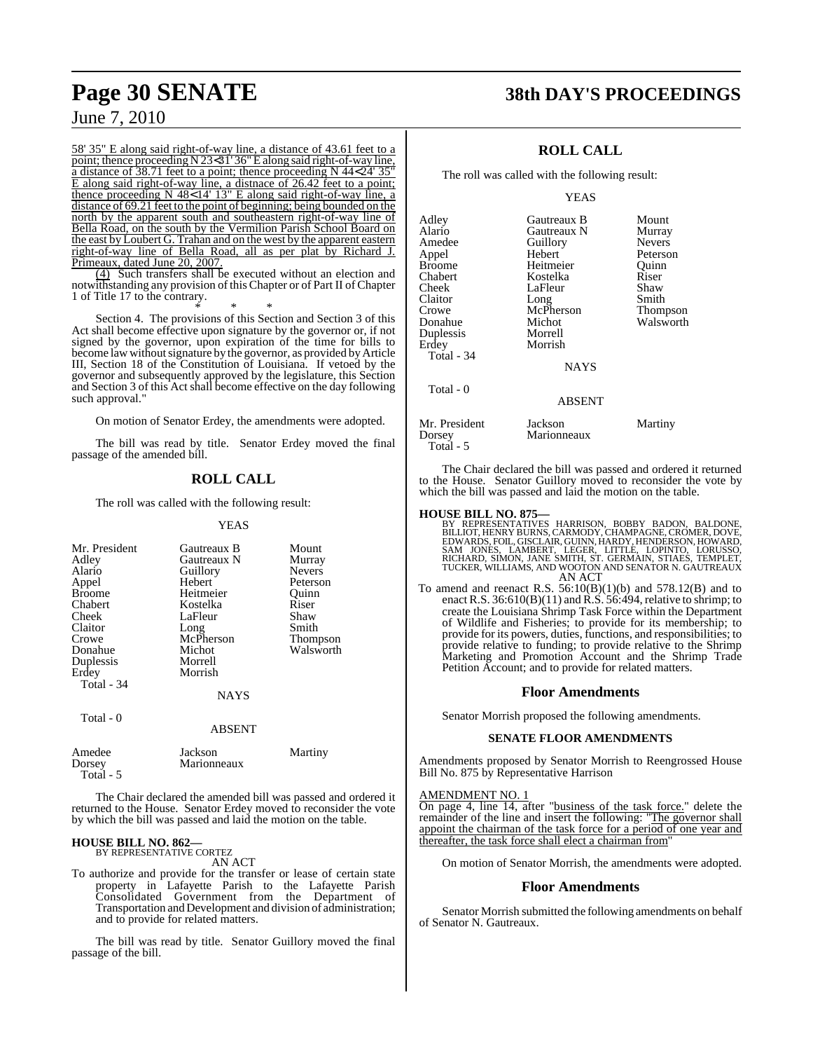58' 35" E along said right-of-way line, a distance of 43.61 feet to a point; thence proceeding N 23<31' 36" E along said right-of-way line, a distance of 38.71 feet to a point; thence proceeding N 44<24' 35" E along said right-of-way line, a distnace of 26.42 feet to a point; thence proceeding N 48<14' 13" E along said right-of-way line, a distance of 69.21 feet to the point of beginning; being bounded on the north by the apparent south and southeastern right-of-way line of Bella Road, on the south by the Vermilion Parish School Board on the east by Loubert G. Trahan and on the west by the apparent eastern right-of-way line of Bella Road, all as per plat by Richard J. Primeaux, dated June 20, 2007.

(4) Such transfers shall be executed without an election and notwithstanding any provision of this Chapter or of Part II of Chapter 1 of Title 17 to the contrary.

\* \* \*

Section 4. The provisions of this Section and Section 3 of this Act shall become effective upon signature by the governor or, if not signed by the governor, upon expiration of the time for bills to become law without signature by the governor, as provided by Article III, Section 18 of the Constitution of Louisiana. If vetoed by the governor and subsequently approved by the legislature, this Section and Section 3 of this Act shall become effective on the day following such approval."

On motion of Senator Erdey, the amendments were adopted.

The bill was read by title. Senator Erdey moved the final passage of the amended bill.

## ROLL CALL

The roll was called with the following result:

YEAS

| | | |
|---|---|---|
| Mr. President | Gautreaux B | Mount |
| Adley | Gautreaux N | Murray |
| Alario | Guillory | Nevers |
| Appel | Hebert | Peterson |
| Broome | Heitmeier | Quinn |
| Chabert | Kostelka | Riser |
| Cheek | LaFleur | Shaw |
| Claitor | Long | Smith |
| Crowe | McPherson | Thompson |
| Donahue | Michot | Walsworth |
| Duplessis | Morrell | |
| Erdey | Morrish | |

Total - 34

NAYS

Total - 0

ABSENT

| | | |
|---|---|---|
| Amedee | Jackson | Martiny |
| Dorsey | Marionneaux | |

Total - 5

The Chair declared the amended bill was passed and ordered it returned to the House. Senator Erdey moved to reconsider the vote by which the bill was passed and laid the motion on the table.

**HOUSE BILL NO. 862—**
BY REPRESENTATIVE CORTEZ
AN ACT

To authorize and provide for the transfer or lease of certain state property in Lafayette Parish to the Lafayette Parish Consolidated Government from the Department of Transportation and Development and division of administration; and to provide for related matters.

The bill was read by title. Senator Guillory moved the final passage of the bill.

## ROLL CALL

The roll was called with the following result:

YEAS

| | | |
|---|---|---|
| Adley | Gautreaux B | Mount |
| Alario | Gautreaux N | Murray |
| Amedee | Guillory | Nevers |
| Appel | Hebert | Peterson |
| Broome | Heitmeier | Quinn |
| Chabert | Kostelka | Riser |
| Cheek | LaFleur | Shaw |
| Claitor | Long | Smith |
| Crowe | McPherson | Thompson |
| Donahue | Michot | Walsworth |
| Duplessis | Morrell | |
| Erdey | Morrish | |

Total - 34

NAYS

Total - 0

ABSENT

| | | |
|---|---|---|
| Mr. President | Jackson | Martiny |
| Dorsey | Marionneaux | |

Total - 5

The Chair declared the bill was passed and ordered it returned to the House. Senator Guillory moved to reconsider the vote by which the bill was passed and laid the motion on the table.

**HOUSE BILL NO. 875—**
BY REPRESENTATIVES HARRISON, BOBBY BADON, BALDONE, BILLIOT, HENRY BURNS, CARMODY, CHAMPAGNE, CROMER, DOVE, EDWARDS, FOIL, GISCLAIR, GUINN, HARDY, HENDERSON, HOWARD, SAM JONES, LAMBERT, LEGER, LITTLE, LOPINTO, LORUSSO, RICHARD, SIMON, JANE SMITH, ST. GERMAIN, STIAES, TEMPLET, TUCKER, WILLIAMS, AND WOOTON AND SENATOR N. GAUTREAUX
AN ACT

To amend and reenact R.S. 56:10(B)(1)(b) and 578.12(B) and to enact R.S. 36:610(B)(11) and R.S. 56:494, relative to shrimp; to create the Louisiana Shrimp Task Force within the Department of Wildlife and Fisheries; to provide for its membership; to provide for its powers, duties, functions, and responsibilities; to provide relative to funding; to provide relative to the Shrimp Marketing and Promotion Account and the Shrimp Trade Petition Account; and to provide for related matters.

### Floor Amendments

Senator Morrish proposed the following amendments.

#### SENATE FLOOR AMENDMENTS

Amendments proposed by Senator Morrish to Reengrossed House Bill No. 875 by Representative Harrison

AMENDMENT NO. 1

On page 4, line 14, after "business of the task force." delete the remainder of the line and insert the following: "The governor shall appoint the chairman of the task force for a period of one year and thereafter, the task force shall elect a chairman from"

On motion of Senator Morrish, the amendments were adopted.

### Floor Amendments

Senator Morrish submitted the following amendments on behalf of Senator N. Gautreaux.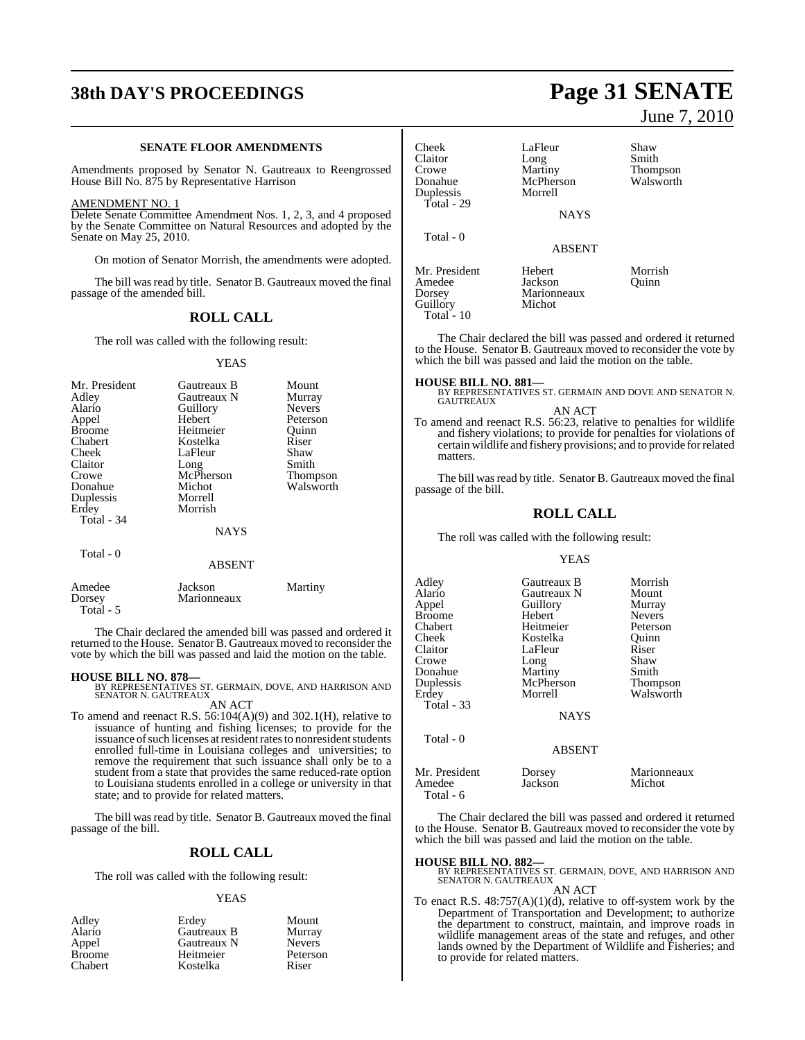**SENATE FLOOR AMENDMENTS**

Amendments proposed by Senator N. Gautreaux to Reengrossed House Bill No. 875 by Representative Harrison

AMENDMENT NO. 1

Delete Senate Committee Amendment Nos. 1, 2, 3, and 4 proposed by the Senate Committee on Natural Resources and adopted by the Senate on May 25, 2010.

On motion of Senator Morrish, the amendments were adopted.

The bill was read by title. Senator B. Gautreaux moved the final passage of the amended bill.

## ROLL CALL

The roll was called with the following result:

YEAS

| | | |
|---|---|---|
| Mr. President | Gautreaux B | Mount |
| Adley | Gautreaux N | Murray |
| Alario | Guillory | Nevers |
| Appel | Hebert | Peterson |
| Broome | Heitmeier | Quinn |
| Chabert | Kostelka | Riser |
| Cheek | LaFleur | Shaw |
| Claitor | Long | Smith |
| Crowe | McPherson | Thompson |
| Donahue | Michot | Walsworth |
| Duplessis | Morrell | |
| Erdey | Morrish | |
| Total - 34 | | |

NAYS

Total - 0

ABSENT

| | | |
|---|---|---|
| Amedee | Jackson | Martiny |
| Dorsey | Marionneaux | |
| Total - 5 | | |

The Chair declared the amended bill was passed and ordered it returned to the House. Senator B. Gautreaux moved to reconsider the vote by which the bill was passed and laid the motion on the table.

**HOUSE BILL NO. 878—**
BY REPRESENTATIVES ST. GERMAIN, DOVE, AND HARRISON AND SENATOR N. GAUTREAUX
AN ACT

To amend and reenact R.S. 56:104(A)(9) and 302.1(H), relative to issuance of hunting and fishing licenses; to provide for the issuance of such licenses at resident rates to nonresident students enrolled full-time in Louisiana colleges and universities; to remove the requirement that such issuance shall only be to a student from a state that provides the same reduced-rate option to Louisiana students enrolled in a college or university in that state; and to provide for related matters.

The bill was read by title. Senator B. Gautreaux moved the final passage of the bill.

## ROLL CALL

The roll was called with the following result:

YEAS

| | | |
|---|---|---|
| Adley | Erdey | Mount |
| Alario | Gautreaux B | Murray |
| Appel | Gautreaux N | Nevers |
| Broome | Heitmeier | Peterson |
| Chabert | Kostelka | Riser |
| Cheek | LaFleur | Shaw |
| Claitor | Long | Smith |
| Crowe | Martiny | Thompson |
| Donahue | McPherson | Walsworth |
| Duplessis | Morrell | |
| Total - 29 | | |

NAYS

Total - 0

ABSENT

| | | |
|---|---|---|
| Mr. President | Hebert | Morrish |
| Amedee | Jackson | Quinn |
| Dorsey | Marionneaux | |
| Guillory | Michot | |
| Total - 10 | | |

The Chair declared the bill was passed and ordered it returned to the House. Senator B. Gautreaux moved to reconsider the vote by which the bill was passed and laid the motion on the table.

**HOUSE BILL NO. 881—**
BY REPRESENTATIVES ST. GERMAIN AND DOVE AND SENATOR N. GAUTREAUX
AN ACT

To amend and reenact R.S. 56:23, relative to penalties for wildlife and fishery violations; to provide for penalties for violations of certain wildlife and fishery provisions; and to provide for related matters.

The bill was read by title. Senator B. Gautreaux moved the final passage of the bill.

## ROLL CALL

The roll was called with the following result:

YEAS

| | | |
|---|---|---|
| Adley | Gautreaux B | Morrish |
| Alario | Gautreaux N | Mount |
| Appel | Guillory | Murray |
| Broome | Hebert | Nevers |
| Chabert | Heitmeier | Peterson |
| Cheek | Kostelka | Quinn |
| Claitor | LaFleur | Riser |
| Crowe | Long | Shaw |
| Donahue | Martiny | Smith |
| Duplessis | McPherson | Thompson |
| Erdey | Morrell | Walsworth |
| Total - 33 | | |

NAYS

Total - 0

ABSENT

| | | |
|---|---|---|
| Mr. President | Dorsey | Marionneaux |
| Amedee | Jackson | Michot |
| Total - 6 | | |

The Chair declared the bill was passed and ordered it returned to the House. Senator B. Gautreaux moved to reconsider the vote by which the bill was passed and laid the motion on the table.

**HOUSE BILL NO. 882—**
BY REPRESENTATIVES ST. GERMAIN, DOVE, AND HARRISON AND SENATOR N. GAUTREAUX
AN ACT

To enact R.S. 48:757(A)(1)(d), relative to off-system work by the Department of Transportation and Development; to authorize the department to construct, maintain, and improve roads in wildlife management areas of the state and refuges, and other lands owned by the Department of Wildlife and Fisheries; and to provide for related matters.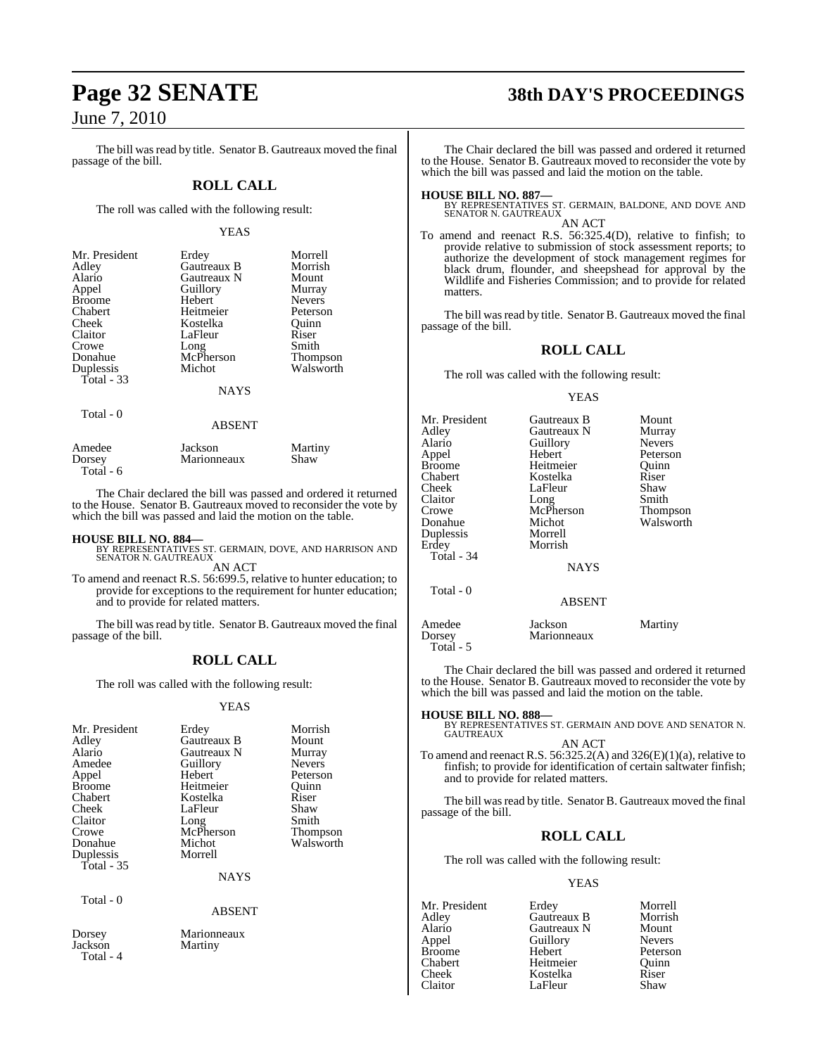The bill was read by title. Senator B. Gautreaux moved the final passage of the bill.

## ROLL CALL

The roll was called with the following result:

YEAS

| | | |
|---|---|---|
| Mr. President | Erdey | Morrell |
| Adley | Gautreaux B | Morrish |
| Alario | Gautreaux N | Mount |
| Appel | Guillory | Murray |
| Broome | Hebert | Nevers |
| Chabert | Heitmeier | Peterson |
| Cheek | Kostelka | Quinn |
| Claitor | LaFleur | Riser |
| Crowe | Long | Smith |
| Donahue | McPherson | Thompson |
| Duplessis | Michot | Walsworth |
| Total - 33 | | |

NAYS

Total - 0

ABSENT

| | | |
|---|---|---|
| Amedee | Jackson | Martiny |
| Dorsey | Marionneaux | Shaw |
| Total - 6 | | |

The Chair declared the bill was passed and ordered it returned to the House. Senator B. Gautreaux moved to reconsider the vote by which the bill was passed and laid the motion on the table.

**HOUSE BILL NO. 884—**
BY REPRESENTATIVES ST. GERMAIN, DOVE, AND HARRISON AND SENATOR N. GAUTREAUX

AN ACT

To amend and reenact R.S. 56:699.5, relative to hunter education; to provide for exceptions to the requirement for hunter education; and to provide for related matters.

The bill was read by title. Senator B. Gautreaux moved the final passage of the bill.

## ROLL CALL

The roll was called with the following result:

YEAS

| | | |
|---|---|---|
| Mr. President | Erdey | Morrish |
| Adley | Gautreaux B | Mount |
| Alario | Gautreaux N | Murray |
| Amedee | Guillory | Nevers |
| Appel | Hebert | Peterson |
| Broome | Heitmeier | Quinn |
| Chabert | Kostelka | Riser |
| Cheek | LaFleur | Shaw |
| Claitor | Long | Smith |
| Crowe | McPherson | Thompson |
| Donahue | Michot | Walsworth |
| Duplessis | Morrell | |
| Total - 35 | | |

NAYS

Total - 0

ABSENT

| | |
|---|---|
| Dorsey | Marionneaux |
| Jackson | Martiny |
| Total - 4 | |

The Chair declared the bill was passed and ordered it returned to the House. Senator B. Gautreaux moved to reconsider the vote by which the bill was passed and laid the motion on the table.

**HOUSE BILL NO. 887—**
BY REPRESENTATIVES ST. GERMAIN, BALDONE, AND DOVE AND SENATOR N. GAUTREAUX

AN ACT

To amend and reenact R.S. 56:325.4(D), relative to finfish; to provide relative to submission of stock assessment reports; to authorize the development of stock management regimes for black drum, flounder, and sheepshead for approval by the Wildlife and Fisheries Commission; and to provide for related matters.

The bill was read by title. Senator B. Gautreaux moved the final passage of the bill.

## ROLL CALL

The roll was called with the following result:

YEAS

| | | |
|---|---|---|
| Mr. President | Gautreaux B | Mount |
| Adley | Gautreaux N | Murray |
| Alario | Guillory | Nevers |
| Appel | Hebert | Peterson |
| Broome | Heitmeier | Quinn |
| Chabert | Kostelka | Riser |
| Cheek | LaFleur | Shaw |
| Claitor | Long | Smith |
| Crowe | McPherson | Thompson |
| Donahue | Michot | Walsworth |
| Duplessis | Morrell | |
| Erdey | Morrish | |
| Total - 34 | | |

NAYS

Total - 0

ABSENT

| | | |
|---|---|---|
| Amedee | Jackson | Martiny |
| Dorsey | Marionneaux | |
| Total - 5 | | |

The Chair declared the bill was passed and ordered it returned to the House. Senator B. Gautreaux moved to reconsider the vote by which the bill was passed and laid the motion on the table.

**HOUSE BILL NO. 888—**
BY REPRESENTATIVES ST. GERMAIN AND DOVE AND SENATOR N. GAUTREAUX

AN ACT

To amend and reenact R.S. 56:325.2(A) and 326(E)(1)(a), relative to finfish; to provide for identification of certain saltwater finfish; and to provide for related matters.

The bill was read by title. Senator B. Gautreaux moved the final passage of the bill.

## ROLL CALL

The roll was called with the following result:

YEAS

| | | |
|---|---|---|
| Mr. President | Erdey | Morrell |
| Adley | Gautreaux B | Morrish |
| Alario | Gautreaux N | Mount |
| Appel | Guillory | Nevers |
| Broome | Hebert | Peterson |
| Chabert | Heitmeier | Quinn |
| Cheek | Kostelka | Riser |
| Claitor | LaFleur | Shaw |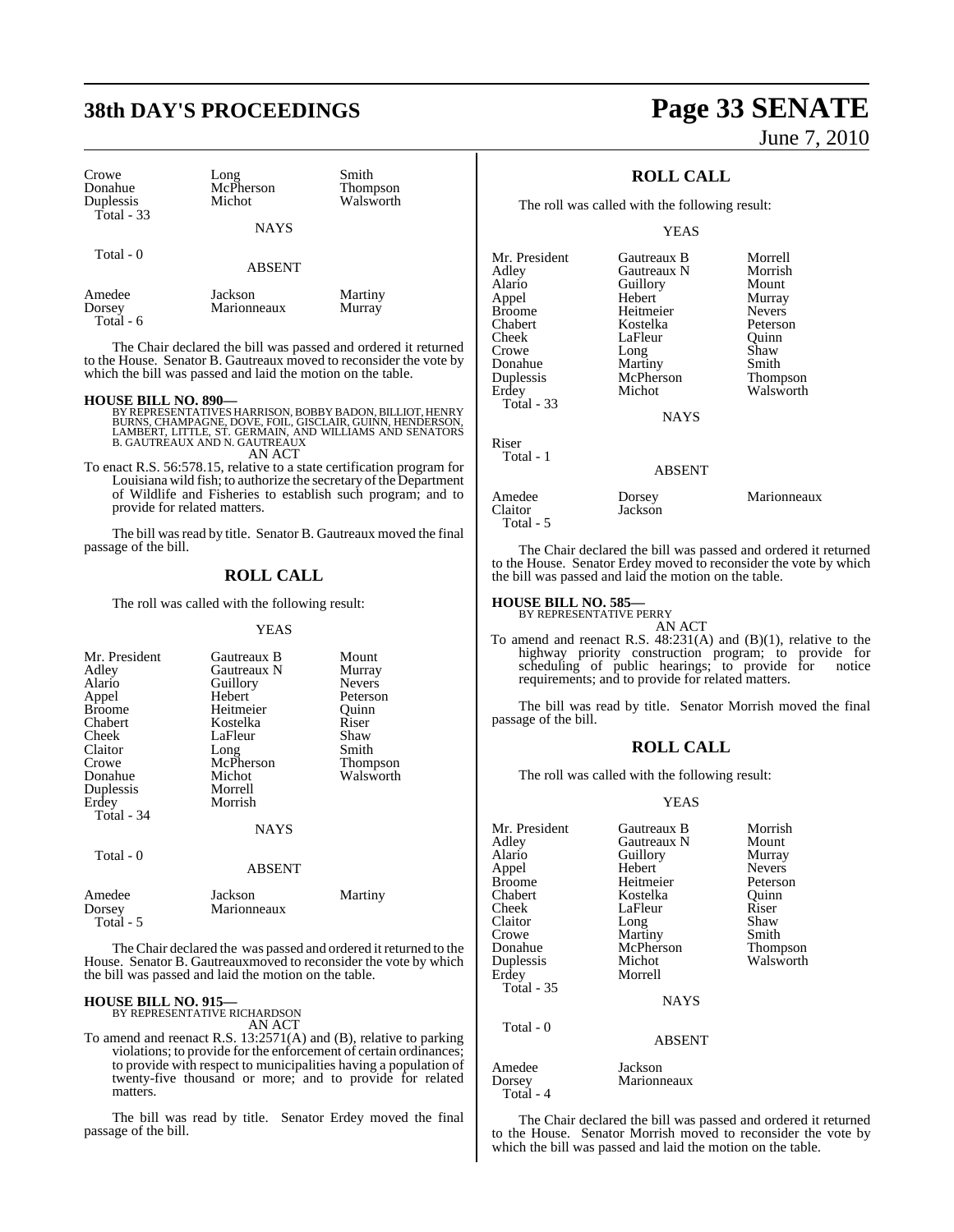| Crowe | Long | Smith |
|---|---|---|
| Donahue | McPherson | Thompson |
| Duplessis | Michot | Walsworth |
| Total - 33 | | |

NAYS

Total - 0

ABSENT

| Amedee | Jackson | Martiny |
|---|---|---|
| Dorsey | Marionneaux | Murray |
| Total - 6 | | |

The Chair declared the bill was passed and ordered it returned to the House. Senator B. Gautreaux moved to reconsider the vote by which the bill was passed and laid the motion on the table.

**HOUSE BILL NO. 890—**
BY REPRESENTATIVES HARRISON, BOBBY BADON, BILLIOT, HENRY BURNS, CHAMPAGNE, DOVE, FOIL, GISCLAIR, GUINN, HENDERSON, LAMBERT, LITTLE, ST. GERMAIN, AND WILLIAMS AND SENATORS B. GAUTREAUX AND N. GAUTREAUX

AN ACT

To enact R.S. 56:578.15, relative to a state certification program for Louisiana wild fish; to authorize the secretary of the Department of Wildlife and Fisheries to establish such program; and to provide for related matters.

The bill was read by title. Senator B. Gautreaux moved the final passage of the bill.

## ROLL CALL

The roll was called with the following result:

YEAS

| Mr. President | Gautreaux B | Mount |
|---|---|---|
| Adley | Gautreaux N | Murray |
| Alario | Guillory | Nevers |
| Appel | Hebert | Peterson |
| Broome | Heitmeier | Quinn |
| Chabert | Kostelka | Riser |
| Cheek | LaFleur | Shaw |
| Claitor | Long | Smith |
| Crowe | McPherson | Thompson |
| Donahue | Michot | Walsworth |
| Duplessis | Morrell | |
| Erdey | Morrish | |
| Total - 34 | | |

NAYS

Total - 0

ABSENT

| Amedee | Jackson | Martiny |
|---|---|---|
| Dorsey | Marionneaux | |
| Total - 5 | | |

The Chair declared the was passed and ordered it returned to the House. Senator B. Gautrauxmoved to reconsider the vote by which the bill was passed and laid the motion on the table.

**HOUSE BILL NO. 915—**
BY REPRESENTATIVE RICHARDSON

AN ACT

To amend and reenact R.S. 13:2571(A) and (B), relative to parking violations; to provide for the enforcement of certain ordinances; to provide with respect to municipalities having a population of twenty-five thousand or more; and to provide for related matters.

The bill was read by title. Senator Erdey moved the final passage of the bill.

## ROLL CALL

The roll was called with the following result:

YEAS

| Mr. President | Gautreaux B | Morrell |
|---|---|---|
| Adley | Gautreaux N | Morrish |
| Alario | Guillory | Mount |
| Appel | Hebert | Murray |
| Broome | Heitmeier | Nevers |
| Chabert | Kostelka | Peterson |
| Cheek | LaFleur | Quinn |
| Crowe | Long | Shaw |
| Donahue | Martiny | Smith |
| Duplessis | McPherson | Thompson |
| Erdey | Michot | Walsworth |
| Total - 33 | | |

NAYS

Riser
Total - 1

ABSENT

| Amedee | Dorsey | Marionneaux |
|---|---|---|
| Claitor | Jackson | |
| Total - 5 | | |

The Chair declared the bill was passed and ordered it returned to the House. Senator Erdey moved to reconsider the vote by which the bill was passed and laid the motion on the table.

**HOUSE BILL NO. 585—**
BY REPRESENTATIVE PERRY

AN ACT

To amend and reenact R.S. 48:231(A) and (B)(1), relative to the highway priority construction program; to provide for scheduling of public hearings; to provide for notice requirements; and to provide for related matters.

The bill was read by title. Senator Morrish moved the final passage of the bill.

## ROLL CALL

The roll was called with the following result:

YEAS

| Mr. President | Gautreaux B | Morrish |
|---|---|---|
| Adley | Gautreaux N | Mount |
| Alario | Guillory | Murray |
| Appel | Hebert | Nevers |
| Broome | Heitmeier | Peterson |
| Chabert | Kostelka | Quinn |
| Cheek | LaFleur | Riser |
| Claitor | Long | Shaw |
| Crowe | Martiny | Smith |
| Donahue | McPherson | Thompson |
| Duplessis | Michot | Walsworth |
| Erdey | Morrell | |
| Total - 35 | | |

NAYS

Total - 0

ABSENT

| Amedee | Jackson |
|---|---|
| Dorsey | Marionneaux |
| Total - 4 | |

The Chair declared the bill was passed and ordered it returned to the House. Senator Morrish moved to reconsider the vote by which the bill was passed and laid the motion on the table.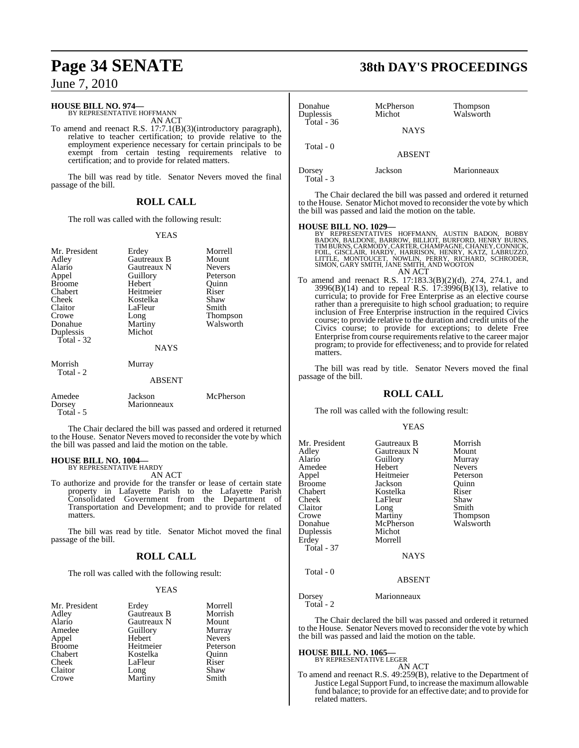**HOUSE BILL NO. 974—**
BY REPRESENTATIVE HOFFMANN
AN ACT

To amend and reenact R.S. 17:7.1(B)(3)(introductory paragraph), relative to teacher certification; to provide relative to the employment experience necessary for certain principals to be exempt from certain testing requirements relative to certification; and to provide for related matters.

The bill was read by title. Senator Nevers moved the final passage of the bill.

## ROLL CALL

The roll was called with the following result:

YEAS

| | | |
|---|---|---|
| Mr. President | Erdey | Morrell |
| Adley | Gautreaux B | Mount |
| Alario | Gautreaux N | Nevers |
| Appel | Guillory | Peterson |
| Broome | Hebert | Quinn |
| Chabert | Heitmeier | Riser |
| Cheek | Kostelka | Shaw |
| Claitor | LaFleur | Smith |
| Crowe | Long | Thompson |
| Donahue | Martiny | Walsworth |
| Duplessis | Michot | |
| Total - 32 | | |

NAYS

| | |
|---|---|
| Morrish | Murray |
| Total - 2 | |

ABSENT

| | | |
|---|---|---|
| Amedee | Jackson | McPherson |
| Dorsey | Marionneaux | |
| Total - 5 | | |

The Chair declared the bill was passed and ordered it returned to the House. Senator Nevers moved to reconsider the vote by which the bill was passed and laid the motion on the table.

**HOUSE BILL NO. 1004—**
BY REPRESENTATIVE HARDY
AN ACT

To authorize and provide for the transfer or lease of certain state property in Lafayette Parish to the Lafayette Parish Consolidated Government from the Department of Transportation and Development; and to provide for related matters.

The bill was read by title. Senator Michot moved the final passage of the bill.

## ROLL CALL

The roll was called with the following result:

YEAS

| | | |
|---|---|---|
| Mr. President | Erdey | Morrell |
| Adley | Gautreaux B | Morrish |
| Alario | Gautreaux N | Mount |
| Amedee | Guillory | Murray |
| Appel | Hebert | Nevers |
| Broome | Heitmeier | Peterson |
| Chabert | Kostelka | Quinn |
| Cheek | LaFleur | Riser |
| Claitor | Long | Shaw |
| Crowe | Martiny | Smith |
| Donahue | McPherson | Thompson |
| Duplessis | Michot | Walsworth |
| Total - 36 | | |

NAYS

Total - 0

ABSENT

| | | |
|---|---|---|
| Dorsey | Jackson | Marionneaux |
| Total - 3 | | |

The Chair declared the bill was passed and ordered it returned to the House. Senator Michot moved to reconsider the vote by which the bill was passed and laid the motion on the table.

**HOUSE BILL NO. 1029—**
BY REPRESENTATIVES HOFFMANN, AUSTIN BADON, BOBBY BADON, BALDONE, BARROW, BILLIOT, BURFORD, HENRY BURNS, TIM BURNS, CARMODY, CARTER, CHAMPAGNE, CHANEY, CONNICK, FOIL, GISCLAIR, HARDY, HARRISON, HENRY, KATZ, LABRUZZO, LITTLE, MONTOUCET, NOWLIN, PERRY, RICHARD, SCHRODER, SIMON, GARY SMITH, JANE SMITH, AND WOOTON
AN ACT

To amend and reenact R.S. 17:183.3(B)(2)(d), 274, 274.1, and 3996(B)(14) and to repeal R.S. 17:3996(B)(13), relative to curricula; to provide for Free Enterprise as an elective course rather than a prerequisite to high school graduation; to require inclusion of Free Enterprise instruction in the required Civics course; to provide relative to the duration and credit units of the Civics course; to provide for exceptions; to delete Free Enterprise from course requirements relative to the career major program; to provide for effectiveness; and to provide for related matters.

The bill was read by title. Senator Nevers moved the final passage of the bill.

## ROLL CALL

The roll was called with the following result:

YEAS

| | | |
|---|---|---|
| Mr. President | Gautreaux B | Morrish |
| Adley | Gautreaux N | Mount |
| Alario | Guillory | Murray |
| Amedee | Hebert | Nevers |
| Appel | Heitmeier | Peterson |
| Broome | Jackson | Quinn |
| Chabert | Kostelka | Riser |
| Cheek | LaFleur | Shaw |
| Claitor | Long | Smith |
| Crowe | Martiny | Thompson |
| Donahue | McPherson | Walsworth |
| Duplessis | Michot | |
| Erdey | Morrell | |
| Total - 37 | | |

NAYS

Total - 0

ABSENT

| | |
|---|---|
| Dorsey | Marionneaux |
| Total - 2 | |

The Chair declared the bill was passed and ordered it returned to the House. Senator Nevers moved to reconsider the vote by which the bill was passed and laid the motion on the table.

**HOUSE BILL NO. 1065—**
BY REPRESENTATIVE LEGER
AN ACT

To amend and reenact R.S. 49:259(B), relative to the Department of Justice Legal Support Fund, to increase the maximum allowable fund balance; to provide for an effective date; and to provide for related matters.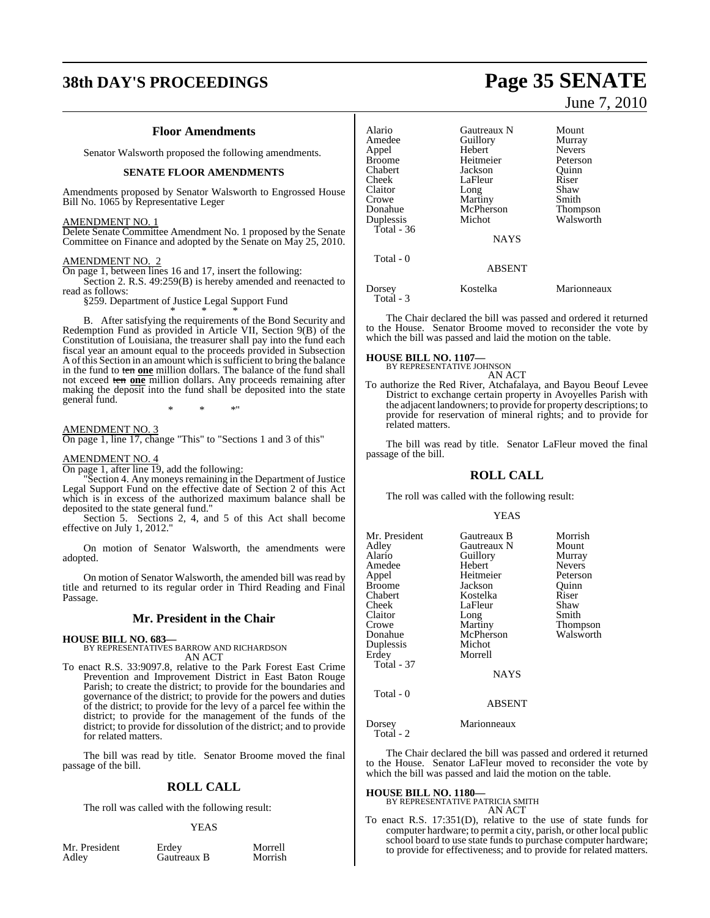## Floor Amendments

Senator Walsworth proposed the following amendments.

### SENATE FLOOR AMENDMENTS

Amendments proposed by Senator Walsworth to Engrossed House Bill No. 1065 by Representative Leger

AMENDMENT NO. 1

Delete Senate Committee Amendment No. 1 proposed by the Senate Committee on Finance and adopted by the Senate on May 25, 2010.

AMENDMENT NO. 2

On page 1, between lines 16 and 17, insert the following:

Section 2. R.S. 49:259(B) is hereby amended and reenacted to read as follows:

§259. Department of Justice Legal Support Fund

\* \* \*

B. After satisfying the requirements of the Bond Security and Redemption Fund as provided in Article VII, Section 9(B) of the Constitution of Louisiana, the treasurer shall pay into the fund each fiscal year an amount equal to the proceeds provided in Subsection A of this Section in an amount which is sufficient to bring the balance in the fund to ~~ten~~ **one** million dollars. The balance of the fund shall not exceed ~~ten~~ **one** million dollars. Any proceeds remaining after making the deposit into the fund shall be deposited into the state general fund.

\* \* \*"

AMENDMENT NO. 3

On page 1, line 17, change "This" to "Sections 1 and 3 of this"

AMENDMENT NO. 4

On page 1, after line 19, add the following:

"Section 4. Any moneys remaining in the Department of Justice Legal Support Fund on the effective date of Section 2 of this Act which is in excess of the authorized maximum balance shall be deposited to the state general fund."

Section 5. Sections 2, 4, and 5 of this Act shall become effective on July 1, 2012."

On motion of Senator Walsworth, the amendments were adopted.

On motion of Senator Walsworth, the amended bill was read by title and returned to its regular order in Third Reading and Final Passage.

## Mr. President in the Chair

**HOUSE BILL NO. 683—**
BY REPRESENTATIVES BARROW AND RICHARDSON
AN ACT

To enact R.S. 33:9097.8, relative to the Park Forest East Crime Prevention and Improvement District in East Baton Rouge Parish; to create the district; to provide for the boundaries and governance of the district; to provide for the powers and duties of the district; to provide for the levy of a parcel fee within the district; to provide for the management of the funds of the district; to provide for dissolution of the district; and to provide for related matters.

The bill was read by title. Senator Broome moved the final passage of the bill.

## ROLL CALL

The roll was called with the following result:

YEAS

| | | |
|---|---|---|
| Mr. President | Erdey | Morrell |
| Adley | Gautreaux B | Morrish |
| Alario | Gautreaux N | Mount |
| Amedee | Guillory | Murray |
| Appel | Hebert | Nevers |
| Broome | Heitmeier | Peterson |
| Chabert | Jackson | Quinn |
| Cheek | LaFleur | Riser |
| Claitor | Long | Shaw |
| Crowe | Martiny | Smith |
| Donahue | McPherson | Thompson |
| Duplessis | Michot | Walsworth |
| Total - 36 | | |

NAYS

Total - 0

ABSENT

| | | |
|---|---|---|
| Dorsey | Kostelka | Marionneaux |
| Total - 3 | | |

The Chair declared the bill was passed and ordered it returned to the House. Senator Broome moved to reconsider the vote by which the bill was passed and laid the motion on the table.

**HOUSE BILL NO. 1107—**
BY REPRESENTATIVE JOHNSON
AN ACT

To authorize the Red River, Atchafalaya, and Bayou Beouf Levee District to exchange certain property in Avoyelles Parish with the adjacent landowners; to provide for property descriptions; to provide for reservation of mineral rights; and to provide for related matters.

The bill was read by title. Senator LaFleur moved the final passage of the bill.

## ROLL CALL

The roll was called with the following result:

YEAS

| | | |
|---|---|---|
| Mr. President | Gautreaux B | Morrish |
| Adley | Gautreaux N | Mount |
| Alario | Guillory | Murray |
| Amedee | Hebert | Nevers |
| Appel | Heitmeier | Peterson |
| Broome | Jackson | Quinn |
| Chabert | Kostelka | Riser |
| Cheek | LaFleur | Shaw |
| Claitor | Long | Smith |
| Crowe | Martiny | Thompson |
| Donahue | McPherson | Walsworth |
| Duplessis | Michot | |
| Erdey | Morrell | |
| Total - 37 | | |

NAYS

Total - 0

ABSENT

| | |
|---|---|
| Dorsey | Marionneaux |
| Total - 2 | |

The Chair declared the bill was passed and ordered it returned to the House. Senator LaFleur moved to reconsider the vote by which the bill was passed and laid the motion on the table.

**HOUSE BILL NO. 1180—**
BY REPRESENTATIVE PATRICIA SMITH
AN ACT

To enact R.S. 17:351(D), relative to the use of state funds for computer hardware; to permit a city, parish, or other local public school board to use state funds to purchase computer hardware; to provide for effectiveness; and to provide for related matters.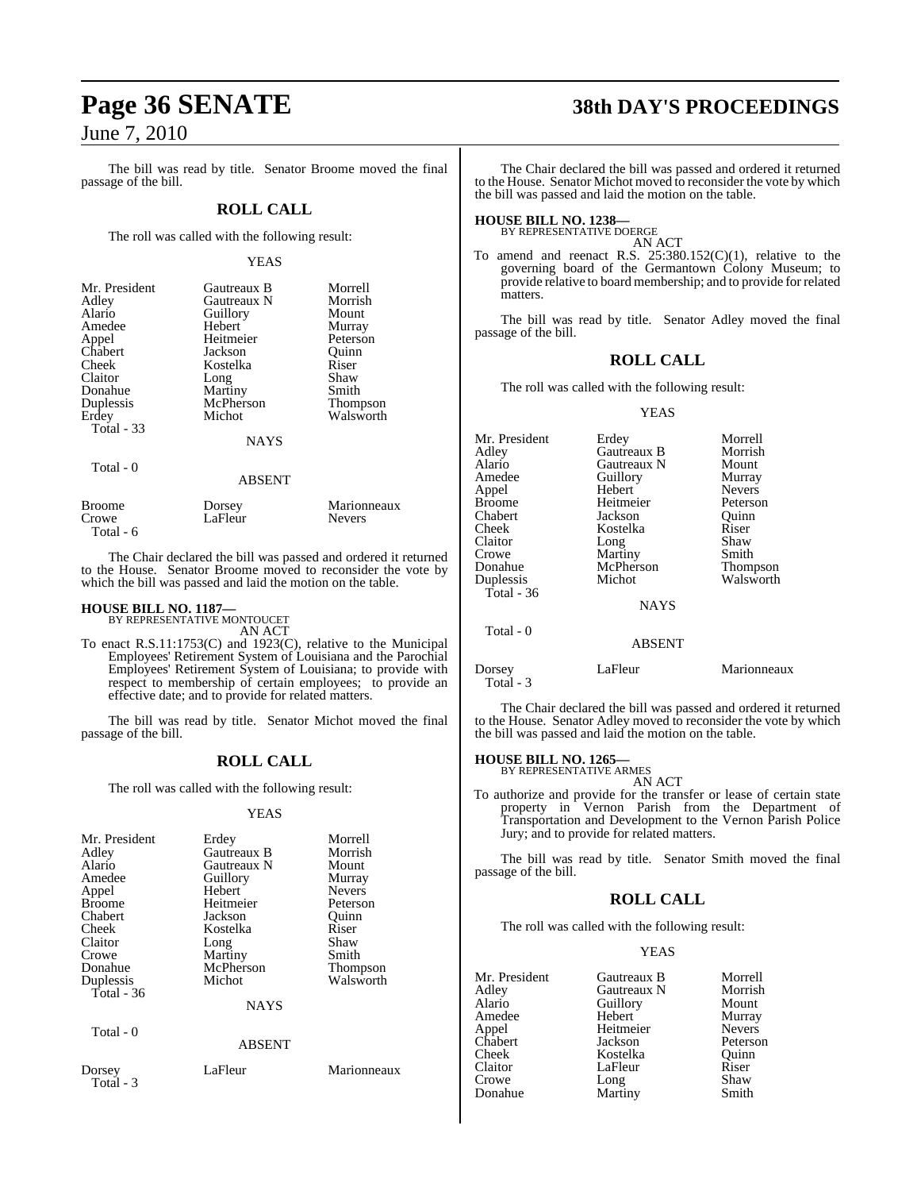The bill was read by title. Senator Broome moved the final passage of the bill.

## ROLL CALL

The roll was called with the following result:

YEAS

| | | |
|---|---|---|
| Mr. President | Gautreaux B | Morrell |
| Adley | Gautreaux N | Morrish |
| Alario | Guillory | Mount |
| Amedee | Hebert | Murray |
| Appel | Heitmeier | Peterson |
| Chabert | Jackson | Quinn |
| Cheek | Kostelka | Riser |
| Claitor | Long | Shaw |
| Donahue | Martiny | Smith |
| Duplessis | McPherson | Thompson |
| Erdey | Michot | Walsworth |
| Total - 33 | | |

NAYS

Total - 0

ABSENT

| | | |
|---|---|---|
| Broome | Dorsey | Marionneaux |
| Crowe | LaFleur | Nevers |
| Total - 6 | | |

The Chair declared the bill was passed and ordered it returned to the House. Senator Broome moved to reconsider the vote by which the bill was passed and laid the motion on the table.

**HOUSE BILL NO. 1187—**
BY REPRESENTATIVE MONTOUCET
AN ACT

To enact R.S.11:1753(C) and 1923(C), relative to the Municipal Employees' Retirement System of Louisiana and the Parochial Employees' Retirement System of Louisiana; to provide with respect to membership of certain employees; to provide an effective date; and to provide for related matters.

The bill was read by title. Senator Michot moved the final passage of the bill.

## ROLL CALL

The roll was called with the following result:

YEAS

| | | |
|---|---|---|
| Mr. President | Erdey | Morrell |
| Adley | Gautreaux B | Morrish |
| Alario | Gautreaux N | Mount |
| Amedee | Guillory | Murray |
| Appel | Hebert | Nevers |
| Broome | Heitmeier | Peterson |
| Chabert | Jackson | Quinn |
| Cheek | Kostelka | Riser |
| Claitor | Long | Shaw |
| Crowe | Martiny | Smith |
| Donahue | McPherson | Thompson |
| Duplessis | Michot | Walsworth |
| Total - 36 | | |

NAYS

Total - 0

ABSENT

| | | |
|---|---|---|
| Dorsey | LaFleur | Marionneaux |
| Total - 3 | | |

The Chair declared the bill was passed and ordered it returned to the House. Senator Michot moved to reconsider the vote by which the bill was passed and laid the motion on the table.

**HOUSE BILL NO. 1238—**
BY REPRESENTATIVE DOERGE
AN ACT

To amend and reenact R.S. 25:380.152(C)(1), relative to the governing board of the Germantown Colony Museum; to provide relative to board membership; and to provide for related matters.

The bill was read by title. Senator Adley moved the final passage of the bill.

## ROLL CALL

The roll was called with the following result:

YEAS

| | | |
|---|---|---|
| Mr. President | Erdey | Morrell |
| Adley | Gautreaux B | Morrish |
| Alario | Gautreaux N | Mount |
| Amedee | Guillory | Murray |
| Appel | Hebert | Nevers |
| Broome | Heitmeier | Peterson |
| Chabert | Jackson | Quinn |
| Cheek | Kostelka | Riser |
| Claitor | Long | Shaw |
| Crowe | Martiny | Smith |
| Donahue | McPherson | Thompson |
| Duplessis | Michot | Walsworth |
| Total - 36 | | |

NAYS

Total - 0

ABSENT

| | | |
|---|---|---|
| Dorsey | LaFleur | Marionneaux |
| Total - 3 | | |

The Chair declared the bill was passed and ordered it returned to the House. Senator Adley moved to reconsider the vote by which the bill was passed and laid the motion on the table.

**HOUSE BILL NO. 1265—**
BY REPRESENTATIVE ARMES
AN ACT

To authorize and provide for the transfer or lease of certain state property in Vernon Parish from the Department of Transportation and Development to the Vernon Parish Police Jury; and to provide for related matters.

The bill was read by title. Senator Smith moved the final passage of the bill.

## ROLL CALL

The roll was called with the following result:

YEAS

| | | |
|---|---|---|
| Mr. President | Gautreaux B | Morrell |
| Adley | Gautreaux N | Morrish |
| Alario | Guillory | Mount |
| Amedee | Hebert | Murray |
| Appel | Heitmeier | Nevers |
| Chabert | Jackson | Peterson |
| Cheek | Kostelka | Quinn |
| Claitor | LaFleur | Riser |
| Crowe | Long | Shaw |
| Donahue | Martiny | Smith |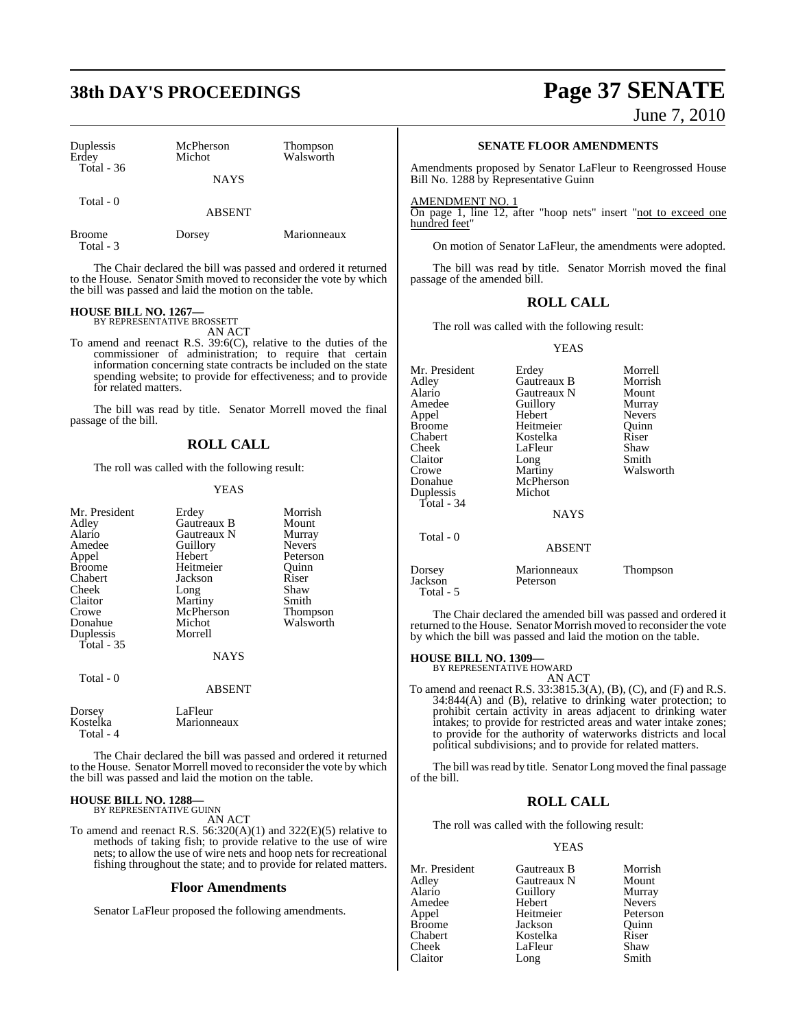| | | |
|---|---|---|
| Duplessis | McPherson | Thompson |
| Erdey | Michot | Walsworth |
| Total - 36 | | |

NAYS

Total - 0

ABSENT

| | | |
|---|---|---|
| Broome | Dorsey | Marionneaux |
| Total - 3 | | |

The Chair declared the bill was passed and ordered it returned to the House. Senator Smith moved to reconsider the vote by which the bill was passed and laid the motion on the table.

**HOUSE BILL NO. 1267—**
BY REPRESENTATIVE BROSSETT

AN ACT

To amend and reenact R.S. 39:6(C), relative to the duties of the commissioner of administration; to require that certain information concerning state contracts be included on the state spending website; to provide for effectiveness; and to provide for related matters.

The bill was read by title. Senator Morrell moved the final passage of the bill.

## ROLL CALL

The roll was called with the following result:

YEAS

| | | |
|---|---|---|
| Mr. President | Erdey | Morrish |
| Adley | Gautreaux B | Mount |
| Alario | Gautreaux N | Murray |
| Amedee | Guillory | Nevers |
| Appel | Hebert | Peterson |
| Broome | Heitmeier | Quinn |
| Chabert | Jackson | Riser |
| Cheek | Long | Shaw |
| Claitor | Martiny | Smith |
| Crowe | McPherson | Thompson |
| Donahue | Michot | Walsworth |
| Duplessis | Morrell | |
| Total - 35 | | |

NAYS

Total - 0

ABSENT

| | |
|---|---|
| Dorsey | LaFleur |
| Kostelka | Marionneaux |
| Total - 4 | |

The Chair declared the bill was passed and ordered it returned to the House. Senator Morrell moved to reconsider the vote by which the bill was passed and laid the motion on the table.

**HOUSE BILL NO. 1288—**
BY REPRESENTATIVE GUINN

AN ACT

To amend and reenact R.S. 56:320(A)(1) and 322(E)(5) relative to methods of taking fish; to provide relative to the use of wire nets; to allow the use of wire nets and hoop nets for recreational fishing throughout the state; and to provide for related matters.

## Floor Amendments

Senator LaFleur proposed the following amendments.

**SENATE FLOOR AMENDMENTS**

Amendments proposed by Senator LaFleur to Reengrossed House Bill No. 1288 by Representative Guinn

AMENDMENT NO. 1

On page 1, line 12, after "hoop nets" insert "not to exceed one hundred feet"

On motion of Senator LaFleur, the amendments were adopted.

The bill was read by title. Senator Morrish moved the final passage of the amended bill.

## ROLL CALL

The roll was called with the following result:

YEAS

| | | |
|---|---|---|
| Mr. President | Erdey | Morrell |
| Adley | Gautreaux B | Morrish |
| Alario | Gautreaux N | Mount |
| Amedee | Guillory | Murray |
| Appel | Hebert | Nevers |
| Broome | Heitmeier | Quinn |
| Chabert | Kostelka | Riser |
| Cheek | LaFleur | Shaw |
| Claitor | Long | Smith |
| Crowe | Martiny | Walsworth |
| Donahue | McPherson | |
| Duplessis | Michot | |
| Total - 34 | | |

NAYS

Total - 0

ABSENT

| | | |
|---|---|---|
| Dorsey | Marionneaux | Thompson |
| Jackson | Peterson | |
| Total - 5 | | |

The Chair declared the amended bill was passed and ordered it returned to the House. Senator Morrish moved to reconsider the vote by which the bill was passed and laid the motion on the table.

**HOUSE BILL NO. 1309—**
BY REPRESENTATIVE HOWARD

AN ACT

To amend and reenact R.S. 33:3815.3(A), (B), (C), and (F) and R.S. 34:844(A) and (B), relative to drinking water protection; to prohibit certain activity in areas adjacent to drinking water intakes; to provide for restricted areas and water intake zones; to provide for the authority of waterworks districts and local political subdivisions; and to provide for related matters.

The bill was read by title. Senator Long moved the final passage of the bill.

## ROLL CALL

The roll was called with the following result:

YEAS

| | | |
|---|---|---|
| Mr. President | Gautreaux B | Morrish |
| Adley | Gautreaux N | Mount |
| Alario | Guillory | Murray |
| Amedee | Hebert | Nevers |
| Appel | Heitmeier | Peterson |
| Broome | Jackson | Quinn |
| Chabert | Kostelka | Riser |
| Cheek | LaFleur | Shaw |
| Claitor | Long | Smith |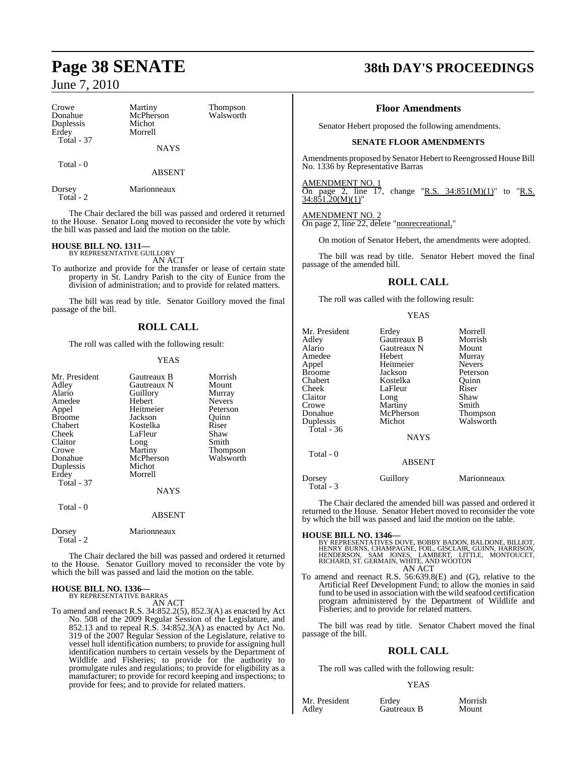| | | |
|---|---|---|
| Crowe | Martiny | Thompson |
| Donahue | McPherson | Walsworth |
| Duplessis | Michot | |
| Erdey | Morrell | |
| Total - 37 | | |

NAYS

Total - 0

ABSENT

| | |
|---|---|
| Dorsey | Marionneaux |
| Total - 2 | |

The Chair declared the bill was passed and ordered it returned to the House. Senator Long moved to reconsider the vote by which the bill was passed and laid the motion on the table.

**HOUSE BILL NO. 1311—**
BY REPRESENTATIVE GUILLORY

AN ACT

To authorize and provide for the transfer or lease of certain state property in St. Landry Parish to the city of Eunice from the division of administration; and to provide for related matters.

The bill was read by title. Senator Guillory moved the final passage of the bill.

## ROLL CALL

The roll was called with the following result:

YEAS

| | | |
|---|---|---|
| Mr. President | Gautreaux B | Morrish |
| Adley | Gautreaux N | Mount |
| Alario | Guillory | Murray |
| Amedee | Hebert | Nevers |
| Appel | Heitmeier | Peterson |
| Broome | Jackson | Quinn |
| Chabert | Kostelka | Riser |
| Cheek | LaFleur | Shaw |
| Claitor | Long | Smith |
| Crowe | Martiny | Thompson |
| Donahue | McPherson | Walsworth |
| Duplessis | Michot | |
| Erdey | Morrell | |
| Total - 37 | | |

NAYS

Total - 0

ABSENT

| | |
|---|---|
| Dorsey | Marionneaux |
| Total - 2 | |

The Chair declared the bill was passed and ordered it returned to the House. Senator Guillory moved to reconsider the vote by which the bill was passed and laid the motion on the table.

**HOUSE BILL NO. 1336—**
BY REPRESENTATIVE BARRAS

AN ACT

To amend and reenact R.S. 34:852.2(5), 852.3(A) as enacted by Act No. 508 of the 2009 Regular Session of the Legislature, and 852.13 and to repeal R.S. 34:852.3(A) as enacted by Act No. 319 of the 2007 Regular Session of the Legislature, relative to vessel hull identification numbers; to provide for assigning hull identification numbers to certain vessels by the Department of Wildlife and Fisheries; to provide for the authority to promulgate rules and regulations; to provide for eligibility as a manufacturer; to provide for record keeping and inspections; to provide for fees; and to provide for related matters.

### Floor Amendments

Senator Hebert proposed the following amendments.

**SENATE FLOOR AMENDMENTS**

Amendments proposed by Senator Hebert to Reengrossed House Bill No. 1336 by Representative Barras

AMENDMENT NO. 1

On page 2, line 17, change "R.S. 34:851(M)(1)" to "R.S. 34:851.20(M)(1)"

AMENDMENT NO. 2

On page 2, line 22, delete "nonrecreational,"

On motion of Senator Hebert, the amendments were adopted.

The bill was read by title. Senator Hebert moved the final passage of the amended bill.

## ROLL CALL

The roll was called with the following result:

YEAS

| | | |
|---|---|---|
| Mr. President | Erdey | Morrell |
| Adley | Gautreaux B | Morrish |
| Alario | Gautreaux N | Mount |
| Amedee | Hebert | Murray |
| Appel | Heitmeier | Nevers |
| Broome | Jackson | Peterson |
| Chabert | Kostelka | Quinn |
| Cheek | LaFleur | Riser |
| Claitor | Long | Shaw |
| Crowe | Martiny | Smith |
| Donahue | McPherson | Thompson |
| Duplessis | Michot | Walsworth |
| Total - 36 | | |

NAYS

Total - 0

ABSENT

| | | |
|---|---|---|
| Dorsey | Guillory | Marionneaux |
| Total - 3 | | |

The Chair declared the amended bill was passed and ordered it returned to the House. Senator Hebert moved to reconsider the vote by which the bill was passed and laid the motion on the table.

**HOUSE BILL NO. 1346—**
BY REPRESENTATIVES DOVE, BOBBY BADON, BALDONE, BILLIOT, HENRY BURNS, CHAMPAGNE, FOIL, GISCLAIR, GUINN, HARRISON, HENDERSON, SAM JONES, LAMBERT, LITTLE, MONTOUCET, RICHARD, ST. GERMAIN, WHITE, AND WOOTON

AN ACT

To amend and reenact R.S. 56:639.8(E) and (G), relative to the Artificial Reef Development Fund; to allow the monies in said fund to be used in association with the wild seafood certification program administered by the Department of Wildlife and Fisheries; and to provide for related matters.

The bill was read by title. Senator Chabert moved the final passage of the bill.

## ROLL CALL

The roll was called with the following result:

YEAS

| | | |
|---|---|---|
| Mr. President | Erdey | Morrish |
| Adley | Gautreaux B | Mount |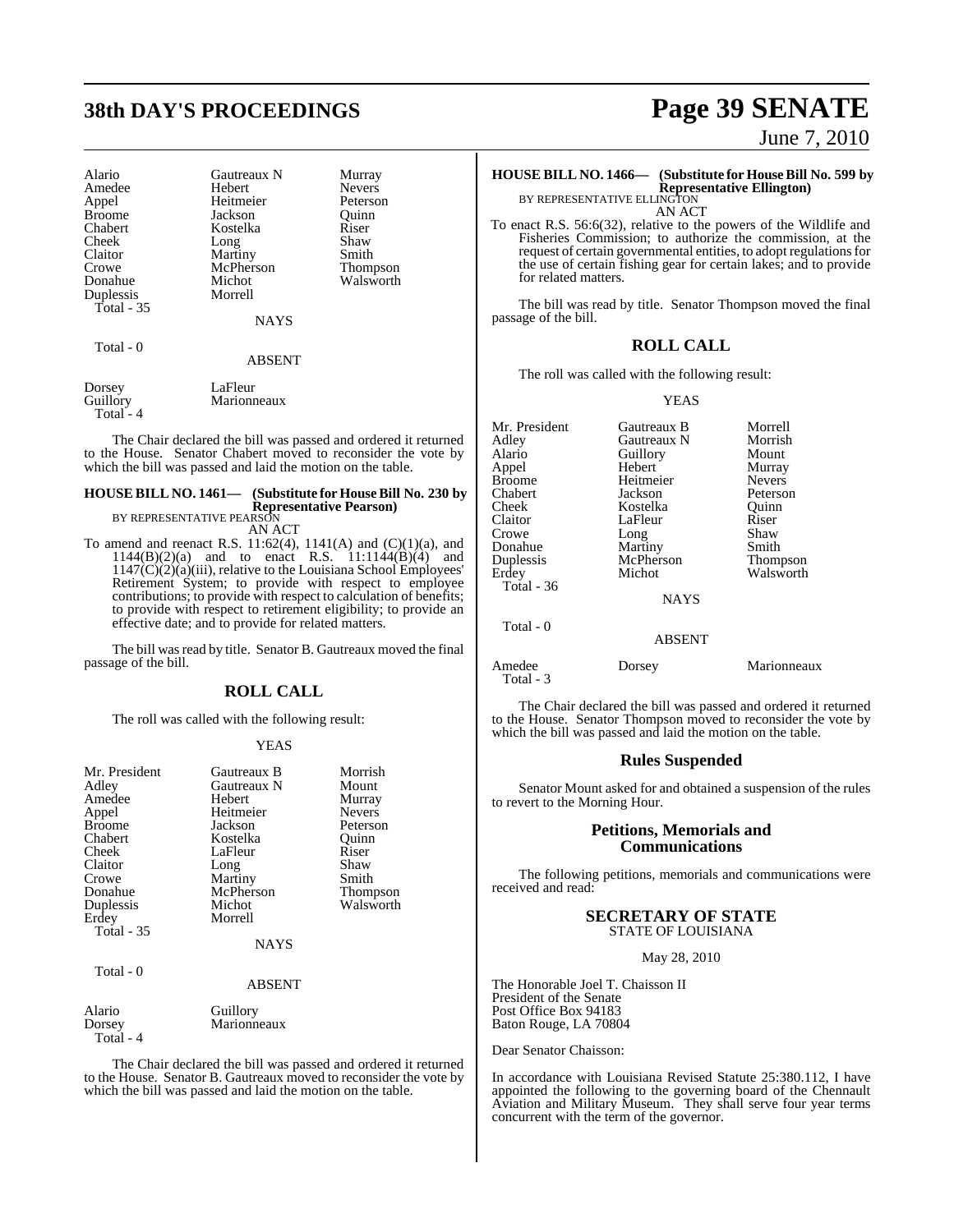| | | |
|---|---|---|
| Alario | Gautreaux N | Murray |
| Amedee | Hebert | Nevers |
| Appel | Heitmeier | Peterson |
| Broome | Jackson | Quinn |
| Chabert | Kostelka | Riser |
| Cheek | Long | Shaw |
| Claitor | Martiny | Smith |
| Crowe | McPherson | Thompson |
| Donahue | Michot | Walsworth |
| Duplessis | Morrell | |

Total - 35

NAYS

Total - 0

ABSENT

| | |
|---|---|
| Dorsey | LaFleur |
| Guillory | Marionneaux |

Total - 4

The Chair declared the bill was passed and ordered it returned to the House. Senator Chabert moved to reconsider the vote by which the bill was passed and laid the motion on the table.

**HOUSE BILL NO. 1461— (Substitute for House Bill No. 230 by Representative Pearson)**
BY REPRESENTATIVE PEARSON

AN ACT

To amend and reenact R.S. 11:62(4), 1141(A) and (C)(1)(a), and 1144(B)(2)(a) and to enact R.S. 11:1144(B)(4) and 1147(C)(2)(a)(iii), relative to the Louisiana School Employees' Retirement System; to provide with respect to employee contributions; to provide with respect to calculation of benefits; to provide with respect to retirement eligibility; to provide an effective date; and to provide for related matters.

The bill was read by title. Senator B. Gautreaux moved the final passage of the bill.

## ROLL CALL

The roll was called with the following result:

YEAS

| | | |
|---|---|---|
| Mr. President | Gautreaux B | Morrish |
| Adley | Gautreaux N | Mount |
| Amedee | Hebert | Murray |
| Appel | Heitmeier | Nevers |
| Broome | Jackson | Peterson |
| Chabert | Kostelka | Quinn |
| Cheek | LaFleur | Riser |
| Claitor | Long | Shaw |
| Crowe | Martiny | Smith |
| Donahue | McPherson | Thompson |
| Duplessis | Michot | Walsworth |
| Erdey | Morrell | |

Total - 35

NAYS

Total - 0

ABSENT

| | |
|---|---|
| Alario | Guillory |
| Dorsey | Marionneaux |

Total - 4

The Chair declared the bill was passed and ordered it returned to the House. Senator B. Gautreaux moved to reconsider the vote by which the bill was passed and laid the motion on the table.

**HOUSE BILL NO. 1466— (Substitute for House Bill No. 599 by Representative Ellington)**
BY REPRESENTATIVE ELLINGTON

AN ACT

To enact R.S. 56:6(32), relative to the powers of the Wildlife and Fisheries Commission; to authorize the commission, at the request of certain governmental entities, to adopt regulations for the use of certain fishing gear for certain lakes; and to provide for related matters.

The bill was read by title. Senator Thompson moved the final passage of the bill.

## ROLL CALL

The roll was called with the following result:

YEAS

| | | |
|---|---|---|
| Mr. President | Gautreaux B | Morrell |
| Adley | Gautreaux N | Morrish |
| Alario | Guillory | Mount |
| Appel | Hebert | Murray |
| Broome | Heitmeier | Nevers |
| Chabert | Jackson | Peterson |
| Cheek | Kostelka | Quinn |
| Claitor | LaFleur | Riser |
| Crowe | Long | Shaw |
| Donahue | Martiny | Smith |
| Duplessis | McPherson | Thompson |
| Erdey | Michot | Walsworth |

Total - 36

NAYS

Total - 0

ABSENT

| | | |
|---|---|---|
| Amedee | Dorsey | Marionneaux |

Total - 3

The Chair declared the bill was passed and ordered it returned to the House. Senator Thompson moved to reconsider the vote by which the bill was passed and laid the motion on the table.

## Rules Suspended

Senator Mount asked for and obtained a suspension of the rules to revert to the Morning Hour.

## Petitions, Memorials and Communications

The following petitions, memorials and communications were received and read:

### SECRETARY OF STATE
STATE OF LOUISIANA

May 28, 2010

The Honorable Joel T. Chaisson II
President of the Senate
Post Office Box 94183
Baton Rouge, LA 70804

Dear Senator Chaisson:

In accordance with Louisiana Revised Statute 25:380.112, I have appointed the following to the governing board of the Chennault Aviation and Military Museum. They shall serve four year terms concurrent with the term of the governor.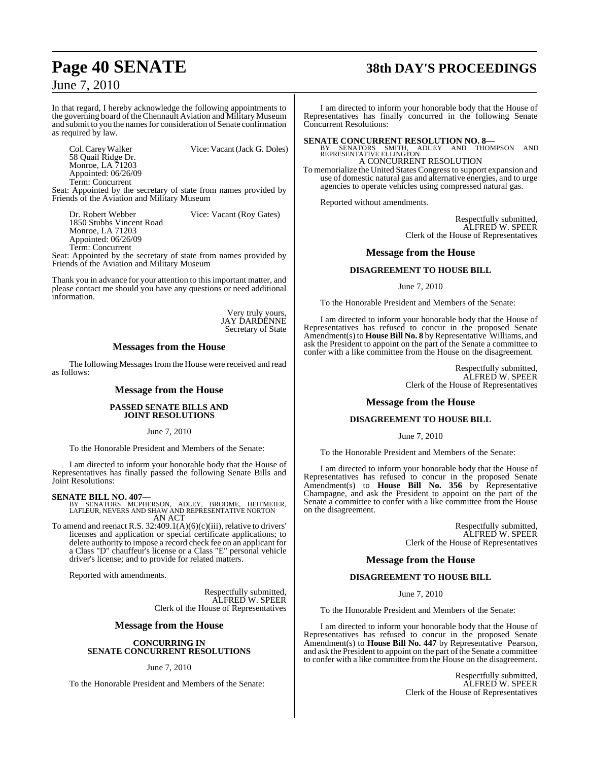In that regard, I hereby acknowledge the following appointments to the governing board of the Chennault Aviation and Military Museum and submit to you the names for consideration of Senate confirmation as required by law.

Col. Carey Walker — Vice: Vacant (Jack G. Doles)
58 Quail Ridge Dr.
Monroe, LA 71203
Appointed: 06/26/09
Term: Concurrent
Seat: Appointed by the secretary of state from names provided by Friends of the Aviation and Military Museum

Dr. Robert Webber — Vice: Vacant (Roy Gates)
1850 Stubbs Vincent Road
Monroe, LA 71203
Appointed: 06/26/09
Term: Concurrent
Seat: Appointed by the secretary of state from names provided by Friends of the Aviation and Military Museum

Thank you in advance for your attention to this important matter, and please contact me should you have any questions or need additional information.

Very truly yours,
JAY DARDENNE
Secretary of State

## Messages from the House

The following Messages from the House were received and read as follows:

## Message from the House

### PASSED SENATE BILLS AND JOINT RESOLUTIONS

June 7, 2010

To the Honorable President and Members of the Senate:

I am directed to inform your honorable body that the House of Representatives has finally passed the following Senate Bills and Joint Resolutions:

**SENATE BILL NO. 407—**
BY SENATORS MCPHERSON, ADLEY, BROOME, HEITMEIER, LAFLEUR, NEVERS AND SHAW AND REPRESENTATIVE NORTON
AN ACT

To amend and reenact R.S. 32:409.1(A)(6)(c)(iii), relative to drivers' licenses and application or special certificate applications; to delete authority to impose a record check fee on an applicant for a Class "D" chauffeur's license or a Class "E" personal vehicle driver's license; and to provide for related matters.

Reported with amendments.

Respectfully submitted,
ALFRED W. SPEER
Clerk of the House of Representatives

## Message from the House

### CONCURRING IN SENATE CONCURRENT RESOLUTIONS

June 7, 2010

To the Honorable President and Members of the Senate:

I am directed to inform your honorable body that the House of Representatives has finally concurred in the following Senate Concurrent Resolutions:

**SENATE CONCURRENT RESOLUTION NO. 8—**
BY SENATORS SMITH, ADLEY AND THOMPSON AND REPRESENTATIVE ELLINGTON
A CONCURRENT RESOLUTION

To memorialize the United States Congress to support expansion and use of domestic natural gas and alternative energies, and to urge agencies to operate vehicles using compressed natural gas.

Reported without amendments.

Respectfully submitted,
ALFRED W. SPEER
Clerk of the House of Representatives

## Message from the House

### DISAGREEMENT TO HOUSE BILL

June 7, 2010

To the Honorable President and Members of the Senate:

I am directed to inform your honorable body that the House of Representatives has refused to concur in the proposed Senate Amendment(s) to **House Bill No. 8** by Representative Williams, and ask the President to appoint on the part of the Senate a committee to confer with a like committee from the House on the disagreement.

Respectfully submitted,
ALFRED W. SPEER
Clerk of the House of Representatives

## Message from the House

### DISAGREEMENT TO HOUSE BILL

June 7, 2010

To the Honorable President and Members of the Senate:

I am directed to inform your honorable body that the House of Representatives has refused to concur in the proposed Senate Amendment(s) to **House Bill No. 356** by Representative Champagne, and ask the President to appoint on the part of the Senate a committee to confer with a like committee from the House on the disagreement.

Respectfully submitted,
ALFRED W. SPEER
Clerk of the House of Representatives

## Message from the House

### DISAGREEMENT TO HOUSE BILL

June 7, 2010

To the Honorable President and Members of the Senate:

I am directed to inform your honorable body that the House of Representatives has refused to concur in the proposed Senate Amendment(s) to **House Bill No. 447** by Representative Pearson, and ask the President to appoint on the part of the Senate a committee to confer with a like committee from the House on the disagreement.

Respectfully submitted,
ALFRED W. SPEER
Clerk of the House of Representatives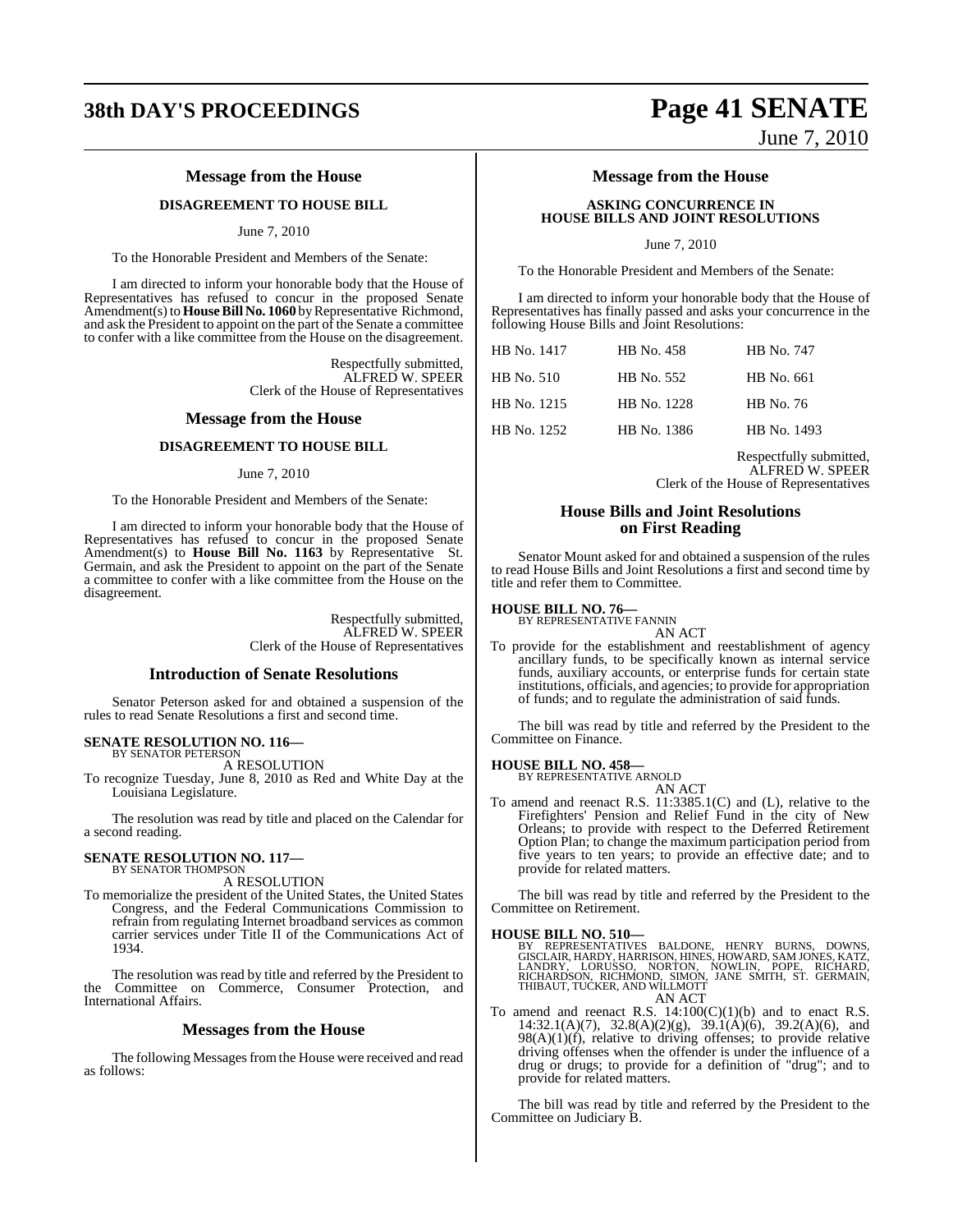## Message from the House

### DISAGREEMENT TO HOUSE BILL

June 7, 2010

To the Honorable President and Members of the Senate:

I am directed to inform your honorable body that the House of Representatives has refused to concur in the proposed Senate Amendment(s) to **House Bill No. 1060** by Representative Richmond, and ask the President to appoint on the part of the Senate a committee to confer with a like committee from the House on the disagreement.

Respectfully submitted,
ALFRED W. SPEER
Clerk of the House of Representatives

## Message from the House

### DISAGREEMENT TO HOUSE BILL

June 7, 2010

To the Honorable President and Members of the Senate:

I am directed to inform your honorable body that the House of Representatives has refused to concur in the proposed Senate Amendment(s) to **House Bill No. 1163** by Representative St. Germain, and ask the President to appoint on the part of the Senate a committee to confer with a like committee from the House on the disagreement.

Respectfully submitted,
ALFRED W. SPEER
Clerk of the House of Representatives

## Introduction of Senate Resolutions

Senator Peterson asked for and obtained a suspension of the rules to read Senate Resolutions a first and second time.

**SENATE RESOLUTION NO. 116—**
BY SENATOR PETERSON

A RESOLUTION

To recognize Tuesday, June 8, 2010 as Red and White Day at the Louisiana Legislature.

The resolution was read by title and placed on the Calendar for a second reading.

**SENATE RESOLUTION NO. 117—**
BY SENATOR THOMPSON

A RESOLUTION

To memorialize the president of the United States, the United States Congress, and the Federal Communications Commission to refrain from regulating Internet broadband services as common carrier services under Title II of the Communications Act of 1934.

The resolution was read by title and referred by the President to the Committee on Commerce, Consumer Protection, and International Affairs.

## Messages from the House

The following Messages from the House were received and read as follows:

## Message from the House

### ASKING CONCURRENCE IN HOUSE BILLS AND JOINT RESOLUTIONS

June 7, 2010

To the Honorable President and Members of the Senate:

I am directed to inform your honorable body that the House of Representatives has finally passed and asks your concurrence in the following House Bills and Joint Resolutions:

| | | |
|---|---|---|
| HB No. 1417 | HB No. 458 | HB No. 747 |
| HB No. 510 | HB No. 552 | HB No. 661 |
| HB No. 1215 | HB No. 1228 | HB No. 76 |
| HB No. 1252 | HB No. 1386 | HB No. 1493 |

Respectfully submitted,
ALFRED W. SPEER
Clerk of the House of Representatives

## House Bills and Joint Resolutions on First Reading

Senator Mount asked for and obtained a suspension of the rules to read House Bills and Joint Resolutions a first and second time by title and refer them to Committee.

**HOUSE BILL NO. 76—**
BY REPRESENTATIVE FANNIN

AN ACT

To provide for the establishment and reestablishment of agency ancillary funds, to be specifically known as internal service funds, auxiliary accounts, or enterprise funds for certain state institutions, officials, and agencies; to provide for appropriation of funds; and to regulate the administration of said funds.

The bill was read by title and referred by the President to the Committee on Finance.

**HOUSE BILL NO. 458—**
BY REPRESENTATIVE ARNOLD

AN ACT

To amend and reenact R.S. 11:3385.1(C) and (L), relative to the Firefighters' Pension and Relief Fund in the city of New Orleans; to provide with respect to the Deferred Retirement Option Plan; to change the maximum participation period from five years to ten years; to provide an effective date; and to provide for related matters.

The bill was read by title and referred by the President to the Committee on Retirement.

**HOUSE BILL NO. 510—**
BY REPRESENTATIVES BALDONE, HENRY BURNS, DOWNS, GISCLAIR, HARDY, HARRISON, HINES, HOWARD, SAM JONES, KATZ, LANDRY, LORUSSO, NORTON, NOWLIN, POPE, RICHARD, RICHARDSON, RICHMOND, SIMON, JANE SMITH, ST. GERMAIN, THIBAUT, TUCKER, AND WILLMOTT

AN ACT

To amend and reenact R.S. 14:100(C)(1)(b) and to enact R.S. 14:32.1(A)(7), 32.8(A)(2)(g), 39.1(A)(6), 39.2(A)(6), and 98(A)(1)(f), relative to driving offenses; to provide relative driving offenses when the offender is under the influence of a drug or drugs; to provide for a definition of "drug"; and to provide for related matters.

The bill was read by title and referred by the President to the Committee on Judiciary B.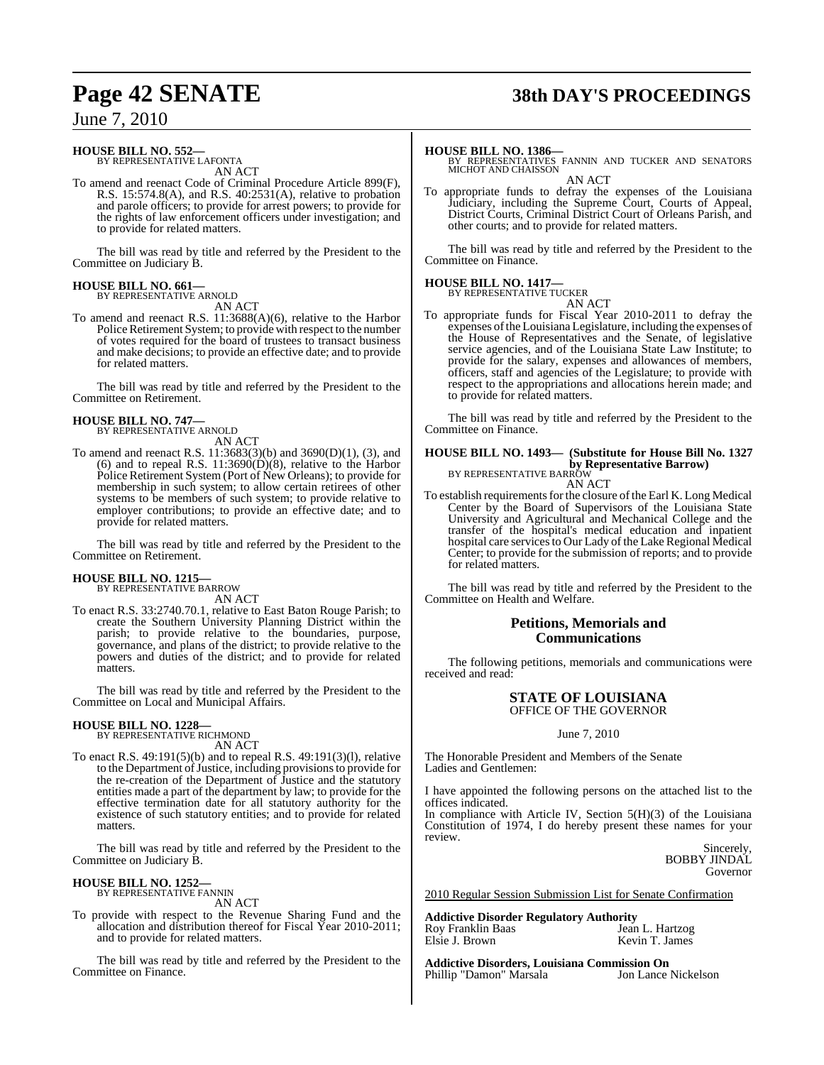**HOUSE BILL NO. 552—**
BY REPRESENTATIVE LAFONTA
AN ACT

To amend and reenact Code of Criminal Procedure Article 899(F), R.S. 15:574.8(A), and R.S. 40:2531(A), relative to probation and parole officers; to provide for arrest powers; to provide for the rights of law enforcement officers under investigation; and to provide for related matters.

The bill was read by title and referred by the President to the Committee on Judiciary B.

**HOUSE BILL NO. 661—**
BY REPRESENTATIVE ARNOLD
AN ACT

To amend and reenact R.S. 11:3688(A)(6), relative to the Harbor Police Retirement System; to provide with respect to the number of votes required for the board of trustees to transact business and make decisions; to provide an effective date; and to provide for related matters.

The bill was read by title and referred by the President to the Committee on Retirement.

**HOUSE BILL NO. 747—**
BY REPRESENTATIVE ARNOLD
AN ACT

To amend and reenact R.S. 11:3683(3)(b) and 3690(D)(1), (3), and (6) and to repeal R.S. 11:3690(D)(8), relative to the Harbor Police Retirement System (Port of New Orleans); to provide for membership in such system; to allow certain retirees of other systems to be members of such system; to provide relative to employer contributions; to provide an effective date; and to provide for related matters.

The bill was read by title and referred by the President to the Committee on Retirement.

**HOUSE BILL NO. 1215—**
BY REPRESENTATIVE BARROW
AN ACT

To enact R.S. 33:2740.70.1, relative to East Baton Rouge Parish; to create the Southern University Planning District within the parish; to provide relative to the boundaries, purpose, governance, and plans of the district; to provide relative to the powers and duties of the district; and to provide for related matters.

The bill was read by title and referred by the President to the Committee on Local and Municipal Affairs.

**HOUSE BILL NO. 1228—**
BY REPRESENTATIVE RICHMOND
AN ACT

To enact R.S. 49:191(5)(b) and to repeal R.S. 49:191(3)(l), relative to the Department of Justice, including provisions to provide for the re-creation of the Department of Justice and the statutory entities made a part of the department by law; to provide for the effective termination date for all statutory authority for the existence of such statutory entities; and to provide for related matters.

The bill was read by title and referred by the President to the Committee on Judiciary B.

**HOUSE BILL NO. 1252—**
BY REPRESENTATIVE FANNIN
AN ACT

To provide with respect to the Revenue Sharing Fund and the allocation and distribution thereof for Fiscal Year 2010-2011; and to provide for related matters.

The bill was read by title and referred by the President to the Committee on Finance.

**HOUSE BILL NO. 1386—**
BY REPRESENTATIVES FANNIN AND TUCKER AND SENATORS MICHOT AND CHAISSON
AN ACT

To appropriate funds to defray the expenses of the Louisiana Judiciary, including the Supreme Court, Courts of Appeal, District Courts, Criminal District Court of Orleans Parish, and other courts; and to provide for related matters.

The bill was read by title and referred by the President to the Committee on Finance.

**HOUSE BILL NO. 1417—**
BY REPRESENTATIVE TUCKER
AN ACT

To appropriate funds for Fiscal Year 2010-2011 to defray the expenses of the Louisiana Legislature, including the expenses of the House of Representatives and the Senate, of legislative service agencies, and of the Louisiana State Law Institute; to provide for the salary, expenses and allowances of members, officers, staff and agencies of the Legislature; to provide with respect to the appropriations and allocations herein made; and to provide for related matters.

The bill was read by title and referred by the President to the Committee on Finance.

**HOUSE BILL NO. 1493— (Substitute for House Bill No. 1327 by Representative Barrow)**
BY REPRESENTATIVE BARROW
AN ACT

To establish requirements for the closure of the Earl K. Long Medical Center by the Board of Supervisors of the Louisiana State University and Agricultural and Mechanical College and the transfer of the hospital's medical education and inpatient hospital care services to Our Lady of the Lake Regional Medical Center; to provide for the submission of reports; and to provide for related matters.

The bill was read by title and referred by the President to the Committee on Health and Welfare.

## Petitions, Memorials and Communications

The following petitions, memorials and communications were received and read:

### STATE OF LOUISIANA
OFFICE OF THE GOVERNOR

June 7, 2010

The Honorable President and Members of the Senate
Ladies and Gentlemen:

I have appointed the following persons on the attached list to the offices indicated.

In compliance with Article IV, Section 5(H)(3) of the Louisiana Constitution of 1974, I do hereby present these names for your review.

Sincerely,
BOBBY JINDAL
Governor

2010 Regular Session Submission List for Senate Confirmation

**Addictive Disorder Regulatory Authority**
Roy Franklin Baas — Jean L. Hartzog
Elsie J. Brown — Kevin T. James

**Addictive Disorders, Louisiana Commission On**
Phillip "Damon" Marsala — Jon Lance Nickelson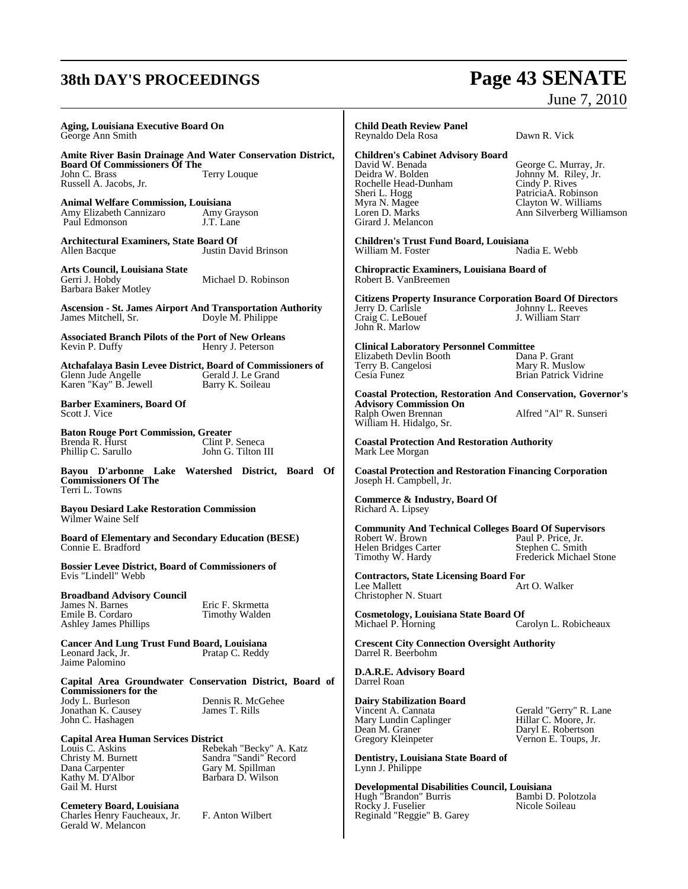**Aging, Louisiana Executive Board On**
George Ann Smith

**Amite River Basin Drainage And Water Conservation District, Board Of Commissioners Of The**
John C. Brass
Terry Louque
Russell A. Jacobs, Jr.

**Animal Welfare Commission, Louisiana**
Amy Elizabeth Cannizaro
Amy Grayson
Paul Edmonson
J.T. Lane

**Architectural Examiners, State Board Of**
Allen Bacque
Justin David Brinson

**Arts Council, Louisiana State**
Gerri J. Hobdy
Michael D. Robinson
Barbara Baker Motley

**Ascension - St. James Airport And Transportation Authority**
James Mitchell, Sr.
Doyle M. Philippe

**Associated Branch Pilots of the Port of New Orleans**
Kevin P. Duffy
Henry J. Peterson

**Atchafalaya Basin Levee District, Board of Commissioners of**
Glenn Jude Angelle
Gerald J. Le Grand
Karen "Kay" B. Jewell
Barry K. Soileau

**Barber Examiners, Board Of**
Scott J. Vice

**Baton Rouge Port Commission, Greater**
Brenda R. Hurst
Clint P. Seneca
Phillip C. Sarullo
John G. Tilton III

**Bayou D'arbonne Lake Watershed District, Board Of Commissioners Of The**
Terri L. Towns

**Bayou Desiard Lake Restoration Commission**
Wilmer Waine Self

**Board of Elementary and Secondary Education (BESE)**
Connie E. Bradford

**Bossier Levee District, Board of Commissioners of**
Evis "Lindell" Webb

**Broadband Advisory Council**
James N. Barnes
Eric F. Skrmetta
Emile B. Cordaro
Timothy Walden
Ashley James Phillips

**Cancer And Lung Trust Fund Board, Louisiana**
Leonard Jack, Jr.
Pratap C. Reddy
Jaime Palomino

**Capital Area Groundwater Conservation District, Board of Commissioners for the**
Jody L. Burleson
Dennis R. McGehee
Jonathan K. Causey
James T. Rills
John C. Hashagen

**Capital Area Human Services District**
Louis C. Askins
Rebekah "Becky" A. Katz
Christy M. Burnett
Sandra "Sandi" Record
Dana Carpenter
Gary M. Spillman
Kathy M. D'Albor
Barbara D. Wilson
Gail M. Hurst

**Cemetery Board, Louisiana**
Charles Henry Faucheaux, Jr.
F. Anton Wilbert
Gerald W. Melancon

**Child Death Review Panel**
Reynaldo Dela Rosa
Dawn R. Vick

**Children's Cabinet Advisory Board**
David W. Benada
George C. Murray, Jr.
Deidra W. Bolden
Johnny M. Riley, Jr.
Rochelle Head-Dunham
Cindy P. Rives
Sheri L. Hogg
PatriciaA. Robinson
Myra N. Magee
Clayton W. Williams
Loren D. Marks
Ann Silverberg Williamson
Girard J. Melancon

**Children's Trust Fund Board, Louisiana**
William M. Foster
Nadia E. Webb

**Chiropractic Examiners, Louisiana Board of**
Robert B. VanBreemen

**Citizens Property Insurance Corporation Board Of Directors**
Jerry D. Carlisle
Johnny L. Reeves
Craig C. LeBouef
J. William Starr
John R. Marlow

**Clinical Laboratory Personnel Committee**
Elizabeth Devlin Booth
Dana P. Grant
Terry B. Cangelosi
Mary R. Muslow
Cesia Funez
Brian Patrick Vidrine

**Coastal Protection, Restoration And Conservation, Governor's Advisory Commission On**
Ralph Owen Brennan
Alfred "Al" R. Sunseri
William H. Hidalgo, Sr.

**Coastal Protection And Restoration Authority**
Mark Lee Morgan

**Coastal Protection and Restoration Financing Corporation**
Joseph H. Campbell, Jr.

**Commerce & Industry, Board Of**
Richard A. Lipsey

**Community And Technical Colleges Board Of Supervisors**
Robert W. Brown
Paul P. Price, Jr.
Helen Bridges Carter
Stephen C. Smith
Timothy W. Hardy
Frederick Michael Stone

**Contractors, State Licensing Board For**
Lee Mallett
Art O. Walker
Christopher N. Stuart

**Cosmetology, Louisiana State Board Of**
Michael P. Horning
Carolyn L. Robicheaux

**Crescent City Connection Oversight Authority**
Darrel R. Beerbohm

**D.A.R.E. Advisory Board**
Darrel Roan

**Dairy Stabilization Board**
Vincent A. Cannata
Gerald "Gerry" R. Lane
Mary Lundin Caplinger
Hillar C. Moore, Jr.
Dean M. Graner
Daryl E. Robertson
Gregory Kleinpeter
Vernon E. Toups, Jr.

**Dentistry, Louisiana State Board of**
Lynn J. Philippe

**Developmental Disabilities Council, Louisiana**
Hugh "Brandon" Burris
Bambi D. Polotzola
Rocky J. Fuselier
Nicole Soileau
Reginald "Reggie" B. Garey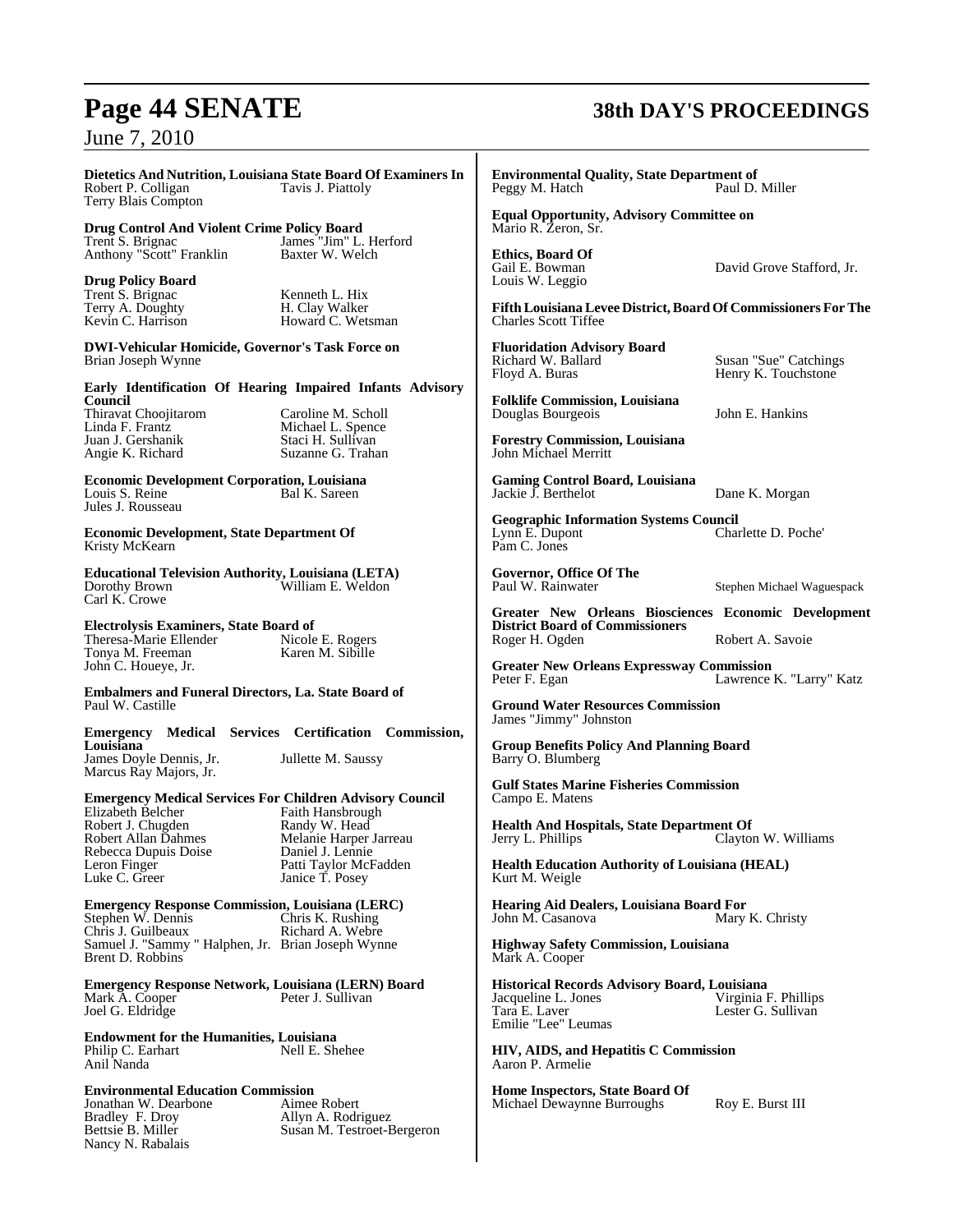**Dietetics And Nutrition, Louisiana State Board Of Examiners In**
Robert P. Colligan
Tavis J. Piattoly
Terry Blais Compton

**Drug Control And Violent Crime Policy Board**
Trent S. Brignac
James "Jim" L. Herford
Anthony "Scott" Franklin
Baxter W. Welch

**Drug Policy Board**
Trent S. Brignac
Kenneth L. Hix
Terry A. Doughty
H. Clay Walker
Kevin C. Harrison
Howard C. Wetsman

**DWI-Vehicular Homicide, Governor's Task Force on**
Brian Joseph Wynne

**Early Identification Of Hearing Impaired Infants Advisory Council**
Thiravat Choojitarom
Caroline M. Scholl
Linda F. Frantz
Michael L. Spence
Juan J. Gershanik
Staci H. Sullivan
Angie K. Richard
Suzanne G. Trahan

**Economic Development Corporation, Louisiana**
Louis S. Reine
Bal K. Sareen
Jules J. Rousseau

**Economic Development, State Department Of**
Kristy McKearn

**Educational Television Authority, Louisiana (LETA)**
Dorothy Brown
William E. Weldon
Carl K. Crowe

**Electrolysis Examiners, State Board of**
Theresa-Marie Ellender
Nicole E. Rogers
Tonya M. Freeman
Karen M. Sibille
John C. Houeye, Jr.

**Embalmers and Funeral Directors, La. State Board of**
Paul W. Castille

**Emergency Medical Services Certification Commission, Louisiana**
James Doyle Dennis, Jr.
Jullette M. Saussy
Marcus Ray Majors, Jr.

**Emergency Medical Services For Children Advisory Council**
Elizabeth Belcher
Faith Hansbrough
Robert J. Chugden
Randy W. Head
Robert Allan Dahmes
Melanie Harper Jarreau
Rebecca Dupuis Doise
Daniel J. Lennie
Leron Finger
Patti Taylor McFadden
Luke C. Greer
Janice T. Posey

**Emergency Response Commission, Louisiana (LERC)**
Stephen W. Dennis
Chris K. Rushing
Chris J. Guilbeaux
Richard A. Webre
Samuel J. "Sammy " Halphen, Jr.
Brian Joseph Wynne
Brent D. Robbins

**Emergency Response Network, Louisiana (LERN) Board**
Mark A. Cooper
Peter J. Sullivan
Joel G. Eldridge

**Endowment for the Humanities, Louisiana**
Philip C. Earhart
Nell E. Shehee
Anil Nanda

**Environmental Education Commission**
Jonathan W. Dearbone
Aimee Robert
Bradley F. Droy
Allyn A. Rodriguez
Bettsie B. Miller
Susan M. Testroet-Bergeron
Nancy N. Rabalais

**Environmental Quality, State Department of**
Peggy M. Hatch
Paul D. Miller

**Equal Opportunity, Advisory Committee on**
Mario R. Zeron, Sr.

**Ethics, Board Of**
Gail E. Bowman
David Grove Stafford, Jr.
Louis W. Leggio

**Fifth Louisiana Levee District, Board Of Commissioners For The**
Charles Scott Tiffee

**Fluoridation Advisory Board**
Richard W. Ballard
Susan "Sue" Catchings
Floyd A. Buras
Henry K. Touchstone

**Folklife Commission, Louisiana**
Douglas Bourgeois
John E. Hankins

**Forestry Commission, Louisiana**
John Michael Merritt

**Gaming Control Board, Louisiana**
Jackie J. Berthelot
Dane K. Morgan

**Geographic Information Systems Council**
Lynn E. Dupont
Charlette D. Poche'
Pam C. Jones

**Governor, Office Of The**
Paul W. Rainwater
Stephen Michael Waguespack

**Greater New Orleans Biosciences Economic Development District Board of Commissioners**
Roger H. Ogden
Robert A. Savoie

**Greater New Orleans Expressway Commission**
Peter F. Egan
Lawrence K. "Larry" Katz

**Ground Water Resources Commission**
James "Jimmy" Johnston

**Group Benefits Policy And Planning Board**
Barry O. Blumberg

**Gulf States Marine Fisheries Commission**
Campo E. Matens

**Health And Hospitals, State Department Of**
Jerry L. Phillips
Clayton W. Williams

**Health Education Authority of Louisiana (HEAL)**
Kurt M. Weigle

**Hearing Aid Dealers, Louisiana Board For**
John M. Casanova
Mary K. Christy

**Highway Safety Commission, Louisiana**
Mark A. Cooper

**Historical Records Advisory Board, Louisiana**
Jacqueline L. Jones
Virginia F. Phillips
Tara E. Laver
Lester G. Sullivan
Emilie "Lee" Leumas

**HIV, AIDS, and Hepatitis C Commission**
Aaron P. Armelie

**Home Inspectors, State Board Of**
Michael Dewayne Burroughs
Roy E. Burst III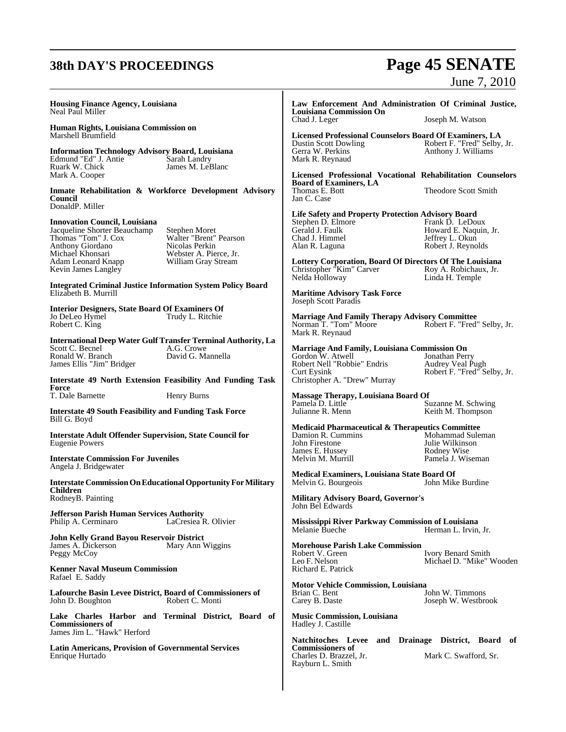**Housing Finance Agency, Louisiana**
Neal Paul Miller

**Human Rights, Louisiana Commission on**
Marshell Brumfield

**Information Technology Advisory Board, Louisiana**
Edmund "Ed" J. Antie
Sarah Landry
Ruark W. Chick
James M. LeBlanc
Mark A. Cooper

**Inmate Rehabilitation & Workforce Development Advisory Council**
DonaldP. Miller

**Innovation Council, Louisiana**
Jacqueline Shorter Beauchamp
Stephen Moret
Thomas "Tom" J. Cox
Walter "Brent" Pearson
Anthony Giordano
Nicolas Perkin
Michael Khonsari
Webster A. Pierce, Jr.
Adam Leonard Knapp
William Gray Stream
Kevin James Langley

**Integrated Criminal Justice Information System Policy Board**
Elizabeth B. Murrill

**Interior Designers, State Board Of Examiners Of**
Jo DeLeo Hymel
Trudy L. Ritchie
Robert C. King

**International Deep Water Gulf Transfer Terminal Authority, La**
Scott C. Becnel
A.G. Crowe
Ronald W. Branch
David G. Mannella
James Ellis "Jim" Bridger

**Interstate 49 North Extension Feasibility And Funding Task Force**
T. Dale Barnette
Henry Burns

**Interstate 49 South Feasibility and Funding Task Force**
Bill G. Boyd

**Interstate Adult Offender Supervision, State Council for**
Eugenie Powers

**Interstate Commission For Juveniles**
Angela J. Bridgewater

**Interstate Commission On Educational Opportunity For Military Children**
RodneyB. Painting

**Jefferson Parish Human Services Authority**
Philip A. Cerminaro
LaCresiea R. Olivier

**John Kelly Grand Bayou Reservoir District**
James A. Dickerson
Mary Ann Wiggins
Peggy McCoy

**Kenner Naval Museum Commission**
Rafael E. Saddy

**Lafourche Basin Levee District, Board of Commissioners of**
John D. Boughton
Robert C. Monti

**Lake Charles Harbor and Terminal District, Board of Commissioners of**
James Jim L. "Hawk" Herford

**Latin Americans, Provision of Governmental Services**
Enrique Hurtado

**Law Enforcement And Administration Of Criminal Justice, Louisiana Commission On**
Chad J. Leger
Joseph M. Watson

**Licensed Professional Counselors Board Of Examiners, LA**
Dustin Scott Dowling
Robert F. "Fred" Selby, Jr.
Gerra W. Perkins
Anthony J. Williams
Mark R. Reynaud

**Licensed Professional Vocational Rehabilitation Counselors Board of Examiners, LA**
Thomas E. Bott
Theodore Scott Smith
Jan C. Case

**Life Safety and Property Protection Advisory Board**
Stephen D. Elmore
Frank D. LeDoux
Gerald J. Faulk
Howard E. Naquin, Jr.
Chad J. Himmel
Jeffrey L. Okun
Alan R. Laguna
Robert J. Reynolds

**Lottery Corporation, Board Of Directors Of The Louisiana**
Christopher "Kim" Carver
Roy A. Robichaux, Jr.
Nelda Holloway
Linda H. Temple

**Maritime Advisory Task Force**
Joseph Scott Paradis

**Marriage And Family Therapy Advisory Committee**
Norman T. "Tom" Moore
Robert F. "Fred" Selby, Jr.
Mark R. Reynaud

**Marriage And Family, Louisiana Commission On**
Gordon W. Atwell
Jonathan Perry
Robert Nell "Robbie" Endris
Audrey Veal Pugh
Curt Eysink
Robert F. "Fred" Selby, Jr.
Christopher A. "Drew" Murray

**Massage Therapy, Louisiana Board Of**
Pamela D. Little
Suzanne M. Schwing
Julianne R. Menn
Keith M. Thompson

**Medicaid Pharmaceutical & Therapeutics Committee**
Damion R. Cummins
Mohammad Suleman
John Firestone
Julie Wilkinson
James E. Hussey
Rodney Wise
Melvin M. Murrill
Pamela J. Wiseman

**Medical Examiners, Louisiana State Board Of**
Melvin G. Bourgeois
John Mike Burdine

**Military Advisory Board, Governor's**
John Bel Edwards

**Mississippi River Parkway Commission of Louisiana**
Melanie Bueche
Herman L. Irvin, Jr.

**Morehouse Parish Lake Commission**
Robert V. Green
Ivory Benard Smith
Leo F. Nelson
Michael D. "Mike" Wooden
Richard E. Patrick

**Motor Vehicle Commission, Louisiana**
Brian C. Bent
John W. Timmons
Carey B. Daste
Joseph W. Westbrook

**Music Commission, Louisiana**
Hadley J. Castille

**Natchitoches Levee and Drainage District, Board of Commissioners of**
Charles D. Brazzel, Jr.
Mark C. Swafford, Sr.
Rayburn L. Smith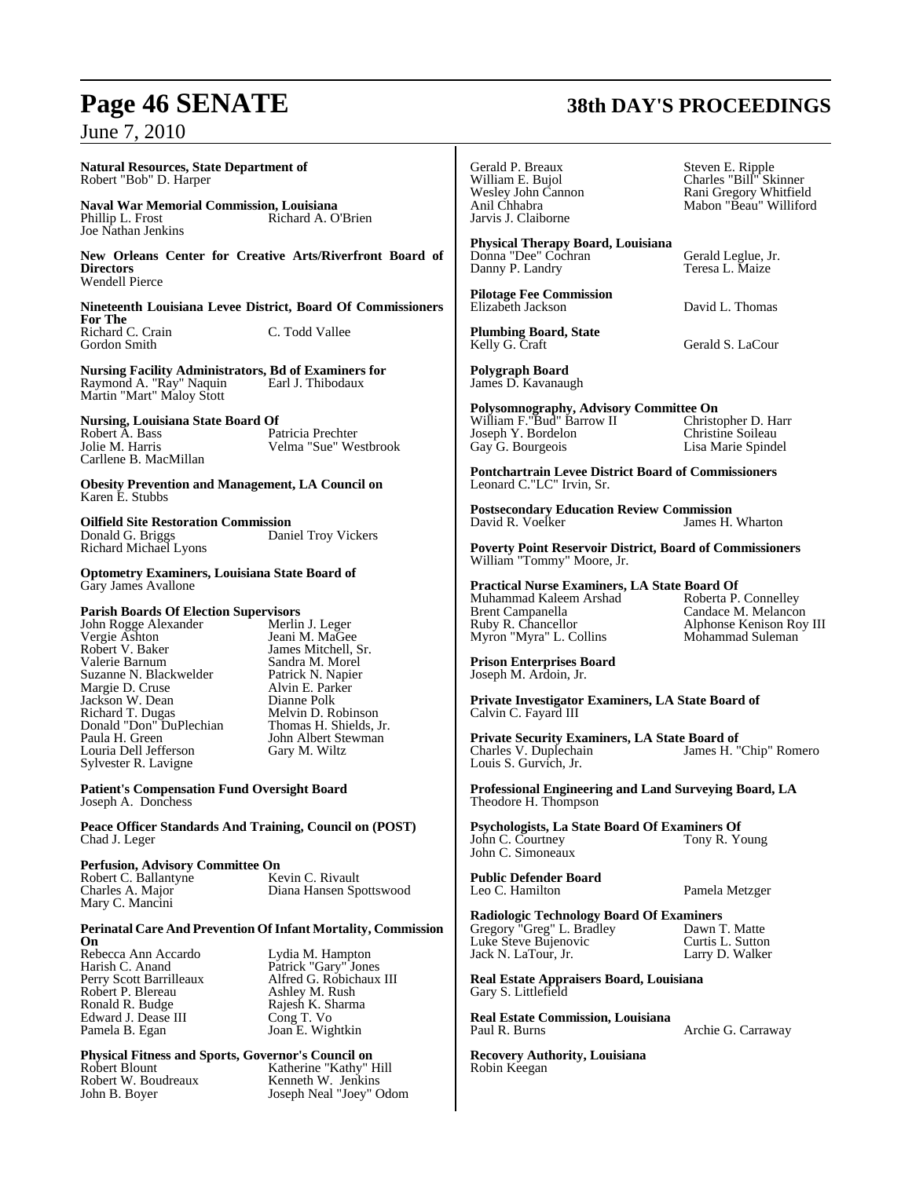**Natural Resources, State Department of**
Robert "Bob" D. Harper

**Naval War Memorial Commission, Louisiana**
Phillip L. Frost
Richard A. O'Brien
Joe Nathan Jenkins

**New Orleans Center for Creative Arts/Riverfront Board of Directors**
Wendell Pierce

**Nineteenth Louisiana Levee District, Board Of Commissioners For The**
Richard C. Crain
C. Todd Vallee
Gordon Smith

**Nursing Facility Administrators, Bd of Examiners for**
Raymond A. "Ray" Naquin
Earl J. Thibodaux
Martin "Mart" Maloy Stott

**Nursing, Louisiana State Board Of**
Robert A. Bass
Patricia Prechter
Jolie M. Harris
Velma "Sue" Westbrook
Carllene B. MacMillan

**Obesity Prevention and Management, LA Council on**
Karen E. Stubbs

**Oilfield Site Restoration Commission**
Donald G. Briggs
Daniel Troy Vickers
Richard Michael Lyons

**Optometry Examiners, Louisiana State Board of**
Gary James Avallone

**Parish Boards Of Election Supervisors**
John Rogge Alexander
Merlin J. Leger
Vergie Ashton
Jeani M. MaGee
Robert V. Baker
James Mitchell, Sr.
Valerie Barnum
Sandra M. Morel
Suzanne N. Blackwelder
Patrick N. Napier
Margie D. Cruse
Alvin E. Parker
Jackson W. Dean
Dianne Polk
Richard T. Dugas
Melvin D. Robinson
Donald "Don" DuPlechian
Thomas H. Shields, Jr.
Paula H. Green
John Albert Stewman
Louria Dell Jefferson
Gary M. Wiltz
Sylvester R. Lavigne

**Patient's Compensation Fund Oversight Board**
Joseph A. Donchess

**Peace Officer Standards And Training, Council on (POST)**
Chad J. Leger

**Perfusion, Advisory Committee On**
Robert C. Ballantyne
Kevin C. Rivault
Charles A. Major
Diana Hansen Spottswood
Mary C. Mancini

**Perinatal Care And Prevention Of Infant Mortality, Commission On**
Rebecca Ann Accardo
Lydia M. Hampton
Harish C. Anand
Patrick "Gary" Jones
Perry Scott Barrilleaux
Alfred G. Robichaux III
Robert P. Blereau
Ashley M. Rush
Ronald R. Budge
Rajesh K. Sharma
Edward J. Dease III
Cong T. Vo
Pamela B. Egan
Joan E. Wightkin

**Physical Fitness and Sports, Governor's Council on**
Robert Blount
Katherine "Kathy" Hill
Robert W. Boudreaux
Kenneth W. Jenkins
John B. Boyer
Joseph Neal "Joey" Odom
Gerald P. Breaux
Steven E. Ripple
William E. Bujol
Charles "Bill" Skinner
Wesley John Cannon
Rani Gregory Whitfield
Anil Chhabra
Mabon "Beau" Williford
Jarvis J. Claiborne

**Physical Therapy Board, Louisiana**
Donna "Dee" Cochran
Gerald Leglue, Jr.
Danny P. Landry
Teresa L. Maize

**Pilotage Fee Commission**
Elizabeth Jackson
David L. Thomas

**Plumbing Board, State**
Kelly G. Craft
Gerald S. LaCour

**Polygraph Board**
James D. Kavanaugh

**Polysomnography, Advisory Committee On**
William F."Bud" Barrow II
Christopher D. Harr
Joseph Y. Bordelon
Christine Soileau
Gay G. Bourgeois
Lisa Marie Spindel

**Pontchartrain Levee District Board of Commissioners**
Leonard C."LC" Irvin, Sr.

**Postsecondary Education Review Commission**
David R. Voelker
James H. Wharton

**Poverty Point Reservoir District, Board of Commissioners**
William "Tommy" Moore, Jr.

**Practical Nurse Examiners, LA State Board Of**
Muhammad Kaleem Arshad
Roberta P. Connelley
Brent Campanella
Candace M. Melancon
Ruby R. Chancellor
Alphonse Kenison Roy III
Myron "Myra" L. Collins
Mohammad Suleman

**Prison Enterprises Board**
Joseph M. Ardoin, Jr.

**Private Investigator Examiners, LA State Board of**
Calvin C. Fayard III

**Private Security Examiners, LA State Board of**
Charles V. Duplechain
James H. "Chip" Romero
Louis S. Gurvich, Jr.

**Professional Engineering and Land Surveying Board, LA**
Theodore H. Thompson

**Psychologists, La State Board Of Examiners Of**
John C. Courtney
Tony R. Young
John C. Simoneaux

**Public Defender Board**
Leo C. Hamilton
Pamela Metzger

**Radiologic Technology Board Of Examiners**
Gregory "Greg" L. Bradley
Dawn T. Matte
Luke Steve Bujenovic
Curtis L. Sutton
Jack N. LaTour, Jr.
Larry D. Walker

**Real Estate Appraisers Board, Louisiana**
Gary S. Littlefield

**Real Estate Commission, Louisiana**
Paul R. Burns
Archie G. Carraway

**Recovery Authority, Louisiana**
Robin Keegan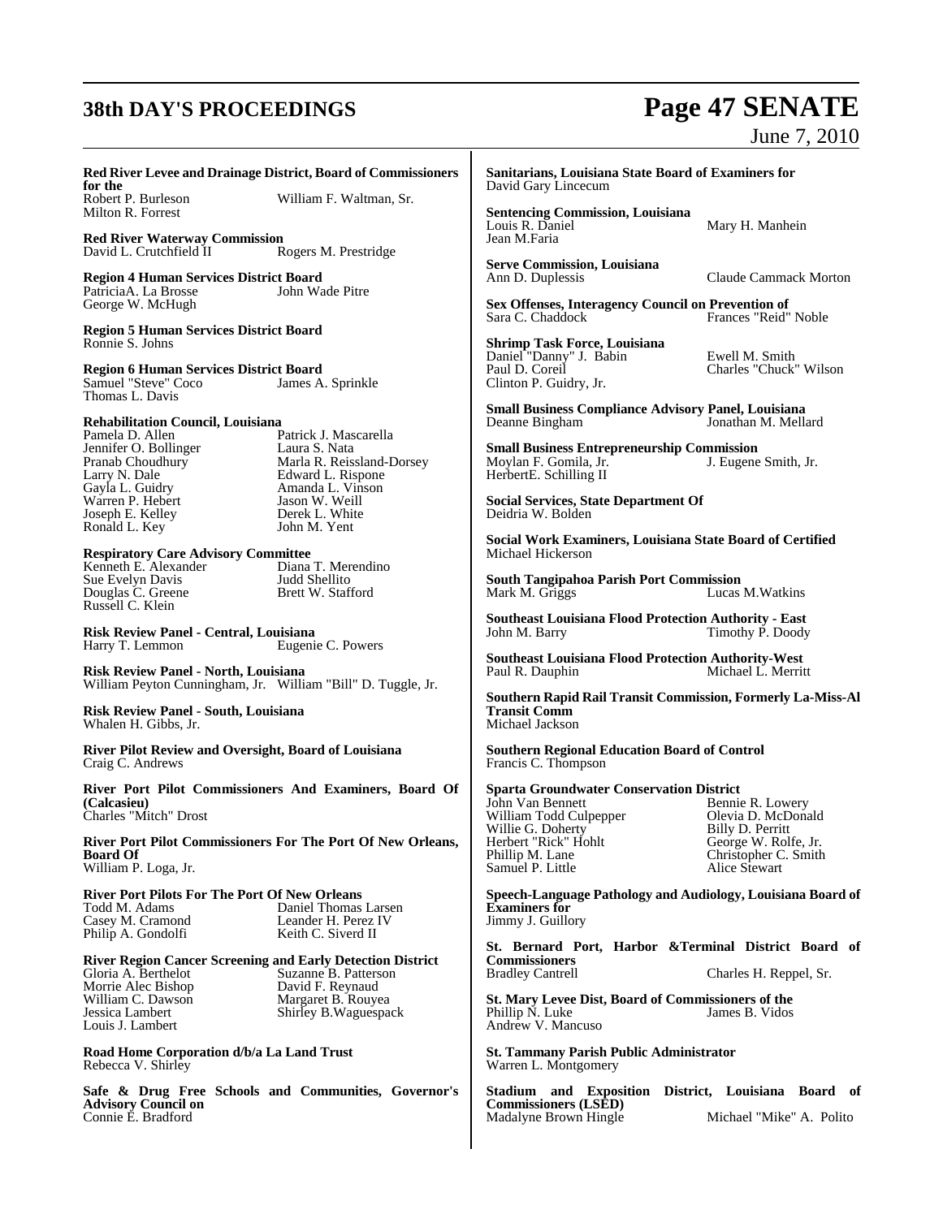**Red River Levee and Drainage District, Board of Commissioners for the**
Robert P. Burleson
William F. Waltman, Sr.
Milton R. Forrest

**Red River Waterway Commission**
David L. Crutchfield II
Rogers M. Prestridge

**Region 4 Human Services District Board**
PatriciaA. La Brosse
John Wade Pitre
George W. McHugh

**Region 5 Human Services District Board**
Ronnie S. Johns

**Region 6 Human Services District Board**
Samuel "Steve" Coco
James A. Sprinkle
Thomas L. Davis

**Rehabilitation Council, Louisiana**
Pamela D. Allen
Patrick J. Mascarella
Jennifer O. Bollinger
Laura S. Nata
Pranab Choudhury
Marla R. Reissland-Dorsey
Larry N. Dale
Edward L. Rispone
Gayla L. Guidry
Amanda L. Vinson
Warren P. Hebert
Jason W. Weill
Joseph E. Kelley
Derek L. White
Ronald L. Key
John M. Yent

**Respiratory Care Advisory Committee**
Kenneth E. Alexander
Diana T. Merendino
Sue Evelyn Davis
Judd Shellito
Douglas C. Greene
Brett W. Stafford
Russell C. Klein

**Risk Review Panel - Central, Louisiana**
Harry T. Lemmon
Eugenie C. Powers

**Risk Review Panel - North, Louisiana**
William Peyton Cunningham, Jr.
William "Bill" D. Tuggle, Jr.

**Risk Review Panel - South, Louisiana**
Whalen H. Gibbs, Jr.

**River Pilot Review and Oversight, Board of Louisiana**
Craig C. Andrews

**River Port Pilot Commissioners And Examiners, Board Of (Calcasieu)**
Charles "Mitch" Drost

**River Port Pilot Commissioners For The Port Of New Orleans, Board Of**
William P. Loga, Jr.

**River Port Pilots For The Port Of New Orleans**
Todd M. Adams
Daniel Thomas Larsen
Casey M. Cramond
Leander H. Perez IV
Philip A. Gondolfi
Keith C. Siverd II

**River Region Cancer Screening and Early Detection District**
Gloria A. Berthelot
Suzanne B. Patterson
Morrie Alec Bishop
David F. Reynaud
William C. Dawson
Margaret B. Rouyea
Jessica Lambert
Shirley B.Waguespack
Louis J. Lambert

**Road Home Corporation d/b/a La Land Trust**
Rebecca V. Shirley

**Safe & Drug Free Schools and Communities, Governor's Advisory Council on**
Connie E. Bradford

**Sanitarians, Louisiana State Board of Examiners for**
David Gary Lincecum

**Sentencing Commission, Louisiana**
Louis R. Daniel
Mary H. Manhein
Jean M.Faria

**Serve Commission, Louisiana**
Ann D. Duplessis
Claude Cammack Morton

**Sex Offenses, Interagency Council on Prevention of**
Sara C. Chaddock
Frances "Reid" Noble

**Shrimp Task Force, Louisiana**
Daniel "Danny" J. Babin
Ewell M. Smith
Paul D. Coreil
Charles "Chuck" Wilson
Clinton P. Guidry, Jr.

**Small Business Compliance Advisory Panel, Louisiana**
Deanne Bingham
Jonathan M. Mellard

**Small Business Entrepreneurship Commission**
Moylan F. Gomila, Jr.
J. Eugene Smith, Jr.
HerbertE. Schilling II

**Social Services, State Department Of**
Deidria W. Bolden

**Social Work Examiners, Louisiana State Board of Certified**
Michael Hickerson

**South Tangipahoa Parish Port Commission**
Mark M. Griggs
Lucas M.Watkins

**Southeast Louisiana Flood Protection Authority - East**
John M. Barry
Timothy P. Doody

**Southeast Louisiana Flood Protection Authority-West**
Paul R. Dauphin
Michael L. Merritt

**Southern Rapid Rail Transit Commission, Formerly La-Miss-Al Transit Comm**
Michael Jackson

**Southern Regional Education Board of Control**
Francis C. Thompson

**Sparta Groundwater Conservation District**
John Van Bennett
Bennie R. Lowery
William Todd Culpepper
Olevia D. McDonald
Willie G. Doherty
Billy D. Perritt
Herbert "Rick" Hohlt
George W. Rolfe, Jr.
Phillip M. Lane
Christopher C. Smith
Samuel P. Little
Alice Stewart

**Speech-Language Pathology and Audiology, Louisiana Board of Examiners for**
Jimmy J. Guillory

**St. Bernard Port, Harbor &Terminal District Board of Commissioners**
Bradley Cantrell
Charles H. Reppel, Sr.

**St. Mary Levee Dist, Board of Commissioners of the**
Phillip N. Luke
James B. Vidos
Andrew V. Mancuso

**St. Tammany Parish Public Administrator**
Warren L. Montgomery

**Stadium and Exposition District, Louisiana Board of Commissioners (LSED)**
Madalyne Brown Hingle
Michael "Mike" A. Polito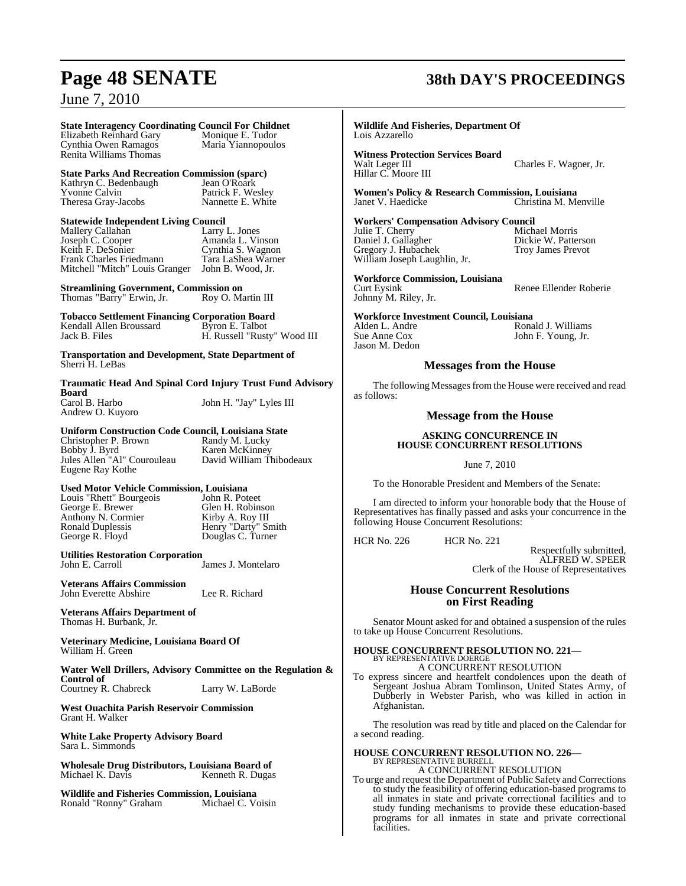**State Interagency Coordinating Council For Childnet**
Elizabeth Reinhard Gary    Monique E. Tudor
Cynthia Owen Ramagos    Maria Yiannopoulos
Renita Williams Thomas

**State Parks And Recreation Commission (sparc)**
Kathryn C. Bedenbaugh    Jean O'Roark
Yvonne Calvin    Patrick F. Wesley
Theresa Gray-Jacobs    Nannette E. White

**Statewide Independent Living Council**
Mallery Callahan    Larry L. Jones
Joseph C. Cooper    Amanda L. Vinson
Keith F. DeSonier    Cynthia S. Wagnon
Frank Charles Friedmann    Tara LaShea Warner
Mitchell "Mitch" Louis Granger    John B. Wood, Jr.

**Streamlining Government, Commission on**
Thomas "Barry" Erwin, Jr.    Roy O. Martin III

**Tobacco Settlement Financing Corporation Board**
Kendall Allen Broussard    Byron E. Talbot
Jack B. Files    H. Russell "Rusty" Wood III

**Transportation and Development, State Department of**
Sherri H. LeBas

**Traumatic Head And Spinal Cord Injury Trust Fund Advisory Board**
Carol B. Harbo    John H. "Jay" Lyles III
Andrew O. Kuyoro

**Uniform Construction Code Council, Louisiana State**
Christopher P. Brown    Randy M. Lucky
Bobby J. Byrd    Karen McKinney
Jules Allen "Al" Courouleau    David William Thibodeaux
Eugene Ray Kothe

**Used Motor Vehicle Commission, Louisiana**
Louis "Rhett" Bourgeois    John R. Poteet
George E. Brewer    Glen H. Robinson
Anthony N. Cormier    Kirby A. Roy III
Ronald Duplessis    Henry "Darty" Smith
George R. Floyd    Douglas C. Turner

**Utilities Restoration Corporation**
John E. Carroll    James J. Montelaro

**Veterans Affairs Commission**
John Everette Abshire    Lee R. Richard

**Veterans Affairs Department of**
Thomas H. Burbank, Jr.

**Veterinary Medicine, Louisiana Board Of**
William H. Green

**Water Well Drillers, Advisory Committee on the Regulation & Control of**
Courtney R. Chabreck    Larry W. LaBorde

**West Ouachita Parish Reservoir Commission**
Grant H. Walker

**White Lake Property Advisory Board**
Sara L. Simmonds

**Wholesale Drug Distributors, Louisiana Board of**
Michael K. Davis    Kenneth R. Dugas

**Wildlife and Fisheries Commission, Louisiana**
Ronald "Ronny" Graham    Michael C. Voisin

**Wildlife And Fisheries, Department Of**
Lois Azzarello

**Witness Protection Services Board**
Walt Leger III    Charles F. Wagner, Jr.
Hillar C. Moore III

**Women's Policy & Research Commission, Louisiana**
Janet V. Haedicke    Christina M. Menville

**Workers' Compensation Advisory Council**
Julie T. Cherry    Michael Morris
Daniel J. Gallagher    Dickie W. Patterson
Gregory J. Hubachek    Troy James Prevot
William Joseph Laughlin, Jr.

**Workforce Commission, Louisiana**
Curt Eysink    Renee Ellender Roberie
Johnny M. Riley, Jr.

**Workforce Investment Council, Louisiana**
Alden L. Andre    Ronald J. Williams
Sue Anne Cox    John F. Young, Jr.
Jason M. Dedon

## Messages from the House

The following Messages from the House were received and read as follows:

## Message from the House

**ASKING CONCURRENCE IN HOUSE CONCURRENT RESOLUTIONS**

June 7, 2010

To the Honorable President and Members of the Senate:

I am directed to inform your honorable body that the House of Representatives has finally passed and asks your concurrence in the following House Concurrent Resolutions:

HCR No. 226    HCR No. 221

Respectfully submitted,
ALFRED W. SPEER
Clerk of the House of Representatives

## House Concurrent Resolutions on First Reading

Senator Mount asked for and obtained a suspension of the rules to take up House Concurrent Resolutions.

**HOUSE CONCURRENT RESOLUTION NO. 221—**
BY REPRESENTATIVE DOERGE
A CONCURRENT RESOLUTION
To express sincere and heartfelt condolences upon the death of Sergeant Joshua Abram Tomlinson, United States Army, of Dubberly in Webster Parish, who was killed in action in Afghanistan.

The resolution was read by title and placed on the Calendar for a second reading.

**HOUSE CONCURRENT RESOLUTION NO. 226—**
BY REPRESENTATIVE BURRELL
A CONCURRENT RESOLUTION
To urge and request the Department of Public Safety and Corrections to study the feasibility of offering education-based programs to all inmates in state and private correctional facilities and to study funding mechanisms to provide these education-based programs for all inmates in state and private correctional facilities.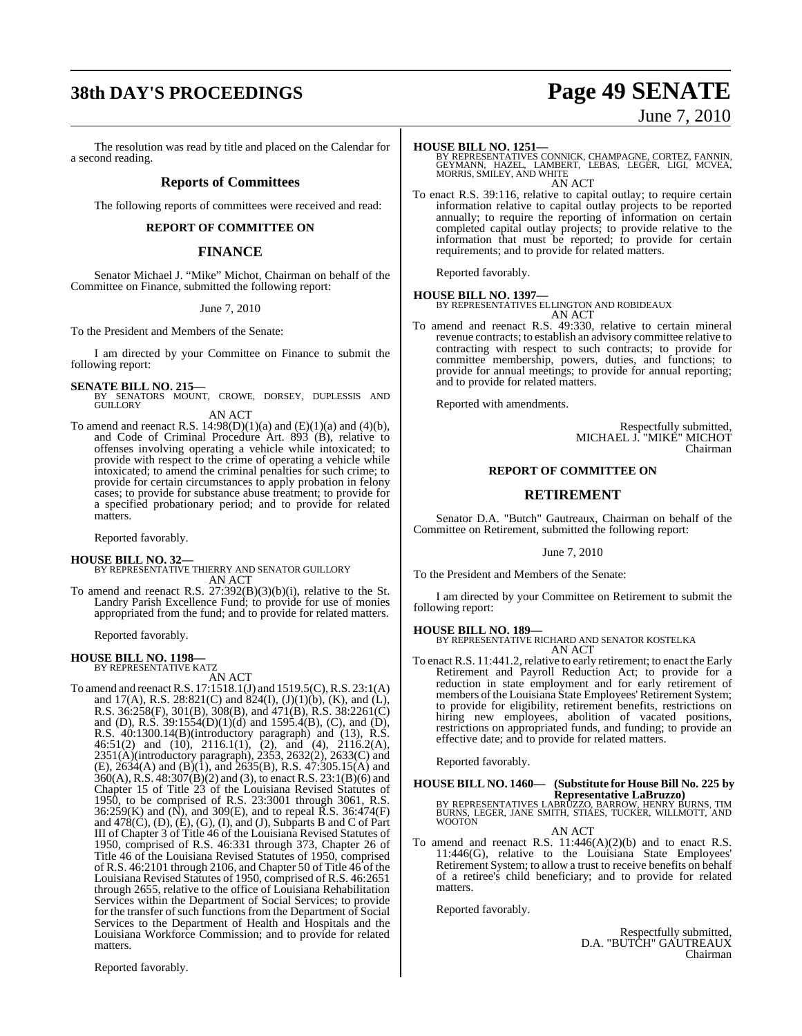The resolution was read by title and placed on the Calendar for a second reading.

## Reports of Committees

The following reports of committees were received and read:

### REPORT OF COMMITTEE ON

## FINANCE

Senator Michael J. "Mike" Michot, Chairman on behalf of the Committee on Finance, submitted the following report:

June 7, 2010

To the President and Members of the Senate:

I am directed by your Committee on Finance to submit the following report:

**SENATE BILL NO. 215—**
BY SENATORS MOUNT, CROWE, DORSEY, DUPLESSIS AND GUILLORY

AN ACT

To amend and reenact R.S. 14:98(D)(1)(a) and (E)(1)(a) and (4)(b), and Code of Criminal Procedure Art. 893 (B), relative to offenses involving operating a vehicle while intoxicated; to provide with respect to the crime of operating a vehicle while intoxicated; to amend the criminal penalties for such crime; to provide for certain circumstances to apply probation in felony cases; to provide for substance abuse treatment; to provide for a specified probationary period; and to provide for related matters.

Reported favorably.

**HOUSE BILL NO. 32—**
BY REPRESENTATIVE THIERRY AND SENATOR GUILLORY

AN ACT

To amend and reenact R.S. 27:392(B)(3)(b)(i), relative to the St. Landry Parish Excellence Fund; to provide for use of monies appropriated from the fund; and to provide for related matters.

Reported favorably.

**HOUSE BILL NO. 1198—**
BY REPRESENTATIVE KATZ

AN ACT

To amend and reenact R.S. 17:1518.1(J) and 1519.5(C), R.S. 23:1(A) and 17(A), R.S. 28:821(C) and 824(I), (J)(1)(b), (K), and (L), R.S. 36:258(F), 301(B), 308(B), and 471(B), R.S. 38:2261(C) and (D), R.S. 39:1554(D)(1)(d) and 1595.4(B), (C), and (D), R.S. 40:1300.14(B)(introductory paragraph) and (13), R.S. 46:51(2) and (10), 2116.1(1), (2), and (4), 2116.2(A), 2351(A)(introductory paragraph), 2353, 2632(2), 2633(C) and (E), 2634(A) and (B)(1), and 2635(B), R.S. 47:305.15(A) and 360(A), R.S. 48:307(B)(2) and (3), to enact R.S. 23:1(B)(6) and Chapter 15 of Title 23 of the Louisiana Revised Statutes of 1950, to be comprised of R.S. 23:3001 through 3061, R.S. 36:259(K) and (N), and 309(E), and to repeal R.S. 36:474(F) and 478(C), (D), (E), (G), (I), and (J), Subparts B and C of Part III of Chapter 3 of Title 46 of the Louisiana Revised Statutes of 1950, comprised of R.S. 46:331 through 373, Chapter 26 of Title 46 of the Louisiana Revised Statutes of 1950, comprised of R.S. 46:2101 through 2106, and Chapter 50 of Title 46 of the Louisiana Revised Statutes of 1950, comprised of R.S. 46:2651 through 2655, relative to the office of Louisiana Rehabilitation Services within the Department of Social Services; to provide for the transfer of such functions from the Department of Social Services to the Department of Health and Hospitals and the Louisiana Workforce Commission; and to provide for related matters.

Reported favorably.

**HOUSE BILL NO. 1251—**
BY REPRESENTATIVES CONNICK, CHAMPAGNE, CORTEZ, FANNIN, GEYMANN, HAZEL, LAMBERT, LEBAS, LEGER, LIGI, MCVEA, MORRIS, SMILEY, AND WHITE

AN ACT

To enact R.S. 39:116, relative to capital outlay; to require certain information relative to capital outlay projects to be reported annually; to require the reporting of information on certain completed capital outlay projects; to provide relative to the information that must be reported; to provide for certain requirements; and to provide for related matters.

Reported favorably.

**HOUSE BILL NO. 1397—**
BY REPRESENTATIVES ELLINGTON AND ROBIDEAUX

AN ACT

To amend and reenact R.S. 49:330, relative to certain mineral revenue contracts; to establish an advisory committee relative to contracting with respect to such contracts; to provide for committee membership, powers, duties, and functions; to provide for annual meetings; to provide for annual reporting; and to provide for related matters.

Reported with amendments.

Respectfully submitted,
MICHAEL J. "MIKE" MICHOT
Chairman

### REPORT OF COMMITTEE ON

## RETIREMENT

Senator D.A. "Butch" Gautreaux, Chairman on behalf of the Committee on Retirement, submitted the following report:

June 7, 2010

To the President and Members of the Senate:

I am directed by your Committee on Retirement to submit the following report:

**HOUSE BILL NO. 189—**
BY REPRESENTATIVE RICHARD AND SENATOR KOSTELKA

AN ACT

To enact R.S. 11:441.2, relative to early retirement; to enact the Early Retirement and Payroll Reduction Act; to provide for a reduction in state employment and for early retirement of members of the Louisiana State Employees' Retirement System; to provide for eligibility, retirement benefits, restrictions on hiring new employees, abolition of vacated positions, restrictions on appropriated funds, and funding; to provide an effective date; and to provide for related matters.

Reported favorably.

**HOUSE BILL NO. 1460— (Substitute for House Bill No. 225 by Representative LaBruzzo)**
BY REPRESENTATIVES LABRUZZO, BARROW, HENRY BURNS, TIM BURNS, LEGER, JANE SMITH, STIAES, TUCKER, WILLMOTT, AND WOOTON

AN ACT

To amend and reenact R.S. 11:446(A)(2)(b) and to enact R.S. 11:446(G), relative to the Louisiana State Employees' Retirement System; to allow a trust to receive benefits on behalf of a retiree's child beneficiary; and to provide for related matters.

Reported favorably.

Respectfully submitted,
D.A. "BUTCH" GAUTREAUX
Chairman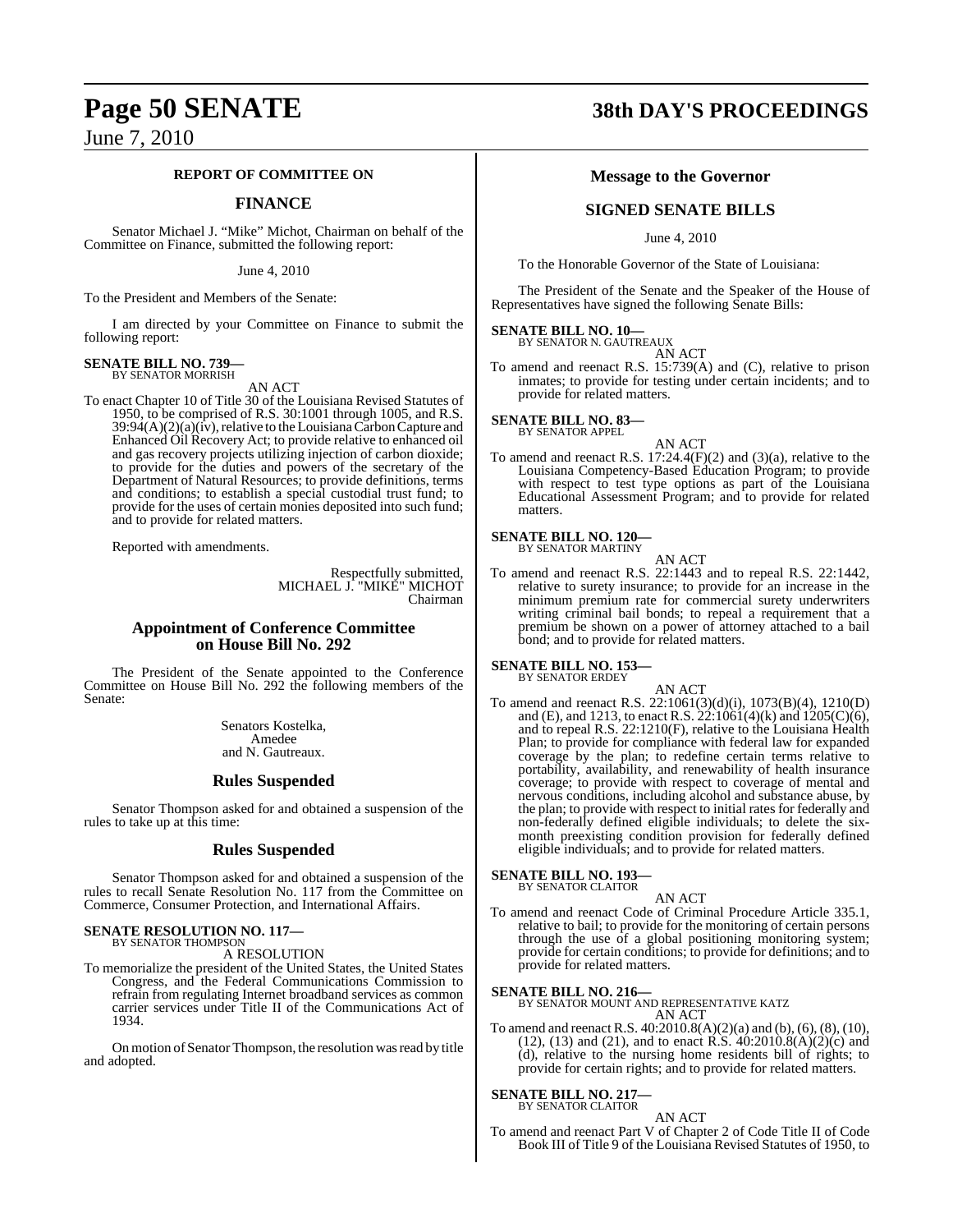## REPORT OF COMMITTEE ON

## FINANCE

Senator Michael J. "Mike" Michot, Chairman on behalf of the Committee on Finance, submitted the following report:

June 4, 2010

To the President and Members of the Senate:

I am directed by your Committee on Finance to submit the following report:

**SENATE BILL NO. 739—**
BY SENATOR MORRISH

AN ACT

To enact Chapter 10 of Title 30 of the Louisiana Revised Statutes of 1950, to be comprised of R.S. 30:1001 through 1005, and R.S. 39:94(A)(2)(a)(iv), relative to the Louisiana Carbon Capture and Enhanced Oil Recovery Act; to provide relative to enhanced oil and gas recovery projects utilizing injection of carbon dioxide; to provide for the duties and powers of the secretary of the Department of Natural Resources; to provide definitions, terms and conditions; to establish a special custodial trust fund; to provide for the uses of certain monies deposited into such fund; and to provide for related matters.

Reported with amendments.

Respectfully submitted,
MICHAEL J. "MIKE" MICHOT
Chairman

## Appointment of Conference Committee on House Bill No. 292

The President of the Senate appointed to the Conference Committee on House Bill No. 292 the following members of the Senate:

Senators Kostelka,
Amedee
and N. Gautreaux.

## Rules Suspended

Senator Thompson asked for and obtained a suspension of the rules to take up at this time:

## Rules Suspended

Senator Thompson asked for and obtained a suspension of the rules to recall Senate Resolution No. 117 from the Committee on Commerce, Consumer Protection, and International Affairs.

**SENATE RESOLUTION NO. 117—**
BY SENATOR THOMPSON

A RESOLUTION

To memorialize the president of the United States, the United States Congress, and the Federal Communications Commission to refrain from regulating Internet broadband services as common carrier services under Title II of the Communications Act of 1934.

On motion of Senator Thompson, the resolution was read by title and adopted.

## Message to the Governor

## SIGNED SENATE BILLS

June 4, 2010

To the Honorable Governor of the State of Louisiana:

The President of the Senate and the Speaker of the House of Representatives have signed the following Senate Bills:

**SENATE BILL NO. 10—**
BY SENATOR N. GAUTREAUX

AN ACT

To amend and reenact R.S. 15:739(A) and (C), relative to prison inmates; to provide for testing under certain incidents; and to provide for related matters.

**SENATE BILL NO. 83—**
BY SENATOR APPEL

AN ACT

To amend and reenact R.S. 17:24.4(F)(2) and (3)(a), relative to the Louisiana Competency-Based Education Program; to provide with respect to test type options as part of the Louisiana Educational Assessment Program; and to provide for related matters.

**SENATE BILL NO. 120—**
BY SENATOR MARTINY

AN ACT

To amend and reenact R.S. 22:1443 and to repeal R.S. 22:1442, relative to surety insurance; to provide for an increase in the minimum premium rate for commercial surety underwriters writing criminal bail bonds; to repeal a requirement that a premium be shown on a power of attorney attached to a bail bond; and to provide for related matters.

**SENATE BILL NO. 153—**
BY SENATOR ERDEY

AN ACT

To amend and reenact R.S. 22:1061(3)(d)(i), 1073(B)(4), 1210(D) and (E), and 1213, to enact R.S. 22:1061(4)(k) and 1205(C)(6), and to repeal R.S. 22:1210(F), relative to the Louisiana Health Plan; to provide for compliance with federal law for expanded coverage by the plan; to redefine certain terms relative to portability, availability, and renewability of health insurance coverage; to provide with respect to coverage of mental and nervous conditions, including alcohol and substance abuse, by the plan; to provide with respect to initial rates for federally and non-federally defined eligible individuals; to delete the six-month preexisting condition provision for federally defined eligible individuals; and to provide for related matters.

**SENATE BILL NO. 193—**
BY SENATOR CLAITOR

AN ACT

To amend and reenact Code of Criminal Procedure Article 335.1, relative to bail; to provide for the monitoring of certain persons through the use of a global positioning monitoring system; provide for certain conditions; to provide for definitions; and to provide for related matters.

**SENATE BILL NO. 216—**
BY SENATOR MOUNT AND REPRESENTATIVE KATZ

AN ACT

To amend and reenact R.S. 40:2010.8(A)(2)(a) and (b), (6), (8), (10), (12), (13) and (21), and to enact R.S. 40:2010.8(A)(2)(c) and (d), relative to the nursing home residents bill of rights; to provide for certain rights; and to provide for related matters.

**SENATE BILL NO. 217—**
BY SENATOR CLAITOR

AN ACT

To amend and reenact Part V of Chapter 2 of Code Title II of Code Book III of Title 9 of the Louisiana Revised Statutes of 1950, to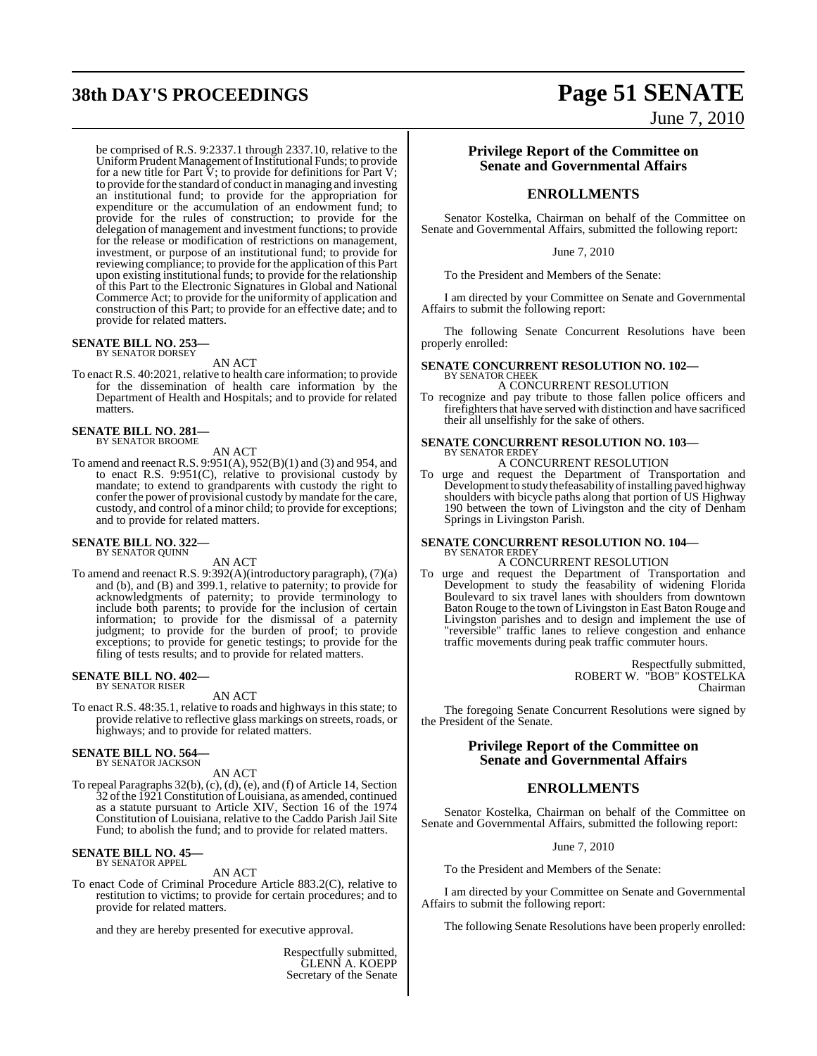be comprised of R.S. 9:2337.1 through 2337.10, relative to the Uniform Prudent Management of Institutional Funds; to provide for a new title for Part V; to provide for definitions for Part V; to provide for the standard of conduct in managing and investing an institutional fund; to provide for the appropriation for expenditure or the accumulation of an endowment fund; to provide for the rules of construction; to provide for the delegation of management and investment functions; to provide for the release or modification of restrictions on management, investment, or purpose of an institutional fund; to provide for reviewing compliance; to provide for the application of this Part upon existing institutional funds; to provide for the relationship of this Part to the Electronic Signatures in Global and National Commerce Act; to provide for the uniformity of application and construction of this Part; to provide for an effective date; and to provide for related matters.

**SENATE BILL NO. 253—**
BY SENATOR DORSEY

AN ACT

To enact R.S. 40:2021, relative to health care information; to provide for the dissemination of health care information by the Department of Health and Hospitals; and to provide for related matters.

**SENATE BILL NO. 281—**
BY SENATOR BROOME

AN ACT

To amend and reenact R.S. 9:951(A), 952(B)(1) and (3) and 954, and to enact R.S. 9:951(C), relative to provisional custody by mandate; to extend to grandparents with custody the right to confer the power of provisional custody by mandate for the care, custody, and control of a minor child; to provide for exceptions; and to provide for related matters.

**SENATE BILL NO. 322—**
BY SENATOR QUINN

AN ACT

To amend and reenact R.S. 9:392(A)(introductory paragraph), (7)(a) and (b), and (B) and 399.1, relative to paternity; to provide for acknowledgments of paternity; to provide terminology to include both parents; to provide for the inclusion of certain information; to provide for the dismissal of a paternity judgment; to provide for the burden of proof; to provide exceptions; to provide for genetic testings; to provide for the filing of tests results; and to provide for related matters.

**SENATE BILL NO. 402—**
BY SENATOR RISER

AN ACT

To enact R.S. 48:35.1, relative to roads and highways in this state; to provide relative to reflective glass markings on streets, roads, or highways; and to provide for related matters.

**SENATE BILL NO. 564—**
BY SENATOR JACKSON

AN ACT

To repeal Paragraphs 32(b), (c), (d), (e), and (f) of Article 14, Section 32 of the 1921 Constitution of Louisiana, as amended, continued as a statute pursuant to Article XIV, Section 16 of the 1974 Constitution of Louisiana, relative to the Caddo Parish Jail Site Fund; to abolish the fund; and to provide for related matters.

**SENATE BILL NO. 45—**
BY SENATOR APPEL

AN ACT

To enact Code of Criminal Procedure Article 883.2(C), relative to restitution to victims; to provide for certain procedures; and to provide for related matters.

and they are hereby presented for executive approval.

Respectfully submitted,
GLENN A. KOEPP
Secretary of the Senate

## Privilege Report of the Committee on Senate and Governmental Affairs

### ENROLLMENTS

Senator Kostelka, Chairman on behalf of the Committee on Senate and Governmental Affairs, submitted the following report:

June 7, 2010

To the President and Members of the Senate:

I am directed by your Committee on Senate and Governmental Affairs to submit the following report:

The following Senate Concurrent Resolutions have been properly enrolled:

**SENATE CONCURRENT RESOLUTION NO. 102—**
BY SENATOR CHEEK

A CONCURRENT RESOLUTION

To recognize and pay tribute to those fallen police officers and firefighters that have served with distinction and have sacrificed their all unselfishly for the sake of others.

**SENATE CONCURRENT RESOLUTION NO. 103—**
BY SENATOR ERDEY

A CONCURRENT RESOLUTION

To urge and request the Department of Transportation and Development to study the feasability of installing paved highway shoulders with bicycle paths along that portion of US Highway 190 between the town of Livingston and the city of Denham Springs in Livingston Parish.

**SENATE CONCURRENT RESOLUTION NO. 104—**
BY SENATOR ERDEY

A CONCURRENT RESOLUTION

To urge and request the Department of Transportation and Development to study the feasability of widening Florida Boulevard to six travel lanes with shoulders from downtown Baton Rouge to the town of Livingston in East Baton Rouge and Livingston parishes and to design and implement the use of "reversible" traffic lanes to relieve congestion and enhance traffic movements during peak traffic commuter hours.

Respectfully submitted,
ROBERT W. "BOB" KOSTELKA
Chairman

The foregoing Senate Concurrent Resolutions were signed by the President of the Senate.

## Privilege Report of the Committee on Senate and Governmental Affairs

### ENROLLMENTS

Senator Kostelka, Chairman on behalf of the Committee on Senate and Governmental Affairs, submitted the following report:

June 7, 2010

To the President and Members of the Senate:

I am directed by your Committee on Senate and Governmental Affairs to submit the following report:

The following Senate Resolutions have been properly enrolled: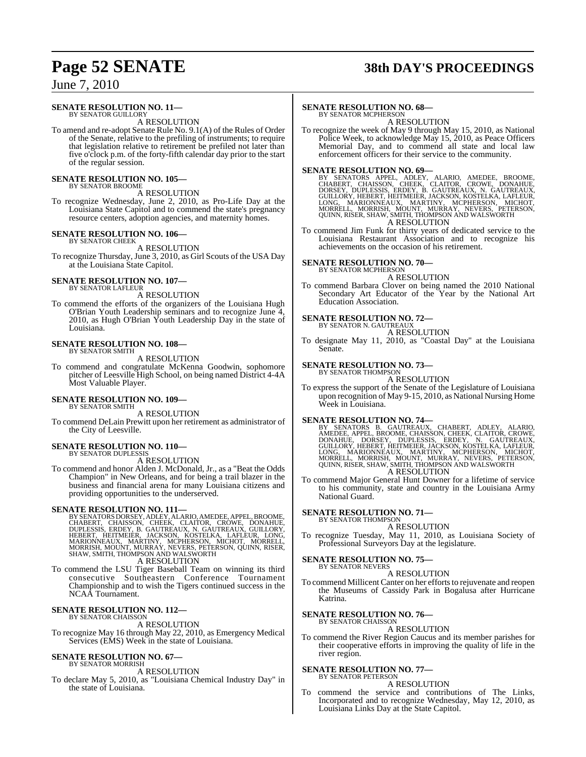**SENATE RESOLUTION NO. 11—**
BY SENATOR GUILLORY

A RESOLUTION

To amend and re-adopt Senate Rule No. 9.1(A) of the Rules of Order of the Senate, relative to the prefiling of instruments; to require that legislation relative to retirement be prefiled not later than five o'clock p.m. of the forty-fifth calendar day prior to the start of the regular session.

**SENATE RESOLUTION NO. 105—**
BY SENATOR BROOME

A RESOLUTION

To recognize Wednesday, June 2, 2010, as Pro-Life Day at the Louisiana State Capitol and to commend the state's pregnancy resource centers, adoption agencies, and maternity homes.

**SENATE RESOLUTION NO. 106—**
BY SENATOR CHEEK

A RESOLUTION

To recognize Thursday, June 3, 2010, as Girl Scouts of the USA Day at the Louisiana State Capitol.

**SENATE RESOLUTION NO. 107—**
BY SENATOR LAFLEUR

A RESOLUTION

To commend the efforts of the organizers of the Louisiana Hugh O'Brian Youth Leadership seminars and to recognize June 4, 2010, as Hugh O'Brian Youth Leadership Day in the state of Louisiana.

**SENATE RESOLUTION NO. 108—**
BY SENATOR SMITH

A RESOLUTION

To commend and congratulate McKenna Goodwin, sophomore pitcher of Leesville High School, on being named District 4-4A Most Valuable Player.

**SENATE RESOLUTION NO. 109—**
BY SENATOR SMITH

A RESOLUTION

To commend DeLain Prewitt upon her retirement as administrator of the City of Leesville.

**SENATE RESOLUTION NO. 110—**
BY SENATOR DUPLESSIS

A RESOLUTION

To commend and honor Alden J. McDonald, Jr., as a "Beat the Odds Champion" in New Orleans, and for being a trail blazer in the business and financial arena for many Louisiana citizens and providing opportunities to the underserved.

**SENATE RESOLUTION NO. 111—**
BY SENATORS DORSEY, ADLEY, ALARIO, AMEDEE, APPEL, BROOME, CHABERT, CHAISSON, CHEEK, CLAITOR, CROWE, DONAHUE, DUPLESSIS, ERDEY, B. GAUTREAUX, N. GAUTREAUX, GUILLORY, HEBERT, HEITMEIER, JACKSON, KOSTELKA, LAFLEUR, LONG, MARIONNEAUX, MARTINY, MCPHERSON, MICHOT, MORRELL, MORRISH, MOUNT, MURRAY, NEVERS, PETERSON, QUINN, RISER, SHAW, SMITH, THOMPSON AND WALSWORTH

A RESOLUTION

To commend the LSU Tiger Baseball Team on winning its third consecutive Southeastern Conference Tournament Championship and to wish the Tigers continued success in the NCAA Tournament.

**SENATE RESOLUTION NO. 112—**
BY SENATOR CHAISSON

A RESOLUTION

To recognize May 16 through May 22, 2010, as Emergency Medical Services (EMS) Week in the state of Louisiana.

**SENATE RESOLUTION NO. 67—**
BY SENATOR MORRISH

A RESOLUTION

To declare May 5, 2010, as "Louisiana Chemical Industry Day" in the state of Louisiana.

**SENATE RESOLUTION NO. 68—**
BY SENATOR MCPHERSON

A RESOLUTION

To recognize the week of May 9 through May 15, 2010, as National Police Week, to acknowledge May 15, 2010, as Peace Officers Memorial Day, and to commend all state and local law enforcement officers for their service to the community.

**SENATE RESOLUTION NO. 69—**
BY SENATORS APPEL, ADLEY, ALARIO, AMEDEE, BROOME, CHABERT, CHAISSON, CHEEK, CLAITOR, CROWE, DONAHUE, DORSEY, DUPLESSIS, ERDEY, B. GAUTREAUX, N. GAUTREAUX, GUILLORY, HEBERT, HEITMEIER, JACKSON, KOSTELKA, LAFLEUR, LONG, MARIONNEAUX, MARTINY, MCPHERSON, MICHOT, MORRELL, MORRISH, MOUNT, MURRAY, NEVERS, PETERSON, QUINN, RISER, SHAW, SMITH, THOMPSON AND WALSWORTH

A RESOLUTION

To commend Jim Funk for thirty years of dedicated service to the Louisiana Restaurant Association and to recognize his achievements on the occasion of his retirement.

**SENATE RESOLUTION NO. 70—**
BY SENATOR MCPHERSON

A RESOLUTION

To commend Barbara Clover on being named the 2010 National Secondary Art Educator of the Year by the National Art Education Association.

**SENATE RESOLUTION NO. 72—**
BY SENATOR N. GAUTREAUX

A RESOLUTION

To designate May 11, 2010, as "Coastal Day" at the Louisiana Senate.

**SENATE RESOLUTION NO. 73—**
BY SENATOR THOMPSON

A RESOLUTION

To express the support of the Senate of the Legislature of Louisiana upon recognition of May 9-15, 2010, as National Nursing Home Week in Louisiana.

**SENATE RESOLUTION NO. 74—**
BY SENATORS B. GAUTREAUX, CHABERT, ADLEY, ALARIO, AMEDEE, APPEL, BROOME, CHAISSON, CHEEK, CLAITOR, CROWE, DONAHUE, DORSEY, DUPLESSIS, ERDEY, N. GAUTREAUX, GUILLORY, HEBERT, HEITMEIER, JACKSON, KOSTELKA, LAFLEUR, LONG, MARIONNEAUX, MARTINY, MCPHERSON, MICHOT, MORRELL, MORRISH, MOUNT, MURRAY, NEVERS, PETERSON, QUINN, RISER, SHAW, SMITH, THOMPSON AND WALSWORTH

A RESOLUTION

To commend Major General Hunt Downer for a lifetime of service to his community, state and country in the Louisiana Army National Guard.

**SENATE RESOLUTION NO. 71—**
BY SENATOR THOMPSON

A RESOLUTION

To recognize Tuesday, May 11, 2010, as Louisiana Society of Professional Surveyors Day at the legislature.

**SENATE RESOLUTION NO. 75—**
BY SENATOR NEVERS

A RESOLUTION

To commend Millicent Canter on her efforts to rejuvenate and reopen the Museums of Cassidy Park in Bogalusa after Hurricane Katrina.

**SENATE RESOLUTION NO. 76—**
BY SENATOR CHAISSON

A RESOLUTION

To commend the River Region Caucus and its member parishes for their cooperative efforts in improving the quality of life in the river region.

**SENATE RESOLUTION NO. 77—**
BY SENATOR PETERSON

A RESOLUTION

To commend the service and contributions of The Links, Incorporated and to recognize Wednesday, May 12, 2010, as Louisiana Links Day at the State Capitol.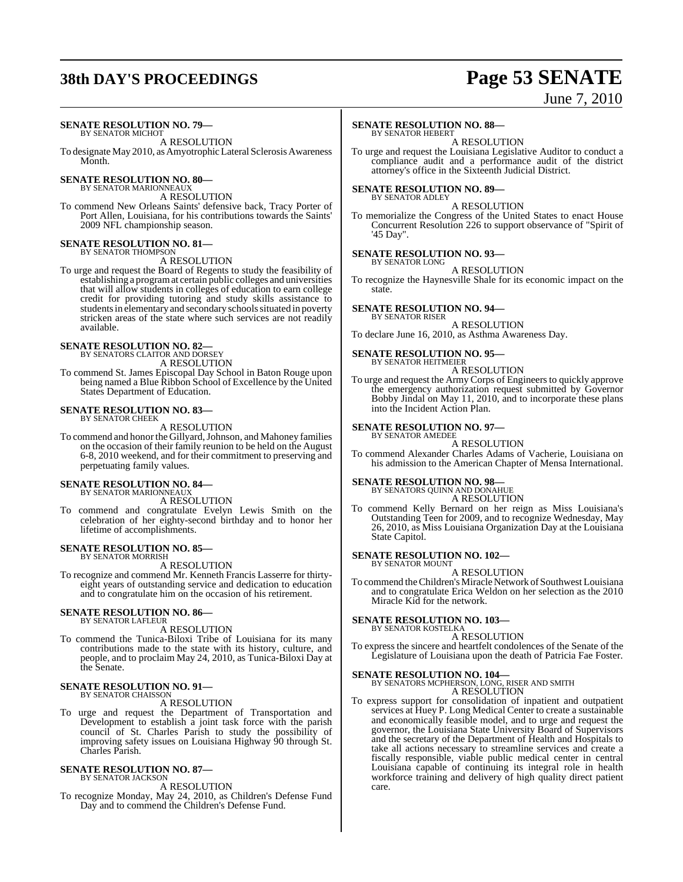**SENATE RESOLUTION NO. 79—**
BY SENATOR MICHOT

A RESOLUTION

To designate May 2010, as Amyotrophic Lateral Sclerosis Awareness Month.

**SENATE RESOLUTION NO. 80—**
BY SENATOR MARIONNEAUX

A RESOLUTION

To commend New Orleans Saints' defensive back, Tracy Porter of Port Allen, Louisiana, for his contributions towards the Saints' 2009 NFL championship season.

**SENATE RESOLUTION NO. 81—**
BY SENATOR THOMPSON

A RESOLUTION

To urge and request the Board of Regents to study the feasibility of establishing a program at certain public colleges and universities that will allow students in colleges of education to earn college credit for providing tutoring and study skills assistance to students in elementary and secondary schools situated in poverty stricken areas of the state where such services are not readily available.

**SENATE RESOLUTION NO. 82—**
BY SENATORS CLAITOR AND DORSEY

A RESOLUTION

To commend St. James Episcopal Day School in Baton Rouge upon being named a Blue Ribbon School of Excellence by the United States Department of Education.

**SENATE RESOLUTION NO. 83—**
BY SENATOR CHEEK

A RESOLUTION

To commend and honor the Gillyard, Johnson, and Mahoney families on the occasion of their family reunion to be held on the August 6-8, 2010 weekend, and for their commitment to preserving and perpetuating family values.

**SENATE RESOLUTION NO. 84—**
BY SENATOR MARIONNEAUX

A RESOLUTION

To commend and congratulate Evelyn Lewis Smith on the celebration of her eighty-second birthday and to honor her lifetime of accomplishments.

**SENATE RESOLUTION NO. 85—**
BY SENATOR MORRISH

A RESOLUTION

To recognize and commend Mr. Kenneth Francis Lasserre for thirty-eight years of outstanding service and dedication to education and to congratulate him on the occasion of his retirement.

**SENATE RESOLUTION NO. 86—**
BY SENATOR LAFLEUR

A RESOLUTION

To commend the Tunica-Biloxi Tribe of Louisiana for its many contributions made to the state with its history, culture, and people, and to proclaim May 24, 2010, as Tunica-Biloxi Day at the Senate.

**SENATE RESOLUTION NO. 91—**
BY SENATOR CHAISSON

A RESOLUTION

To urge and request the Department of Transportation and Development to establish a joint task force with the parish council of St. Charles Parish to study the possibility of improving safety issues on Louisiana Highway 90 through St. Charles Parish.

**SENATE RESOLUTION NO. 87—**
BY SENATOR JACKSON

A RESOLUTION

To recognize Monday, May 24, 2010, as Children's Defense Fund Day and to commend the Children's Defense Fund.

**SENATE RESOLUTION NO. 88—**
BY SENATOR HEBERT

A RESOLUTION

To urge and request the Louisiana Legislative Auditor to conduct a compliance audit and a performance audit of the district attorney's office in the Sixteenth Judicial District.

**SENATE RESOLUTION NO. 89—**
BY SENATOR ADLEY

A RESOLUTION

To memorialize the Congress of the United States to enact House Concurrent Resolution 226 to support observance of "Spirit of '45 Day".

**SENATE RESOLUTION NO. 93—**
BY SENATOR LONG

A RESOLUTION

To recognize the Haynesville Shale for its economic impact on the state.

**SENATE RESOLUTION NO. 94—**
BY SENATOR RISER

A RESOLUTION

To declare June 16, 2010, as Asthma Awareness Day.

**SENATE RESOLUTION NO. 95—**
BY SENATOR HEITMEIER

A RESOLUTION

To urge and request the Army Corps of Engineers to quickly approve the emergency authorization request submitted by Governor Bobby Jindal on May 11, 2010, and to incorporate these plans into the Incident Action Plan.

**SENATE RESOLUTION NO. 97—**
BY SENATOR AMEDEE

A RESOLUTION

To commend Alexander Charles Adams of Vacherie, Louisiana on his admission to the American Chapter of Mensa International.

**SENATE RESOLUTION NO. 98—**
BY SENATORS QUINN AND DONAHUE

A RESOLUTION

To commend Kelly Bernard on her reign as Miss Louisiana's Outstanding Teen for 2009, and to recognize Wednesday, May 26, 2010, as Miss Louisiana Organization Day at the Louisiana State Capitol.

**SENATE RESOLUTION NO. 102—**
BY SENATOR MOUNT

A RESOLUTION

To commend the Children's Miracle Network of Southwest Louisiana and to congratulate Erica Weldon on her selection as the 2010 Miracle Kid for the network.

**SENATE RESOLUTION NO. 103—**
BY SENATOR KOSTELKA

A RESOLUTION

To express the sincere and heartfelt condolences of the Senate of the Legislature of Louisiana upon the death of Patricia Fae Foster.

**SENATE RESOLUTION NO. 104—**
BY SENATORS MCPHERSON, LONG, RISER AND SMITH

A RESOLUTION

To express support for consolidation of inpatient and outpatient services at Huey P. Long Medical Center to create a sustainable and economically feasible model, and to urge and request the governor, the Louisiana State University Board of Supervisors and the secretary of the Department of Health and Hospitals to take all actions necessary to streamline services and create a fiscally responsible, viable public medical center in central Louisiana capable of continuing its integral role in health workforce training and delivery of high quality direct patient care.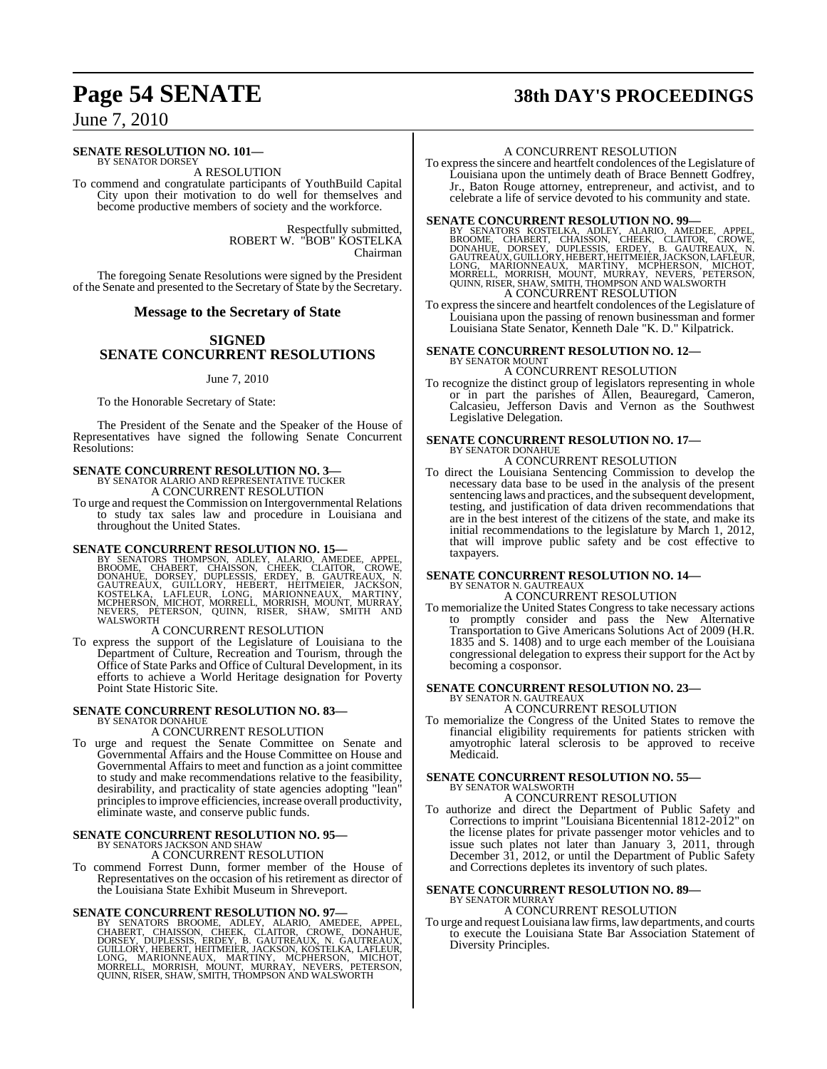**SENATE RESOLUTION NO. 101—**
BY SENATOR DORSEY

A RESOLUTION

To commend and congratulate participants of YouthBuild Capital City upon their motivation to do well for themselves and become productive members of society and the workforce.

Respectfully submitted,
ROBERT W. "BOB" KOSTELKA
Chairman

The foregoing Senate Resolutions were signed by the President of the Senate and presented to the Secretary of State by the Secretary.

## Message to the Secretary of State

## SIGNED
## SENATE CONCURRENT RESOLUTIONS

June 7, 2010

To the Honorable Secretary of State:

The President of the Senate and the Speaker of the House of Representatives have signed the following Senate Concurrent Resolutions:

**SENATE CONCURRENT RESOLUTION NO. 3—**
BY SENATOR ALARIO AND REPRESENTATIVE TUCKER

A CONCURRENT RESOLUTION

To urge and request the Commission on Intergovernmental Relations to study tax sales law and procedure in Louisiana and throughout the United States.

**SENATE CONCURRENT RESOLUTION NO. 15—**
BY SENATORS THOMPSON, ADLEY, ALARIO, AMEDEE, APPEL, BROOME, CHABERT, CHAISSON, CHEEK, CLAITOR, CROWE, DONAHUE, DORSEY, DUPLESSIS, ERDEY, B. GAUTREAUX, N. GAUTREAUX, GUILLORY, HEBERT, HEITMEIER, JACKSON, KOSTELKA, LAFLEUR, LONG, MARIONNEAUX, MARTINY, MCPHERSON, MICHOT, MORRELL, MORRISH, MOUNT, MURRAY, NEVERS, PETERSON, QUINN, RISER, SHAW, SMITH AND WALSWORTH

A CONCURRENT RESOLUTION

To express the support of the Legislature of Louisiana to the Department of Culture, Recreation and Tourism, through the Office of State Parks and Office of Cultural Development, in its efforts to achieve a World Heritage designation for Poverty Point State Historic Site.

**SENATE CONCURRENT RESOLUTION NO. 83—**
BY SENATOR DONAHUE

A CONCURRENT RESOLUTION

To urge and request the Senate Committee on Senate and Governmental Affairs and the House Committee on House and Governmental Affairs to meet and function as a joint committee to study and make recommendations relative to the feasibility, desirability, and practicality of state agencies adopting "lean" principles to improve efficiencies, increase overall productivity, eliminate waste, and conserve public funds.

**SENATE CONCURRENT RESOLUTION NO. 95—**
BY SENATORS JACKSON AND SHAW

A CONCURRENT RESOLUTION

To commend Forrest Dunn, former member of the House of Representatives on the occasion of his retirement as director of the Louisiana State Exhibit Museum in Shreveport.

**SENATE CONCURRENT RESOLUTION NO. 97—**
BY SENATORS BROOME, ADLEY, ALARIO, AMEDEE, APPEL, CHABERT, CHAISSON, CHEEK, CLAITOR, CROWE, DONAHUE, DORSEY, DUPLESSIS, ERDEY, B. GAUTREAUX, N. GAUTREAUX, GUILLORY, HEBERT, HEITMEIER, JACKSON, KOSTELKA, LAFLEUR, LONG, MARIONNEAUX, MARTINY, MCPHERSON, MICHOT, MORRELL, MORRISH, MOUNT, MURRAY, NEVERS, PETERSON, QUINN, RISER, SHAW, SMITH, THOMPSON AND WALSWORTH

A CONCURRENT RESOLUTION

To express the sincere and heartfelt condolences of the Legislature of Louisiana upon the untimely death of Brace Bennett Godfrey, Jr., Baton Rouge attorney, entrepreneur, and activist, and to celebrate a life of service devoted to his community and state.

**SENATE CONCURRENT RESOLUTION NO. 99—**
BY SENATORS KOSTELKA, ADLEY, ALARIO, AMEDEE, APPEL, BROOME, CHABERT, CHAISSON, CHEEK, CLAITOR, CROWE, DONAHUE, DORSEY, DUPLESSIS, ERDEY, B. GAUTREAUX, N. GAUTREAUX, GUILLORY, HEBERT, HEITMEIER, JACKSON, LAFLEUR, LONG, MARIONNEAUX, MARTINY, MCPHERSON, MICHOT, MORRELL, MORRISH, MOUNT, MURRAY, NEVERS, PETERSON, QUINN, RISER, SHAW, SMITH, THOMPSON AND WALSWORTH

A CONCURRENT RESOLUTION

To express the sincere and heartfelt condolences of the Legislature of Louisiana upon the passing of renown businessman and former Louisiana State Senator, Kenneth Dale "K. D." Kilpatrick.

**SENATE CONCURRENT RESOLUTION NO. 12—**
BY SENATOR MOUNT

A CONCURRENT RESOLUTION

To recognize the distinct group of legislators representing in whole or in part the parishes of Allen, Beauregard, Cameron, Calcasieu, Jefferson Davis and Vernon as the Southwest Legislative Delegation.

**SENATE CONCURRENT RESOLUTION NO. 17—**
BY SENATOR DONAHUE

A CONCURRENT RESOLUTION

To direct the Louisiana Sentencing Commission to develop the necessary data base to be used in the analysis of the present sentencing laws and practices, and the subsequent development, testing, and justification of data driven recommendations that are in the best interest of the citizens of the state, and make its initial recommendations to the legislature by March 1, 2012, that will improve public safety and be cost effective to taxpayers.

**SENATE CONCURRENT RESOLUTION NO. 14—**
BY SENATOR N. GAUTREAUX

A CONCURRENT RESOLUTION

To memorialize the United States Congress to take necessary actions to promptly consider and pass the New Alternative Transportation to Give Americans Solutions Act of 2009 (H.R. 1835 and S. 1408) and to urge each member of the Louisiana congressional delegation to express their support for the Act by becoming a cosponsor.

**SENATE CONCURRENT RESOLUTION NO. 23—**
BY SENATOR N. GAUTREAUX

A CONCURRENT RESOLUTION

To memorialize the Congress of the United States to remove the financial eligibility requirements for patients stricken with amyotrophic lateral sclerosis to be approved to receive Medicaid.

**SENATE CONCURRENT RESOLUTION NO. 55—**
BY SENATOR WALSWORTH

A CONCURRENT RESOLUTION

To authorize and direct the Department of Public Safety and Corrections to imprint "Louisiana Bicentennial 1812-2012" on the license plates for private passenger motor vehicles and to issue such plates not later than January 3, 2011, through December 31, 2012, or until the Department of Public Safety and Corrections depletes its inventory of such plates.

**SENATE CONCURRENT RESOLUTION NO. 89—**
BY SENATOR MURRAY

A CONCURRENT RESOLUTION

To urge and request Louisiana law firms, law departments, and courts to execute the Louisiana State Bar Association Statement of Diversity Principles.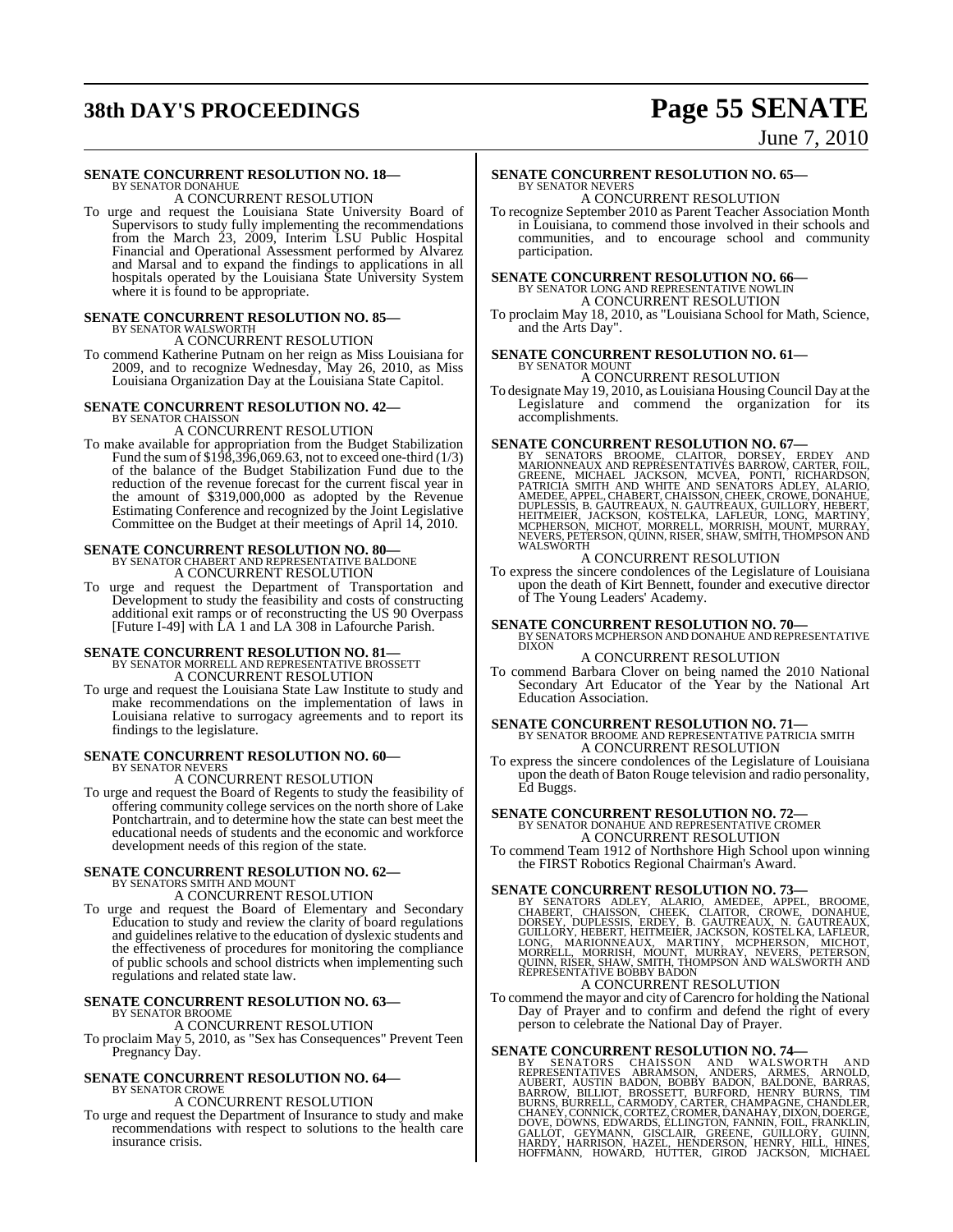**SENATE CONCURRENT RESOLUTION NO. 18—**
BY SENATOR DONAHUE
A CONCURRENT RESOLUTION

To urge and request the Louisiana State University Board of Supervisors to study fully implementing the recommendations from the March 23, 2009, Interim LSU Public Hospital Financial and Operational Assessment performed by Alvarez and Marsal and to expand the findings to applications in all hospitals operated by the Louisiana State University System where it is found to be appropriate.

**SENATE CONCURRENT RESOLUTION NO. 85—**
BY SENATOR WALSWORTH
A CONCURRENT RESOLUTION

To commend Katherine Putnam on her reign as Miss Louisiana for 2009, and to recognize Wednesday, May 26, 2010, as Miss Louisiana Organization Day at the Louisiana State Capitol.

**SENATE CONCURRENT RESOLUTION NO. 42—**
BY SENATOR CHAISSON
A CONCURRENT RESOLUTION

To make available for appropriation from the Budget Stabilization Fund the sum of $198,396,069.63, not to exceed one-third (1/3) of the balance of the Budget Stabilization Fund due to the reduction of the revenue forecast for the current fiscal year in the amount of $319,000,000 as adopted by the Revenue Estimating Conference and recognized by the Joint Legislative Committee on the Budget at their meetings of April 14, 2010.

**SENATE CONCURRENT RESOLUTION NO. 80—**
BY SENATOR CHABERT AND REPRESENTATIVE BALDONE
A CONCURRENT RESOLUTION

To urge and request the Department of Transportation and Development to study the feasibility and costs of constructing additional exit ramps or of reconstructing the US 90 Overpass [Future I-49] with LA 1 and LA 308 in Lafourche Parish.

**SENATE CONCURRENT RESOLUTION NO. 81—**
BY SENATOR MORRELL AND REPRESENTATIVE BROSSETT
A CONCURRENT RESOLUTION

To urge and request the Louisiana State Law Institute to study and make recommendations on the implementation of laws in Louisiana relative to surrogacy agreements and to report its findings to the legislature.

**SENATE CONCURRENT RESOLUTION NO. 60—**
BY SENATOR NEVERS
A CONCURRENT RESOLUTION

To urge and request the Board of Regents to study the feasibility of offering community college services on the north shore of Lake Pontchartrain, and to determine how the state can best meet the educational needs of students and the economic and workforce development needs of this region of the state.

**SENATE CONCURRENT RESOLUTION NO. 62—**
BY SENATORS SMITH AND MOUNT
A CONCURRENT RESOLUTION

To urge and request the Board of Elementary and Secondary Education to study and review the clarity of board regulations and guidelines relative to the education of dyslexic students and the effectiveness of procedures for monitoring the compliance of public schools and school districts when implementing such regulations and related state law.

**SENATE CONCURRENT RESOLUTION NO. 63—**
BY SENATOR BROOME
A CONCURRENT RESOLUTION

To proclaim May 5, 2010, as "Sex has Consequences" Prevent Teen Pregnancy Day.

**SENATE CONCURRENT RESOLUTION NO. 64—**
BY SENATOR CROWE
A CONCURRENT RESOLUTION

To urge and request the Department of Insurance to study and make recommendations with respect to solutions to the health care insurance crisis.

**SENATE CONCURRENT RESOLUTION NO. 65—**
BY SENATOR NEVERS
A CONCURRENT RESOLUTION

To recognize September 2010 as Parent Teacher Association Month in Louisiana, to commend those involved in their schools and communities, and to encourage school and community participation.

**SENATE CONCURRENT RESOLUTION NO. 66—**
BY SENATOR LONG AND REPRESENTATIVE NOWLIN
A CONCURRENT RESOLUTION

To proclaim May 18, 2010, as "Louisiana School for Math, Science, and the Arts Day".

**SENATE CONCURRENT RESOLUTION NO. 61—**
BY SENATOR MOUNT
A CONCURRENT RESOLUTION

To designate May 19, 2010, as Louisiana Housing Council Day at the Legislature and commend the organization for its accomplishments.

**SENATE CONCURRENT RESOLUTION NO. 67—**
BY SENATORS BROOME, CLAITOR, DORSEY, ERDEY AND MARIONNEAUX AND REPRESENTATIVES BARROW, CARTER, FOIL, GREENE, MICHAEL JACKSON, MCVEA, PONTI, RICHARDSON, PATRICIA SMITH AND WHITE AND SENATORS ADLEY, ALARIO, AMEDEE, APPEL, CHABERT, CHAISSON, CHEEK, CROWE, DONAHUE, DUPLESSIS, B. GAUTREAUX, N. GAUTREAUX, GUILLORY, HEBERT, HEITMEIER, JACKSON, KOSTELKA, LAFLEUR, LONG, MARTINY, MCPHERSON, MICHOT, MORRELL, MORRISH, MOUNT, MURRAY, NEVERS, PETERSON, QUINN, RISER, SHAW, SMITH, THOMPSON AND WALSWORTH
A CONCURRENT RESOLUTION

To express the sincere condolences of the Legislature of Louisiana upon the death of Kirt Bennett, founder and executive director of The Young Leaders' Academy.

**SENATE CONCURRENT RESOLUTION NO. 70—**
BY SENATORS MCPHERSON AND DONAHUE AND REPRESENTATIVE DIXON
A CONCURRENT RESOLUTION

To commend Barbara Clover on being named the 2010 National Secondary Art Educator of the Year by the National Art Education Association.

**SENATE CONCURRENT RESOLUTION NO. 71—**
BY SENATOR BROOME AND REPRESENTATIVE PATRICIA SMITH
A CONCURRENT RESOLUTION

To express the sincere condolences of the Legislature of Louisiana upon the death of Baton Rouge television and radio personality, Ed Buggs.

**SENATE CONCURRENT RESOLUTION NO. 72—**
BY SENATOR DONAHUE AND REPRESENTATIVE CROMER
A CONCURRENT RESOLUTION

To commend Team 1912 of Northshore High School upon winning the FIRST Robotics Regional Chairman's Award.

**SENATE CONCURRENT RESOLUTION NO. 73—**
BY SENATORS ADLEY, ALARIO, AMEDEE, APPEL, BROOME, CHABERT, CHAISSON, CHEEK, CLAITOR, CROWE, DONAHUE, DORSEY, DUPLESSIS, ERDEY, B. GAUTREAUX, N. GAUTREAUX, GUILLORY, HEBERT, HEITMEIER, JACKSON, KOSTELKA, LAFLEUR, LONG, MARIONNEAUX, MARTINY, MCPHERSON, MICHOT, MORRELL, MORRISH, MOUNT, MURRAY, NEVERS, PETERSON, QUINN, RISER, SHAW, SMITH, THOMPSON AND WALSWORTH AND REPRESENTATIVE BOBBY BADON
A CONCURRENT RESOLUTION

To commend the mayor and city of Carencro for holding the National Day of Prayer and to confirm and defend the right of every person to celebrate the National Day of Prayer.

**SENATE CONCURRENT RESOLUTION NO. 74—**
BY SENATORS CHAISSON AND WALSWORTH AND REPRESENTATIVES ABRAMSON, ANDERS, ARMES, ARNOLD, AUBERT, AUSTIN BADON, BOBBY BADON, BALDONE, BARRAS, BARROW, BILLIOT, BROSSETT, BURFORD, HENRY BURNS, TIM BURNS, BURRELL, CARMODY, CARTER, CHAMPAGNE, CHANDLER, CHANEY, CONNICK, CORTEZ, CROMER, DANAHAY, DIXON, DOERGE, DOVE, DOWNS, EDWARDS, ELLINGTON, FANNIN, FOIL, FRANKLIN, GALLOT, GEYMANN, GISCLAIR, GREENE, GUILLORY, GUINN, HARDY, HARRISON, HAZEL, HENDERSON, HENRY, HILL, HINES, HOFFMANN, HOWARD, HUTTER, GIROD JACKSON, MICHAEL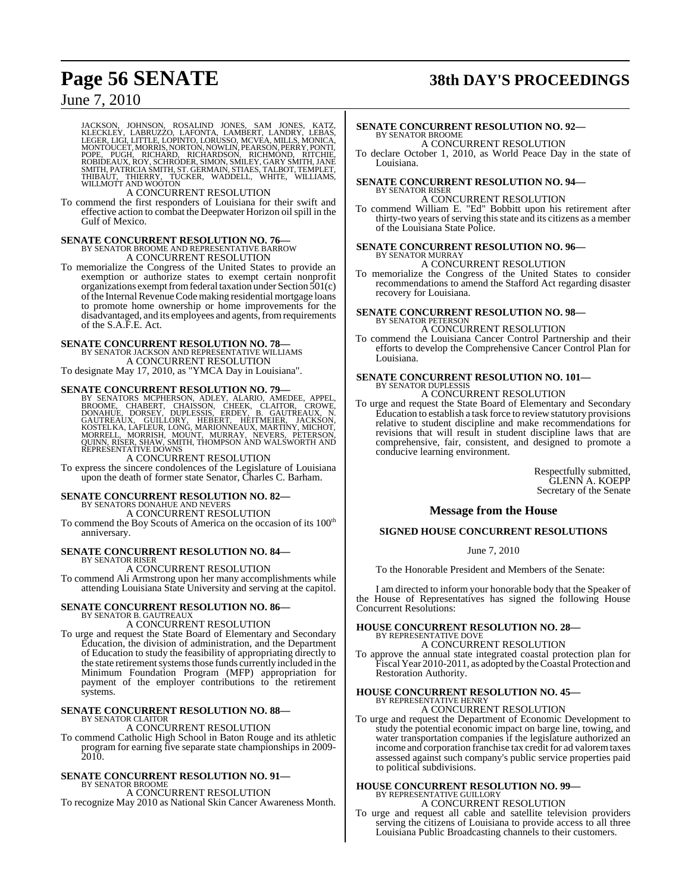JACKSON, JOHNSON, ROSALIND JONES, SAM JONES, KATZ, KLECKLEY, LABRUZZO, LAFONTA, LAMBERT, LANDRY, LEBAS, LEGER, LIGI, LITTLE, LOPINTO, LORUSSO, MCVEA, MILLS, MONICA, MONTOUCET, MORRIS, NORTON, NOWLIN, PEARSON, PERRY, PONTI, POPE, PUGH, RICHARD, RICHARDSON, RICHMOND, RITCHIE, ROBIDEAUX, ROY, SCHRODER, SIMON, SMILEY, GARY SMITH, JANE SMITH, PATRICIA SMITH, ST. GERMAIN, STIAES, TALBOT, TEMPLET, THIBAUT, THIERRY, TUCKER, WADDELL, WHITE, WILLIAMS, WILLMOTT AND WOOTON

A CONCURRENT RESOLUTION

To commend the first responders of Louisiana for their swift and effective action to combat the Deepwater Horizon oil spill in the Gulf of Mexico.

**SENATE CONCURRENT RESOLUTION NO. 76—**
BY SENATOR BROOME AND REPRESENTATIVE BARROW

A CONCURRENT RESOLUTION

To memorialize the Congress of the United States to provide an exemption or authorize states to exempt certain nonprofit organizations exempt from federal taxation under Section 501(c) of the Internal Revenue Code making residential mortgage loans to promote home ownership or home improvements for the disadvantaged, and its employees and agents, from requirements of the S.A.F.E. Act.

**SENATE CONCURRENT RESOLUTION NO. 78—**
BY SENATOR JACKSON AND REPRESENTATIVE WILLIAMS

A CONCURRENT RESOLUTION

To designate May 17, 2010, as "YMCA Day in Louisiana".

**SENATE CONCURRENT RESOLUTION NO. 79—**
BY SENATORS MCPHERSON, ADLEY, ALARIO, AMEDEE, APPEL, BROOME, CHABERT, CHAISSON, CHEEK, CLAITOR, CROWE, DONAHUE, DORSEY, DUPLESSIS, ERDEY, B. GAUTREAUX, N. GAUTREAUX, GUILLORY, HEBERT, HEITMEIER, JACKSON, KOSTELKA, LAFLEUR, LONG, MARIONNEAUX, MARTINY, MICHOT, MORRELL, MORRISH, MOUNT, MURRAY, NEVERS, PETERSON, QUINN, RISER, SHAW, SMITH, THOMPSON AND WALSWORTH AND REPRESENTATIVE DOWNS

A CONCURRENT RESOLUTION

To express the sincere condolences of the Legislature of Louisiana upon the death of former state Senator, Charles C. Barham.

**SENATE CONCURRENT RESOLUTION NO. 82—**
BY SENATORS DONAHUE AND NEVERS

A CONCURRENT RESOLUTION

To commend the Boy Scouts of America on the occasion of its 100th anniversary.

**SENATE CONCURRENT RESOLUTION NO. 84—**
BY SENATOR RISER

A CONCURRENT RESOLUTION

To commend Ali Armstrong upon her many accomplishments while attending Louisiana State University and serving at the capitol.

**SENATE CONCURRENT RESOLUTION NO. 86—**
BY SENATOR B. GAUTREAUX

A CONCURRENT RESOLUTION

To urge and request the State Board of Elementary and Secondary Education, the division of administration, and the Department of Education to study the feasibility of appropriating directly to the state retirement systems those funds currently included in the Minimum Foundation Program (MFP) appropriation for payment of the employer contributions to the retirement systems.

**SENATE CONCURRENT RESOLUTION NO. 88—**
BY SENATOR CLAITOR

A CONCURRENT RESOLUTION

To commend Catholic High School in Baton Rouge and its athletic program for earning five separate state championships in 2009-2010.

**SENATE CONCURRENT RESOLUTION NO. 91—**
BY SENATOR BROOME

A CONCURRENT RESOLUTION

To recognize May 2010 as National Skin Cancer Awareness Month.

**SENATE CONCURRENT RESOLUTION NO. 92—**
BY SENATOR BROOME

A CONCURRENT RESOLUTION

To declare October 1, 2010, as World Peace Day in the state of Louisiana.

**SENATE CONCURRENT RESOLUTION NO. 94—**
BY SENATOR RISER

A CONCURRENT RESOLUTION

To commend William E. "Ed" Bobbitt upon his retirement after thirty-two years of serving this state and its citizens as a member of the Louisiana State Police.

**SENATE CONCURRENT RESOLUTION NO. 96—**
BY SENATOR MURRAY

A CONCURRENT RESOLUTION

To memorialize the Congress of the United States to consider recommendations to amend the Stafford Act regarding disaster recovery for Louisiana.

**SENATE CONCURRENT RESOLUTION NO. 98—**
BY SENATOR PETERSON

A CONCURRENT RESOLUTION

To commend the Louisiana Cancer Control Partnership and their efforts to develop the Comprehensive Cancer Control Plan for Louisiana.

**SENATE CONCURRENT RESOLUTION NO. 101—**
BY SENATOR DUPLESSIS

A CONCURRENT RESOLUTION

To urge and request the State Board of Elementary and Secondary Education to establish a task force to review statutory provisions relative to student discipline and make recommendations for revisions that will result in student discipline laws that are comprehensive, fair, consistent, and designed to promote a conducive learning environment.

Respectfully submitted,
GLENN A. KOEPP
Secretary of the Senate

## Message from the House

### SIGNED HOUSE CONCURRENT RESOLUTIONS

June 7, 2010

To the Honorable President and Members of the Senate:

I am directed to inform your honorable body that the Speaker of the House of Representatives has signed the following House Concurrent Resolutions:

**HOUSE CONCURRENT RESOLUTION NO. 28—**
BY REPRESENTATIVE DOVE

A CONCURRENT RESOLUTION

To approve the annual state integrated coastal protection plan for Fiscal Year 2010-2011, as adopted by the Coastal Protection and Restoration Authority.

**HOUSE CONCURRENT RESOLUTION NO. 45—**
BY REPRESENTATIVE HENRY

A CONCURRENT RESOLUTION

To urge and request the Department of Economic Development to study the potential economic impact on barge line, towing, and water transportation companies if the legislature authorized an income and corporation franchise tax credit for ad valorem taxes assessed against such company's public service properties paid to political subdivisions.

**HOUSE CONCURRENT RESOLUTION NO. 99—**
BY REPRESENTATIVE GUILLORY

A CONCURRENT RESOLUTION

To urge and request all cable and satellite television providers serving the citizens of Louisiana to provide access to all three Louisiana Public Broadcasting channels to their customers.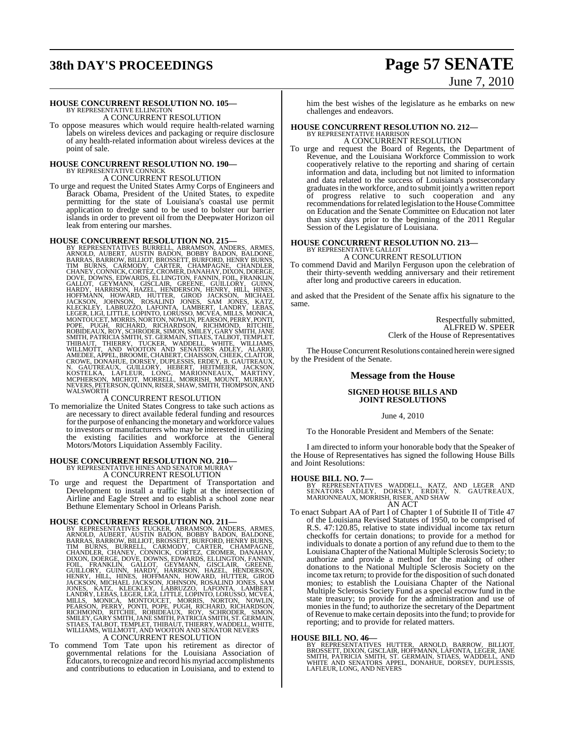**HOUSE CONCURRENT RESOLUTION NO. 105—**
BY REPRESENTATIVE ELLINGTON
A CONCURRENT RESOLUTION

To oppose measures which would require health-related warning labels on wireless devices and packaging or require disclosure of any health-related information about wireless devices at the point of sale.

**HOUSE CONCURRENT RESOLUTION NO. 190—**
BY REPRESENTATIVE CONNICK
A CONCURRENT RESOLUTION

To urge and request the United States Army Corps of Engineers and Barack Obama, President of the United States, to expedite permitting for the state of Louisiana's coastal use permit application to dredge sand to be used to bolster our barrier islands in order to prevent oil from the Deepwater Horizon oil leak from entering our marshes.

**HOUSE CONCURRENT RESOLUTION NO. 215—**
BY REPRESENTATIVES BURRELL, ABRAMSON, ANDERS, ARMES, ARNOLD, AUBERT, AUSTIN BADON, BOBBY BADON, BALDONE, BARRAS, BARROW, BILLIOT, BROSSETT, BURFORD, HENRY BURNS, TIM BURNS, CARMODY, CARTER, CHAMPAGNE, CHANDLER, CHANEY, CONNICK, CORTEZ, CROMER, DANAHAY, DIXON, DOERGE, DOVE, DOWNS, EDWARDS, ELLINGTON, FANNIN, FOIL, FRANKLIN, GALLOT, GEYMANN, GISCLAIR, GREENE, GUILLORY, GUINN, HARDY, HARRISON, HAZEL, HENDERSON, HENRY, HILL, HINES, HOFFMANN, HOWARD, HUTTER, GIROD JACKSON, MICHAEL JACKSON, JOHNSON, ROSALIND JONES, SAM JONES, KATZ, KLECKLEY, LABRUZZO, LAFONTA, LAMBERT, LANDRY, LEBAS, LEGER, LIGI, LITTLE, LOPINTO, LORUSSO, MCVEA, MILLS, MONICA, MONTOUCET, MORRIS, NORTON, NOWLIN, PEARSON, PERRY, PONTI, POPE, PUGH, RICHARD, RICHARDSON, RICHMOND, RITCHIE, ROBIDEAUX, ROY, SCHRODER, SIMON, SMILEY, GARY SMITH, JANE SMITH, PATRICIA SMITH, ST. GERMAIN, STIAES, TALBOT, TEMPLET, THIBAUT, THIERRY, TUCKER, WADDELL, WHITE, WILLIAMS, WILLMOTT, AND WOOTON AND SENATORS ADLEY, ALARIO, AMEDEE, APPEL, BROOME, CHABERT, CHAISSON, CHEEK, CLAITOR, CROWE, DONAHUE, DORSEY, DUPLESSIS, ERDEY, B. GAUTREAUX, N. GAUTREAUX, GUILLORY, HEBERT, HEITMEIER, JACKSON, KOSTELKA, LAFLEUR, LONG, MARIONNEAUX, MARTINY, MCPHERSON, MICHOT, MORRELL, MORRISH, MOUNT, MURRAY, NEVERS, PETERSON, QUINN, RISER, SHAW, SMITH, THOMPSON, AND WALSWORTH
A CONCURRENT RESOLUTION

To memorialize the United States Congress to take such actions as are necessary to direct available federal funding and resources for the purpose of enhancing the monetary and workforce values to investors or manufacturers who may be interested in utilizing the existing facilities and workforce at the General Motors/Motors Liquidation Assembly Facility.

**HOUSE CONCURRENT RESOLUTION NO. 210—**
BY REPRESENTATIVE HINES AND SENATOR MURRAY
A CONCURRENT RESOLUTION

To urge and request the Department of Transportation and Development to install a traffic light at the intersection of Airline and Eagle Street and to establish a school zone near Bethune Elementary School in Orleans Parish.

**HOUSE CONCURRENT RESOLUTION NO. 211—**
BY REPRESENTATIVES TUCKER, ABRAMSON, ANDERS, ARMES, ARNOLD, AUBERT, AUSTIN BADON, BOBBY BADON, BALDONE, BARRAS, BARROW, BILLIOT, BROSSETT, BURFORD, HENRY BURNS, TIM BURNS, BURRELL, CARMODY, CARTER, CHAMPAGNE, CHANDLER, CHANEY, CONNICK, CORTEZ, CROMER, DANAHAY, DIXON, DOERGE, DOVE, DOWNS, EDWARDS, ELLINGTON, FANNIN, FOIL, FRANKLIN, GALLOT, GEYMANN, GISCLAIR, GREENE, GUILLORY, GUINN, HARDY, HARRISON, HAZEL, HENDERSON, HENRY, HILL, HINES, HOFFMANN, HOWARD, HUTTER, GIROD JACKSON, MICHAEL JACKSON, JOHNSON, ROSALIND JONES, SAM JONES, KATZ, KLECKLEY, LABRUZZO, LAFONTA, LAMBERT, LANDRY, LEBAS, LEGER, LIGI, LITTLE, LOPINTO, LORUSSO, MCVEA, MILLS, MONICA, MONTOUCET, MORRIS, NORTON, NOWLIN, PEARSON, PERRY, PONTI, POPE, PUGH, RICHARD, RICHARDSON, RICHMOND, RITCHIE, ROBIDEAUX, ROY, SCHRODER, SIMON, SMILEY, GARY SMITH, JANE SMITH, PATRICIA SMITH, ST. GERMAIN, STIAES, TALBOT, TEMPLET, THIBAUT, THIERRY, WADDELL, WHITE, WILLIAMS, WILLMOTT, AND WOOTON AND SENATOR NEVERS
A CONCURRENT RESOLUTION

To commend Tom Tate upon his retirement as director of governmental relations for the Louisiana Association of Educators, to recognize and record his myriad accomplishments and contributions to education in Louisiana, and to extend to him the best wishes of the legislature as he embarks on new challenges and endeavors.

**HOUSE CONCURRENT RESOLUTION NO. 212—**
BY REPRESENTATIVE HARRISON
A CONCURRENT RESOLUTION

To urge and request the Board of Regents, the Department of Revenue, and the Louisiana Workforce Commission to work cooperatively relative to the reporting and sharing of certain information and data, including but not limited to information and data related to the success of Louisiana's postsecondary graduates in the workforce, and to submit jointly a written report of progress relative to such cooperation and any recommendations for related legislation to the House Committee on Education and the Senate Committee on Education not later than sixty days prior to the beginning of the 2011 Regular Session of the Legislature of Louisiana.

**HOUSE CONCURRENT RESOLUTION NO. 213—**
BY REPRESENTATIVE GALLOT
A CONCURRENT RESOLUTION

To commend David and Marilyn Ferguson upon the celebration of their thirty-seventh wedding anniversary and their retirement after long and productive careers in education.

and asked that the President of the Senate affix his signature to the same.

Respectfully submitted,
ALFRED W. SPEER
Clerk of the House of Representatives

The House Concurrent Resolutions contained herein were signed by the President of the Senate.

## Message from the House

### SIGNED HOUSE BILLS AND JOINT RESOLUTIONS

June 4, 2010

To the Honorable President and Members of the Senate:

I am directed to inform your honorable body that the Speaker of the House of Representatives has signed the following House Bills and Joint Resolutions:

**HOUSE BILL NO. 7—**
BY REPRESENTATIVES WADDELL, KATZ, AND LEGER AND SENATORS ADLEY, DORSEY, ERDEY, N. GAUTREAUX, MARIONNEAUX, MORRISH, RISER, AND SHAW
AN ACT

To enact Subpart AA of Part I of Chapter 1 of Subtitle II of Title 47 of the Louisiana Revised Statutes of 1950, to be comprised of R.S. 47:120.85, relative to state individual income tax return checkoffs for certain donations; to provide for a method for individuals to donate a portion of any refund due to them to the Louisiana Chapter of the National Multiple Sclerosis Society; to authorize and provide a method for the making of other donations to the National Multiple Sclerosis Society on the income tax return; to provide for the disposition of such donated monies; to establish the Louisiana Chapter of the National Multiple Sclerosis Society Fund as a special escrow fund in the state treasury; to provide for the administration and use of monies in the fund; to authorize the secretary of the Department of Revenue to make certain deposits into the fund; to provide for reporting; and to provide for related matters.

**HOUSE BILL NO. 46—**
BY REPRESENTATIVES HUTTER, ARNOLD, BARROW, BILLIOT, BROSSETT, DIXON, GISCLAIR, HOFFMANN, LAFONTA, LEGER, JANE SMITH, PATRICIA SMITH, ST. GERMAIN, STIAES, WADDELL, AND WHITE AND SENATORS APPEL, DONAHUE, DORSEY, DUPLESSIS, LAFLEUR, LONG, AND NEVERS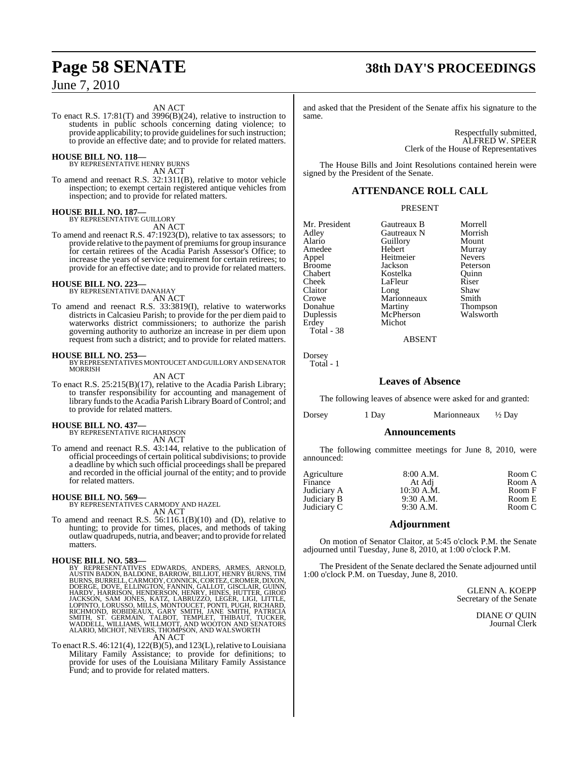AN ACT

To enact R.S. 17:81(T) and 3996(B)(24), relative to instruction to students in public schools concerning dating violence; to provide applicability; to provide guidelines for such instruction; to provide an effective date; and to provide for related matters.

**HOUSE BILL NO. 118—**
BY REPRESENTATIVE HENRY BURNS
AN ACT

To amend and reenact R.S. 32:1311(B), relative to motor vehicle inspection; to exempt certain registered antique vehicles from inspection; and to provide for related matters.

**HOUSE BILL NO. 187—**
BY REPRESENTATIVE GUILLORY
AN ACT

To amend and reenact R.S. 47:1923(D), relative to tax assessors; to provide relative to the payment of premiums for group insurance for certain retirees of the Acadia Parish Assessor's Office; to increase the years of service requirement for certain retirees; to provide for an effective date; and to provide for related matters.

**HOUSE BILL NO. 223—**
BY REPRESENTATIVE DANAHAY
AN ACT

To amend and reenact R.S. 33:3819(I), relative to waterworks districts in Calcasieu Parish; to provide for the per diem paid to waterworks district commissioners; to authorize the parish governing authority to authorize an increase in per diem upon request from such a district; and to provide for related matters.

**HOUSE BILL NO. 253—**
BY REPRESENTATIVES MONTOUCET AND GUILLORY AND SENATOR MORRISH
AN ACT

To enact R.S. 25:215(B)(17), relative to the Acadia Parish Library; to transfer responsibility for accounting and management of library funds to the Acadia Parish Library Board of Control; and to provide for related matters.

**HOUSE BILL NO. 437—**
BY REPRESENTATIVE RICHARDSON
AN ACT

To amend and reenact R.S. 43:144, relative to the publication of official proceedings of certain political subdivisions; to provide a deadline by which such official proceedings shall be prepared and recorded in the official journal of the entity; and to provide for related matters.

**HOUSE BILL NO. 569—**
BY REPRESENTATIVES CARMODY AND HAZEL
AN ACT

To amend and reenact R.S. 56:116.1(B)(10) and (D), relative to hunting; to provide for times, places, and methods of taking outlaw quadrupeds, nutria, and beaver; and to provide for related matters.

**HOUSE BILL NO. 583—**
BY REPRESENTATIVES EDWARDS, ANDERS, ARMES, ARNOLD, AUSTIN BADON, BALDONE, BARROW, BILLIOT, HENRY BURNS, TIM BURNS, BURRELL, CARMODY, CONNICK, CORTEZ, CROMER, DIXON, DOERGE, DOVE, ELLINGTON, FANNIN, GALLOT, GISCLAIR, GUINN, HARDY, HARRISON, HENDERSON, HENRY, HINES, HUTTER, GIROD JACKSON, SAM JONES, KATZ, LABRUZZO, LEGER, LIGI, LITTLE, LOPINTO, LORUSSO, MILLS, MONTOUCET, PONTI, PUGH, RICHARD, RICHMOND, ROBIDEAUX, GARY SMITH, JANE SMITH, PATRICIA SMITH, ST. GERMAIN, TALBOT, TEMPLET, THIBAUT, TUCKER, WADDELL, WILLIAMS, WILLMOTT, AND WOOTON AND SENATORS ALARIO, MICHOT, NEVERS, THOMPSON, AND WALSWORTH
AN ACT

To enact R.S. 46:121(4), 122(B)(5), and 123(L), relative to Louisiana Military Family Assistance; to provide for definitions; to provide for uses of the Louisiana Military Family Assistance Fund; and to provide for related matters.

and asked that the President of the Senate affix his signature to the same.

Respectfully submitted,
ALFRED W. SPEER
Clerk of the House of Representatives

The House Bills and Joint Resolutions contained herein were signed by the President of the Senate.

## ATTENDANCE ROLL CALL

PRESENT

| | | |
|---|---|---|
| Mr. President | Gautreaux B | Morrell |
| Adley | Gautreaux N | Morrish |
| Alario | Guillory | Mount |
| Amedee | Hebert | Murray |
| Appel | Heitmeier | Nevers |
| Broome | Jackson | Peterson |
| Chabert | Kostelka | Quinn |
| Cheek | LaFleur | Riser |
| Claitor | Long | Shaw |
| Crowe | Marionneaux | Smith |
| Donahue | Martiny | Thompson |
| Duplessis | McPherson | Walsworth |
| Erdey | Michot | |

Total - 38

ABSENT

Dorsey
Total - 1

## Leaves of Absence

The following leaves of absence were asked for and granted:

| | | | |
|---|---|---|---|
| Dorsey | 1 Day | Marionneaux | ½ Day |

## Announcements

The following committee meetings for June 8, 2010, were announced:

| | | |
|---|---|---|
| Agriculture | 8:00 A.M. | Room C |
| Finance | At Adj | Room A |
| Judiciary A | 10:30 A.M. | Room F |
| Judiciary B | 9:30 A.M. | Room E |
| Judiciary C | 9:30 A.M. | Room C |

## Adjournment

On motion of Senator Claitor, at 5:45 o'clock P.M. the Senate adjourned until Tuesday, June 8, 2010, at 1:00 o'clock P.M.

The President of the Senate declared the Senate adjourned until 1:00 o'clock P.M. on Tuesday, June 8, 2010.

GLENN A. KOEPP
Secretary of the Senate

DIANE O' QUIN
Journal Clerk